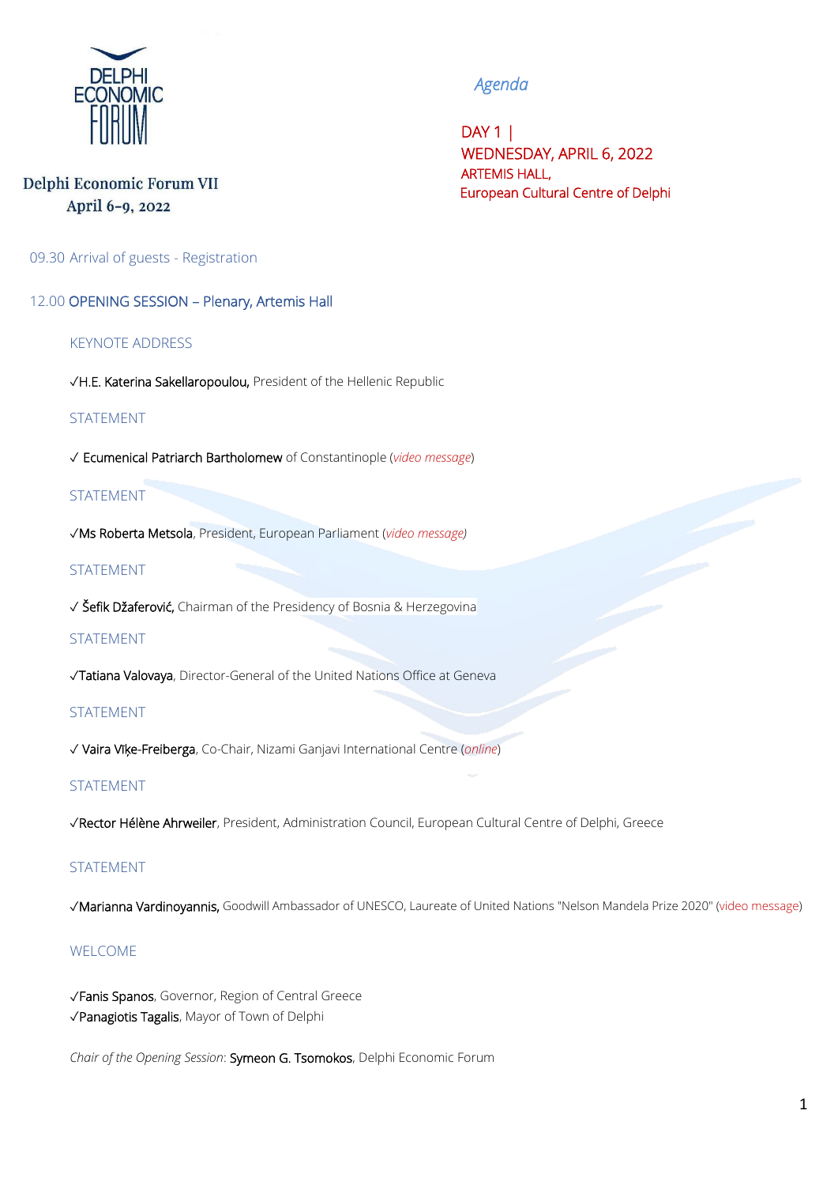DELPHI ECONOMIC FORUM

**Delphi Economic Forum VII**
**April 6-9, 2022**

*Agenda*

## DAY 1 | WEDNESDAY, APRIL 6, 2022
ARTEMIS HALL,
European Cultural Centre of Delphi

09.30 Arrival of guests - Registration

### 12.00 OPENING SESSION – Plenary, Artemis Hall

KEYNOTE ADDRESS

✓H.E. Katerina Sakellaropoulou, President of the Hellenic Republic

STATEMENT

✓ Ecumenical Patriarch Bartholomew of Constantinople (*video message*)

STATEMENT

✓Ms Roberta Metsola, President, European Parliament (*video message)*

STATEMENT

✓ Šefik Džaferović, Chairman of the Presidency of Bosnia & Herzegovina

STATEMENT

✓Tatiana Valovaya, Director-General of the United Nations Office at Geneva

STATEMENT

✓ Vaira Vīķe-Freiberga, Co-Chair, Nizami Ganjavi International Centre (*online*)

STATEMENT

✓Rector Hélène Ahrweiler, President, Administration Council, European Cultural Centre of Delphi, Greece

STATEMENT

✓Marianna Vardinoyannis, Goodwill Ambassador of UNESCO, Laureate of United Nations "Nelson Mandela Prize 2020" (video message)

WELCOME

✓Fanis Spanos, Governor, Region of Central Greece
✓Panagiotis Tagalis, Mayor of Town of Delphi

*Chair of the Opening Session*: Symeon G. Tsomokos, Delphi Economic Forum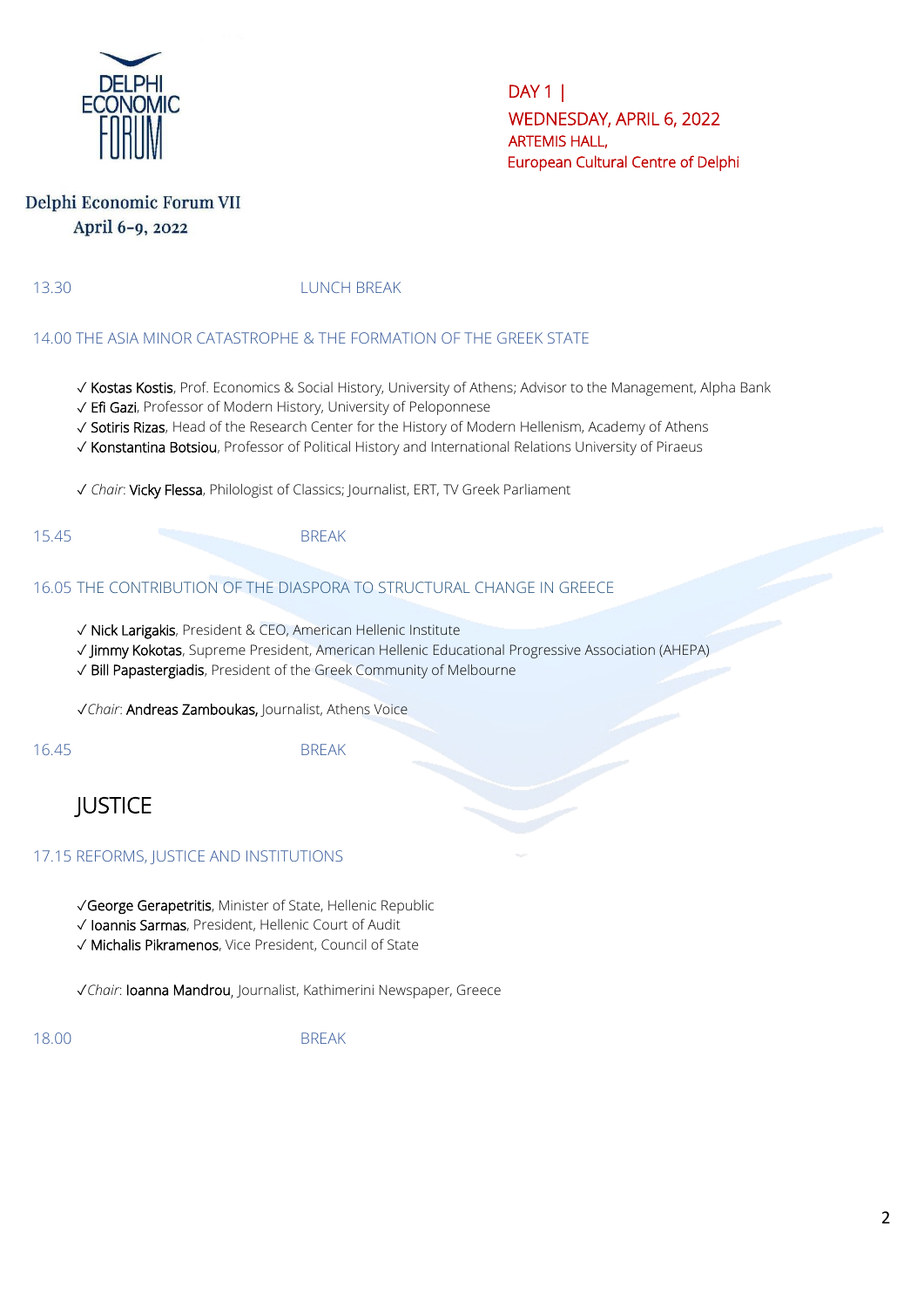Delphi Economic Forum VII
April 6-9, 2022

DAY 1 |
WEDNESDAY, APRIL 6, 2022
ARTEMIS HALL,
European Cultural Centre of Delphi

13.30 LUNCH BREAK

14.00 THE ASIA MINOR CATASTROPHE & THE FORMATION OF THE GREEK STATE

✓ Kostas Kostis, Prof. Economics & Social History, University of Athens; Advisor to the Management, Alpha Bank
✓ Efi Gazi, Professor of Modern History, University of Peloponnese
✓ Sotiris Rizas, Head of the Research Center for the History of Modern Hellenism, Academy of Athens
✓ Konstantina Botsiou, Professor of Political History and International Relations University of Piraeus

✓ *Chair*: Vicky Flessa, Philologist of Classics; Journalist, ERT, TV Greek Parliament

15.45 BREAK

16.05 THE CONTRIBUTION OF THE DIASPORA TO STRUCTURAL CHANGE IN GREECE

✓ Nick Larigakis, President & CEO, American Hellenic Institute
✓ Jimmy Kokotas, Supreme President, American Hellenic Educational Progressive Association (AHEPA)
✓ Bill Papastergiadis, President of the Greek Community of Melbourne

✓*Chair*: **Andreas Zamboukas,** Journalist, Athens Voice

16.45 BREAK

# JUSTICE

17.15 REFORMS, JUSTICE AND INSTITUTIONS

✓George Gerapetritis, Minister of State, Hellenic Republic
✓ Ioannis Sarmas, President, Hellenic Court of Audit
✓ Michalis Pikramenos, Vice President, Council of State

✓*Chair*: Ioanna Mandrou, Journalist, Kathimerini Newspaper, Greece

18.00 BREAK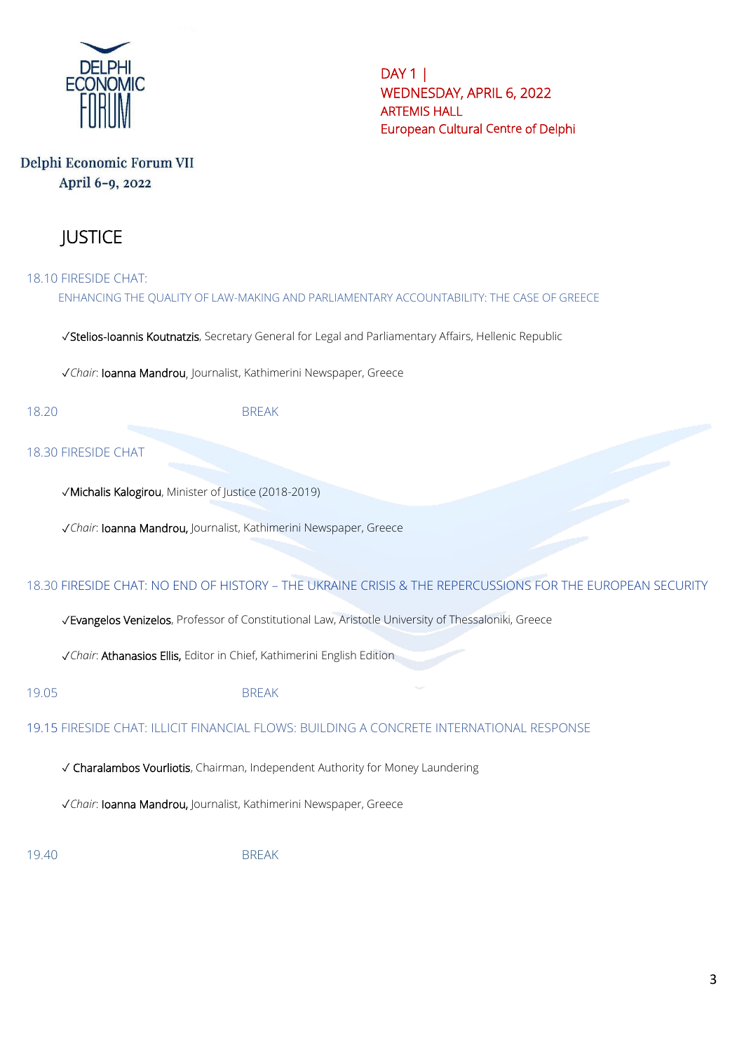DELPHI ECONOMIC FORUM

Delphi Economic Forum VII
April 6-9, 2022

DAY 1 |
WEDNESDAY, APRIL 6, 2022
ARTEMIS HALL
European Cultural Centre of Delphi

# JUSTICE

18.10 FIRESIDE CHAT:
ENHANCING THE QUALITY OF LAW-MAKING AND PARLIAMENTARY ACCOUNTABILITY: THE CASE OF GREECE

✓Stelios-Ioannis Koutnatzis, Secretary General for Legal and Parliamentary Affairs, Hellenic Republic

✓*Chair*: Ioanna Mandrou, Journalist, Kathimerini Newspaper, Greece

18.20 BREAK

18.30 FIRESIDE CHAT

✓Michalis Kalogirou, Minister of Justice (2018-2019)

✓*Chair*: Ioanna Mandrou, Journalist, Kathimerini Newspaper, Greece

18.30 FIRESIDE CHAT: NO END OF HISTORY – THE UKRAINE CRISIS & THE REPERCUSSIONS FOR THE EUROPEAN SECURITY

✓Evangelos Venizelos, Professor of Constitutional Law, Aristotle University of Thessaloniki, Greece

✓*Chair*: Athanasios Ellis, Editor in Chief, Kathimerini English Edition

19.05 BREAK

19.15 FIRESIDE CHAT: ILLICIT FINANCIAL FLOWS: BUILDING A CONCRETE INTERNATIONAL RESPONSE

✓ Charalambos Vourliotis, Chairman, Independent Authority for Money Laundering

✓*Chair*: Ioanna Mandrou, Journalist, Kathimerini Newspaper, Greece

19.40 BREAK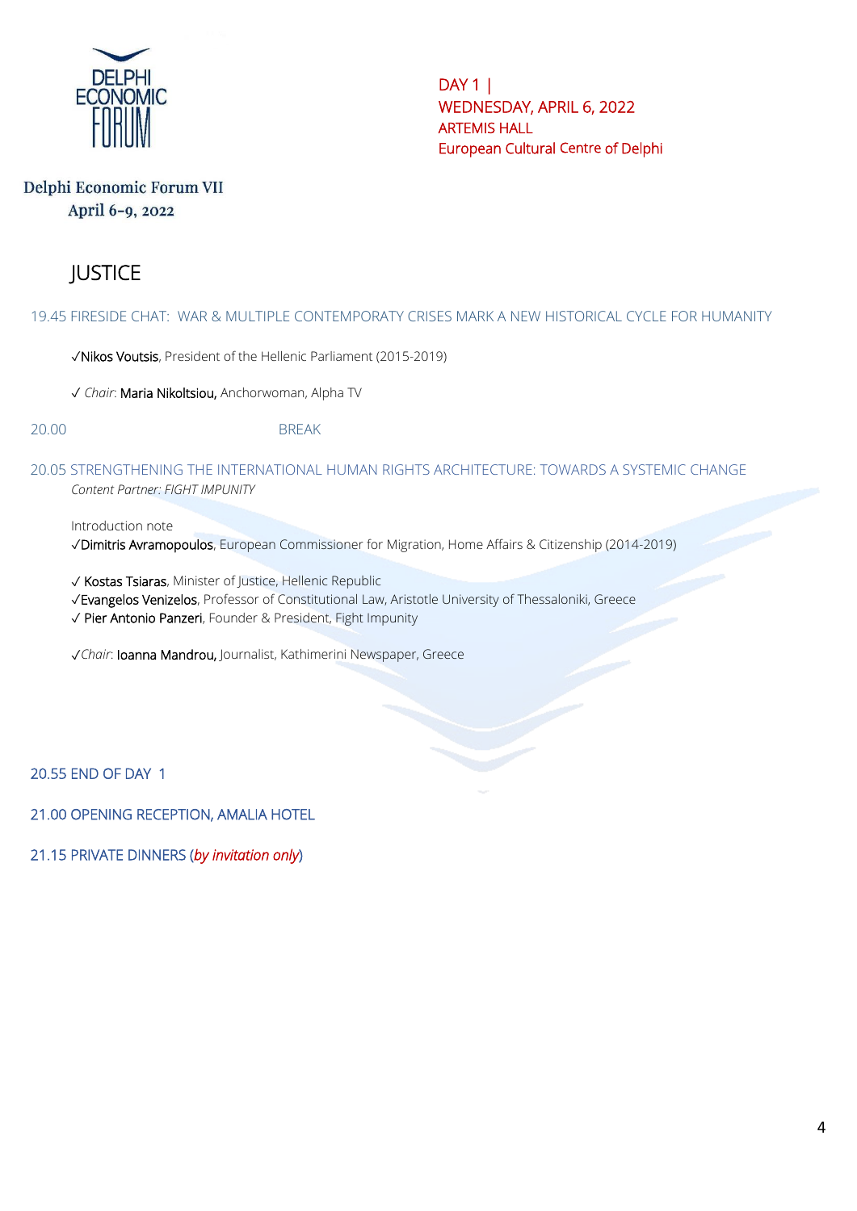DELPHI ECONOMIC FORUM

Delphi Economic Forum VII
April 6-9, 2022

DAY 1 |
WEDNESDAY, APRIL 6, 2022
ARTEMIS HALL
European Cultural Centre of Delphi

# JUSTICE

19.45 FIRESIDE CHAT: WAR & MULTIPLE CONTEMPORATY CRISES MARK A NEW HISTORICAL CYCLE FOR HUMANITY

✓Nikos Voutsis, President of the Hellenic Parliament (2015-2019)

✓ *Chair*: Maria Nikoltsiou, Anchorwoman, Alpha TV

20.00 BREAK

20.05 STRENGTHENING THE INTERNATIONAL HUMAN RIGHTS ARCHITECTURE: TOWARDS A SYSTEMIC CHANGE

*Content Partner: FIGHT IMPUNITY*

Introduction note
✓Dimitris Avramopoulos, European Commissioner for Migration, Home Affairs & Citizenship (2014-2019)

✓ Kostas Tsiaras, Minister of Justice, Hellenic Republic
✓Evangelos Venizelos, Professor of Constitutional Law, Aristotle University of Thessaloniki, Greece
✓ Pier Antonio Panzeri, Founder & President, Fight Impunity

✓*Chair*: Ioanna Mandrou, Journalist, Kathimerini Newspaper, Greece

20.55 END OF DAY 1

21.00 OPENING RECEPTION, AMALIA HOTEL

21.15 PRIVATE DINNERS (*by invitation only*)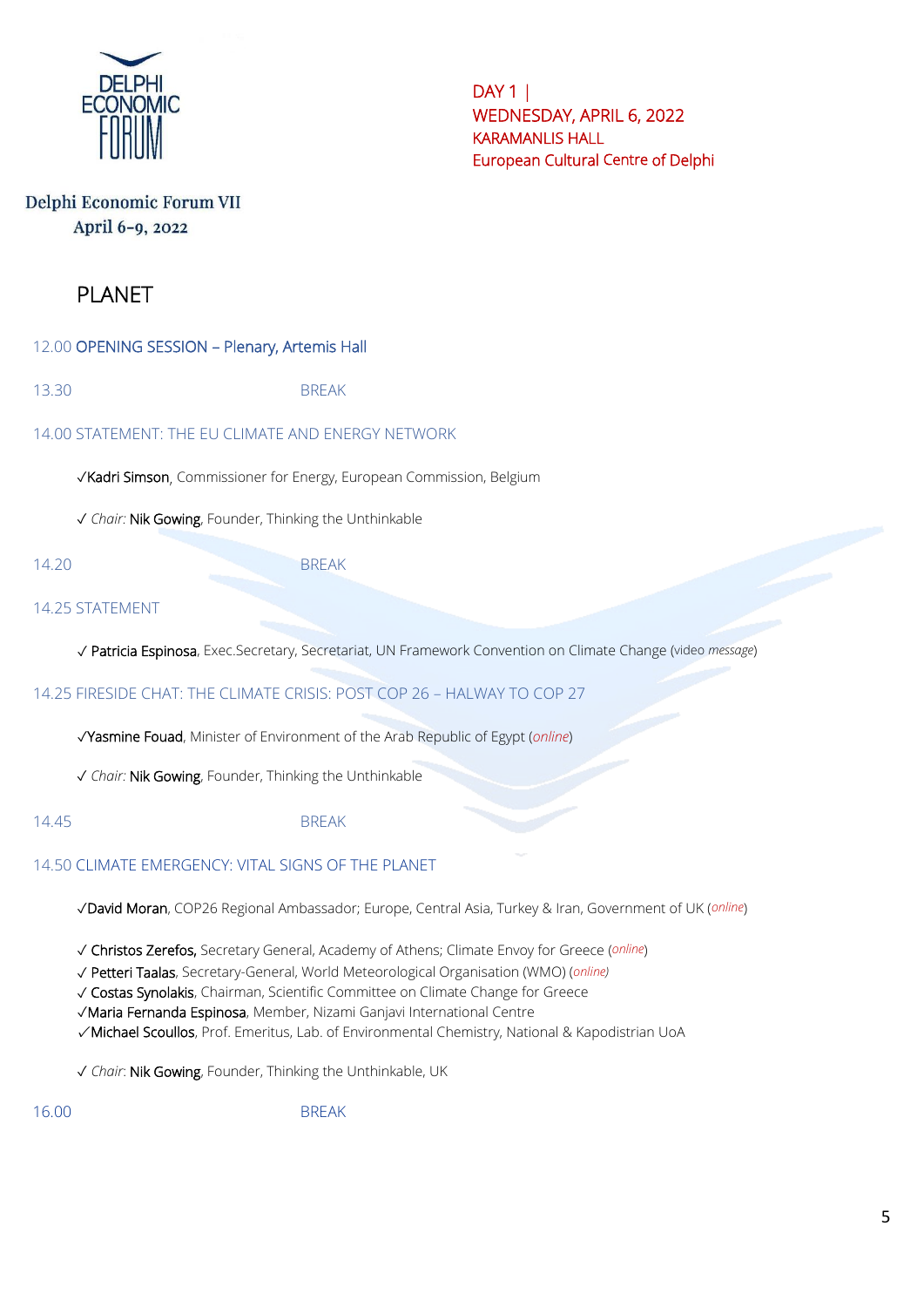DELPHI ECONOMIC FORUM

Delphi Economic Forum VII
April 6-9, 2022

DAY 1 |
WEDNESDAY, APRIL 6, 2022
KARAMANLIS HALL
European Cultural Centre of Delphi

# PLANET

12.00 OPENING SESSION – Plenary, Artemis Hall

13.30 BREAK

## 14.00 STATEMENT: THE EU CLIMATE AND ENERGY NETWORK

✓Kadri Simson, Commissioner for Energy, European Commission, Belgium

✓ *Chair:* Nik Gowing, Founder, Thinking the Unthinkable

14.20 BREAK

## 14.25 STATEMENT

✓ Patricia Espinosa, Exec.Secretary, Secretariat, UN Framework Convention on Climate Change (video *message*)

## 14.25 FIRESIDE CHAT: THE CLIMATE CRISIS: POST COP 26 – HALWAY TO COP 27

✓Yasmine Fouad, Minister of Environment of the Arab Republic of Egypt (*online*)

✓ *Chair:* Nik Gowing, Founder, Thinking the Unthinkable

14.45 BREAK

## 14.50 CLIMATE EMERGENCY: VITAL SIGNS OF THE PLANET

✓David Moran, COP26 Regional Ambassador; Europe, Central Asia, Turkey & Iran, Government of UK (*online*)

✓ **Christos Zerefos,** Secretary General, Academy of Athens; Climate Envoy for Greece (*online*)
✓ Petteri Taalas, Secretary-General, World Meteorological Organisation (WMO) (*online)*
✓ Costas Synolakis, Chairman, Scientific Committee on Climate Change for Greece
✓Maria Fernanda Espinosa, Member, Nizami Ganjavi International Centre
✓Michael Scoullos, Prof. Emeritus, Lab. of Environmental Chemistry, National & Kapodistrian UoA

✓ *Chair*: Nik Gowing, Founder, Thinking the Unthinkable, UK

16.00 BREAK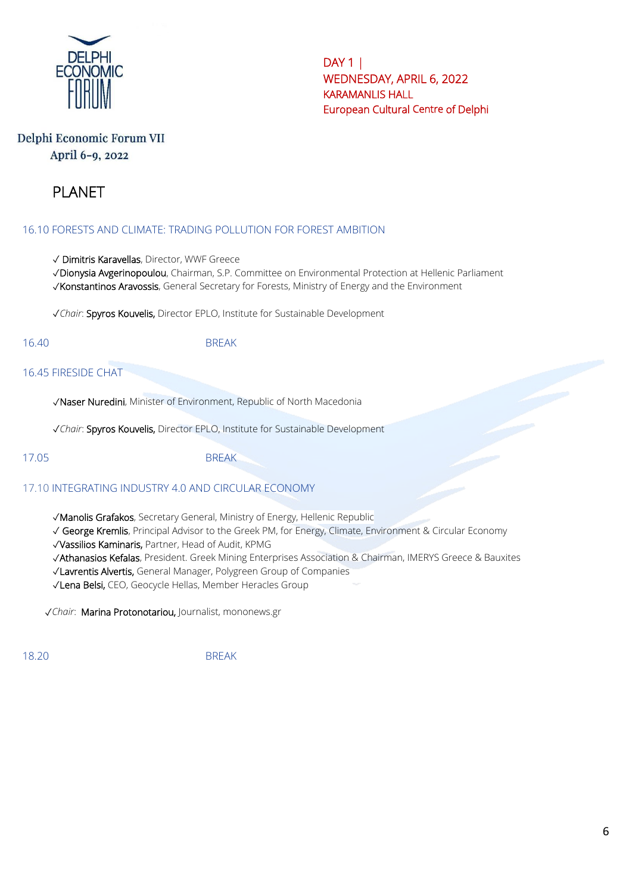DELPHI ECONOMIC FORUM

DAY 1 |
WEDNESDAY, APRIL 6, 2022
KARAMANLIS HALL
European Cultural Centre of Delphi

Delphi Economic Forum VII
April 6-9, 2022

# PLANET

## 16.10 FORESTS AND CLIMATE: TRADING POLLUTION FOR FOREST AMBITION

✓ Dimitris Karavellas, Director, WWF Greece
✓Dionysia Avgerinopoulou, Chairman, S.P. Committee on Environmental Protection at Hellenic Parliament
✓Konstantinos Aravossis, General Secretary for Forests, Ministry of Energy and the Environment

✓*Chair*: Spyros Kouvelis, Director EPLO, Institute for Sustainable Development

16.40 BREAK

## 16.45 FIRESIDE CHAT

✓Naser Nuredini, Minister of Environment, Republic of North Macedonia

✓*Chair*: Spyros Kouvelis, Director EPLO, Institute for Sustainable Development

17.05 BREAK

## 17.10 INTEGRATING INDUSTRY 4.0 AND CIRCULAR ECONOMY

✓Manolis Grafakos, Secretary General, Ministry of Energy, Hellenic Republic
✓ George Kremlis, Principal Advisor to the Greek PM, for Energy, Climate, Environment & Circular Economy
✓Vassilios Kaminaris, Partner, Head of Audit, KPMG
✓Athanasios Kefalas, President. Greek Mining Enterprises Association & Chairman, IMERYS Greece & Bauxites
✓Lavrentis Alvertis, General Manager, Polygreen Group of Companies
✓Lena Belsi, CEO, Geocycle Hellas, Member Heracles Group

✓*Chair*: Marina Protonotariou, Journalist, mononews.gr

18.20 BREAK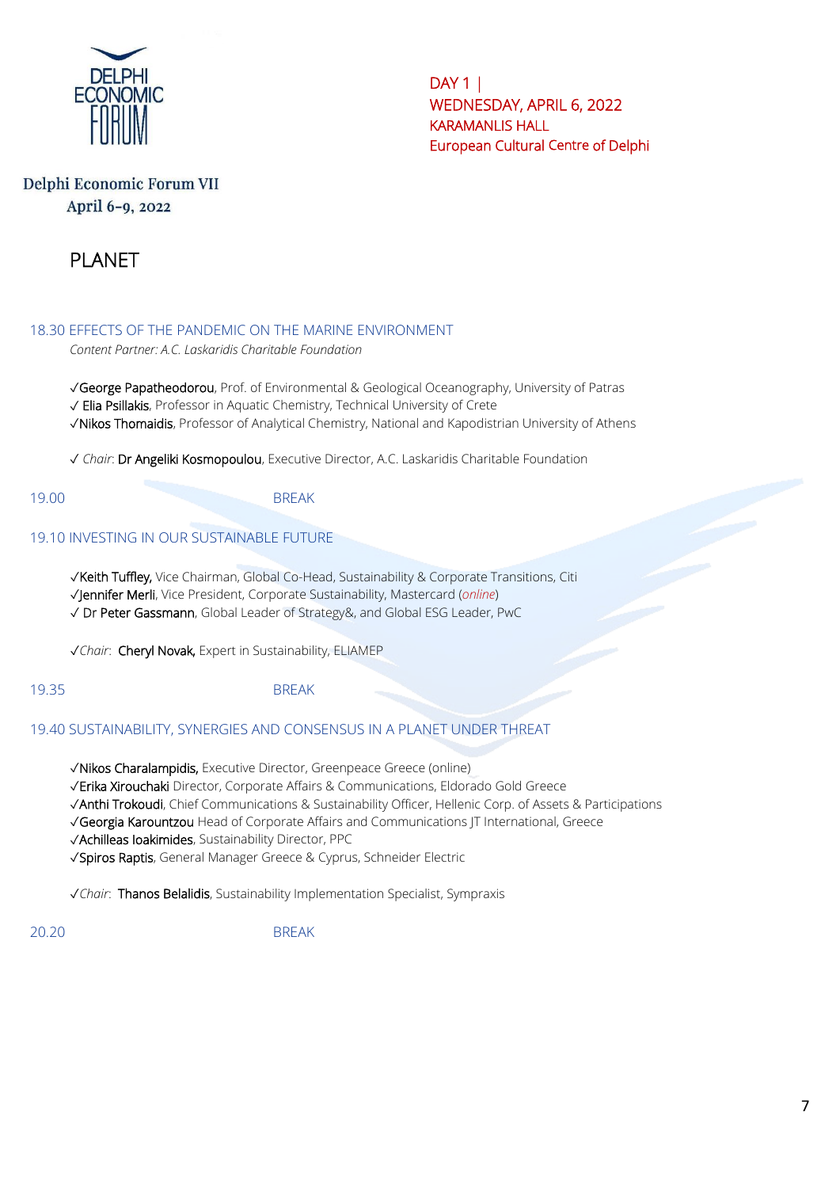DELPHI ECONOMIC FORUM

**DAY 1 |**
**WEDNESDAY, APRIL 6, 2022**
**KARAMANLIS HALL**
**European Cultural Centre of Delphi**

Delphi Economic Forum VII
April 6-9, 2022

# PLANET

## 18.30 EFFECTS OF THE PANDEMIC ON THE MARINE ENVIRONMENT

*Content Partner: A.C. Laskaridis Charitable Foundation*

✓George Papatheodorou, Prof. of Environmental & Geological Oceanography, University of Patras
✓ Elia Psillakis, Professor in Aquatic Chemistry, Technical University of Crete
✓Nikos Thomaidis, Professor of Analytical Chemistry, National and Kapodistrian University of Athens

✓ *Chair*: Dr Angeliki Kosmopoulou, Executive Director, A.C. Laskaridis Charitable Foundation

19.00 BREAK

## 19.10 INVESTING IN OUR SUSTAINABLE FUTURE

✓**Keith Tuffley,** Vice Chairman, Global Co-Head, Sustainability & Corporate Transitions, Citi
✓Jennifer Merli, Vice President, Corporate Sustainability, Mastercard (*online*)
✓ Dr Peter Gassmann, Global Leader of Strategy&, and Global ESG Leader, PwC

✓*Chair*: **Cheryl Novak,** Expert in Sustainability, ELIAMEP

19.35 BREAK

## 19.40 SUSTAINABILITY, SYNERGIES AND CONSENSUS IN A PLANET UNDER THREAT

✓**Nikos Charalampidis,** Executive Director, Greenpeace Greece (online)
✓Erika Xirouchaki Director, Corporate Affairs & Communications, Eldorado Gold Greece
✓Anthi Trokoudi, Chief Communications & Sustainability Officer, Hellenic Corp. of Assets & Participations
✓Georgia Karountzou Head of Corporate Affairs and Communications JT International, Greece
✓Achilleas Ioakimides, Sustainability Director, PPC
✓Spiros Raptis, General Manager Greece & Cyprus, Schneider Electric

✓*Chair*: Thanos Belalidis, Sustainability Implementation Specialist, Sympraxis

20.20 BREAK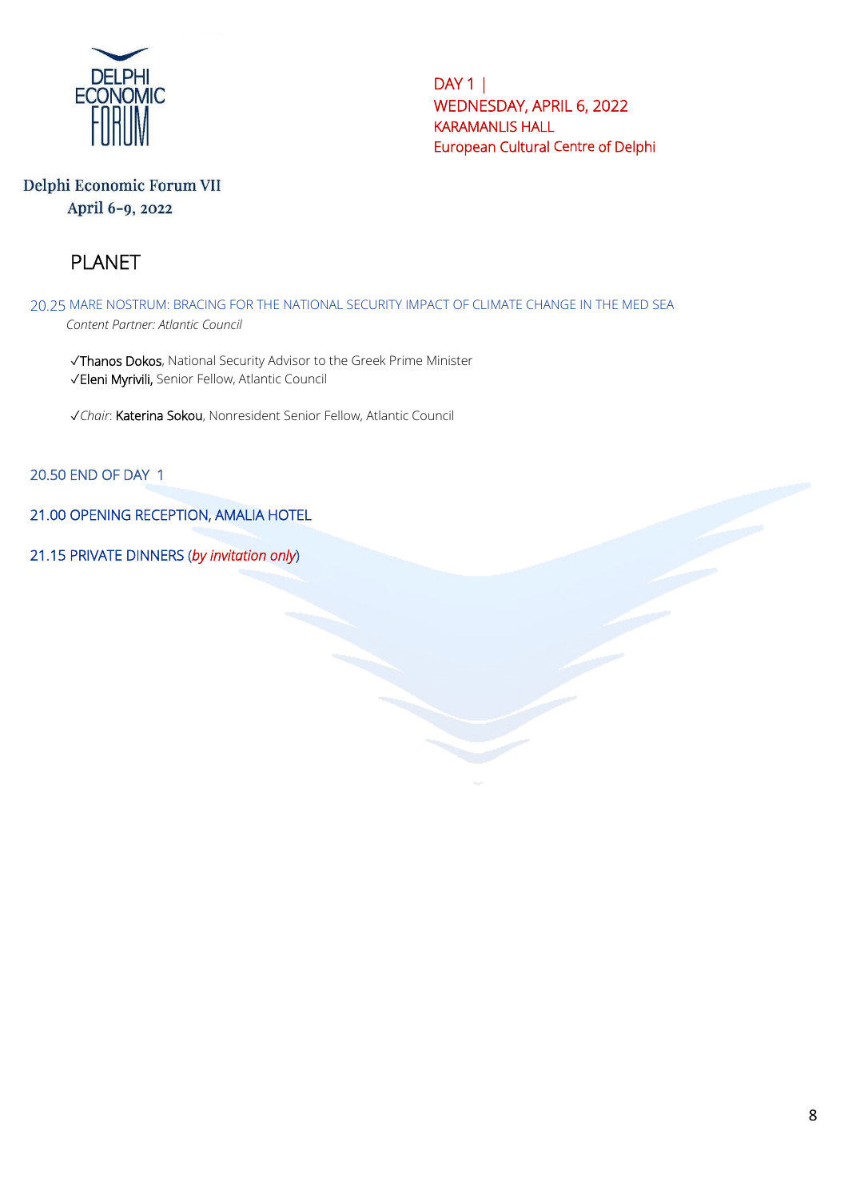Delphi Economic Forum VII
April 6-9, 2022

DAY 1 |
WEDNESDAY, APRIL 6, 2022
KARAMANLIS HALL
European Cultural Centre of Delphi

## PLANET

20.25 MARE NOSTRUM: BRACING FOR THE NATIONAL SECURITY IMPACT OF CLIMATE CHANGE IN THE MED SEA

*Content Partner: Atlantic Council*

✓Thanos Dokos, National Security Advisor to the Greek Prime Minister
✓Eleni Myrivili, Senior Fellow, Atlantic Council

✓*Chair*: Katerina Sokou, Nonresident Senior Fellow, Atlantic Council

20.50 END OF DAY 1

21.00 OPENING RECEPTION, AMALIA HOTEL

21.15 PRIVATE DINNERS (*by invitation only*)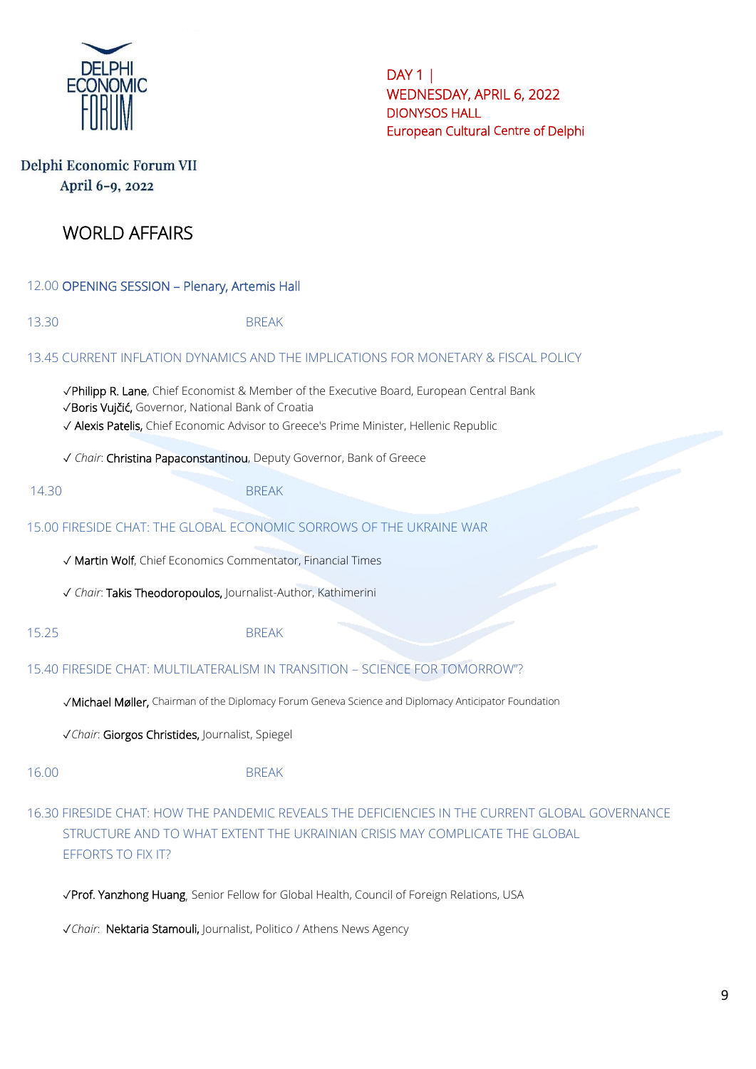DELPHI ECONOMIC FORUM

Delphi Economic Forum VII
April 6-9, 2022

DAY 1 |
WEDNESDAY, APRIL 6, 2022
DIONYSOS HALL
European Cultural Centre of Delphi

# WORLD AFFAIRS

12.00 OPENING SESSION – Plenary, Artemis Hall

13.30 BREAK

13.45 CURRENT INFLATION DYNAMICS AND THE IMPLICATIONS FOR MONETARY & FISCAL POLICY

✓Philipp R. Lane, Chief Economist & Member of the Executive Board, European Central Bank
✓Boris Vujčić, Governor, National Bank of Croatia
✓ Alexis Patelis, Chief Economic Advisor to Greece's Prime Minister, Hellenic Republic

✓ *Chair*: Christina Papaconstantinou, Deputy Governor, Bank of Greece

14.30 BREAK

15.00 FIRESIDE CHAT: THE GLOBAL ECONOMIC SORROWS OF THE UKRAINE WAR

✓ Martin Wolf, Chief Economics Commentator, Financial Times

✓ *Chair*: Takis Theodoropoulos, Journalist-Author, Kathimerini

15.25 BREAK

15.40 FIRESIDE CHAT: MULTILATERALISM IN TRANSITION – SCIENCE FOR TOMORROW"?

✓Michael Møller, Chairman of the Diplomacy Forum Geneva Science and Diplomacy Anticipator Foundation

✓*Chair*: Giorgos Christides, Journalist, Spiegel

16.00 BREAK

16.30 FIRESIDE CHAT: HOW THE PANDEMIC REVEALS THE DEFICIENCIES IN THE CURRENT GLOBAL GOVERNANCE STRUCTURE AND TO WHAT EXTENT THE UKRAINIAN CRISIS MAY COMPLICATE THE GLOBAL EFFORTS TO FIX IT?

✓Prof. Yanzhong Huang, Senior Fellow for Global Health, Council of Foreign Relations, USA

✓*Chair*: Nektaria Stamouli, Journalist, Politico / Athens News Agency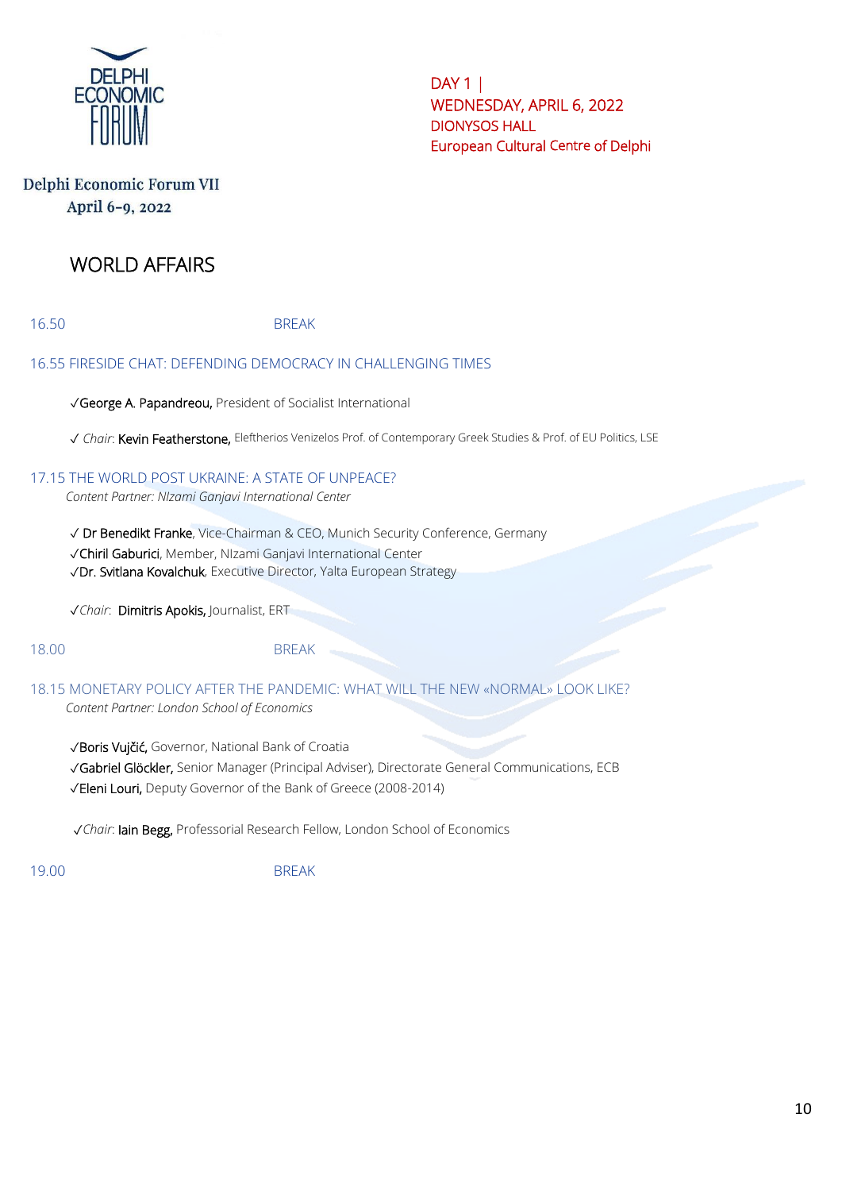Delphi Economic Forum VII
April 6-9, 2022

DAY 1 |
WEDNESDAY, APRIL 6, 2022
DIONYSOS HALL
European Cultural Centre of Delphi

# WORLD AFFAIRS

16.50 BREAK

## 16.55 FIRESIDE CHAT: DEFENDING DEMOCRACY IN CHALLENGING TIMES

✓**George A. Papandreou,** President of Socialist International

✓ *Chair*: **Kevin Featherstone,** Eleftherios Venizelos Prof. of Contemporary Greek Studies & Prof. of EU Politics, LSE

## 17.15 THE WORLD POST UKRAINE: A STATE OF UNPEACE?

*Content Partner: NIzami Ganjavi International Center*

✓ **Dr Benedikt Franke**, Vice-Chairman & CEO, Munich Security Conference, Germany
✓**Chiril Gaburici**, Member, NIzami Ganjavi International Center
✓**Dr. Svitlana Kovalchuk**, Executive Director, Yalta European Strategy

✓*Chair*: **Dimitris Apokis,** Journalist, ERT

18.00 BREAK

## 18.15 MONETARY POLICY AFTER THE PANDEMIC: WHAT WILL THE NEW «NORMAL» LOOK LIKE?

*Content Partner: London School of Economics*

✓**Boris Vujčić,** Governor, National Bank of Croatia
✓**Gabriel Glöckler,** Senior Manager (Principal Adviser), Directorate General Communications, ECB
✓**Eleni Louri,** Deputy Governor of the Bank of Greece (2008-2014)

✓*Chair*: **Iain Begg,** Professorial Research Fellow, London School of Economics

19.00 BREAK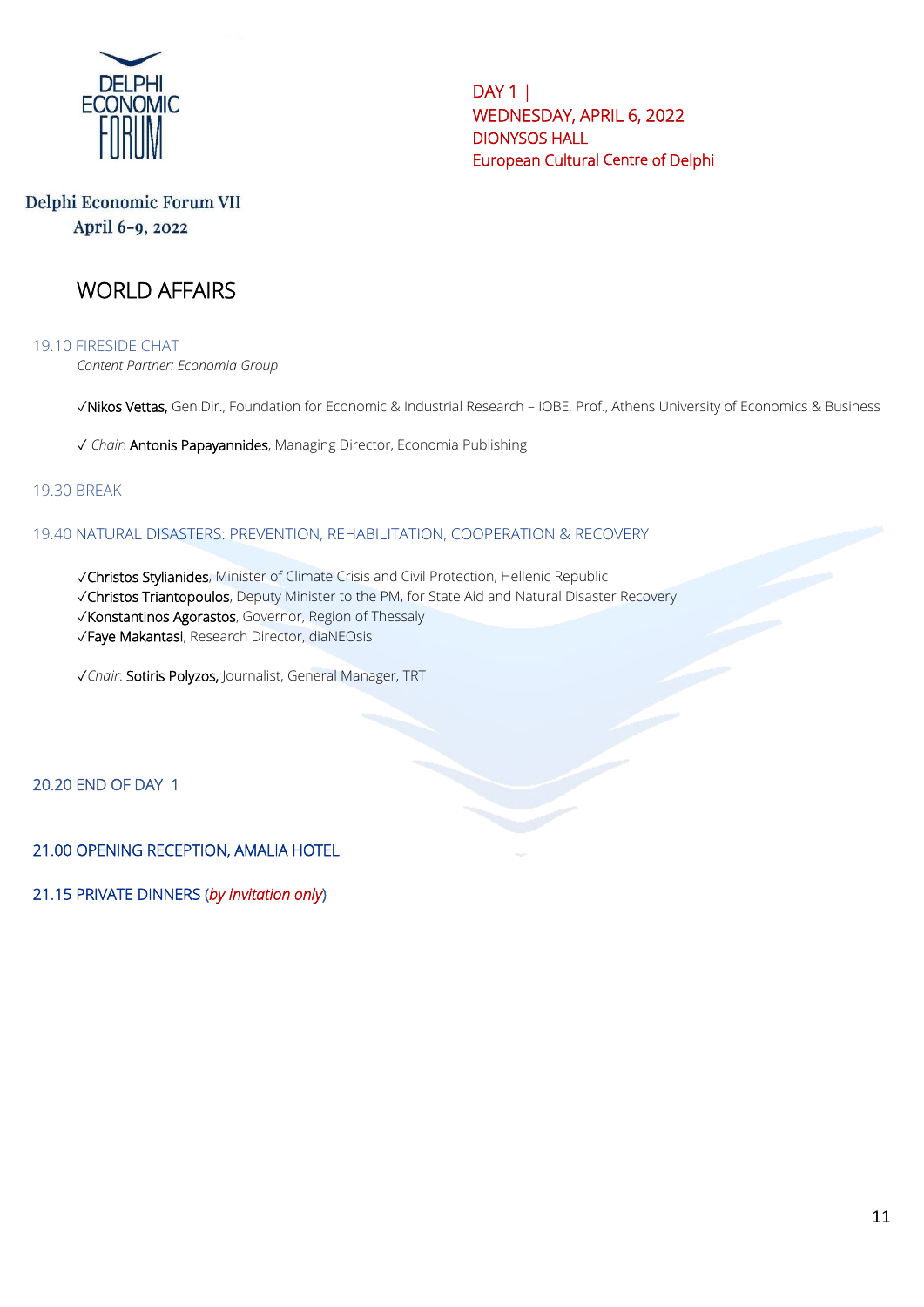DELPHI ECONOMIC FORUM

Delphi Economic Forum VII
April 6-9, 2022

DAY 1 |
WEDNESDAY, APRIL 6, 2022
DIONYSOS HALL
European Cultural Centre of Delphi

# WORLD AFFAIRS

19.10 FIRESIDE CHAT

*Content Partner: Economia Group*

✓Nikos Vettas, Gen.Dir., Foundation for Economic & Industrial Research – IOBE, Prof., Athens University of Economics & Business

✓ *Chair*: Antonis Papayannides, Managing Director, Economia Publishing

19.30 BREAK

19.40 NATURAL DISASTERS: PREVENTION, REHABILITATION, COOPERATION & RECOVERY

✓Christos Stylianides, Minister of Climate Crisis and Civil Protection, Hellenic Republic
✓Christos Triantopoulos, Deputy Minister to the PM, for State Aid and Natural Disaster Recovery
✓Konstantinos Agorastos, Governor, Region of Thessaly
✓Faye Makantasi, Research Director, diaNEOsis

✓*Chair*: Sotiris Polyzos, Journalist, General Manager, TRT

20.20 END OF DAY 1

21.00 OPENING RECEPTION, AMALIA HOTEL

21.15 PRIVATE DINNERS (*by invitation only*)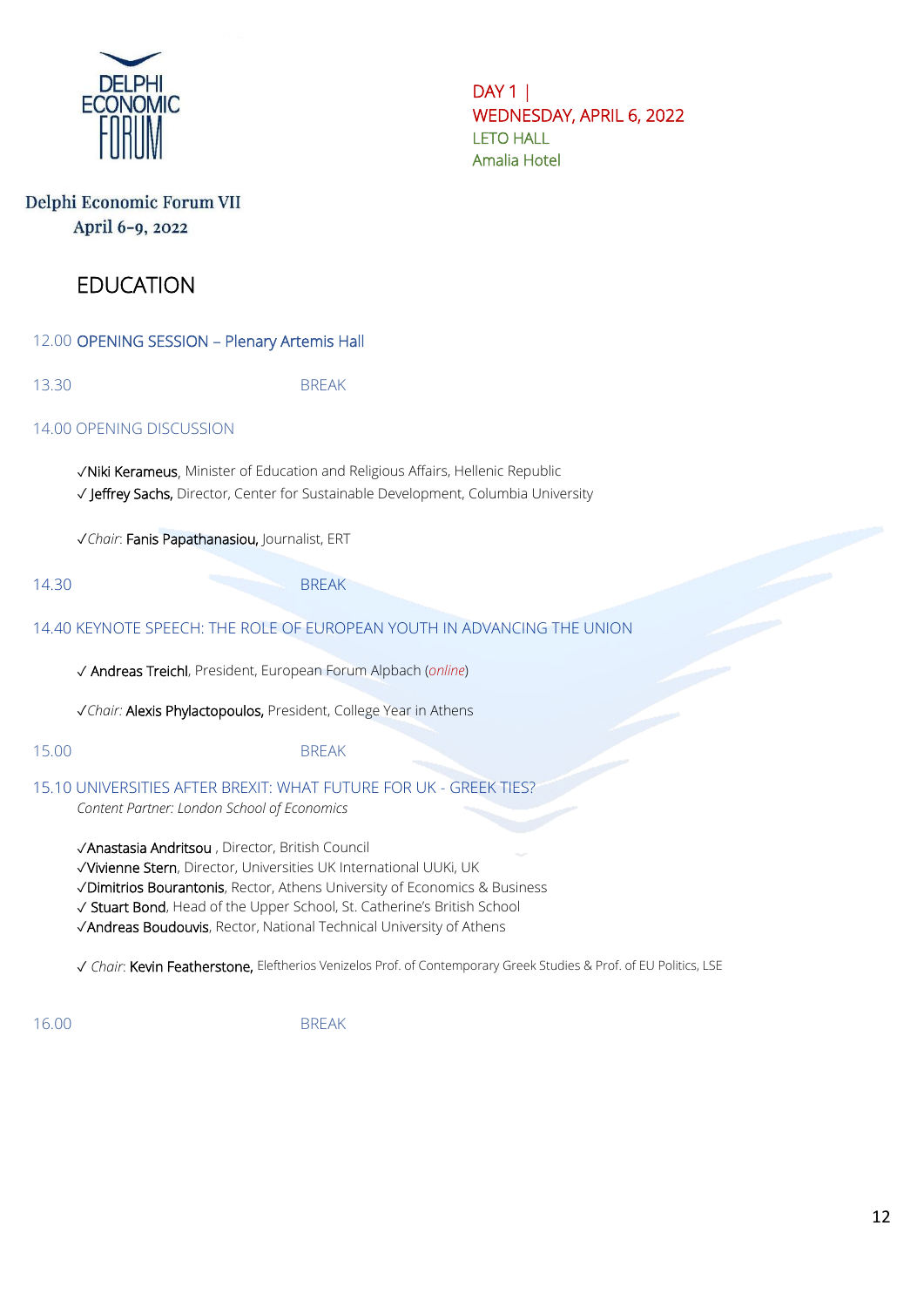DELPHI ECONOMIC FORUM

DAY 1 |
WEDNESDAY, APRIL 6, 2022
LETO HALL
Amalia Hotel

**Delphi Economic Forum VII**
**April 6-9, 2022**

# EDUCATION

12.00 OPENING SESSION – Plenary Artemis Hall

13.30 BREAK

14.00 OPENING DISCUSSION

✓Niki Kerameus, Minister of Education and Religious Affairs, Hellenic Republic
✓ Jeffrey Sachs, Director, Center for Sustainable Development, Columbia University

✓*Chair*: Fanis Papathanasiou, Journalist, ERT

14.30 BREAK

14.40 KEYNOTE SPEECH: THE ROLE OF EUROPEAN YOUTH IN ADVANCING THE UNION

✓ Andreas Treichl, President, European Forum Alpbach (*online*)

✓*Chair:* Alexis Phylactopoulos, President, College Year in Athens

15.00 BREAK

15.10 UNIVERSITIES AFTER BREXIT: WHAT FUTURE FOR UK - GREEK TIES?
*Content Partner: London School of Economics*

✓Anastasia Andritsou , Director, British Council
✓Vivienne Stern, Director, Universities UK International UUKi, UK
✓Dimitrios Bourantonis, Rector, Athens University of Economics & Business
✓ Stuart Bond, Head of the Upper School, St. Catherine's British School
✓Andreas Boudouvis, Rector, National Technical University of Athens

✓ *Chair*: Kevin Featherstone, Eleftherios Venizelos Prof. of Contemporary Greek Studies & Prof. of EU Politics, LSE

16.00 BREAK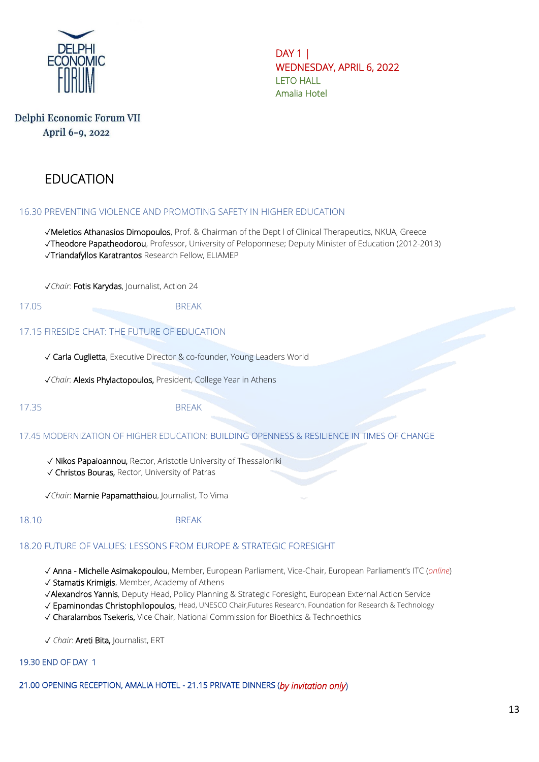DELPHI ECONOMIC FORUM

Delphi Economic Forum VII
April 6-9, 2022

DAY 1 |
WEDNESDAY, APRIL 6, 2022
LETO HALL
Amalia Hotel

# EDUCATION

## 16.30 PREVENTING VIOLENCE AND PROMOTING SAFETY IN HIGHER EDUCATION

✓Meletios Athanasios Dimopoulos, Prof. & Chairman of the Dept l of Clinical Therapeutics, NKUA, Greece
✓Theodore Papatheodorou, Professor, University of Peloponnese; Deputy Minister of Education (2012-2013)
✓Triandafyllos Karatrantos Research Fellow, ELIAMEP

✓*Chair:* Fotis Karydas, Journalist, Action 24

17.05 BREAK

## 17.15 FIRESIDE CHAT: THE FUTURE OF EDUCATION

✓ Carla Cuglietta, Executive Director & co-founder, Young Leaders World

✓*Chair:* Alexis Phylactopoulos, President, College Year in Athens

17.35 BREAK

## 17.45 MODERNIZATION OF HIGHER EDUCATION: BUILDING OPENNESS & RESILIENCE IN TIMES OF CHANGE

✓ Nikos Papaioannou, Rector, Aristotle University of Thessaloniki
✓ Christos Bouras, Rector, University of Patras

✓*Chair*: Marnie Papamatthaiou, Journalist, To Vima

18.10 BREAK

## 18.20 FUTURE OF VALUES: LESSONS FROM EUROPE & STRATEGIC FORESIGHT

✓ Anna - Michelle Asimakopoulou, Member, European Parliament, Vice-Chair, European Parliament's ITC (*online*)
✓ Stamatis Krimigis, Member, Academy of Athens
✓Alexandros Yannis, Deputy Head, Policy Planning & Strategic Foresight, European External Action Service
✓ Epaminondas Christophilopoulos, Head, UNESCO Chair,Futures Research, Foundation for Research & Technology
✓ Charalambos Tsekeris, Vice Chair, National Commission for Bioethics & Technoethics

✓ *Chair*: Areti Bita, Journalist, ERT

19.30 END OF DAY 1

21.00 OPENING RECEPTION, AMALIA HOTEL - 21.15 PRIVATE DINNERS (*by invitation only*)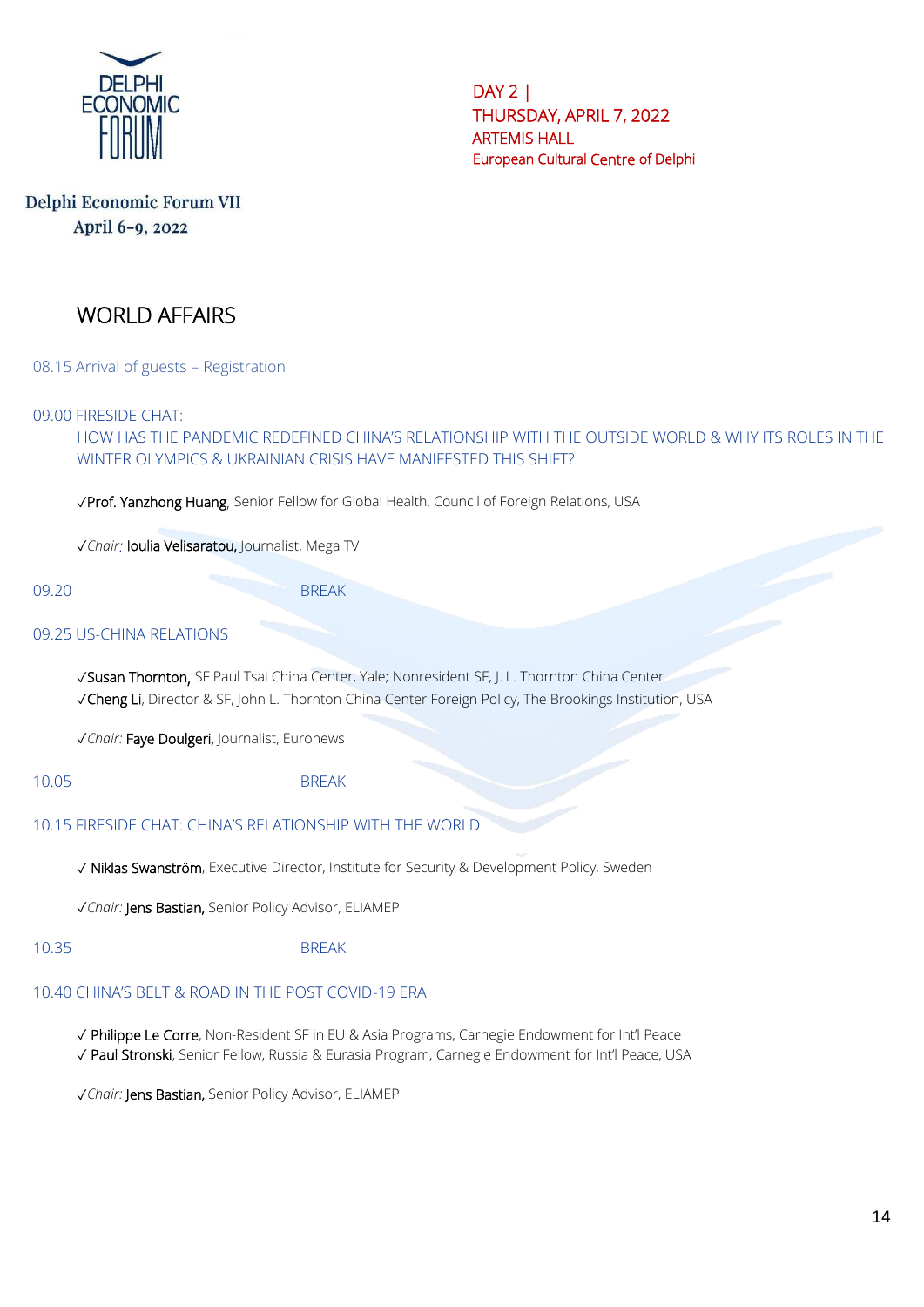Delphi Economic Forum VII
April 6-9, 2022

DAY 2 |
THURSDAY, APRIL 7, 2022
ARTEMIS HALL
European Cultural Centre of Delphi

# WORLD AFFAIRS

08.15 Arrival of guests – Registration

09.00 FIRESIDE CHAT:
HOW HAS THE PANDEMIC REDEFINED CHINA'S RELATIONSHIP WITH THE OUTSIDE WORLD & WHY ITS ROLES IN THE WINTER OLYMPICS & UKRAINIAN CRISIS HAVE MANIFESTED THIS SHIFT?

✓Prof. Yanzhong Huang, Senior Fellow for Global Health, Council of Foreign Relations, USA

✓*Chair:* Ioulia Velisaratou, Journalist, Mega TV

09.20 BREAK

09.25 US-CHINA RELATIONS

✓Susan Thornton, SF Paul Tsai China Center, Yale; Nonresident SF, J. L. Thornton China Center
✓Cheng Li, Director & SF, John L. Thornton China Center Foreign Policy, The Brookings Institution, USA

✓*Chair:* Faye Doulgeri, Journalist, Euronews

10.05 BREAK

10.15 FIRESIDE CHAT: CHINA'S RELATIONSHIP WITH THE WORLD

✓ Niklas Swanström, Executive Director, Institute for Security & Development Policy, Sweden

✓*Chair:* Jens Bastian, Senior Policy Advisor, ELIAMEP

10.35 BREAK

10.40 CHINA'S BELT & ROAD IN THE POST COVID-19 ERA

✓ Philippe Le Corre, Non-Resident SF in EU & Asia Programs, Carnegie Endowment for Int'l Peace
✓ Paul Stronski, Senior Fellow, Russia & Eurasia Program, Carnegie Endowment for Int'l Peace, USA

✓*Chair:* Jens Bastian, Senior Policy Advisor, ELIAMEP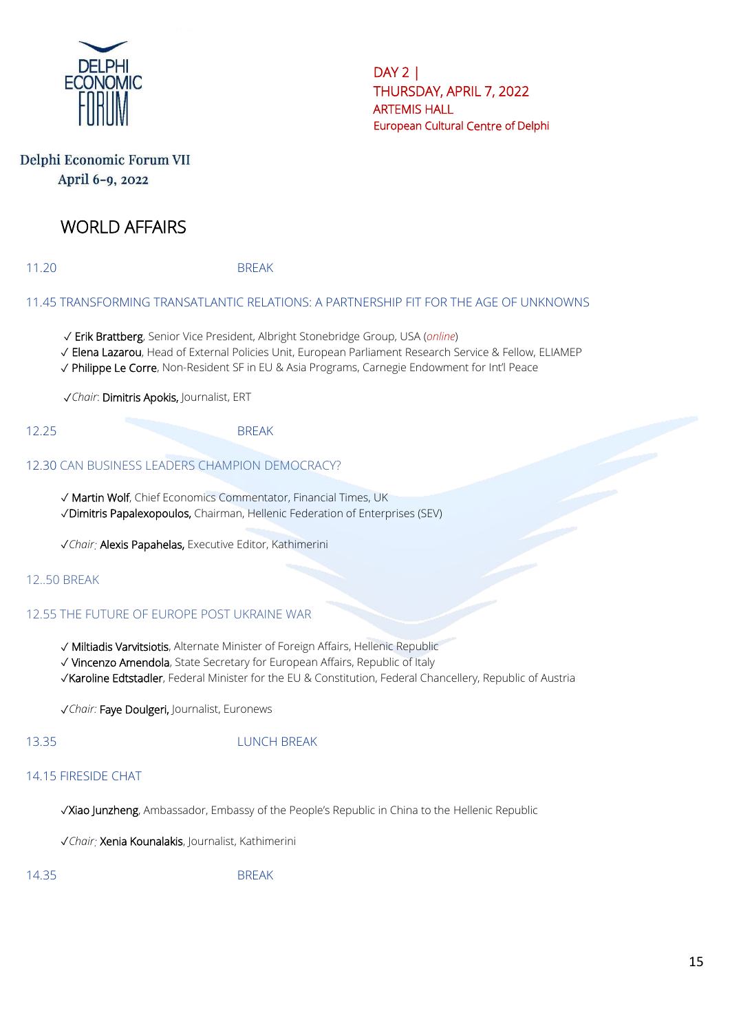DELPHI ECONOMIC FORUM

Delphi Economic Forum VII
April 6-9, 2022

DAY 2 |
THURSDAY, APRIL 7, 2022
ARTEMIS HALL
European Cultural Centre of Delphi

# WORLD AFFAIRS

11.20 BREAK

## 11.45 TRANSFORMING TRANSATLANTIC RELATIONS: A PARTNERSHIP FIT FOR THE AGE OF UNKNOWNS

✓ Erik Brattberg, Senior Vice President, Albright Stonebridge Group, USA (*online*)
✓ Elena Lazarou, Head of External Policies Unit, European Parliament Research Service & Fellow, ELIAMEP
✓ Philippe Le Corre, Non-Resident SF in EU & Asia Programs, Carnegie Endowment for Int'l Peace

✓*Chair*: Dimitris Apokis, Journalist, ERT

12.25 BREAK

## 12.30 CAN BUSINESS LEADERS CHAMPION DEMOCRACY?

✓ Martin Wolf, Chief Economics Commentator, Financial Times, UK
✓Dimitris Papalexopoulos, Chairman, Hellenic Federation of Enterprises (SEV)

✓*Chair*: Alexis Papahelas, Executive Editor, Kathimerini

12..50 BREAK

## 12.55 THE FUTURE OF EUROPE POST UKRAINE WAR

✓ Miltiadis Varvitsiotis, Alternate Minister of Foreign Affairs, Hellenic Republic
✓ Vincenzo Amendola, State Secretary for European Affairs, Republic of Italy
✓Karoline Edtstadler, Federal Minister for the EU & Constitution, Federal Chancellery, Republic of Austria

✓*Chair*: Faye Doulgeri, Journalist, Euronews

13.35 LUNCH BREAK

## 14.15 FIRESIDE CHAT

✓Xiao Junzheng, Ambassador, Embassy of the People's Republic in China to the Hellenic Republic

✓*Chair*: Xenia Kounalakis, Journalist, Kathimerini

14.35 BREAK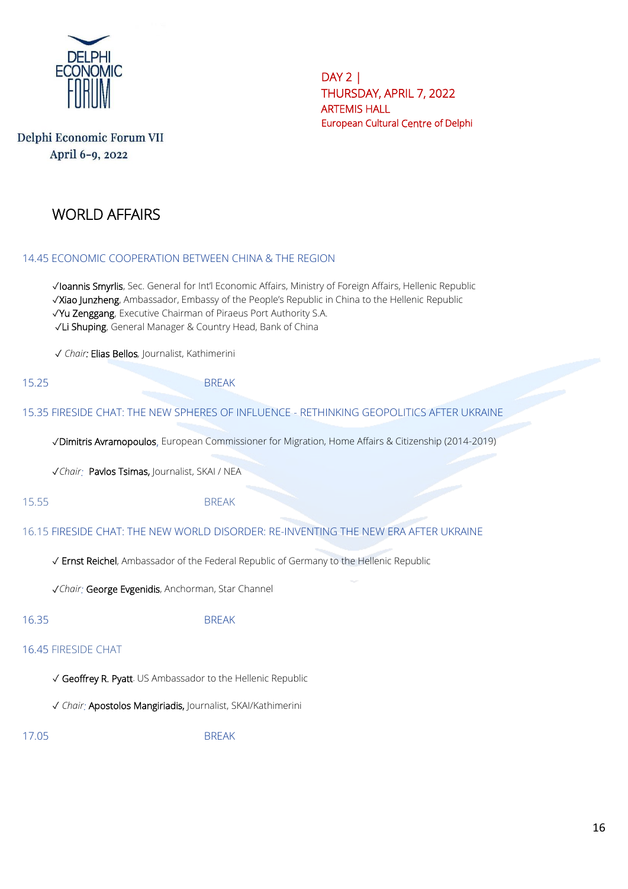Delphi Economic Forum VII
April 6-9, 2022

DAY 2 |
THURSDAY, APRIL 7, 2022
ARTEMIS HALL
European Cultural Centre of Delphi

# WORLD AFFAIRS

## 14.45 ECONOMIC COOPERATION BETWEEN CHINA & THE REGION

✓Ioannis Smyrlis, Sec. General for Int'l Economic Affairs, Ministry of Foreign Affairs, Hellenic Republic
✓Xiao Junzheng, Ambassador, Embassy of the People's Republic in China to the Hellenic Republic
✓Yu Zenggang, Executive Chairman of Piraeus Port Authority S.A.
✓Li Shuping, General Manager & Country Head, Bank of China

✓ *Chair:* Elias Bellos, Journalist, Kathimerini

15.25 BREAK

## 15.35 FIRESIDE CHAT: THE NEW SPHERES OF INFLUENCE - RETHINKING GEOPOLITICS AFTER UKRAINE

✓Dimitris Avramopoulos, European Commissioner for Migration, Home Affairs & Citizenship (2014-2019)

✓*Chair:* Pavlos Tsimas, Journalist, SKAI / NEA

15.55 BREAK

## 16.15 FIRESIDE CHAT: THE NEW WORLD DISORDER: RE-INVENTING THE NEW ERA AFTER UKRAINE

✓ Ernst Reichel, Ambassador of the Federal Republic of Germany to the Hellenic Republic

✓*Chair:* George Evgenidis, Anchorman, Star Channel

16.35 BREAK

## 16.45 FIRESIDE CHAT

✓ Geoffrey R. Pyatt. US Ambassador to the Hellenic Republic

✓ *Chair:* Apostolos Mangiriadis, Journalist, SKAI/Kathimerini

17.05 BREAK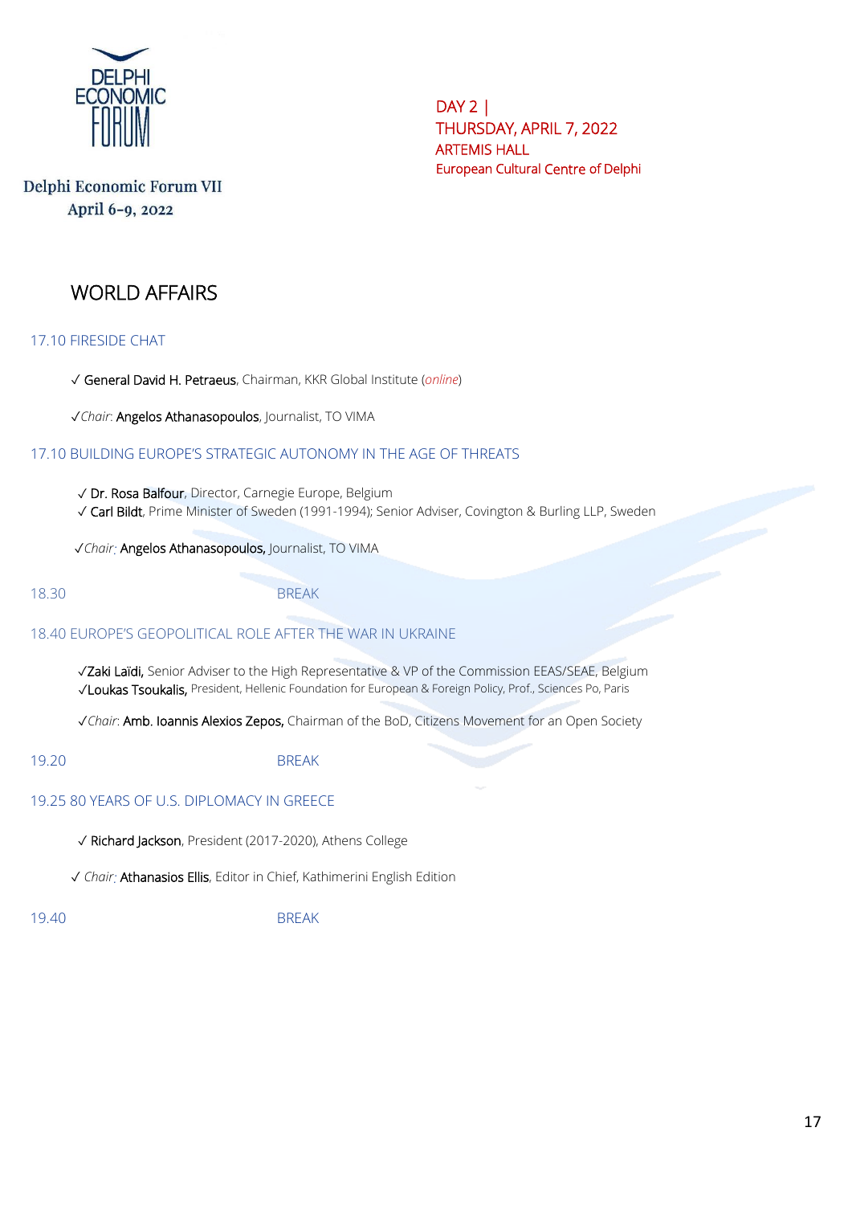Delphi Economic Forum VII
April 6-9, 2022

DAY 2 |
THURSDAY, APRIL 7, 2022
ARTEMIS HALL
European Cultural Centre of Delphi

## WORLD AFFAIRS

### 17.10 FIRESIDE CHAT

✓ **General David H. Petraeus**, Chairman, KKR Global Institute (*online*)

✓*Chair*: **Angelos Athanasopoulos**, Journalist, TO VIMA

### 17.10 BUILDING EUROPE'S STRATEGIC AUTONOMY IN THE AGE OF THREATS

✓ **Dr. Rosa Balfour**, Director, Carnegie Europe, Belgium
✓ **Carl Bildt**, Prime Minister of Sweden (1991-1994); Senior Adviser, Covington & Burling LLP, Sweden

✓*Chair:* **Angelos Athanasopoulos,** Journalist, TO VIMA

18.30 BREAK

### 18.40 EUROPE'S GEOPOLITICAL ROLE AFTER THE WAR IN UKRAINE

✓**Zaki Laïdi,** Senior Adviser to the High Representative & VP of the Commission EEAS/SEAE, Belgium
✓**Loukas Tsoukalis,** President, Hellenic Foundation for European & Foreign Policy, Prof., Sciences Po, Paris

✓*Chair*: **Amb. Ioannis Alexios Zepos,** Chairman of the BoD, Citizens Movement for an Open Society

19.20 BREAK

### 19.25 80 YEARS OF U.S. DIPLOMACY IN GREECE

✓ **Richard Jackson**, President (2017-2020), Athens College

✓ *Chair:* **Athanasios Ellis**, Editor in Chief, Kathimerini English Edition

19.40 BREAK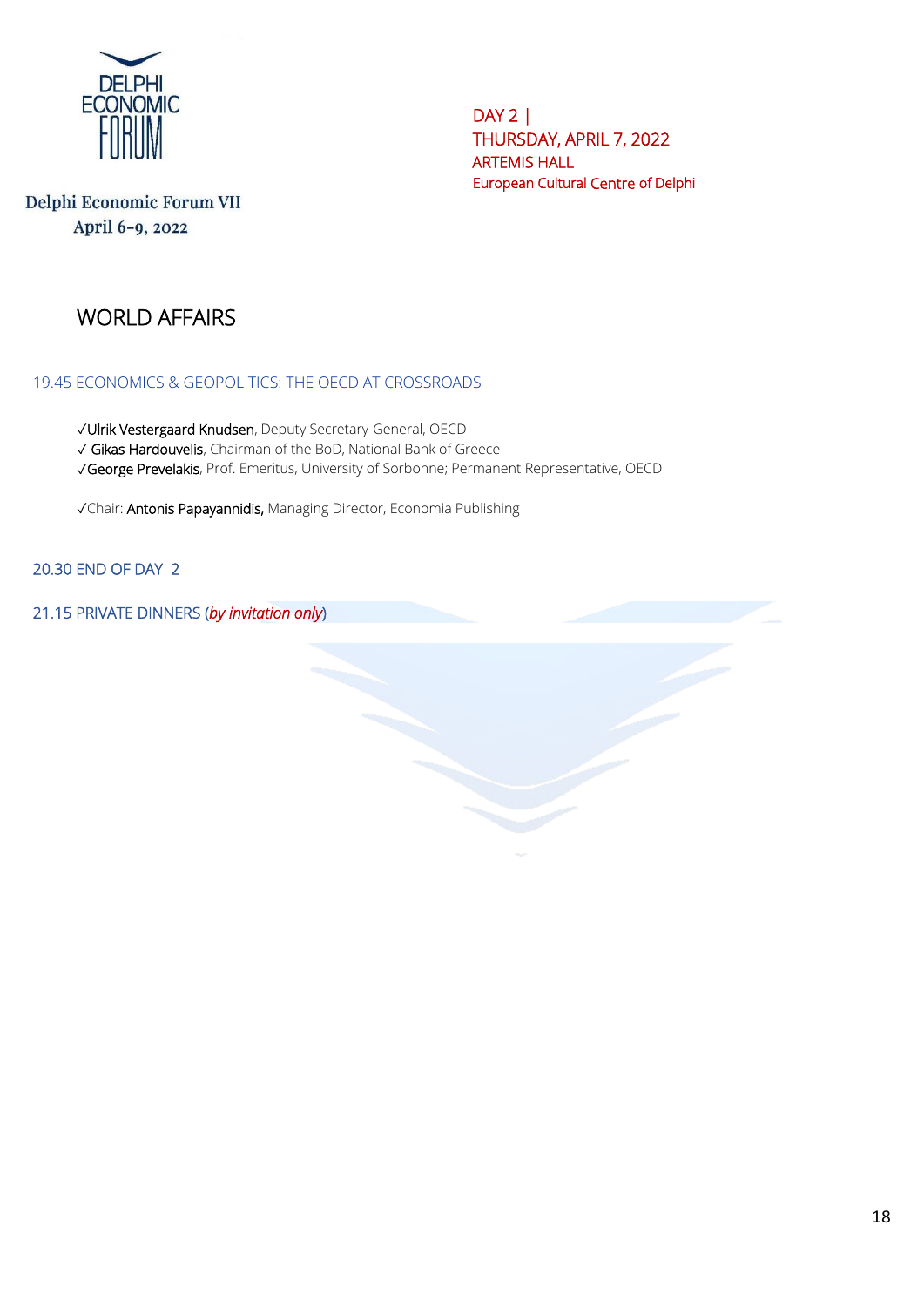Delphi Economic Forum VII
April 6-9, 2022

DAY 2 |
THURSDAY, APRIL 7, 2022
ARTEMIS HALL
European Cultural Centre of Delphi

## WORLD AFFAIRS

### 19.45 ECONOMICS & GEOPOLITICS: THE OECD AT CROSSROADS

✓**Ulrik Vestergaard Knudsen**, Deputy Secretary-General, OECD
✓ **Gikas Hardouvelis**, Chairman of the BoD, National Bank of Greece
✓**George Prevelakis**, Prof. Emeritus, University of Sorbonne; Permanent Representative, OECD

✓Chair: **Antonis Papayannidis,** Managing Director, Economia Publishing

### 20.30 END OF DAY 2

### 21.15 PRIVATE DINNERS (*by invitation only*)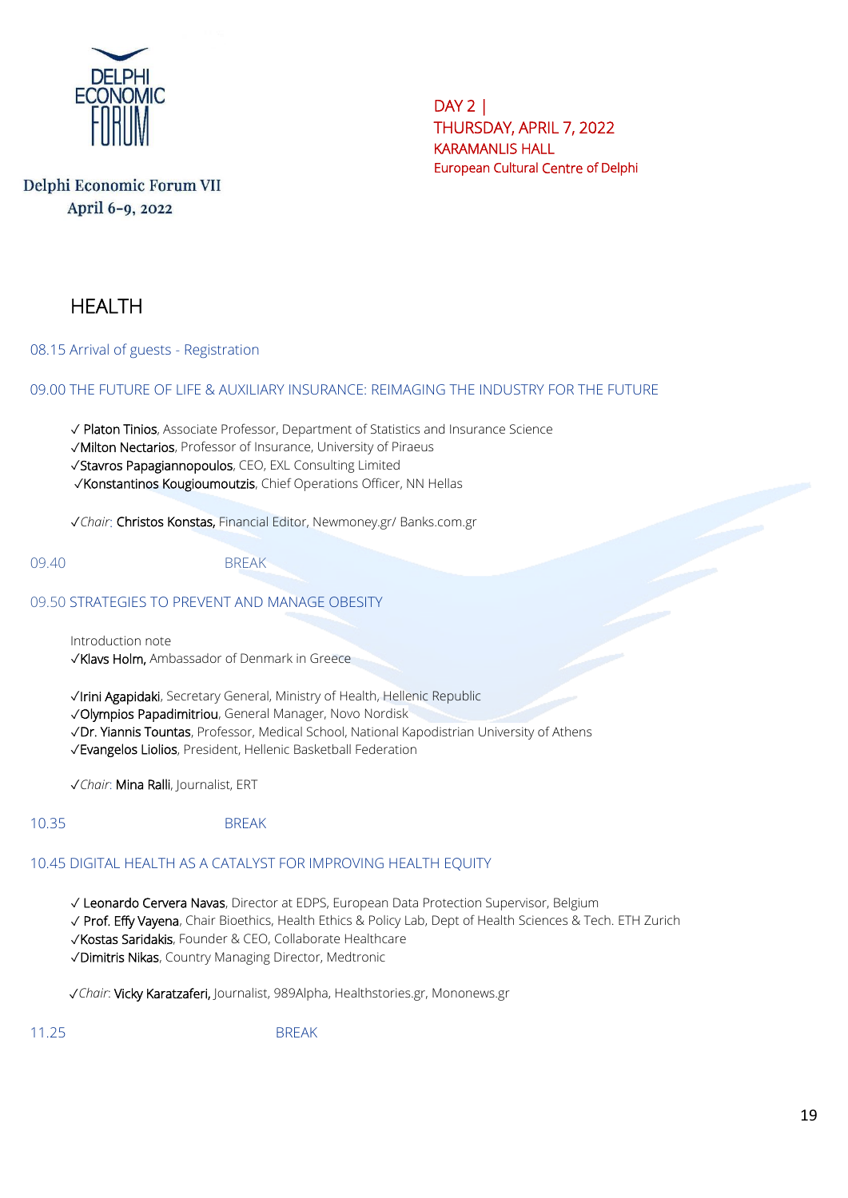Delphi Economic Forum VII
April 6-9, 2022

DAY 2 |
THURSDAY, APRIL 7, 2022
KARAMANLIS HALL
European Cultural Centre of Delphi

# HEALTH

08.15 Arrival of guests - Registration

09.00 THE FUTURE OF LIFE & AUXILIARY INSURANCE: REIMAGING THE INDUSTRY FOR THE FUTURE

✓ Platon Tinios, Associate Professor, Department of Statistics and Insurance Science
✓Milton Nectarios, Professor of Insurance, University of Piraeus
✓Stavros Papagiannopoulos, CEO, EXL Consulting Limited
✓Konstantinos Kougioumoutzis, Chief Operations Officer, NN Hellas

✓*Chair*: Christos Konstas, Financial Editor, Newmoney.gr/ Banks.com.gr

09.40 BREAK

09.50 STRATEGIES TO PREVENT AND MANAGE OBESITY

Introduction note
✓Klavs Holm, Ambassador of Denmark in Greece

✓Irini Agapidaki, Secretary General, Ministry of Health, Hellenic Republic
✓Olympios Papadimitriou, General Manager, Novo Nordisk
✓Dr. Yiannis Tountas, Professor, Medical School, National Kapodistrian University of Athens
✓Evangelos Liolios, President, Hellenic Basketball Federation

✓*Chair*: Mina Ralli, Journalist, ERT

10.35 BREAK

10.45 DIGITAL HEALTH AS A CATALYST FOR IMPROVING HEALTH EQUITY

✓ Leonardo Cervera Navas, Director at EDPS, European Data Protection Supervisor, Belgium
✓ Prof. Effy Vayena, Chair Bioethics, Health Ethics & Policy Lab, Dept of Health Sciences & Tech. ETH Zurich
✓Kostas Saridakis, Founder & CEO, Collaborate Healthcare
✓Dimitris Nikas, Country Managing Director, Medtronic

✓*Chair*: Vicky Karatzaferi, Journalist, 989Alpha, Healthstories.gr, Mononews.gr

11.25 BREAK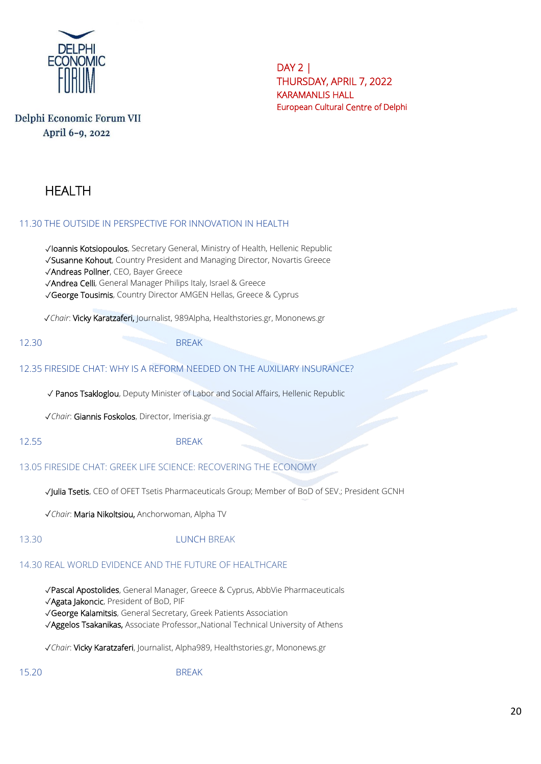Delphi Economic Forum VII
April 6-9, 2022

DAY 2 |
THURSDAY, APRIL 7, 2022
KARAMANLIS HALL
European Cultural Centre of Delphi

# HEALTH

## 11.30 THE OUTSIDE IN PERSPECTIVE FOR INNOVATION IN HEALTH

✓Ioannis Kotsiopoulos, Secretary General, Ministry of Health, Hellenic Republic
✓Susanne Kohout, Country President and Managing Director, Novartis Greece
✓Andreas Pollner, CEO, Bayer Greece
✓Andrea Celli, General Manager Philips Italy, Israel & Greece
✓George Tousimis, Country Director AMGEN Hellas, Greece & Cyprus

✓*Chair*: Vicky Karatzaferi, Journalist, 989Alpha, Healthstories.gr, Mononews.gr

12.30 BREAK

## 12.35 FIRESIDE CHAT: WHY IS A REFORM NEEDED ON THE AUXILIARY INSURANCE?

✓ Panos Tsakloglou, Deputy Minister of Labor and Social Affairs, Hellenic Republic

✓*Chair*: Giannis Foskolos, Director, Imerisia.gr

12.55 BREAK

## 13.05 FIRESIDE CHAT: GREEK LIFE SCIENCE: RECOVERING THE ECONOMY

✓Julia Tsetis, CEO of OFET Tsetis Pharmaceuticals Group; Member of BoD of SEV.; President GCNH

✓*Chair*: Maria Nikoltsiou, Anchorwoman, Alpha TV

13.30 LUNCH BREAK

## 14.30 REAL WORLD EVIDENCE AND THE FUTURE OF HEALTHCARE

✓Pascal Apostolides, General Manager, Greece & Cyprus, AbbVie Pharmaceuticals
✓Agata Jakoncic, President of BoD, PIF
✓George Kalamitsis, General Secretary, Greek Patients Association
✓Aggelos Tsakanikas, Associate Professor,,National Technical University of Athens

✓*Chair*: Vicky Karatzaferi, Journalist, Alpha989, Healthstories.gr, Mononews.gr

15.20 BREAK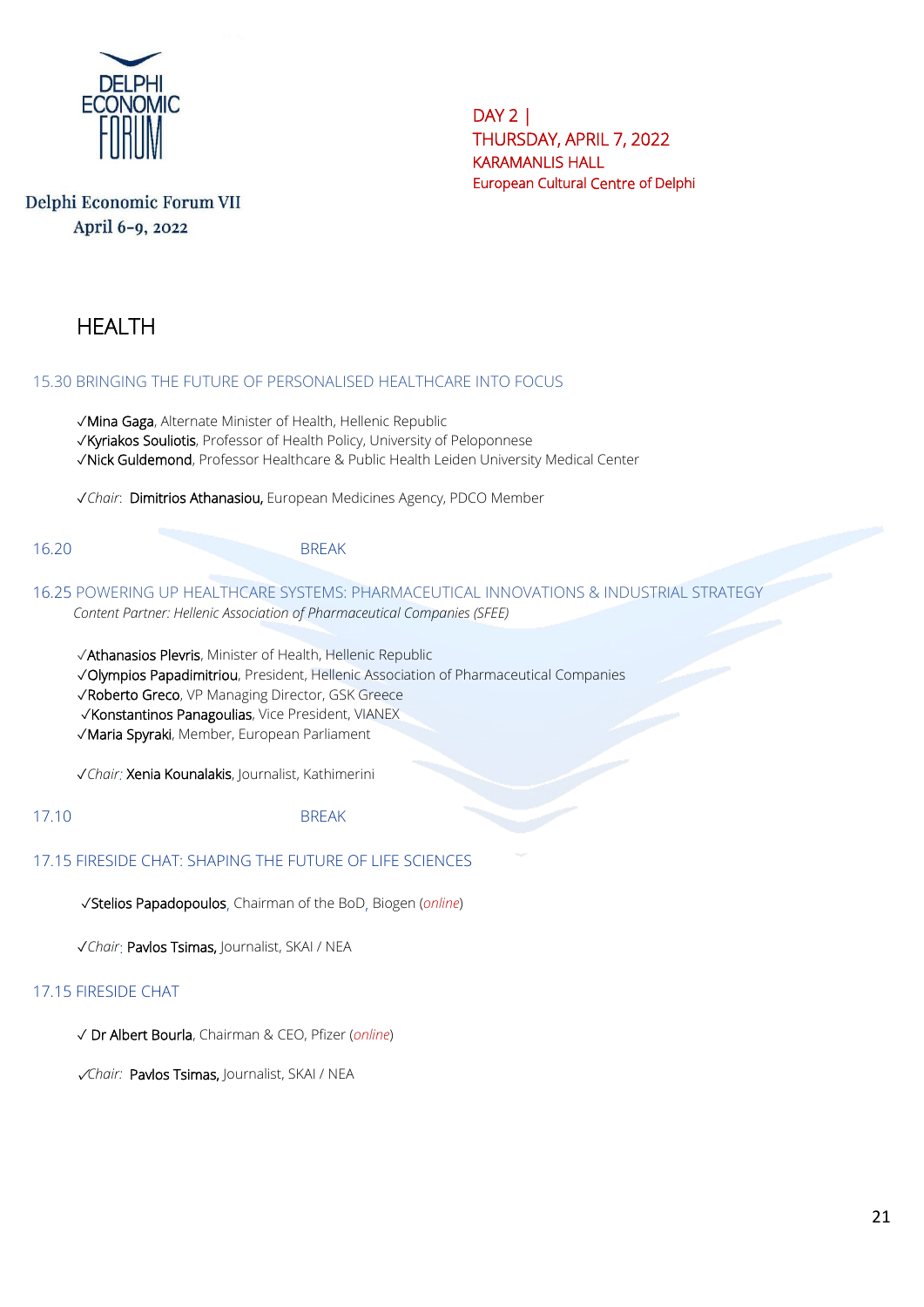Delphi Economic Forum VII
April 6-9, 2022

DAY 2 |
THURSDAY, APRIL 7, 2022
KARAMANLIS HALL
European Cultural Centre of Delphi

# HEALTH

## 15.30 BRINGING THE FUTURE OF PERSONALISED HEALTHCARE INTO FOCUS

✓Mina Gaga, Alternate Minister of Health, Hellenic Republic
✓Kyriakos Souliotis, Professor of Health Policy, University of Peloponnese
✓Nick Guldemond, Professor Healthcare & Public Health Leiden University Medical Center

✓*Chair*: Dimitrios Athanasiou, European Medicines Agency, PDCO Member

16.20 BREAK

## 16.25 POWERING UP HEALTHCARE SYSTEMS: PHARMACEUTICAL INNOVATIONS & INDUSTRIAL STRATEGY

*Content Partner: Hellenic Association of Pharmaceutical Companies (SFEE)*

✓Athanasios Plevris, Minister of Health, Hellenic Republic
✓Olympios Papadimitriou, President, Hellenic Association of Pharmaceutical Companies
✓Roberto Greco, VP Managing Director, GSK Greece
✓Konstantinos Panagoulias, Vice President, VIANEX
✓Maria Spyraki, Member, European Parliament

✓*Chair:* Xenia Kounalakis, Journalist, Kathimerini

17.10 BREAK

## 17.15 FIRESIDE CHAT: SHAPING THE FUTURE OF LIFE SCIENCES

✓Stelios Papadopoulos, Chairman of the BoD, Biogen (*online*)

✓*Chair:* Pavlos Tsimas, Journalist, SKAI / NEA

## 17.15 FIRESIDE CHAT

✓ Dr Albert Bourla, Chairman & CEO, Pfizer (*online*)

✓*Chair:* Pavlos Tsimas, Journalist, SKAI / NEA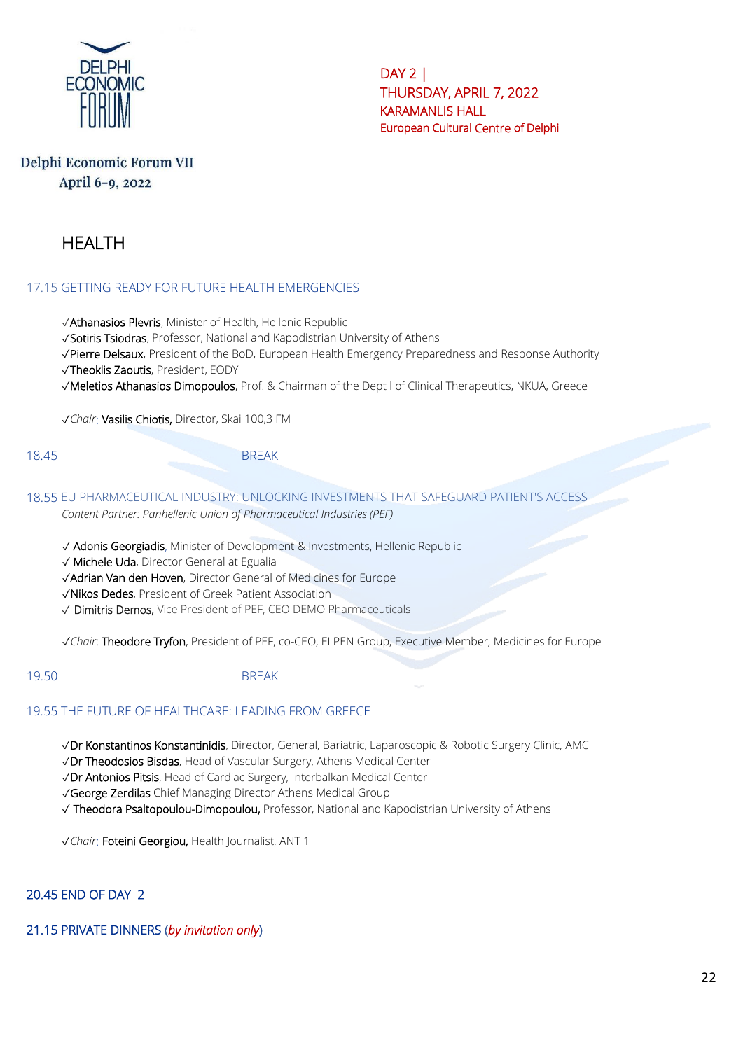DELPHI ECONOMIC FORUM

Delphi Economic Forum VII
April 6-9, 2022

DAY 2 |
THURSDAY, APRIL 7, 2022
KARAMANLIS HALL
European Cultural Centre of Delphi

# HEALTH

## 17.15 GETTING READY FOR FUTURE HEALTH EMERGENCIES

✓Athanasios Plevris, Minister of Health, Hellenic Republic
✓Sotiris Tsiodras, Professor, National and Kapodistrian University of Athens
✓Pierre Delsaux, President of the BoD, European Health Emergency Preparedness and Response Authority
✓Theoklis Zaoutis, President, EODY
✓Meletios Athanasios Dimopoulos, Prof. & Chairman of the Dept I of Clinical Therapeutics, NKUA, Greece

✓*Chair*: Vasilis Chiotis, Director, Skai 100,3 FM

18.45 BREAK

## 18.55 EU PHARMACEUTICAL INDUSTRY: UNLOCKING INVESTMENTS THAT SAFEGUARD PATIENT'S ACCESS

*Content Partner: Panhellenic Union of Pharmaceutical Industries (PEF)*

✓ Adonis Georgiadis, Minister of Development & Investments, Hellenic Republic
✓ Michele Uda, Director General at Egualia
✓Adrian Van den Hoven, Director General of Medicines for Europe
✓Nikos Dedes, President of Greek Patient Association
✓ Dimitris Demos, Vice President of PEF, CEO DEMO Pharmaceuticals

✓*Chair*: Theodore Tryfon, President of PEF, co-CEO, ELPEN Group, Executive Member, Medicines for Europe

19.50 BREAK

## 19.55 THE FUTURE OF HEALTHCARE: LEADING FROM GREECE

✓Dr Konstantinos Konstantinidis, Director, General, Bariatric, Laparoscopic & Robotic Surgery Clinic, AMC
✓Dr Theodosios Bisdas, Head of Vascular Surgery, Athens Medical Center
✓Dr Antonios Pitsis, Head of Cardiac Surgery, Interbalkan Medical Center
✓George Zerdilas Chief Managing Director Athens Medical Group
✓ Theodora Psaltopoulou-Dimopoulou, Professor, National and Kapodistrian University of Athens

✓*Chair*: Foteini Georgiou, Health Journalist, ANT 1

20.45 END OF DAY 2

21.15 PRIVATE DINNERS (*by invitation only*)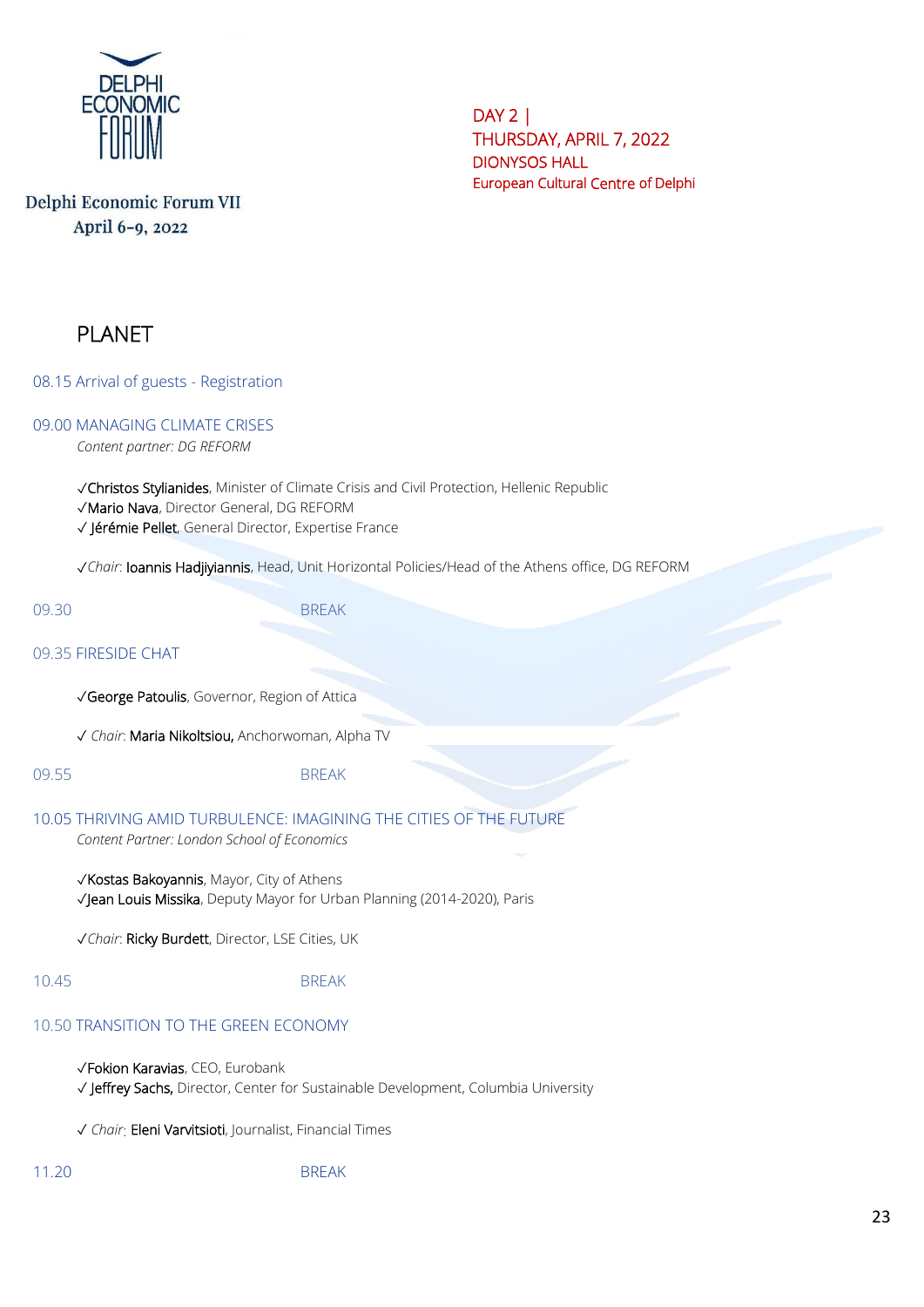Delphi Economic Forum VII
April 6-9, 2022

DAY 2 |
THURSDAY, APRIL 7, 2022
DIONYSOS HALL
European Cultural Centre of Delphi

# PLANET

08.15 Arrival of guests - Registration

09.00 MANAGING CLIMATE CRISES
*Content partner: DG REFORM*

✓Christos Stylianides, Minister of Climate Crisis and Civil Protection, Hellenic Republic
✓Mario Nava, Director General, DG REFORM
✓ Jérémie Pellet, General Director, Expertise France

✓*Chair*: Ioannis Hadjiyiannis, Head, Unit Horizontal Policies/Head of the Athens office, DG REFORM

09.30 BREAK

09.35 FIRESIDE CHAT

✓George Patoulis, Governor, Region of Attica

✓ *Chair*: Maria Nikoltsiou, Anchorwoman, Alpha TV

09.55 BREAK

10.05 THRIVING AMID TURBULENCE: IMAGINING THE CITIES OF THE FUTURE
*Content Partner: London School of Economics*

✓Kostas Bakoyannis, Mayor, City of Athens
✓Jean Louis Missika, Deputy Mayor for Urban Planning (2014-2020), Paris

✓*Chair*: Ricky Burdett, Director, LSE Cities, UK

10.45 BREAK

10.50 TRANSITION TO THE GREEN ECONOMY

✓Fokion Karavias, CEO, Eurobank
✓ Jeffrey Sachs, Director, Center for Sustainable Development, Columbia University

✓ *Chair*: Eleni Varvitsioti, Journalist, Financial Times

11.20 BREAK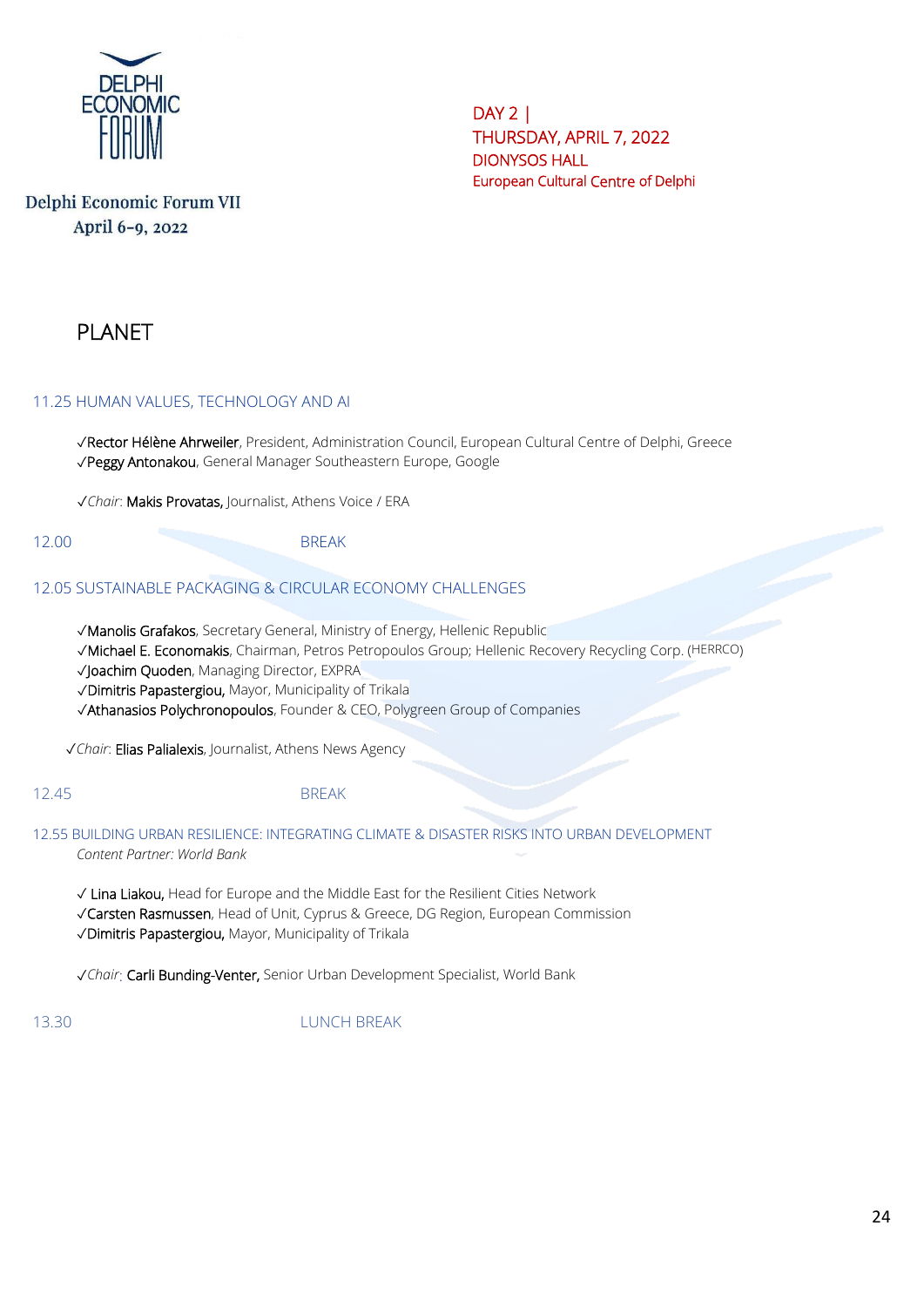Delphi Economic Forum VII
April 6-9, 2022

DAY 2 |
THURSDAY, APRIL 7, 2022
DIONYSOS HALL
European Cultural Centre of Delphi

# PLANET

## 11.25 HUMAN VALUES, TECHNOLOGY AND AI

✓Rector Hélène Ahrweiler, President, Administration Council, European Cultural Centre of Delphi, Greece
✓Peggy Antonakou, General Manager Southeastern Europe, Google

✓*Chair*: Makis Provatas, Journalist, Athens Voice / ERA

12.00 BREAK

## 12.05 SUSTAINABLE PACKAGING & CIRCULAR ECONOMY CHALLENGES

✓Manolis Grafakos, Secretary General, Ministry of Energy, Hellenic Republic
✓Michael E. Economakis, Chairman, Petros Petropoulos Group; Hellenic Recovery Recycling Corp. (HERRCO)
✓Joachim Quoden, Managing Director, EXPRA
✓Dimitris Papastergiou, Mayor, Municipality of Trikala
✓Athanasios Polychronopoulos, Founder & CEO, Polygreen Group of Companies

✓*Chair*: Elias Palialexis, Journalist, Athens News Agency

12.45 BREAK

## 12.55 BUILDING URBAN RESILIENCE: INTEGRATING CLIMATE & DISASTER RISKS INTO URBAN DEVELOPMENT

*Content Partner: World Bank*

✓ Lina Liakou, Head for Europe and the Middle East for the Resilient Cities Network
✓Carsten Rasmussen, Head of Unit, Cyprus & Greece, DG Region, European Commission
✓Dimitris Papastergiou, Mayor, Municipality of Trikala

✓*Chair*: Carli Bunding-Venter, Senior Urban Development Specialist, World Bank

13.30 LUNCH BREAK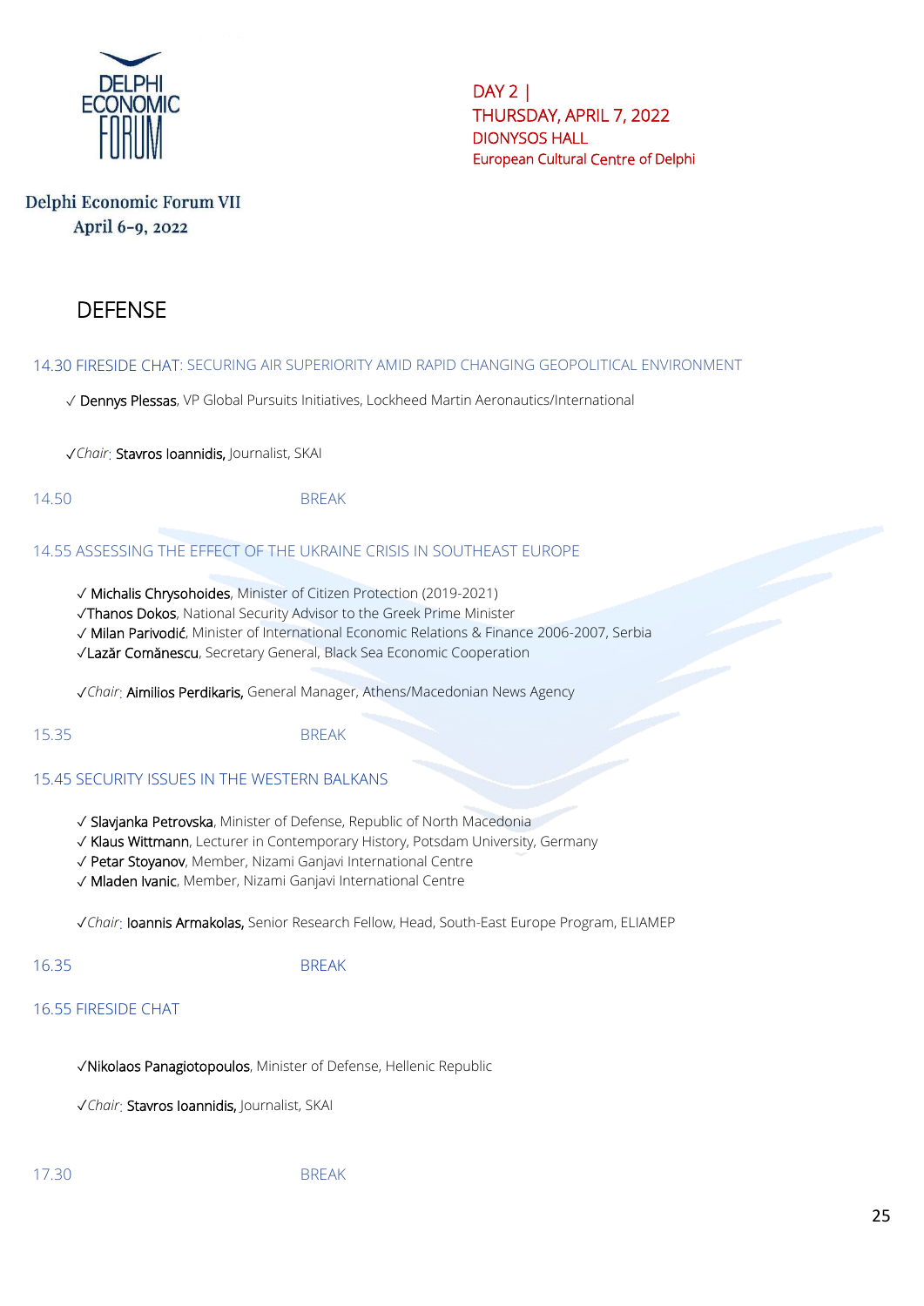Delphi Economic Forum VII
April 6-9, 2022

DAY 2 |
THURSDAY, APRIL 7, 2022
DIONYSOS HALL
European Cultural Centre of Delphi

# DEFENSE

14.30 FIRESIDE CHAT: SECURING AIR SUPERIORITY AMID RAPID CHANGING GEOPOLITICAL ENVIRONMENT

✓ **Dennys Plessas**, VP Global Pursuits Initiatives, Lockheed Martin Aeronautics/International

✓*Chair*: **Stavros Ioannidis,** Journalist, SKAI

14.50 BREAK

14.55 ASSESSING THE EFFECT OF THE UKRAINE CRISIS IN SOUTHEAST EUROPE

✓ **Michalis Chrysohoides**, Minister of Citizen Protection (2019-2021)
✓**Thanos Dokos**, National Security Advisor to the Greek Prime Minister
✓ **Milan Parivodić**, Minister of International Economic Relations & Finance 2006-2007, Serbia
✓**Lazăr Comănescu**, Secretary General, Black Sea Economic Cooperation

✓*Chair*: **Aimilios Perdikaris,** General Manager, Athens/Macedonian News Agency

15.35 BREAK

15.45 SECURITY ISSUES IN THE WESTERN BALKANS

✓ **Slavjanka Petrovska**, Minister of Defense, Republic of North Macedonia
✓ **Klaus Wittmann**, Lecturer in Contemporary History, Potsdam University, Germany
✓ **Petar Stoyanov**, Member, Nizami Ganjavi International Centre
✓ **Mladen Ivanic**, Member, Nizami Ganjavi International Centre

✓*Chair*: **Ioannis Armakolas,** Senior Research Fellow, Head, South-East Europe Program, ELIAMEP

16.35 BREAK

16.55 FIRESIDE CHAT

✓**Nikolaos Panagiotopoulos**, Minister of Defense, Hellenic Republic

✓*Chair*: **Stavros Ioannidis,** Journalist, SKAI

17.30 BREAK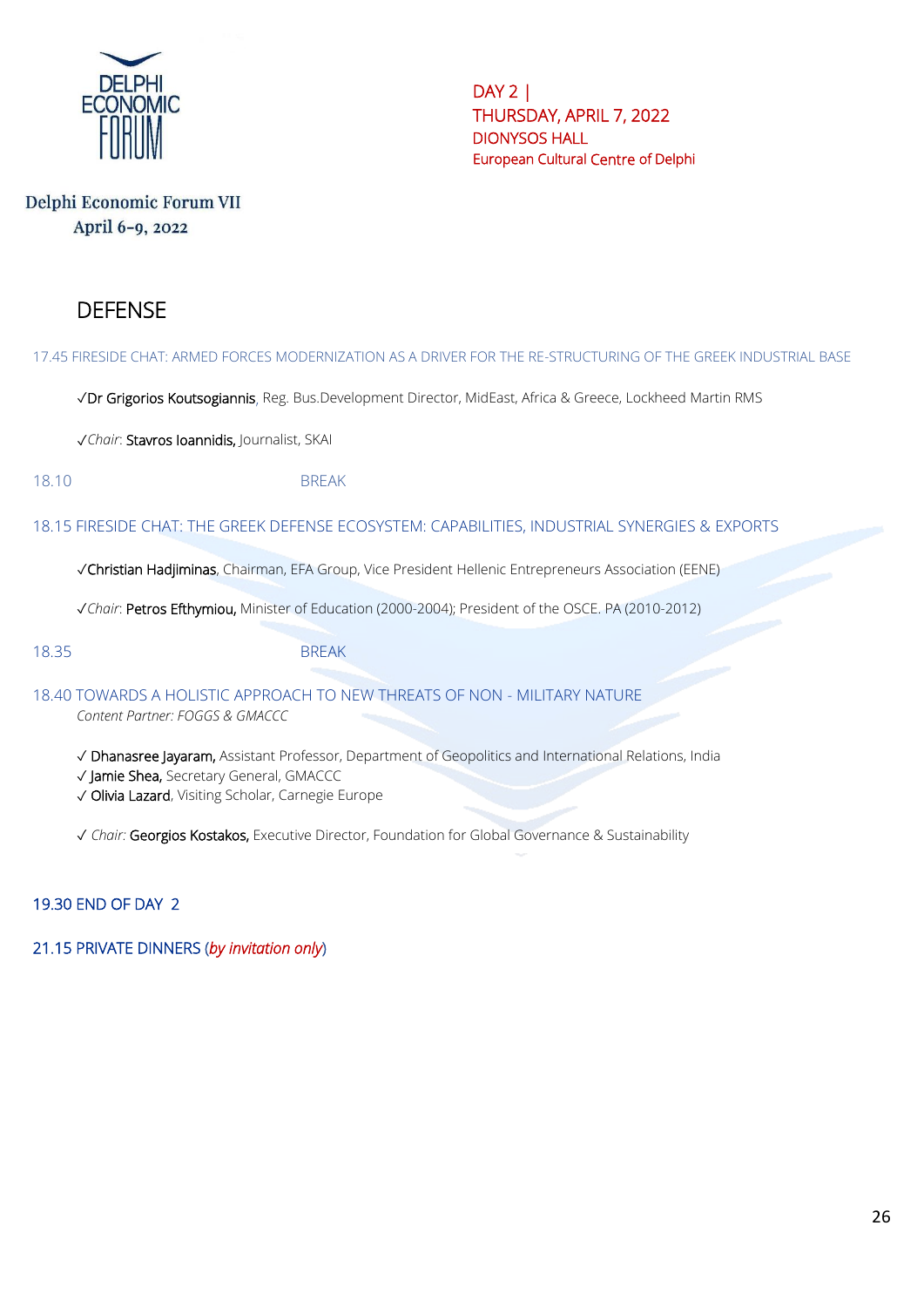Delphi Economic Forum VII
April 6-9, 2022

DAY 2 |
THURSDAY, APRIL 7, 2022
DIONYSOS HALL
European Cultural Centre of Delphi

# DEFENSE

17.45 FIRESIDE CHAT: ARMED FORCES MODERNIZATION AS A DRIVER FOR THE RE-STRUCTURING OF THE GREEK INDUSTRIAL BASE

✓Dr Grigorios Koutsogiannis, Reg. Bus.Development Director, MidEast, Africa & Greece, Lockheed Martin RMS

✓*Chair*: Stavros Ioannidis, Journalist, SKAI

18.10 BREAK

18.15 FIRESIDE CHAT: THE GREEK DEFENSE ECOSYSTEM: CAPABILITIES, INDUSTRIAL SYNERGIES & EXPORTS

✓Christian Hadjiminas, Chairman, EFA Group, Vice President Hellenic Entrepreneurs Association (EENE)

✓*Chair*: Petros Efthymiou, Minister of Education (2000-2004); President of the OSCE. PA (2010-2012)

18.35 BREAK

18.40 TOWARDS A HOLISTIC APPROACH TO NEW THREATS OF NON - MILITARY NATURE

*Content Partner: FOGGS & GMACCC*

✓ Dhanasree Jayaram, Assistant Professor, Department of Geopolitics and International Relations, India
✓ Jamie Shea, Secretary General, GMACCC
✓ Olivia Lazard, Visiting Scholar, Carnegie Europe

✓ *Chair:* Georgios Kostakos, Executive Director, Foundation for Global Governance & Sustainability

19.30 END OF DAY 2

21.15 PRIVATE DINNERS (*by invitation only*)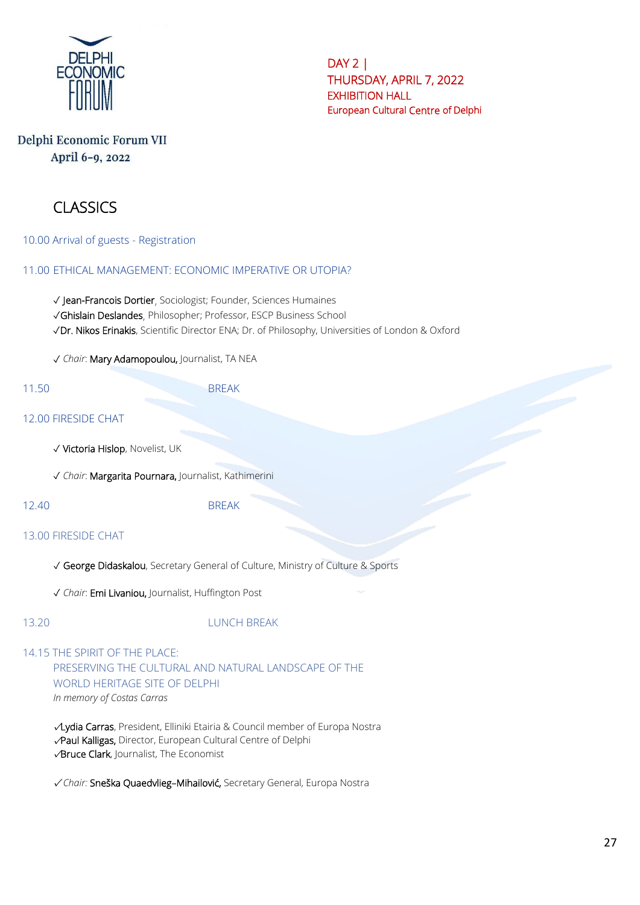Delphi Economic Forum VII
April 6-9, 2022

DAY 2 |
THURSDAY, APRIL 7, 2022
EXHIBITION HALL
European Cultural Centre of Delphi

# CLASSICS

10.00 Arrival of guests - Registration

11.00 ETHICAL MANAGEMENT: ECONOMIC IMPERATIVE OR UTOPIA?

✓ Jean-Francois Dortier, Sociologist; Founder, Sciences Humaines
✓Ghislain Deslandes, Philosopher; Professor, ESCP Business School
✓Dr. Nikos Erinakis, Scientific Director ENA; Dr. of Philosophy, Universities of London & Oxford

✓ *Chair*: Mary Adamopoulou, Journalist, TA NEA

11.50 BREAK

12.00 FIRESIDE CHAT

✓ Victoria Hislop, Novelist, UK

✓ *Chair*: Margarita Pournara, Journalist, Kathimerini

12.40 BREAK

13.00 FIRESIDE CHAT

✓ George Didaskalou, Secretary General of Culture, Ministry of Culture & Sports

✓ *Chair*: Emi Livaniou, Journalist, Huffington Post

13.20 LUNCH BREAK

14.15 THE SPIRIT OF THE PLACE:
PRESERVING THE CULTURAL AND NATURAL LANDSCAPE OF THE WORLD HERITAGE SITE OF DELPHI
*In memory of Costas Carras*

✓Lydia Carras, President, Elliniki Etairia & Council member of Europa Nostra
✓Paul Kalligas, Director, European Cultural Centre of Delphi
✓Bruce Clark, Journalist, The Economist

✓*Chair:* Sneška Quaedvlieg–Mihailović, Secretary General, Europa Nostra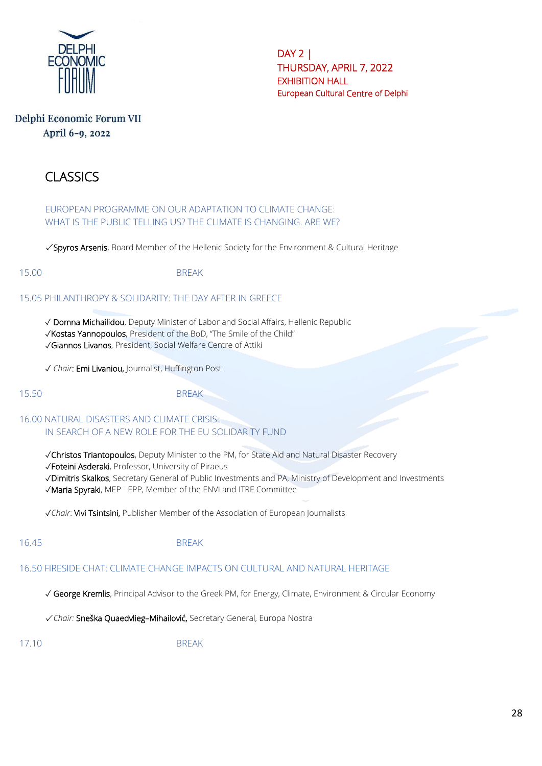DAY 2 |
THURSDAY, APRIL 7, 2022
EXHIBITION HALL
European Cultural Centre of Delphi

Delphi Economic Forum VII
April 6-9, 2022

# CLASSICS

EUROPEAN PROGRAMME ON OUR ADAPTATION TO CLIMATE CHANGE:
WHAT IS THE PUBLIC TELLING US? THE CLIMATE IS CHANGING. ARE WE?

✓Spyros Arsenis, Board Member of the Hellenic Society for the Environment & Cultural Heritage

15.00 BREAK

15.05 PHILANTHROPY & SOLIDARITY: THE DAY AFTER IN GREECE

✓ Domna Michailidou, Deputy Minister of Labor and Social Affairs, Hellenic Republic
✓Kostas Yannopoulos, President of the BoD, "The Smile of the Child"
✓Giannos Livanos, President, Social Welfare Centre of Attiki

✓ *Chair*: Emi Livaniou, Journalist, Huffington Post

15.50 BREAK

16.00 NATURAL DISASTERS AND CLIMATE CRISIS:
IN SEARCH OF A NEW ROLE FOR THE EU SOLIDARITY FUND

✓Christos Triantopoulos, Deputy Minister to the PM, for State Aid and Natural Disaster Recovery
✓Foteini Asderaki, Professor, University of Piraeus
✓Dimitris Skalkos, Secretary General of Public Investments and PA, Ministry of Development and Investments
✓Maria Spyraki, MEP - EPP, Member of the ENVI and ITRE Committee

✓*Chair*: Vivi Tsintsini, Publisher Member of the Association of European Journalists

16.45 BREAK

16.50 FIRESIDE CHAT: CLIMATE CHANGE IMPACTS ON CULTURAL AND NATURAL HERITAGE

✓ George Kremlis, Principal Advisor to the Greek PM, for Energy, Climate, Environment & Circular Economy

✓*Chair:* Sneška Quaedvlieg–Mihailović, Secretary General, Europa Nostra

17.10 BREAK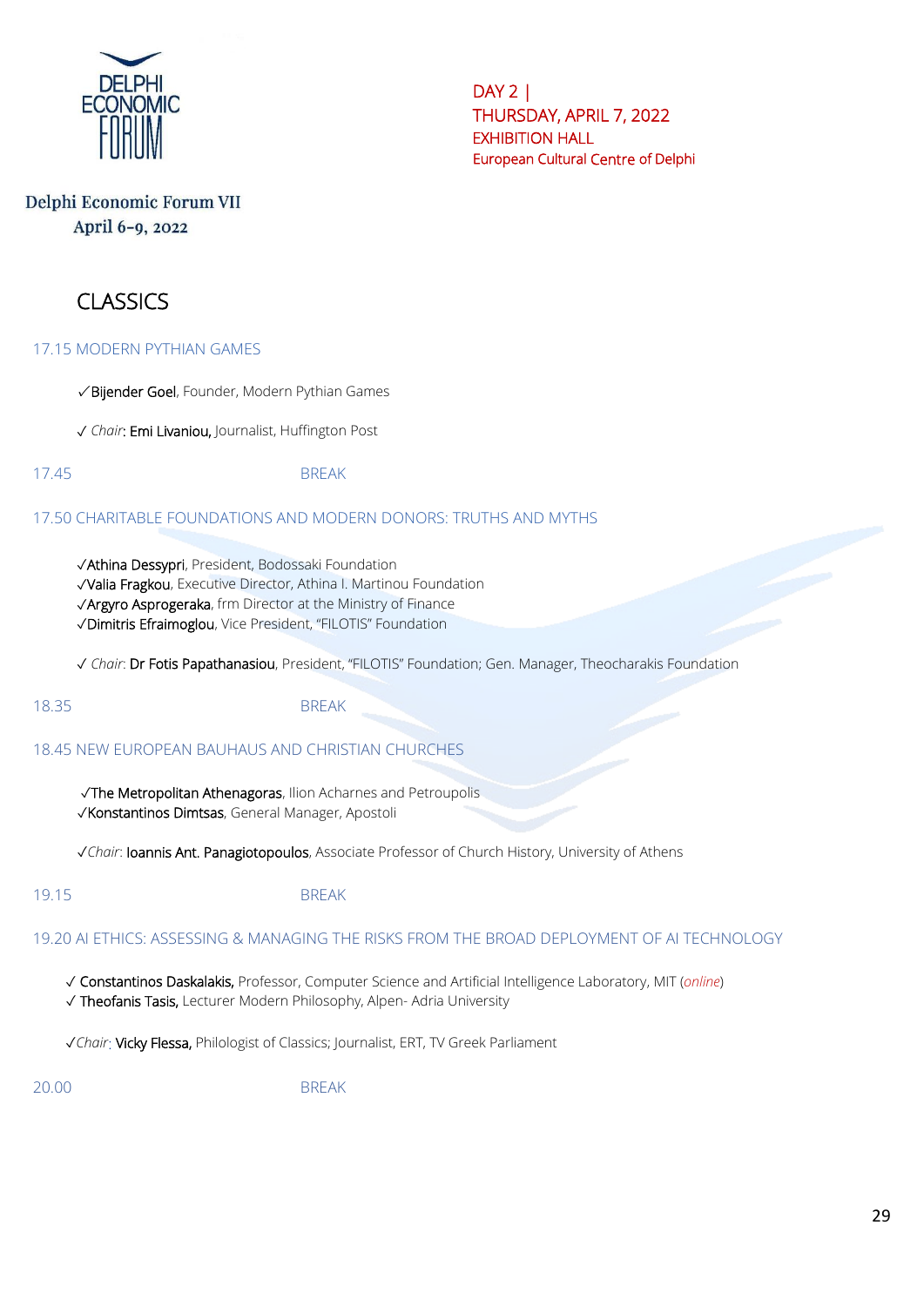Delphi Economic Forum VII
April 6-9, 2022

DAY 2 |
THURSDAY, APRIL 7, 2022
EXHIBITION HALL
European Cultural Centre of Delphi

# CLASSICS

## 17.15 MODERN PYTHIAN GAMES

✓**Bijender Goel**, Founder, Modern Pythian Games

✓ *Chair*: **Emi Livaniou,** Journalist, Huffington Post

17.45 BREAK

## 17.50 CHARITABLE FOUNDATIONS AND MODERN DONORS: TRUTHS AND MYTHS

✓**Athina Dessypri**, President, Bodossaki Foundation
✓**Valia Fragkou**, Executive Director, Athina I. Martinou Foundation
✓**Argyro Asprogeraka**, frm Director at the Ministry of Finance
✓**Dimitris Efraimoglou**, Vice President, "FILOTIS" Foundation

✓ *Chair*: **Dr Fotis Papathanasiou**, President, "FILOTIS" Foundation; Gen. Manager, Theocharakis Foundation

18.35 BREAK

## 18.45 NEW EUROPEAN BAUHAUS AND CHRISTIAN CHURCHES

✓**The Metropolitan Athenagoras**, Ilion Acharnes and Petroupolis
✓**Konstantinos Dimtsas**, General Manager, Apostoli

✓*Chair*: **Ioannis Ant. Panagiotopoulos**, Associate Professor of Church History, University of Athens

19.15 BREAK

## 19.20 AI ETHICS: ASSESSING & MANAGING THE RISKS FROM THE BROAD DEPLOYMENT OF AI TECHNOLOGY

✓ **Constantinos Daskalakis,** Professor, Computer Science and Artificial Intelligence Laboratory, MIT (*online*)
✓ **Theofanis Tasis,** Lecturer Modern Philosophy, Alpen- Adria University

✓*Chair*: **Vicky Flessa,** Philologist of Classics; Journalist, ERT, TV Greek Parliament

20.00 BREAK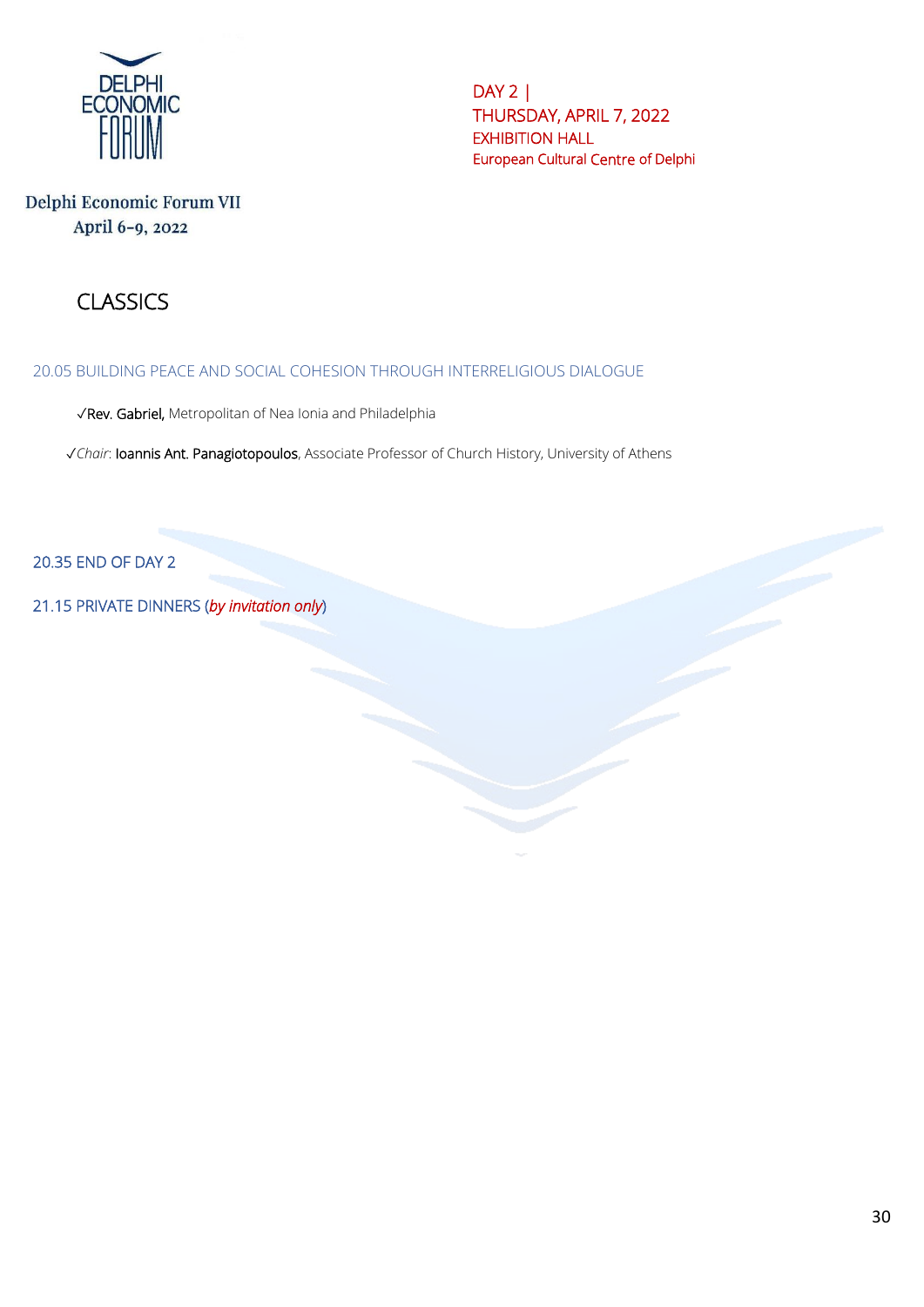DELPHI ECONOMIC FORUM

Delphi Economic Forum VII
April 6-9, 2022

DAY 2 |
THURSDAY, APRIL 7, 2022
EXHIBITION HALL
European Cultural Centre of Delphi

# CLASSICS

## 20.05 BUILDING PEACE AND SOCIAL COHESION THROUGH INTERRELIGIOUS DIALOGUE

✓**Rev. Gabriel,** Metropolitan of Nea Ionia and Philadelphia

✓*Chair*: **Ioannis Ant. Panagiotopoulos**, Associate Professor of Church History, University of Athens

## 20.35 END OF DAY 2

## 21.15 PRIVATE DINNERS (*by invitation only*)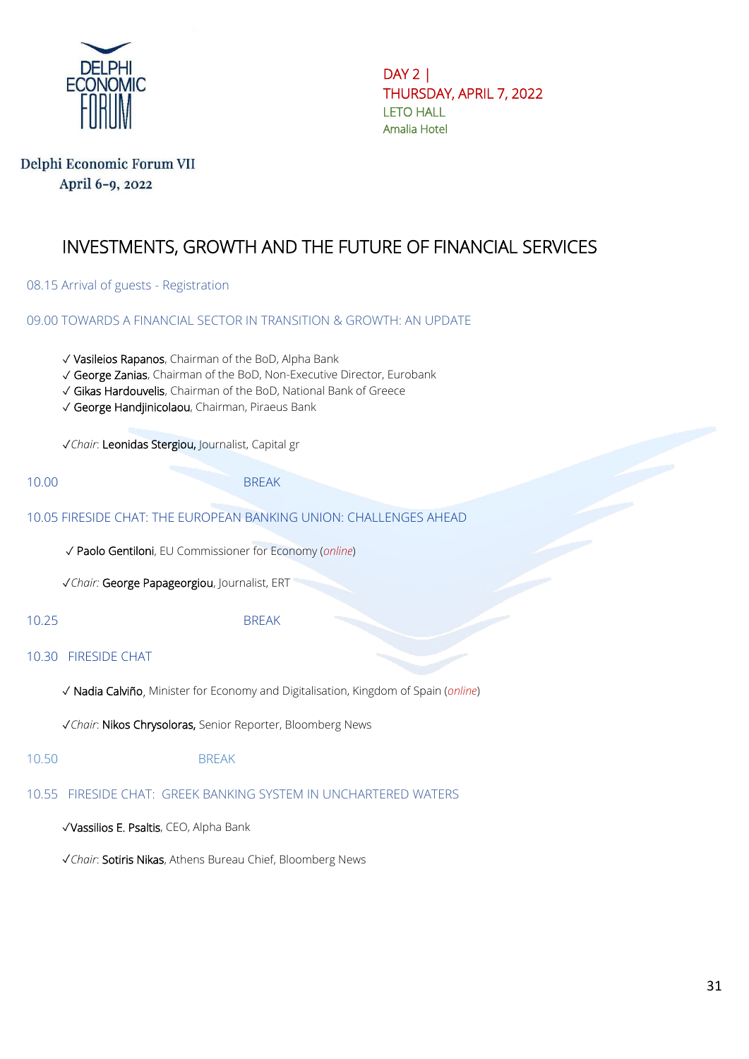DELPHI ECONOMIC FORUM

Delphi Economic Forum VII
April 6-9, 2022

DAY 2 |
THURSDAY, APRIL 7, 2022
LETO HALL
Amalia Hotel

# INVESTMENTS, GROWTH AND THE FUTURE OF FINANCIAL SERVICES

08.15 Arrival of guests - Registration

09.00 TOWARDS A FINANCIAL SECTOR IN TRANSITION & GROWTH: AN UPDATE

✓ Vasileios Rapanos, Chairman of the BoD, Alpha Bank
✓ George Zanias, Chairman of the BoD, Non-Executive Director, Eurobank
✓ Gikas Hardouvelis, Chairman of the BoD, National Bank of Greece
✓ George Handjinicolaou, Chairman, Piraeus Bank

✓*Chair*: Leonidas Stergiou, Journalist, Capital gr

10.00 BREAK

10.05 FIRESIDE CHAT: THE EUROPEAN BANKING UNION: CHALLENGES AHEAD

✓ Paolo Gentiloni, EU Commissioner for Economy (*online*)

✓*Chair:* George Papageorgiou, Journalist, ERT

10.25 BREAK

10.30 FIRESIDE CHAT

✓ Nadia Calviño, Minister for Economy and Digitalisation, Kingdom of Spain (*online*)

✓*Chair*: Nikos Chrysoloras, Senior Reporter, Bloomberg News

10.50 BREAK

10.55 FIRESIDE CHAT: GREEK BANKING SYSTEM IN UNCHARTERED WATERS

✓Vassilios E. Psaltis, CEO, Alpha Bank

✓*Chair*: Sotiris Nikas, Athens Bureau Chief, Bloomberg News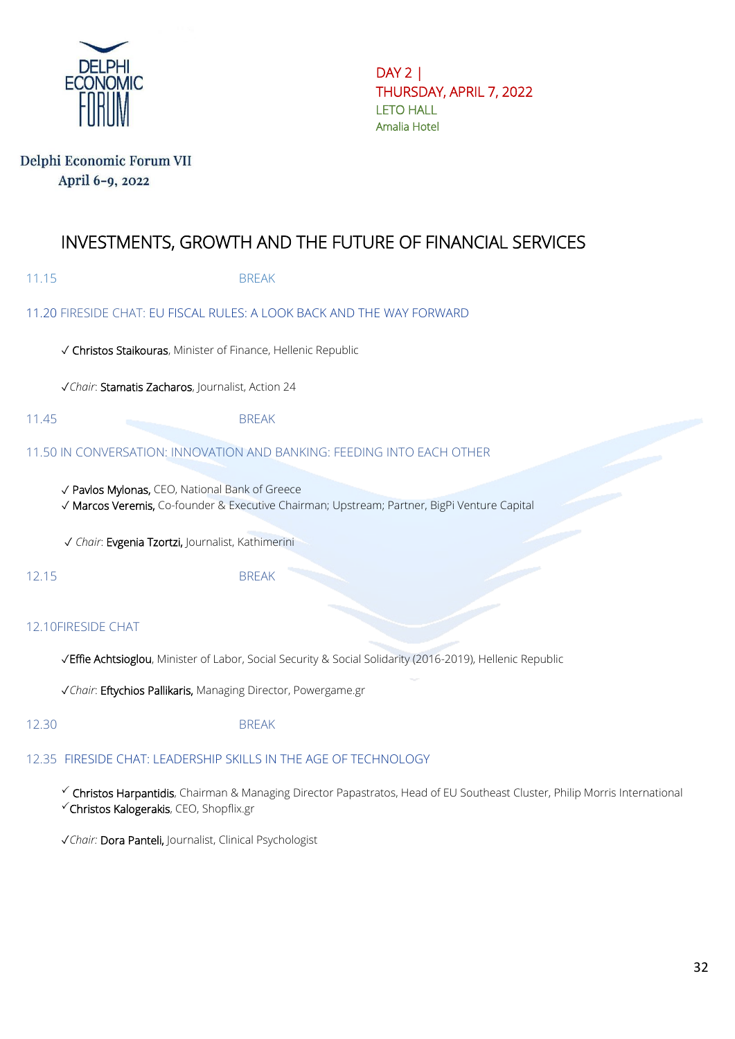Delphi Economic Forum VII
April 6-9, 2022

DAY 2 |
THURSDAY, APRIL 7, 2022
LETO HALL
Amalia Hotel

# INVESTMENTS, GROWTH AND THE FUTURE OF FINANCIAL SERVICES

11.15 BREAK

11.20 FIRESIDE CHAT: EU FISCAL RULES: A LOOK BACK AND THE WAY FORWARD

✓ Christos Staikouras, Minister of Finance, Hellenic Republic

✓*Chair*: Stamatis Zacharos, Journalist, Action 24

11.45 BREAK

11.50 IN CONVERSATION: INNOVATION AND BANKING: FEEDING INTO EACH OTHER

✓ Pavlos Mylonas, CEO, National Bank of Greece
✓ Marcos Veremis, Co-founder & Executive Chairman; Upstream; Partner, BigPi Venture Capital

✓ *Chair*: Evgenia Tzortzi, Journalist, Kathimerini

12.15 BREAK

12.10FIRESIDE CHAT

✓Effie Achtsioglou, Minister of Labor, Social Security & Social Solidarity (2016-2019), Hellenic Republic

✓*Chair*: Eftychios Pallikaris, Managing Director, Powergame.gr

12.30 BREAK

12.35 FIRESIDE CHAT: LEADERSHIP SKILLS IN THE AGE OF TECHNOLOGY

✓ Christos Harpantidis, Chairman & Managing Director Papastratos, Head of EU Southeast Cluster, Philip Morris International
✓Christos Kalogerakis, CEO, Shopflix.gr

✓*Chair*: Dora Panteli, Journalist, Clinical Psychologist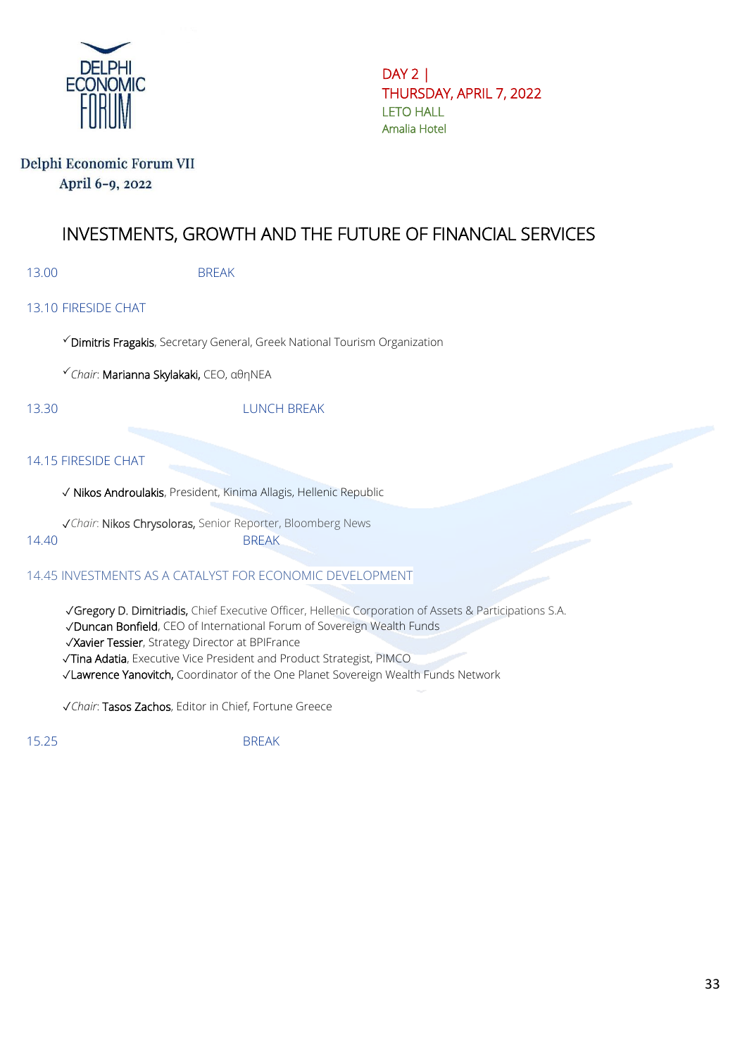DAY 2 |
THURSDAY, APRIL 7, 2022
LETO HALL
Amalia Hotel

Delphi Economic Forum VII
April 6-9, 2022

# INVESTMENTS, GROWTH AND THE FUTURE OF FINANCIAL SERVICES

13.00 BREAK

13.10 FIRESIDE CHAT

✓Dimitris Fragakis, Secretary General, Greek National Tourism Organization

✓*Chair*: Marianna Skylakaki, CEO, αθηNEA

13.30 LUNCH BREAK

14.15 FIRESIDE CHAT

✓ Nikos Androulakis, President, Kinima Allagis, Hellenic Republic

✓*Chair*: Nikos Chrysoloras, Senior Reporter, Bloomberg News

14.40 BREAK

14.45 INVESTMENTS AS A CATALYST FOR ECONOMIC DEVELOPMENT

✓Gregory D. Dimitriadis, Chief Executive Officer, Hellenic Corporation of Assets & Participations S.A.
✓Duncan Bonfield, CEO of International Forum of Sovereign Wealth Funds
✓Xavier Tessier, Strategy Director at BPIFrance
✓Tina Adatia, Executive Vice President and Product Strategist, PIMCO
✓Lawrence Yanovitch, Coordinator of the One Planet Sovereign Wealth Funds Network

✓*Chair*: Tasos Zachos, Editor in Chief, Fortune Greece

15.25 BREAK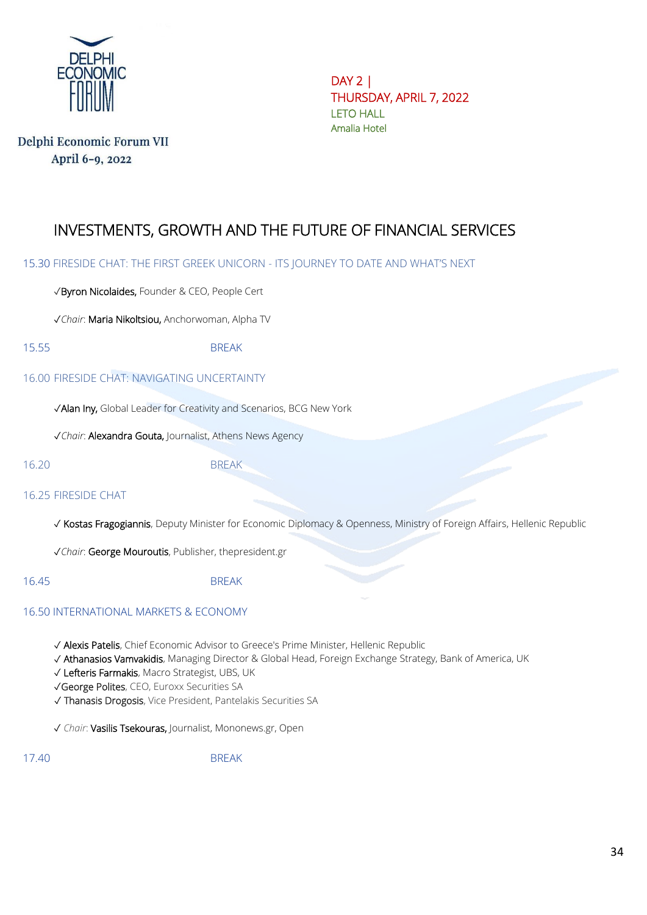Delphi Economic Forum VII
April 6-9, 2022

DAY 2 |
THURSDAY, APRIL 7, 2022
LETO HALL
Amalia Hotel

# INVESTMENTS, GROWTH AND THE FUTURE OF FINANCIAL SERVICES

15.30 FIRESIDE CHAT: THE FIRST GREEK UNICORN - ITS JOURNEY TO DATE AND WHAT'S NEXT

✓Byron Nicolaides, Founder & CEO, People Cert

✓*Chair*: Maria Nikoltsiou, Anchorwoman, Alpha TV

15.55 BREAK

16.00 FIRESIDE CHAT: NAVIGATING UNCERTAINTY

✓Alan Iny, Global Leader for Creativity and Scenarios, BCG New York

✓*Chair*: Alexandra Gouta, Journalist, Athens News Agency

16.20 BREAK

16.25 FIRESIDE CHAT

✓ Kostas Fragogiannis, Deputy Minister for Economic Diplomacy & Openness, Ministry of Foreign Affairs, Hellenic Republic

✓*Chair*: George Mouroutis, Publisher, thepresident.gr

16.45 BREAK

16.50 INTERNATIONAL MARKETS & ECONOMY

✓ Alexis Patelis, Chief Economic Advisor to Greece's Prime Minister, Hellenic Republic
✓ Athanasios Vamvakidis, Managing Director & Global Head, Foreign Exchange Strategy, Bank of America, UK
✓ Lefteris Farmakis, Macro Strategist, UBS, UK
✓George Polites, CEO, Euroxx Securities SA
✓ Thanasis Drogosis, Vice President, Pantelakis Securities SA

✓ *Chair*: Vasilis Tsekouras, Journalist, Mononews.gr, Open

17.40 BREAK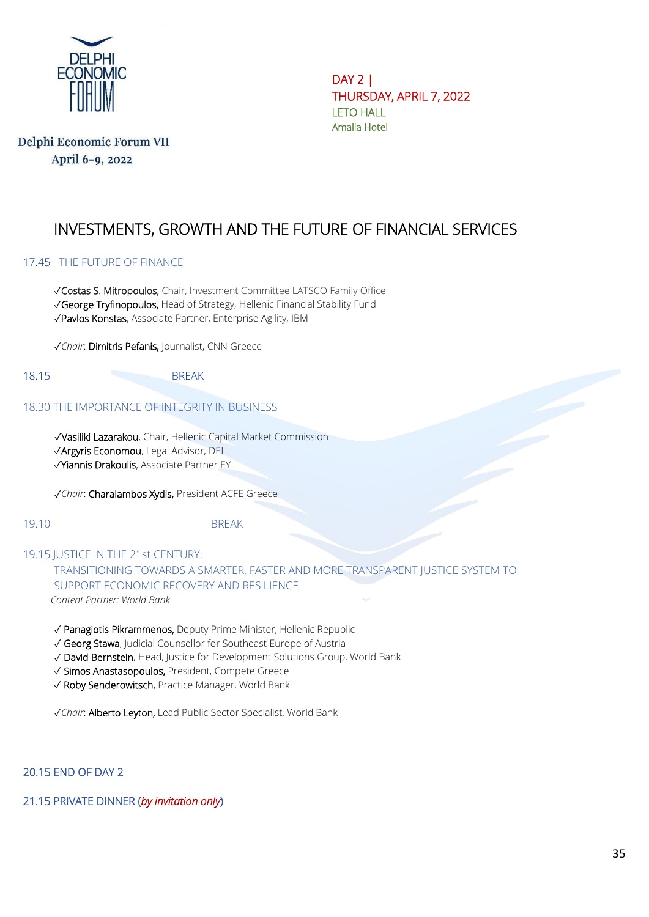Delphi Economic Forum VII
April 6-9, 2022

DAY 2 |
THURSDAY, APRIL 7, 2022
LETO HALL
Amalia Hotel

# INVESTMENTS, GROWTH AND THE FUTURE OF FINANCIAL SERVICES

## 17.45 THE FUTURE OF FINANCE

✓Costas S. Mitropoulos, Chair, Investment Committee LATSCO Family Office
✓George Tryfinopoulos, Head of Strategy, Hellenic Financial Stability Fund
✓Pavlos Konstas, Associate Partner, Enterprise Agility, IBM

✓*Chair*: Dimitris Pefanis, Journalist, CNN Greece

18.15 BREAK

## 18.30 THE IMPORTANCE OF INTEGRITY IN BUSINESS

✓Vasiliki Lazarakou, Chair, Hellenic Capital Market Commission
✓Argyris Economou, Legal Advisor, DEI
✓Yiannis Drakoulis, Associate Partner EY

✓*Chair*: Charalambos Xydis, President ACFE Greece

19.10 BREAK

## 19.15 JUSTICE IN THE 21st CENTURY: TRANSITIONING TOWARDS A SMARTER, FASTER AND MORE TRANSPARENT JUSTICE SYSTEM TO SUPPORT ECONOMIC RECOVERY AND RESILIENCE

*Content Partner: World Bank*

✓ Panagiotis Pikrammenos, Deputy Prime Minister, Hellenic Republic
✓ Georg Stawa, Judicial Counsellor for Southeast Europe of Austria
✓ David Bernstein, Head, Justice for Development Solutions Group, World Bank
✓ Simos Anastasopoulos, President, Compete Greece
✓ Roby Senderowitsch, Practice Manager, World Bank

✓*Chair*: Alberto Leyton, Lead Public Sector Specialist, World Bank

20.15 END OF DAY 2

21.15 PRIVATE DINNER (*by invitation only*)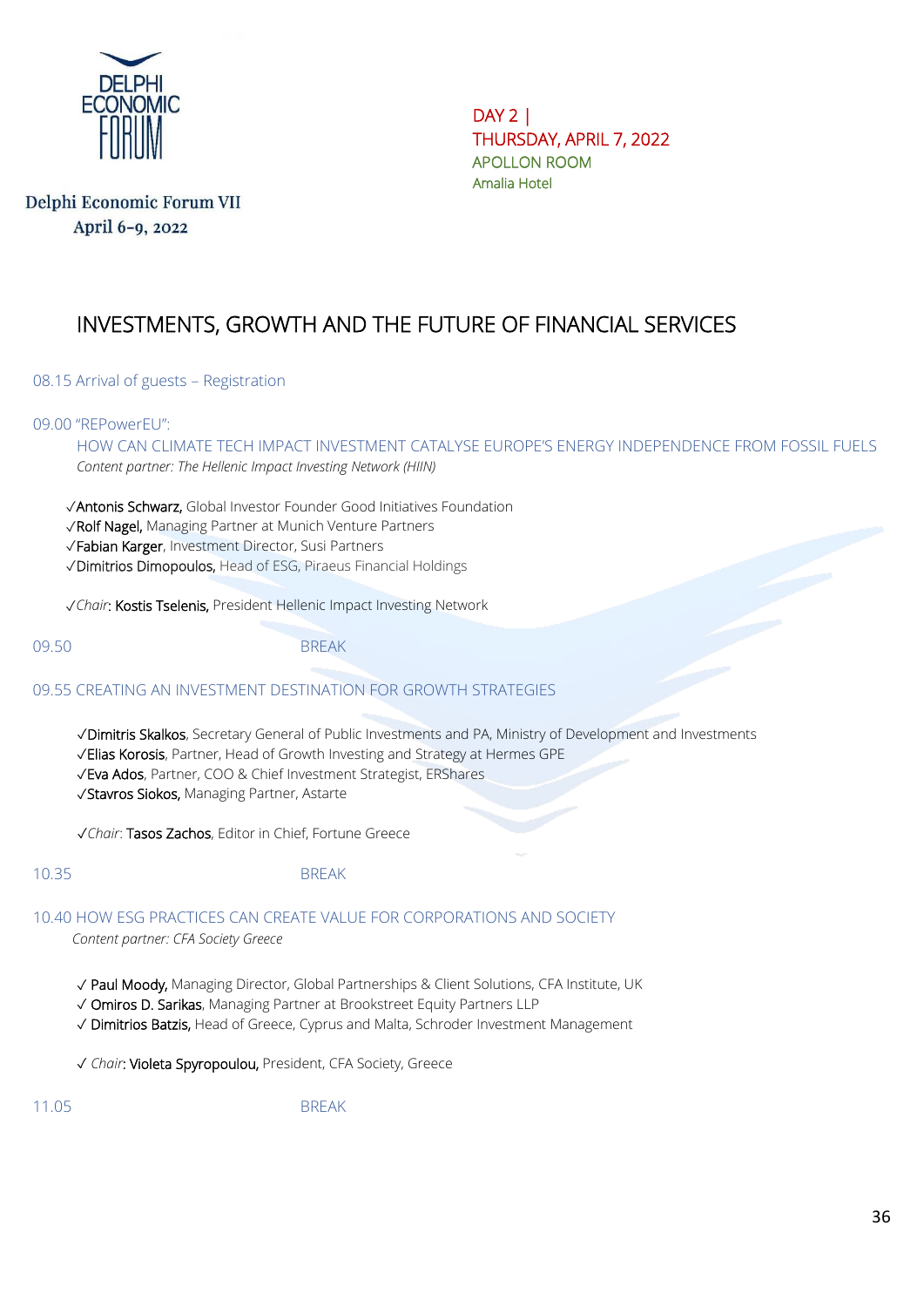DELPHI ECONOMIC FORUM

Delphi Economic Forum VII
April 6-9, 2022

DAY 2 |
THURSDAY, APRIL 7, 2022
APOLLON ROOM
Amalia Hotel

# INVESTMENTS, GROWTH AND THE FUTURE OF FINANCIAL SERVICES

08.15 Arrival of guests – Registration

09.00 "REPowerEU":
HOW CAN CLIMATE TECH IMPACT INVESTMENT CATALYSE EUROPE'S ENERGY INDEPENDENCE FROM FOSSIL FUELS
*Content partner: The Hellenic Impact Investing Network (HIIN)*

✓Antonis Schwarz, Global Investor Founder Good Initiatives Foundation
✓Rolf Nagel, Managing Partner at Munich Venture Partners
✓Fabian Karger, Investment Director, Susi Partners
✓Dimitrios Dimopoulos, Head of ESG, Piraeus Financial Holdings

✓*Chair*: Kostis Tselenis, President Hellenic Impact Investing Network

09.50 BREAK

09.55 CREATING AN INVESTMENT DESTINATION FOR GROWTH STRATEGIES

✓Dimitris Skalkos, Secretary General of Public Investments and PA, Ministry of Development and Investments
✓Elias Korosis, Partner, Head of Growth Investing and Strategy at Hermes GPE
✓Eva Ados, Partner, COO & Chief Investment Strategist, ERShares
✓Stavros Siokos, Managing Partner, Astarte

✓*Chair*: Tasos Zachos, Editor in Chief, Fortune Greece

10.35 BREAK

10.40 HOW ESG PRACTICES CAN CREATE VALUE FOR CORPORATIONS AND SOCIETY
*Content partner: CFA Society Greece*

✓ Paul Moody, Managing Director, Global Partnerships & Client Solutions, CFA Institute, UK
✓ Omiros D. Sarikas, Managing Partner at Brookstreet Equity Partners LLP
✓ Dimitrios Batzis, Head of Greece, Cyprus and Malta, Schroder Investment Management

✓ *Chair*: Violeta Spyropoulou, President, CFA Society, Greece

11.05 BREAK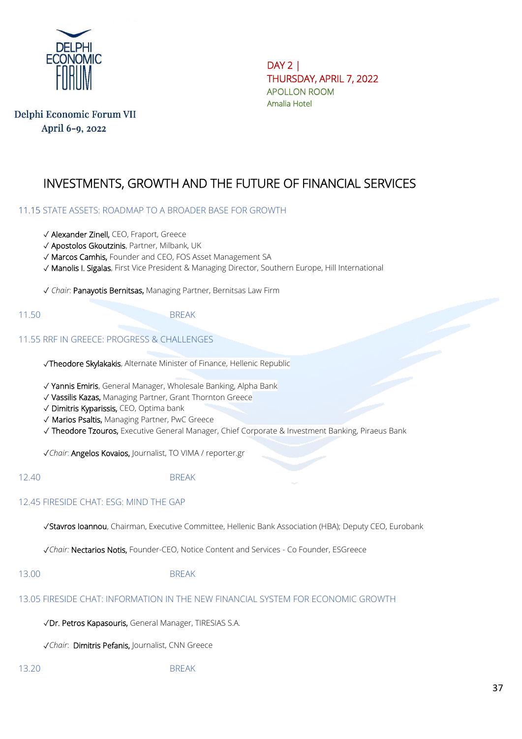Delphi Economic Forum VII
April 6-9, 2022

DAY 2 |
THURSDAY, APRIL 7, 2022
APOLLON ROOM
Amalia Hotel

# INVESTMENTS, GROWTH AND THE FUTURE OF FINANCIAL SERVICES

## 11.15 STATE ASSETS: ROADMAP TO A BROADER BASE FOR GROWTH

✓ Alexander Zinell, CEO, Fraport, Greece
✓ Apostolos Gkoutzinis, Partner, Milbank, UK
✓ Marcos Camhis, Founder and CEO, FOS Asset Management SA
✓ Manolis I. Sigalas, First Vice President & Managing Director, Southern Europe, Hill International

✓ *Chair*: Panayotis Bernitsas, Managing Partner, Bernitsas Law Firm

11.50 BREAK

## 11.55 RRF IN GREECE: PROGRESS & CHALLENGES

✓Theodore Skylakakis, Alternate Minister of Finance, Hellenic Republic

✓ Yannis Emiris, General Manager, Wholesale Banking, Alpha Bank
✓ Vassilis Kazas, Managing Partner, Grant Thornton Greece
✓ Dimitris Kyparissis, CEO, Optima bank
✓ Marios Psaltis, Managing Partner, PwC Greece
✓ Theodore Tzouros, Executive General Manager, Chief Corporate & Investment Banking, Piraeus Bank

✓*Chair*: Angelos Kovaios, Journalist, TO VIMA / reporter.gr

12.40 BREAK

## 12.45 FIRESIDE CHAT: ESG: MIND THE GAP

✓Stavros Ioannou, Chairman, Executive Committee, Hellenic Bank Association (HBA); Deputy CEO, Eurobank

✓*Chair:* Nectarios Notis, Founder-CEO, Notice Content and Services - Co Founder, ESGreece

13.00 BREAK

## 13.05 FIRESIDE CHAT: INFORMATION IN THE NEW FINANCIAL SYSTEM FOR ECONOMIC GROWTH

✓Dr. Petros Kapasouris, General Manager, TIRESIAS S.A.

✓*Chair*: Dimitris Pefanis, Journalist, CNN Greece

13.20 BREAK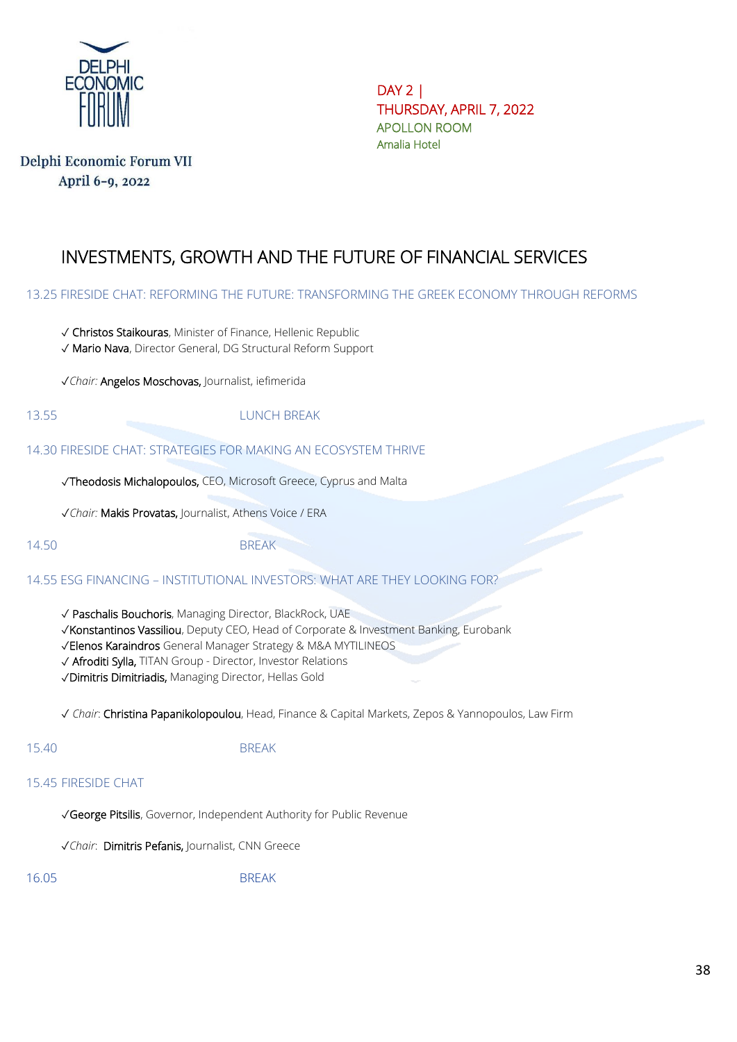Delphi Economic Forum VII
April 6-9, 2022

DAY 2 |
THURSDAY, APRIL 7, 2022
APOLLON ROOM
Amalia Hotel

# INVESTMENTS, GROWTH AND THE FUTURE OF FINANCIAL SERVICES

### 13.25 FIRESIDE CHAT: REFORMING THE FUTURE: TRANSFORMING THE GREEK ECONOMY THROUGH REFORMS

✓ Christos Staikouras, Minister of Finance, Hellenic Republic
✓ Mario Nava, Director General, DG Structural Reform Support

✓*Chair:* Angelos Moschovas, Journalist, iefimerida

13.55 LUNCH BREAK

### 14.30 FIRESIDE CHAT: STRATEGIES FOR MAKING AN ECOSYSTEM THRIVE

✓Theodosis Michalopoulos, CEO, Microsoft Greece, Cyprus and Malta

✓*Chair:* Makis Provatas, Journalist, Athens Voice / ERA

14.50 BREAK

### 14.55 ESG FINANCING – INSTITUTIONAL INVESTORS: WHAT ARE THEY LOOKING FOR?

✓ Paschalis Bouchoris, Managing Director, BlackRock, UAE
✓Konstantinos Vassiliou, Deputy CEO, Head of Corporate & Investment Banking, Eurobank
✓Elenos Karaindros General Manager Strategy & M&A MYTILINEOS
✓ Afroditi Sylla, TITAN Group - Director, Investor Relations
✓Dimitris Dimitriadis, Managing Director, Hellas Gold

✓ *Chair*: Christina Papanikolopoulou, Head, Finance & Capital Markets, Zepos & Yannopoulos, Law Firm

15.40 BREAK

### 15.45 FIRESIDE CHAT

✓George Pitsilis, Governor, Independent Authority for Public Revenue

✓*Chair*: Dimitris Pefanis, Journalist, CNN Greece

16.05 BREAK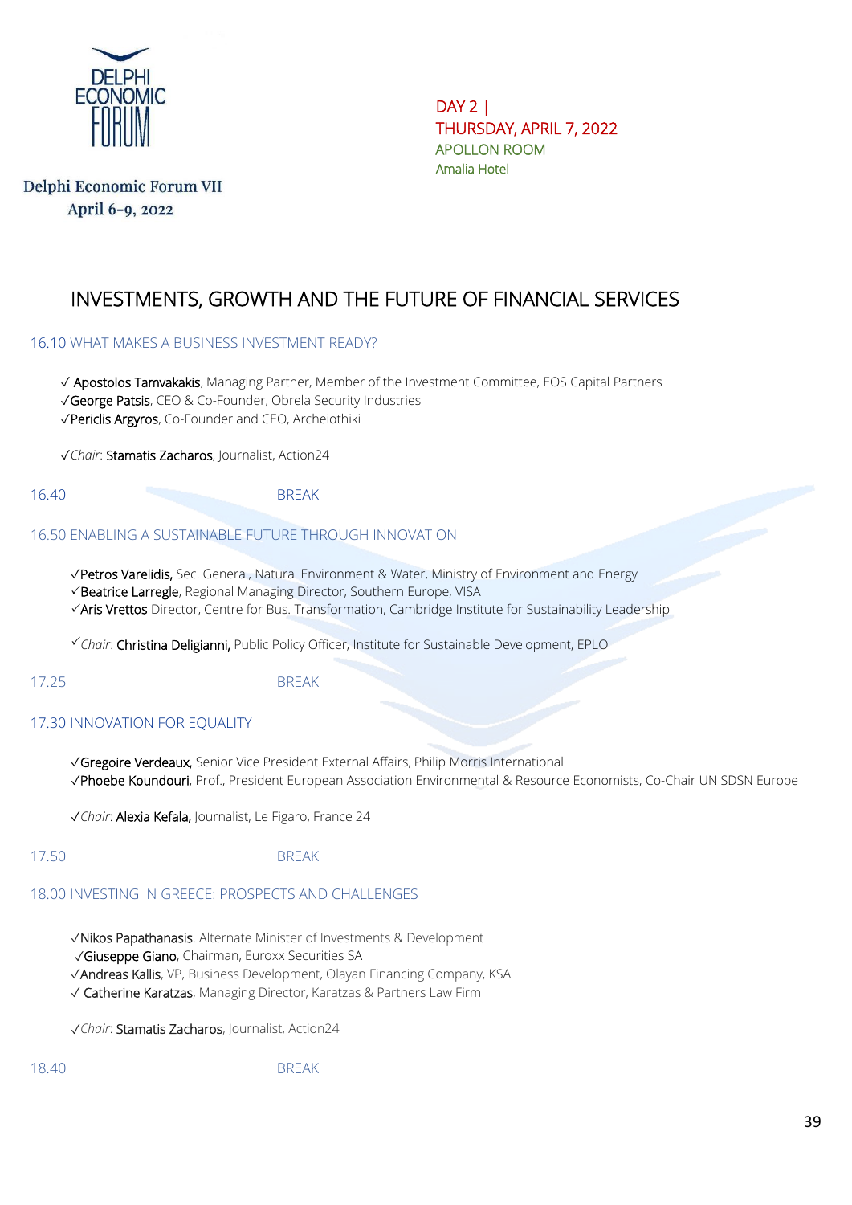Delphi Economic Forum VII
April 6-9, 2022

DAY 2 |
THURSDAY, APRIL 7, 2022
APOLLON ROOM
Amalia Hotel

# INVESTMENTS, GROWTH AND THE FUTURE OF FINANCIAL SERVICES

## 16.10 WHAT MAKES A BUSINESS INVESTMENT READY?

✓ Apostolos Tamvakakis, Managing Partner, Member of the Investment Committee, EOS Capital Partners
✓George Patsis, CEO & Co-Founder, Obrela Security Industries
✓Periclis Argyros, Co-Founder and CEO, Archeiothiki

✓*Chair*: Stamatis Zacharos, Journalist, Action24

16.40 BREAK

## 16.50 ENABLING A SUSTAINABLE FUTURE THROUGH INNOVATION

✓Petros Varelidis, Sec. General, Natural Environment & Water, Ministry of Environment and Energy
✓Beatrice Larregle, Regional Managing Director, Southern Europe, VISA
✓Aris Vrettos Director, Centre for Bus. Transformation, Cambridge Institute for Sustainability Leadership

✓*Chair*: Christina Deligianni, Public Policy Officer, Institute for Sustainable Development, EPLO

17.25 BREAK

## 17.30 INNOVATION FOR EQUALITY

✓Gregoire Verdeaux, Senior Vice President External Affairs, Philip Morris International
✓Phoebe Koundouri, Prof., President European Association Environmental & Resource Economists, Co-Chair UN SDSN Europe

✓*Chair*: Alexia Kefala, Journalist, Le Figaro, France 24

17.50 BREAK

## 18.00 INVESTING IN GREECE: PROSPECTS AND CHALLENGES

✓Nikos Papathanasis. Alternate Minister of Investments & Development
✓Giuseppe Giano, Chairman, Euroxx Securities SA
✓Andreas Kallis, VP, Business Development, Olayan Financing Company, KSA
✓ Catherine Karatzas, Managing Director, Karatzas & Partners Law Firm

✓*Chair*: Stamatis Zacharos, Journalist, Action24

18.40 BREAK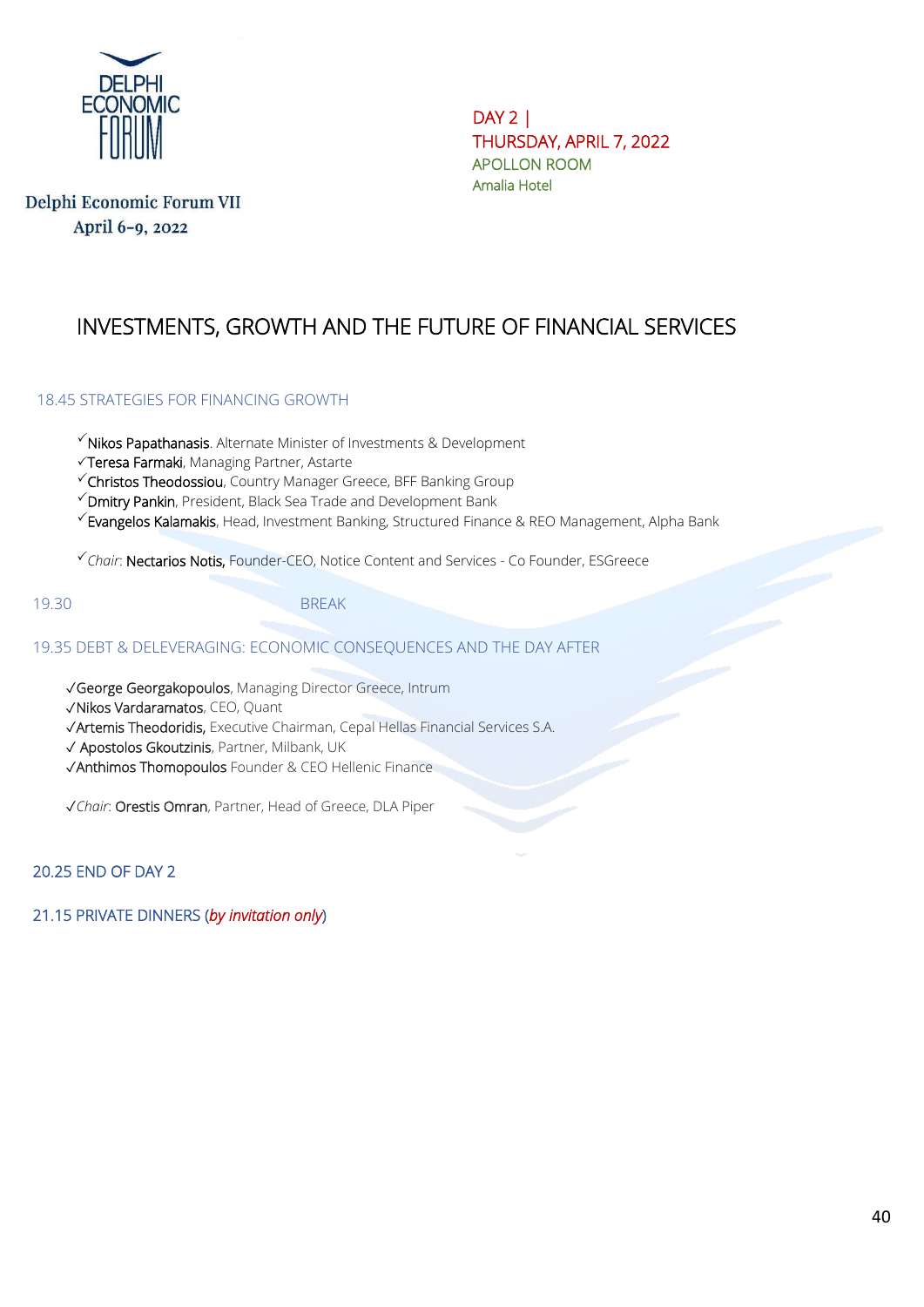DELPHI ECONOMIC FORUM

Delphi Economic Forum VII
April 6-9, 2022

DAY 2 |
THURSDAY, APRIL 7, 2022
APOLLON ROOM
Amalia Hotel

# INVESTMENTS, GROWTH AND THE FUTURE OF FINANCIAL SERVICES

## 18.45 STRATEGIES FOR FINANCING GROWTH

- ✓Nikos Papathanasis. Alternate Minister of Investments & Development
- ✓Teresa Farmaki, Managing Partner, Astarte
- ✓Christos Theodossiou, Country Manager Greece, BFF Banking Group
- ✓Dmitry Pankin, President, Black Sea Trade and Development Bank
- ✓Evangelos Kalamakis, Head, Investment Banking, Structured Finance & REO Management, Alpha Bank

✓*Chair*: Nectarios Notis, Founder-CEO, Notice Content and Services - Co Founder, ESGreece

19.30 BREAK

## 19.35 DEBT & DELEVERAGING: ECONOMIC CONSEQUENCES AND THE DAY AFTER

- ✓George Georgakopoulos, Managing Director Greece, Intrum
- ✓Nikos Vardaramatos, CEO, Quant
- ✓Artemis Theodoridis, Executive Chairman, Cepal Hellas Financial Services S.A.
- ✓ Apostolos Gkoutzinis, Partner, Milbank, UK
- ✓Anthimos Thomopoulos Founder & CEO Hellenic Finance

✓*Chair*: Orestis Omran, Partner, Head of Greece, DLA Piper

20.25 END OF DAY 2

21.15 PRIVATE DINNERS (*by invitation only*)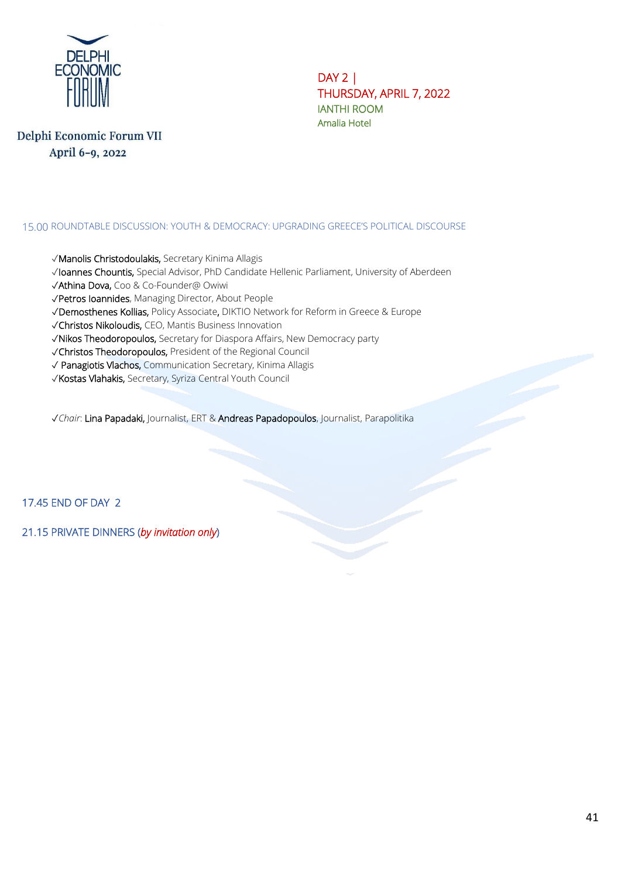Delphi Economic Forum VII
April 6-9, 2022

DAY 2 |
THURSDAY, APRIL 7, 2022
IANTHI ROOM
Amalia Hotel

15.00 ROUNDTABLE DISCUSSION: YOUTH & DEMOCRACY: UPGRADING GREECE'S POLITICAL DISCOURSE

- ✓Manolis Christodoulakis, Secretary Kinima Allagis
- ✓Ioannes Chountis, Special Advisor, PhD Candidate Hellenic Parliament, University of Aberdeen
- ✓Athina Dova, Coo & Co-Founder@ Owiwi
- ✓Petros Ioannides, Managing Director, About People
- ✓Demosthenes Kollias, Policy Associate, DIKTIO Network for Reform in Greece & Europe
- ✓Christos Nikoloudis, CEO, Mantis Business Innovation
- ✓Nikos Theodoropoulos, Secretary for Diaspora Affairs, New Democracy party
- ✓Christos Theodoropoulos, President of the Regional Council
- ✓ Panagiotis Vlachos, Communication Secretary, Kinima Allagis
- ✓Kostas Vlahakis, Secretary, Syriza Central Youth Council

✓*Chair*: Lina Papadaki, Journalist, ERT & Andreas Papadopoulos, Journalist, Parapolitika

17.45 END OF DAY 2

21.15 PRIVATE DINNERS (*by invitation only*)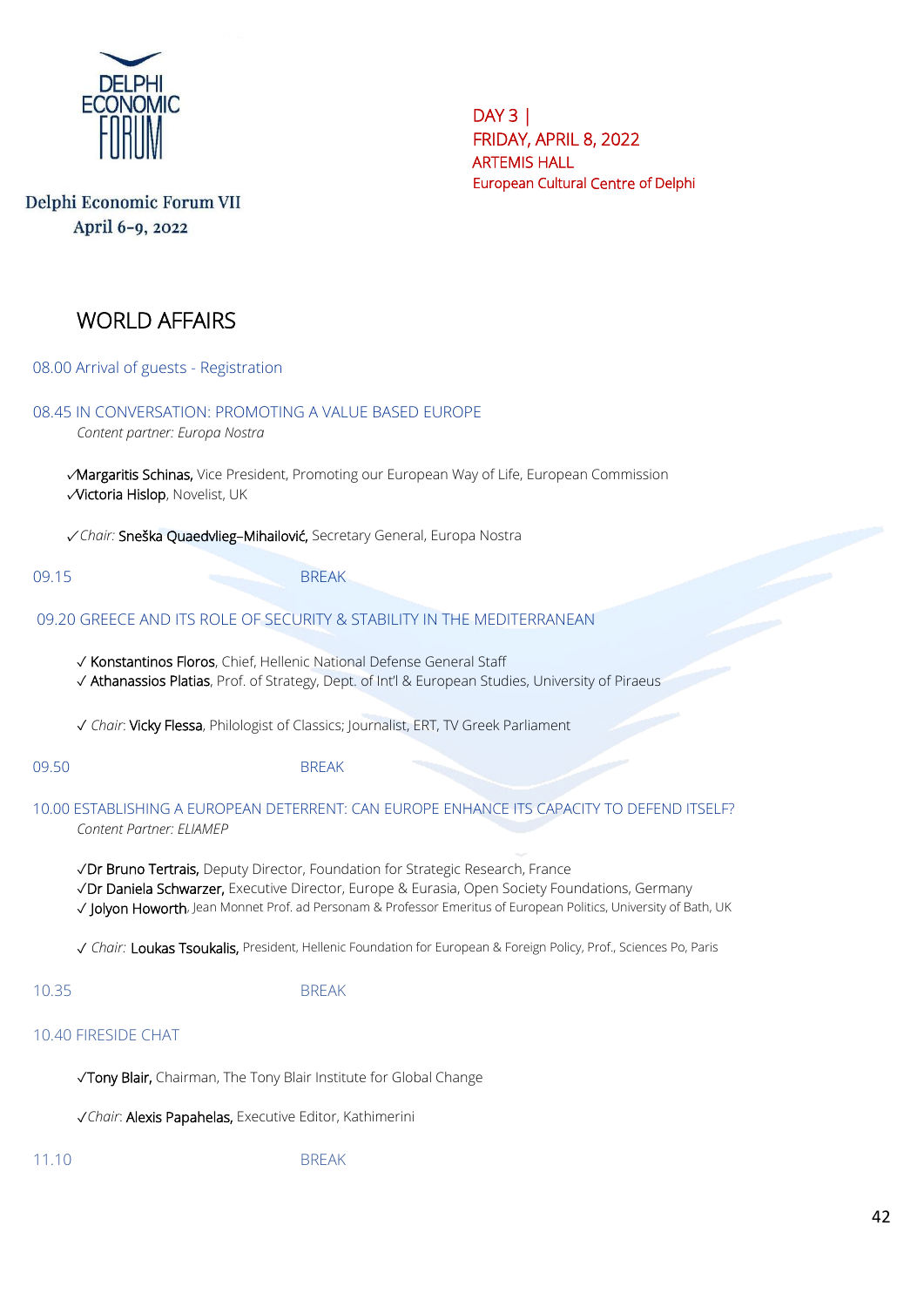Delphi Economic Forum VII
April 6-9, 2022

DAY 3 |
FRIDAY, APRIL 8, 2022
ARTEMIS HALL
European Cultural Centre of Delphi

# WORLD AFFAIRS

08.00 Arrival of guests - Registration

08.45 IN CONVERSATION: PROMOTING A VALUE BASED EUROPE
*Content partner: Europa Nostra*

✓Margaritis Schinas, Vice President, Promoting our European Way of Life, European Commission
✓Victoria Hislop, Novelist, UK

✓*Chair:* Sneška Quaedvlieg–Mihailović, Secretary General, Europa Nostra

09.15 BREAK

09.20 GREECE AND ITS ROLE OF SECURITY & STABILITY IN THE MEDITERRANEAN

✓ Konstantinos Floros, Chief, Hellenic National Defense General Staff
✓ Athanassios Platias, Prof. of Strategy, Dept. of Int'l & European Studies, University of Piraeus

✓ *Chair*: Vicky Flessa, Philologist of Classics; Journalist, ERT, TV Greek Parliament

09.50 BREAK

10.00 ESTABLISHING A EUROPEAN DETERRENT: CAN EUROPE ENHANCE ITS CAPACITY TO DEFEND ITSELF?
*Content Partner: ELIAMEP*

✓Dr Bruno Tertrais, Deputy Director, Foundation for Strategic Research, France
✓Dr Daniela Schwarzer, Executive Director, Europe & Eurasia, Open Society Foundations, Germany
✓ Jolyon Howorth, Jean Monnet Prof. ad Personam & Professor Emeritus of European Politics, University of Bath, UK

✓ *Chair:* Loukas Tsoukalis, President, Hellenic Foundation for European & Foreign Policy, Prof., Sciences Po, Paris

10.35 BREAK

10.40 FIRESIDE CHAT

✓Tony Blair, Chairman, The Tony Blair Institute for Global Change

✓*Chair*: Alexis Papahelas, Executive Editor, Kathimerini

11.10 BREAK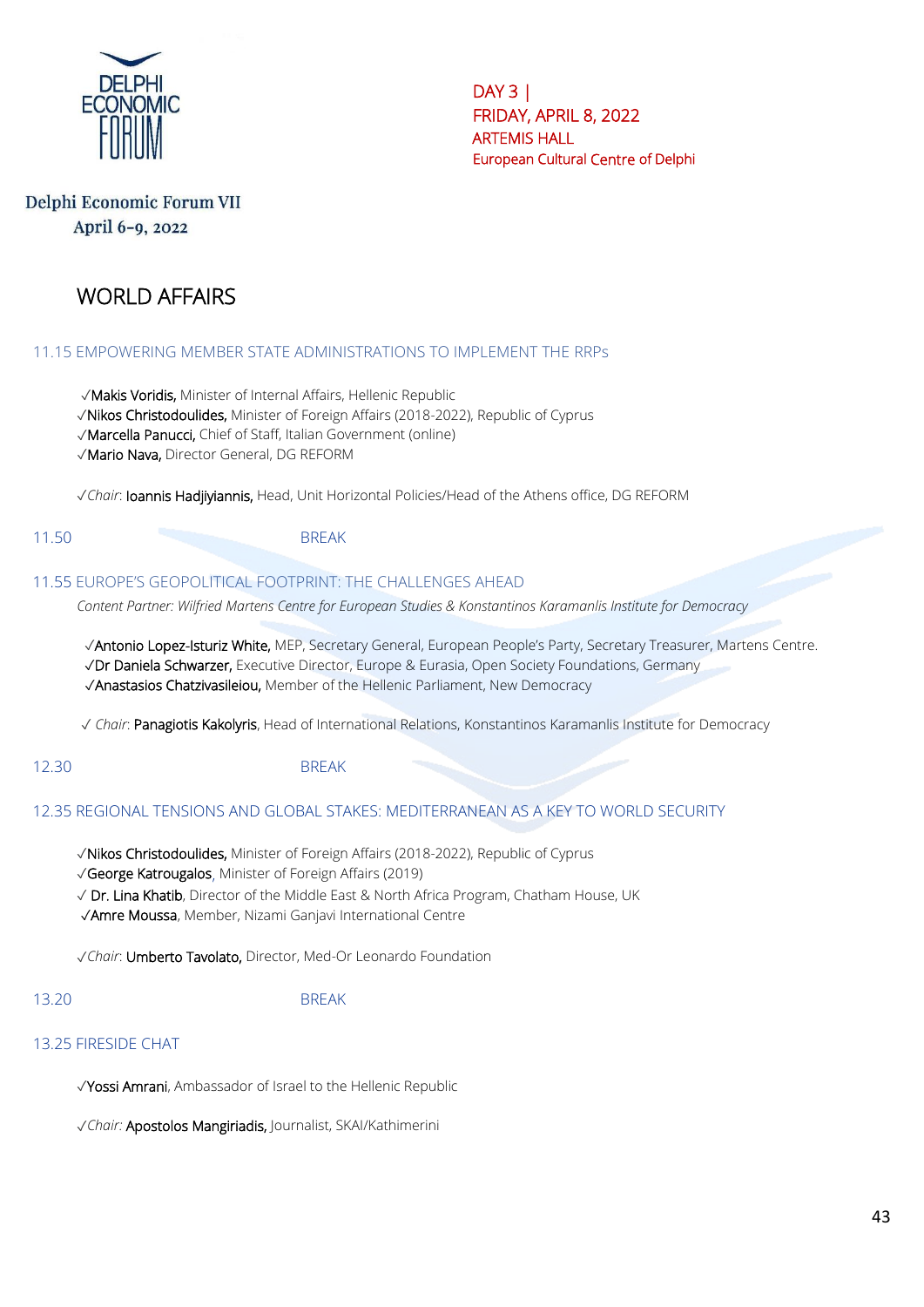DELPHI ECONOMIC FORUM

Delphi Economic Forum VII
April 6-9, 2022

DAY 3 |
FRIDAY, APRIL 8, 2022
ARTEMIS HALL
European Cultural Centre of Delphi

# WORLD AFFAIRS

## 11.15 EMPOWERING MEMBER STATE ADMINISTRATIONS TO IMPLEMENT THE RRPs

√**Makis Voridis,** Minister of Internal Affairs, Hellenic Republic
√**Nikos Christodoulides,** Minister of Foreign Affairs (2018-2022), Republic of Cyprus
√**Marcella Panucci,** Chief of Staff, Italian Government (online)
√**Mario Nava,** Director General, DG REFORM

√*Chair*: **Ioannis Hadjiyiannis,** Head, Unit Horizontal Policies/Head of the Athens office, DG REFORM

11.50 BREAK

## 11.55 EUROPE'S GEOPOLITICAL FOOTPRINT: THE CHALLENGES AHEAD

*Content Partner: Wilfried Martens Centre for European Studies & Konstantinos Karamanlis Institute for Democracy*

√**Antonio Lopez-Isturiz White,** MEP, Secretary General, European People's Party, Secretary Treasurer, Martens Centre.
√**Dr Daniela Schwarzer,** Executive Director, Europe & Eurasia, Open Society Foundations, Germany
√**Anastasios Chatzivasileiou,** Member of the Hellenic Parliament, New Democracy

√ *Chair*: **Panagiotis Kakolyris**, Head of International Relations, Konstantinos Karamanlis Institute for Democracy

12.30 BREAK

## 12.35 REGIONAL TENSIONS AND GLOBAL STAKES: MEDITERRANEAN AS A KEY TO WORLD SECURITY

√**Nikos Christodoulides,** Minister of Foreign Affairs (2018-2022), Republic of Cyprus
√**George Katrougalos**, Minister of Foreign Affairs (2019)
√ **Dr. Lina Khatib**, Director of the Middle East & North Africa Program, Chatham House, UK
√**Amre Moussa**, Member, Nizami Ganjavi International Centre

√*Chair*: **Umberto Tavolato,** Director, Med-Or Leonardo Foundation

13.20 BREAK

## 13.25 FIRESIDE CHAT

√**Yossi Amrani**, Ambassador of Israel to the Hellenic Republic

√*Chair:* **Apostolos Mangiriadis,** Journalist, SKAI/Kathimerini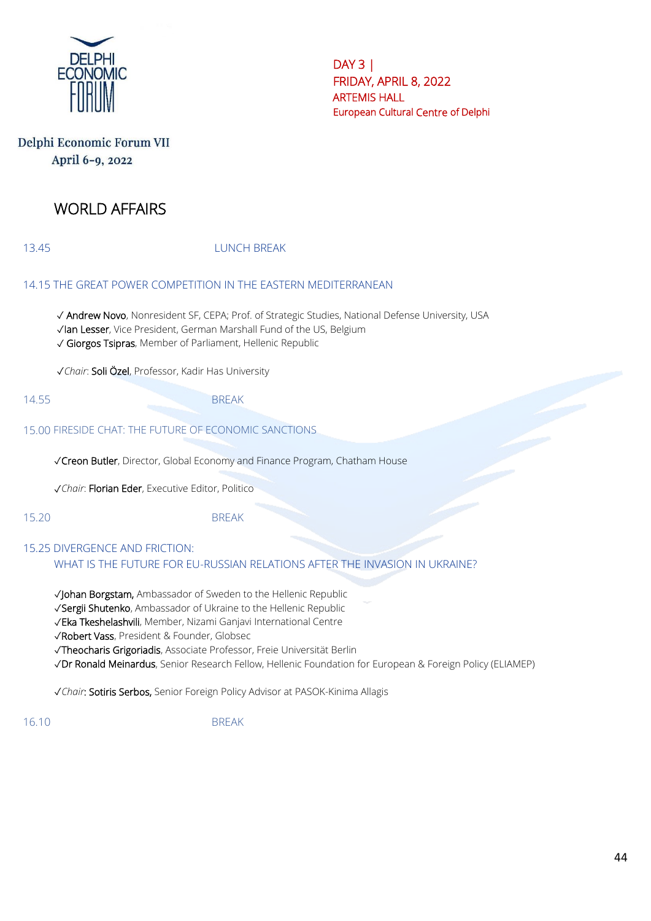DELPHI ECONOMIC FORUM

**Delphi Economic Forum VII**
**April 6-9, 2022**

DAY 3 |
FRIDAY, APRIL 8, 2022
ARTEMIS HALL
European Cultural Centre of Delphi

# WORLD AFFAIRS

13.45 LUNCH BREAK

## 14.15 THE GREAT POWER COMPETITION IN THE EASTERN MEDITERRANEAN

✓ Andrew Novo, Nonresident SF, CEPA; Prof. of Strategic Studies, National Defense University, USA
✓Ian Lesser, Vice President, German Marshall Fund of the US, Belgium
✓ Giorgos Tsipras, Member of Parliament, Hellenic Republic

✓*Chair*: Soli Özel, Professor, Kadir Has University

14.55 BREAK

## 15.00 FIRESIDE CHAT: THE FUTURE OF ECONOMIC SANCTIONS

✓Creon Butler, Director, Global Economy and Finance Program, Chatham House

✓*Chair*: Florian Eder, Executive Editor, Politico

15.20 BREAK

## 15.25 DIVERGENCE AND FRICTION: WHAT IS THE FUTURE FOR EU-RUSSIAN RELATIONS AFTER THE INVASION IN UKRAINE?

✓Johan Borgstam, Ambassador of Sweden to the Hellenic Republic
✓Sergii Shutenko, Ambassador of Ukraine to the Hellenic Republic
✓Eka Tkeshelashvili, Member, Nizami Ganjavi International Centre
✓Robert Vass, President & Founder, Globsec
✓Theocharis Grigoriadis, Associate Professor, Freie Universität Berlin
✓Dr Ronald Meinardus, Senior Research Fellow, Hellenic Foundation for European & Foreign Policy (ELIAMEP)

✓*Chair*: Sotiris Serbos, Senior Foreign Policy Advisor at PASOK-Kinima Allagis

16.10 BREAK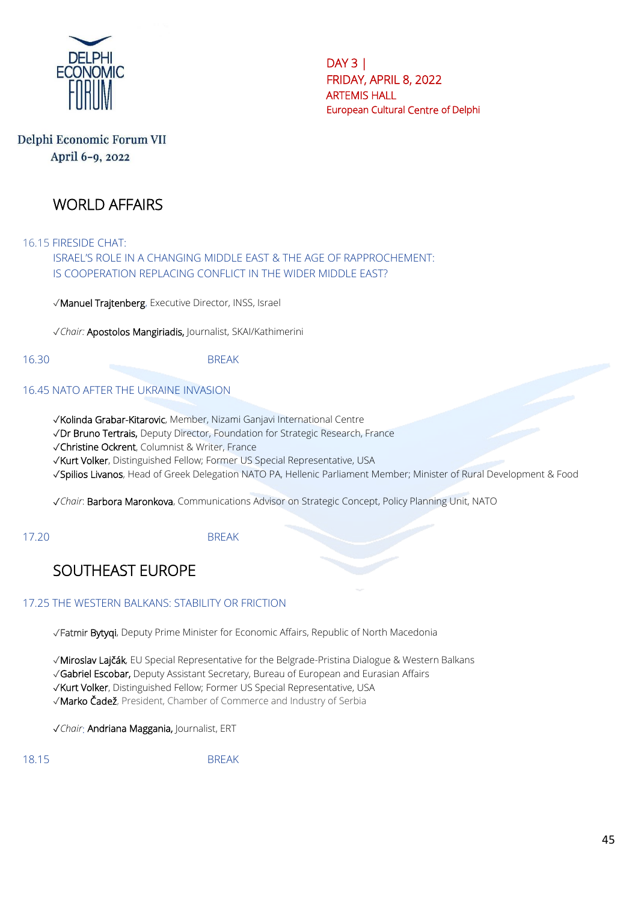DELPHI ECONOMIC FORUM

Delphi Economic Forum VII
April 6-9, 2022

DAY 3 |
FRIDAY, APRIL 8, 2022
ARTEMIS HALL
European Cultural Centre of Delphi

# WORLD AFFAIRS

16.15 FIRESIDE CHAT:
ISRAEL'S ROLE IN A CHANGING MIDDLE EAST & THE AGE OF RAPPROCHEMENT:
IS COOPERATION REPLACING CONFLICT IN THE WIDER MIDDLE EAST?

✓Manuel Trajtenberg, Executive Director, INSS, Israel

✓*Chair:* Apostolos Mangiriadis, Journalist, SKAI/Kathimerini

16.30 BREAK

16.45 NATO AFTER THE UKRAINE INVASION

✓Kolinda Grabar-Kitarovic, Member, Nizami Ganjavi International Centre
✓Dr Bruno Tertrais, Deputy Director, Foundation for Strategic Research, France
✓Christine Ockrent, Columnist & Writer, France
✓Kurt Volker, Distinguished Fellow; Former US Special Representative, USA
✓Spilios Livanos, Head of Greek Delegation NATO PA, Hellenic Parliament Member; Minister of Rural Development & Food

✓*Chair*: Barbora Maronkova, Communications Advisor on Strategic Concept, Policy Planning Unit, NATO

17.20 BREAK

# SOUTHEAST EUROPE

17.25 THE WESTERN BALKANS: STABILITY OR FRICTION

✓Fatmir Bytyqi, Deputy Prime Minister for Economic Affairs, Republic of North Macedonia

✓Miroslav Lajčák, EU Special Representative for the Belgrade-Pristina Dialogue & Western Balkans
✓Gabriel Escobar, Deputy Assistant Secretary, Bureau of European and Eurasian Affairs
✓Kurt Volker, Distinguished Fellow; Former US Special Representative, USA
✓Marko Čadež, President, Chamber of Commerce and Industry of Serbia

✓*Chair*: Andriana Maggania, Journalist, ERT

18.15 BREAK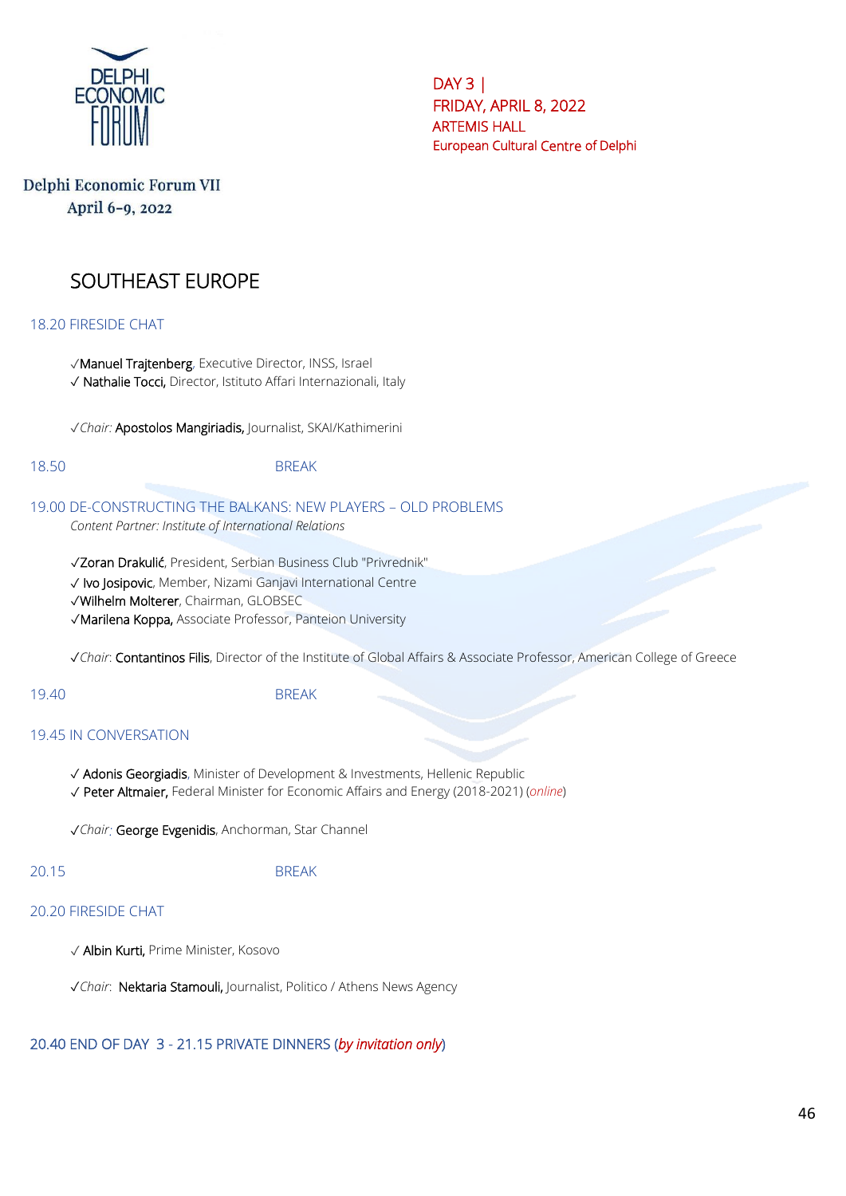DELPHI ECONOMIC FORUM

DAY 3 |
FRIDAY, APRIL 8, 2022
ARTEMIS HALL
European Cultural Centre of Delphi

Delphi Economic Forum VII
April 6-9, 2022

# SOUTHEAST EUROPE

## 18.20 FIRESIDE CHAT

✓**Manuel Trajtenberg**, Executive Director, INSS, Israel
✓ **Nathalie Tocci,** Director, Istituto Affari Internazionali, Italy

✓*Chair:* **Apostolos Mangiriadis,** Journalist, SKAI/Kathimerini

18.50 BREAK

## 19.00 DE-CONSTRUCTING THE BALKANS: NEW PLAYERS – OLD PROBLEMS

*Content Partner: Institute of International Relations*

✓**Zoran Drakulić**, President, Serbian Business Club "Privrednik"
✓ **Ivo Josipovic**, Member, Nizami Ganjavi International Centre
✓**Wilhelm Molterer**, Chairman, GLOBSEC
✓**Marilena Koppa,** Associate Professor, Panteion University

✓*Chair*: **Contantinos Filis**, Director of the Institute of Global Affairs & Associate Professor, American College of Greece

19.40 BREAK

## 19.45 IN CONVERSATION

✓ **Adonis Georgiadis**, Minister of Development & Investments, Hellenic Republic
✓ **Peter Altmaier,** Federal Minister for Economic Affairs and Energy (2018-2021) (*online*)

✓*Chair*: **George Evgenidis**, Anchorman, Star Channel

20.15 BREAK

## 20.20 FIRESIDE CHAT

✓ **Albin Kurti,** Prime Minister, Kosovo

✓*Chair*: **Nektaria Stamouli,** Journalist, Politico / Athens News Agency

20.40 END OF DAY 3 - 21.15 PRIVATE DINNERS (*by invitation only*)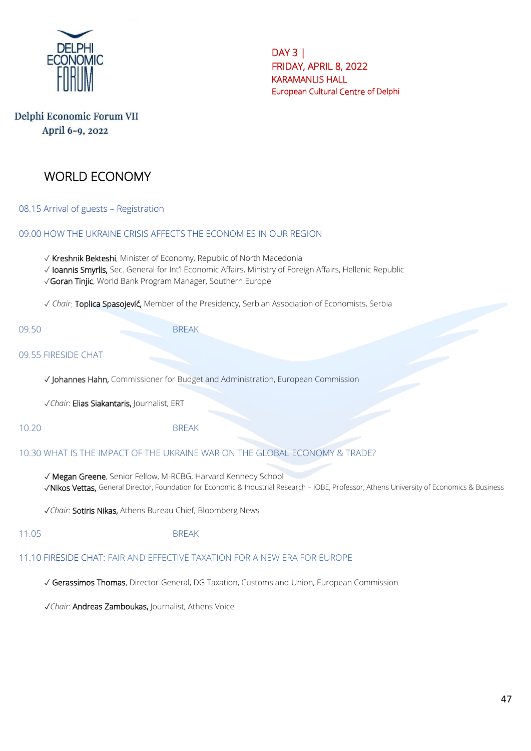DAY 3 |
FRIDAY, APRIL 8, 2022
KARAMANLIS HALL
European Cultural Centre of Delphi

Delphi Economic Forum VII
April 6-9, 2022

# WORLD ECONOMY

08.15 Arrival of guests – Registration

09.00 HOW THE UKRAINE CRISIS AFFECTS THE ECONOMIES IN OUR REGION

✓ Kreshnik Bekteshi, Minister of Economy, Republic of North Macedonia
✓ Ioannis Smyrlis, Sec. General for Int'l Economic Affairs, Ministry of Foreign Affairs, Hellenic Republic
✓Goran Tinjic, World Bank Program Manager, Southern Europe

✓ *Chair*: Toplica Spasojević, Member of the Presidency, Serbian Association of Economists, Serbia

09.50 BREAK

09.55 FIRESIDE CHAT

✓ Johannes Hahn, Commissioner for Budget and Administration, European Commission

✓*Chair*: Elias Siakantaris, Journalist, ERT

10.20 BREAK

10.30 WHAT IS THE IMPACT OF THE UKRAINE WAR ON THE GLOBAL ECONOMY & TRADE?

✓ Megan Greene, Senior Fellow, M-RCBG, Harvard Kennedy School
✓Nikos Vettas, General Director, Foundation for Economic & Industrial Research – IOBE, Professor, Athens University of Economics & Business

✓*Chair*: Sotiris Nikas, Athens Bureau Chief, Bloomberg News

11.05 BREAK

11.10 FIRESIDE CHAT: FAIR AND EFFECTIVE TAXATION FOR A NEW ERA FOR EUROPE

✓ Gerassimos Thomas, Director-General, DG Taxation, Customs and Union, European Commission

✓*Chair*: Andreas Zamboukas, Journalist, Athens Voice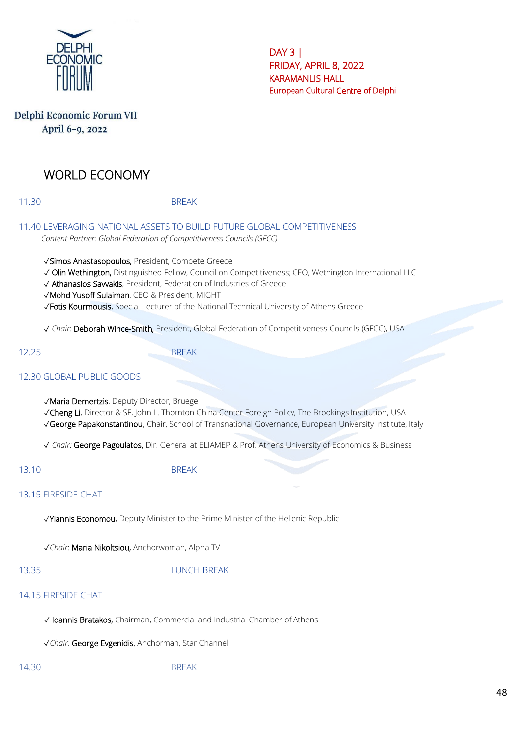DELPHI ECONOMIC FORUM

Delphi Economic Forum VII
April 6-9, 2022

DAY 3 |
FRIDAY, APRIL 8, 2022
KARAMANLIS HALL
European Cultural Centre of Delphi

## WORLD ECONOMY

11.30 BREAK

### 11.40 LEVERAGING NATIONAL ASSETS TO BUILD FUTURE GLOBAL COMPETITIVENESS

*Content Partner: Global Federation of Competitiveness Councils (GFCC)*

✓Simos Anastasopoulos, President, Compete Greece
✓ Olin Wethington, Distinguished Fellow, Council on Competitiveness; CEO, Wethington International LLC
✓ Athanasios Savvakis, President, Federation of Industries of Greece
✓Mohd Yusoff Sulaiman, CEO & President, MIGHT
✓Fotis Kourmousis, Special Lecturer of the National Technical University of Athens Greece

✓ *Chair*: Deborah Wince-Smith, President, Global Federation of Competitiveness Councils (GFCC), USA

12.25 BREAK

### 12.30 GLOBAL PUBLIC GOODS

✓Maria Demertzis, Deputy Director, Bruegel
✓Cheng Li, Director & SF, John L. Thornton China Center Foreign Policy, The Brookings Institution, USA
✓George Papakonstantinou, Chair, School of Transnational Governance, European University Institute, Italy

✓ *Chair:* George Pagoulatos, Dir. General at ELIAMEP & Prof. Athens University of Economics & Business

13.10 BREAK

### 13.15 FIRESIDE CHAT

✓Yiannis Economou, Deputy Minister to the Prime Minister of the Hellenic Republic

✓*Chair*: Maria Nikoltsiou, Anchorwoman, Alpha TV

13.35 LUNCH BREAK

### 14.15 FIRESIDE CHAT

✓ Ioannis Bratakos, Chairman, Commercial and Industrial Chamber of Athens

✓*Chair:* George Evgenidis, Anchorman, Star Channel

14.30 BREAK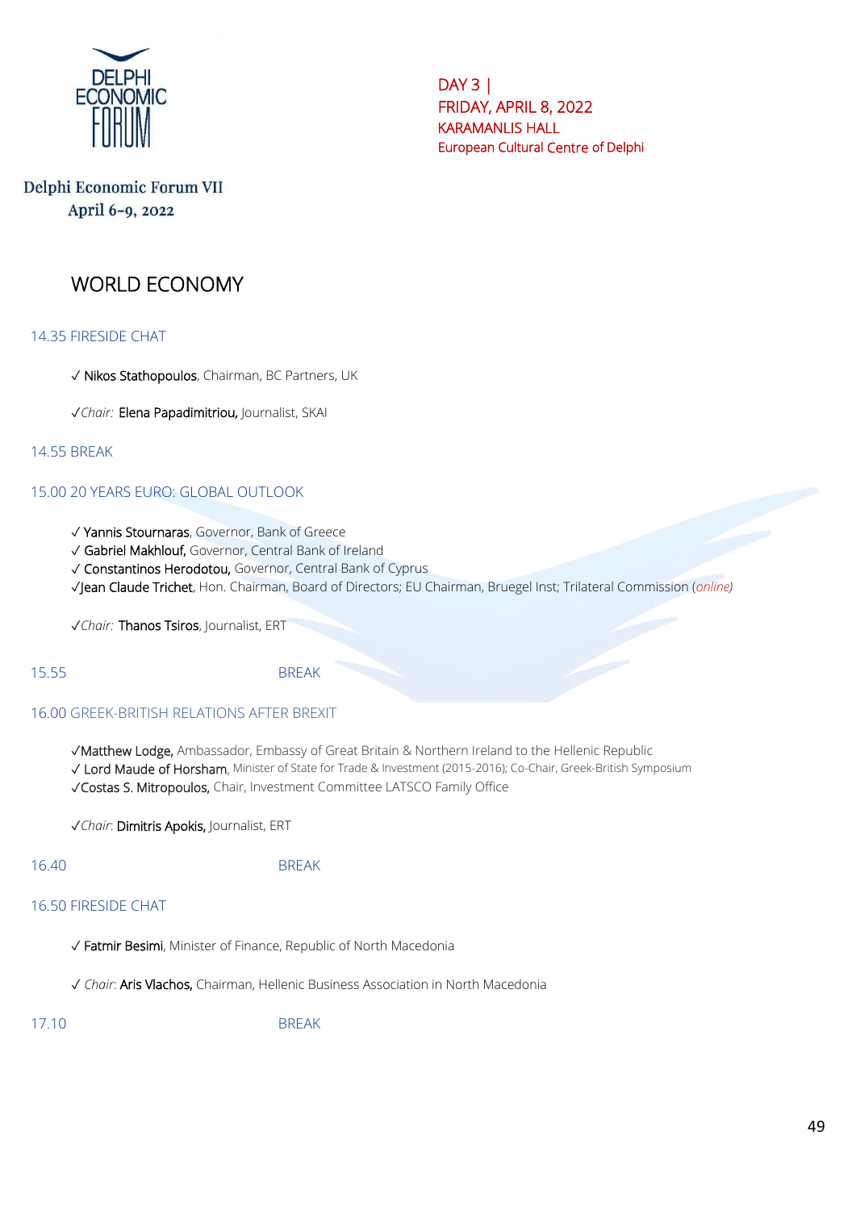DELPHI ECONOMIC FORUM

**Delphi Economic Forum VII**
**April 6-9, 2022**

DAY 3 |
FRIDAY, APRIL 8, 2022
KARAMANLIS HALL
European Cultural Centre of Delphi

# WORLD ECONOMY

## 14.35 FIRESIDE CHAT

✓ **Nikos Stathopoulos**, Chairman, BC Partners, UK

✓*Chair:* **Elena Papadimitriou,** Journalist, SKAI

## 14.55 BREAK

## 15.00 20 YEARS EURO: GLOBAL OUTLOOK

✓ **Yannis Stournaras**, Governor, Bank of Greece
✓ **Gabriel Makhlouf,** Governor, Central Bank of Ireland
✓ **Constantinos Herodotou,** Governor, Central Bank of Cyprus
✓**Jean Claude Trichet**, Hon. Chairman, Board of Directors; EU Chairman, Bruegel Inst; Trilateral Commission (*online*)

✓*Chair:* **Thanos Tsiros**, Journalist, ERT

## 15.55 BREAK

## 16.00 GREEK-BRITISH RELATIONS AFTER BREXIT

✓**Matthew Lodge,** Ambassador, Embassy of Great Britain & Northern Ireland to the Hellenic Republic
✓ **Lord Maude of Horsham**, Minister of State for Trade & Investment (2015-2016); Co-Chair, Greek-British Symposium
✓**Costas S. Mitropoulos,** Chair, Investment Committee LATSCO Family Office

✓*Chair*: **Dimitris Apokis,** Journalist, ERT

## 16.40 BREAK

## 16.50 FIRESIDE CHAT

✓ **Fatmir Besimi**, Minister of Finance, Republic of North Macedonia

✓ *Chair*: **Aris Vlachos,** Chairman, Hellenic Business Association in North Macedonia

## 17.10 BREAK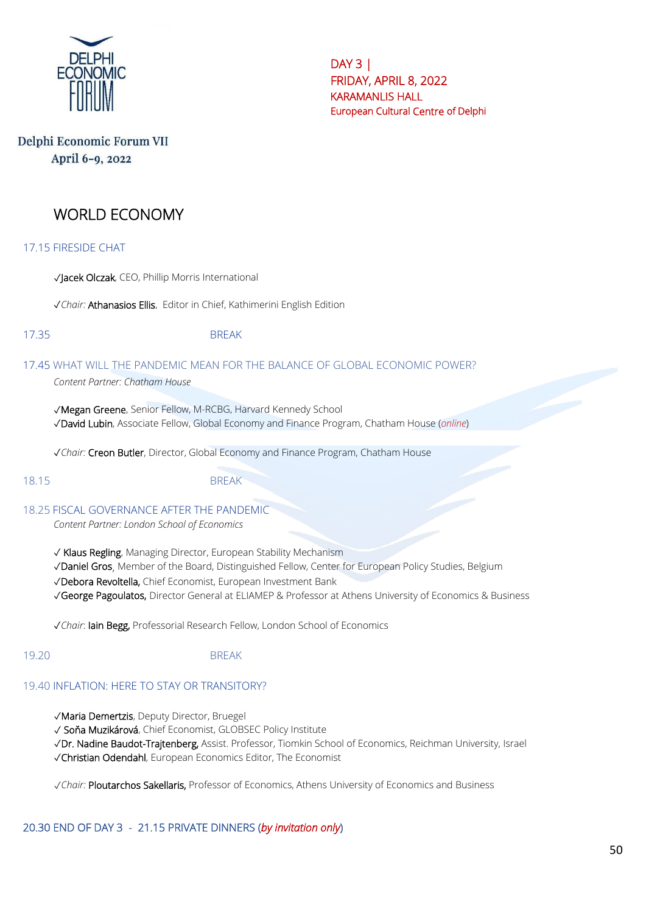DAY 3 |
FRIDAY, APRIL 8, 2022
KARAMANLIS HALL
European Cultural Centre of Delphi

Delphi Economic Forum VII
April 6-9, 2022

# WORLD ECONOMY

## 17.15 FIRESIDE CHAT

✓Jacek Olczak, CEO, Phillip Morris International

✓*Chair:* Athanasios Ellis, Editor in Chief, Kathimerini English Edition

17.35 BREAK

## 17.45 WHAT WILL THE PANDEMIC MEAN FOR THE BALANCE OF GLOBAL ECONOMIC POWER?

*Content Partner: Chatham House*

✓Megan Greene, Senior Fellow, M-RCBG, Harvard Kennedy School
✓David Lubin, Associate Fellow, Global Economy and Finance Program, Chatham House (*online*)

✓*Chair:* Creon Butler, Director, Global Economy and Finance Program, Chatham House

18.15 BREAK

## 18.25 FISCAL GOVERNANCE AFTER THE PANDEMIC

*Content Partner: London School of Economics*

✓ Klaus Regling, Managing Director, European Stability Mechanism
✓Daniel Gros, Member of the Board, Distinguished Fellow, Center for European Policy Studies, Belgium
✓Debora Revoltella, Chief Economist, European Investment Bank
✓George Pagoulatos, Director General at ELIAMEP & Professor at Athens University of Economics & Business

✓*Chair*: Iain Begg, Professorial Research Fellow, London School of Economics

19.20 BREAK

## 19.40 INFLATION: HERE TO STAY OR TRANSITORY?

✓Maria Demertzis, Deputy Director, Bruegel
✓ Soňa Muzikárová, Chief Economist, GLOBSEC Policy Institute
✓Dr. Nadine Baudot-Trajtenberg, Assist. Professor, Tiomkin School of Economics, Reichman University, Israel
✓Christian Odendahl, European Economics Editor, The Economist

✓*Chair:* Ploutarchos Sakellaris, Professor of Economics, Athens University of Economics and Business

20.30 END OF DAY 3 - 21.15 PRIVATE DINNERS (*by invitation only*)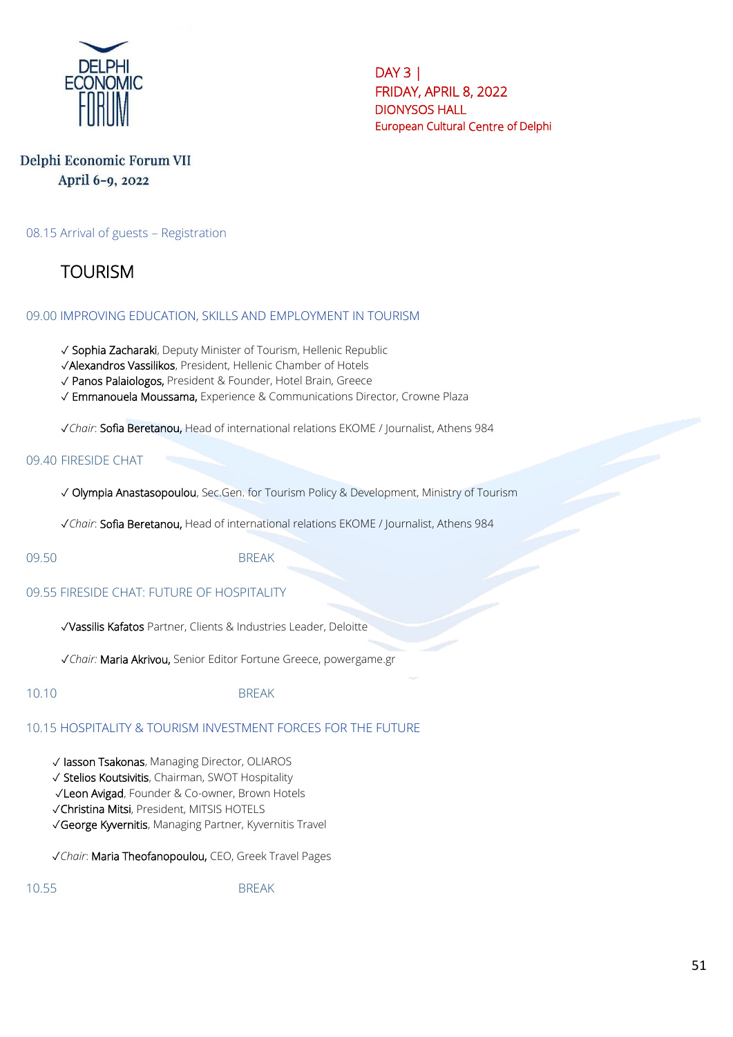DAY 3 |
FRIDAY, APRIL 8, 2022
DIONYSOS HALL
European Cultural Centre of Delphi

**Delphi Economic Forum VII**
**April 6-9, 2022**

08.15 Arrival of guests – Registration

# TOURISM

## 09.00 IMPROVING EDUCATION, SKILLS AND EMPLOYMENT IN TOURISM

✓ Sophia Zacharaki, Deputy Minister of Tourism, Hellenic Republic
✓Alexandros Vassilikos, President, Hellenic Chamber of Hotels
✓ Panos Palaiologos, President & Founder, Hotel Brain, Greece
✓ Emmanouela Moussama, Experience & Communications Director, Crowne Plaza

✓*Chair*: Sofia Beretanou, Head of international relations EKOME / Journalist, Athens 984

## 09.40 FIRESIDE CHAT

✓ Olympia Anastasopoulou, Sec.Gen. for Tourism Policy & Development, Ministry of Tourism

✓*Chair*: Sofia Beretanou, Head of international relations EKOME / Journalist, Athens 984

09.50 BREAK

## 09.55 FIRESIDE CHAT: FUTURE OF HOSPITALITY

✓Vassilis Kafatos Partner, Clients & Industries Leader, Deloitte

✓*Chair*: Maria Akrivou, Senior Editor Fortune Greece, powergame.gr

10.10 BREAK

## 10.15 HOSPITALITY & TOURISM INVESTMENT FORCES FOR THE FUTURE

✓ Iasson Tsakonas, Managing Director, OLIAROS
✓ Stelios Koutsivitis, Chairman, SWOT Hospitality
✓Leon Avigad, Founder & Co-owner, Brown Hotels
✓Christina Mitsi, President, MITSIS HOTELS
✓George Kyvernitis, Managing Partner, Kyvernitis Travel

✓*Chair*: Maria Theofanopoulou, CEO, Greek Travel Pages

10.55 BREAK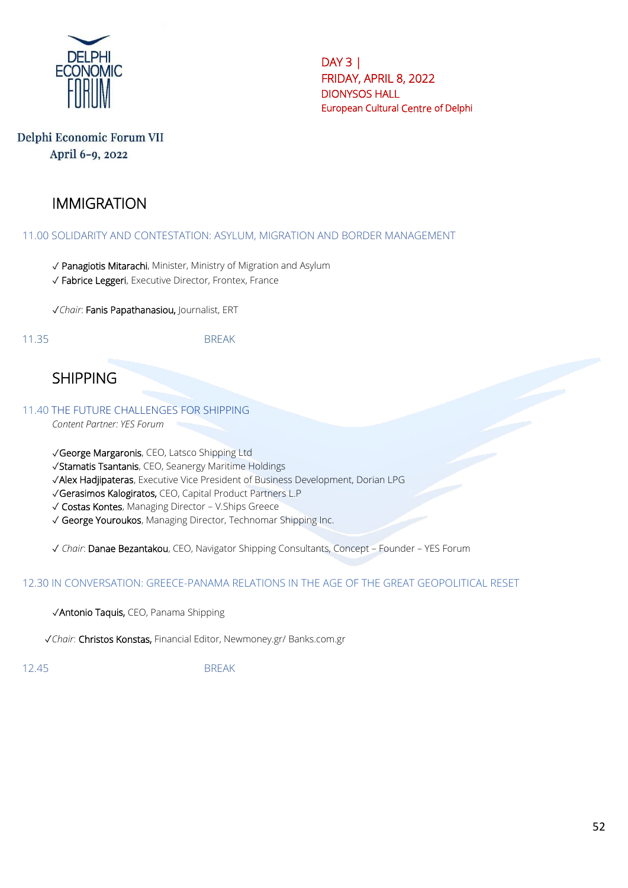Delphi Economic Forum VII
April 6-9, 2022

DAY 3 |
FRIDAY, APRIL 8, 2022
DIONYSOS HALL
European Cultural Centre of Delphi

## IMMIGRATION

### 11.00 SOLIDARITY AND CONTESTATION: ASYLUM, MIGRATION AND BORDER MANAGEMENT

✓ **Panagiotis Mitarachi**, Minister, Ministry of Migration and Asylum
✓ **Fabrice Leggeri**, Executive Director, Frontex, France

✓*Chair*: **Fanis Papathanasiou,** Journalist, ERT

11.35 BREAK

## SHIPPING

### 11.40 THE FUTURE CHALLENGES FOR SHIPPING

*Content Partner: YES Forum*

✓**George Margaronis**, CEO, Latsco Shipping Ltd
✓**Stamatis Tsantanis**, CEO, Seanergy Maritime Holdings
✓**Alex Hadjipateras**, Executive Vice President of Business Development, Dorian LPG
✓**Gerasimos Kalogiratos,** CEO, Capital Product Partners L.P
✓ **Costas Kontes**, Managing Director – V.Ships Greece
✓ **George Youroukos**, Managing Director, Technomar Shipping Inc.

✓ *Chair*: **Danae Bezantakou**, CEO, Navigator Shipping Consultants, Concept – Founder – YES Forum

### 12.30 IN CONVERSATION: GREECE-PANAMA RELATIONS IN THE AGE OF THE GREAT GEOPOLITICAL RESET

✓**Antonio Taquis,** CEO, Panama Shipping

✓*Chair*: **Christos Konstas,** Financial Editor, Newmoney.gr/ Banks.com.gr

12.45 BREAK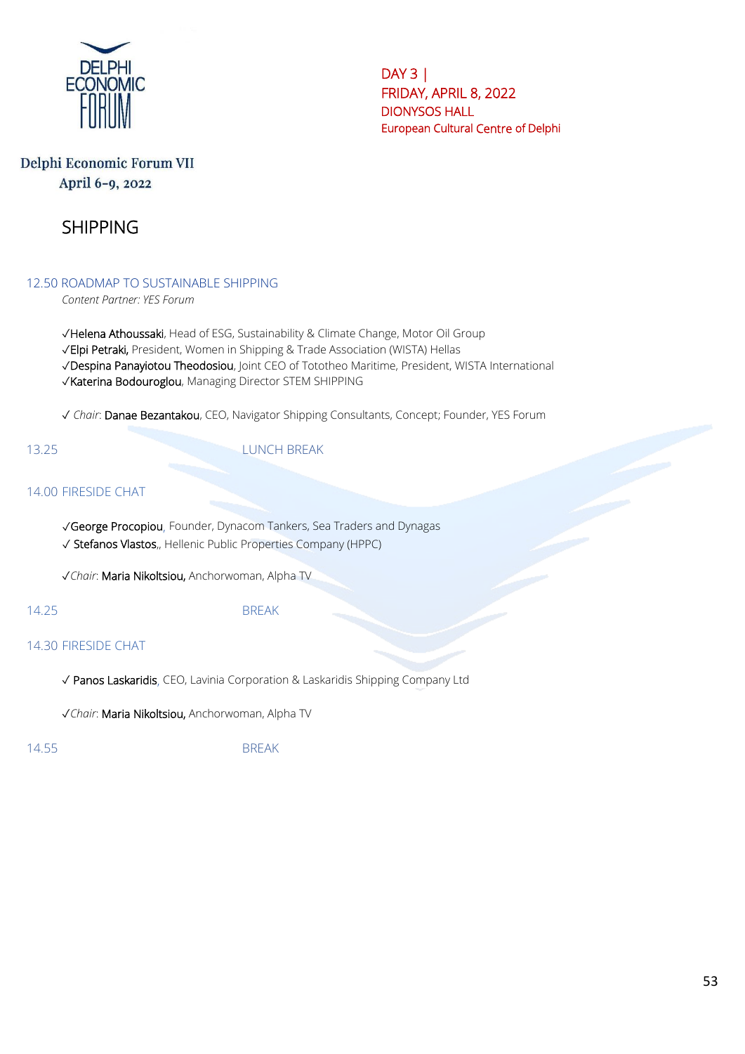DELPHI ECONOMIC FORUM

DAY 3 |
FRIDAY, APRIL 8, 2022
DIONYSOS HALL
European Cultural Centre of Delphi

Delphi Economic Forum VII
April 6-9, 2022

# SHIPPING

## 12.50 ROADMAP TO SUSTAINABLE SHIPPING

*Content Partner: YES Forum*

✓Helena Athoussaki, Head of ESG, Sustainability & Climate Change, Motor Oil Group
✓Elpi Petraki, President, Women in Shipping & Trade Association (WISTA) Hellas
✓Despina Panayiotou Theodosiou, Joint CEO of Tototheo Maritime, President, WISTA International
✓Katerina Bodouroglou, Managing Director STEM SHIPPING

✓ *Chair*: Danae Bezantakou, CEO, Navigator Shipping Consultants, Concept; Founder, YES Forum

13.25 LUNCH BREAK

## 14.00 FIRESIDE CHAT

✓George Procopiou, Founder, Dynacom Tankers, Sea Traders and Dynagas
✓ Stefanos Vlastos,, Hellenic Public Properties Company (HPPC)

✓*Chair*: Maria Nikoltsiou, Anchorwoman, Alpha TV

14.25 BREAK

## 14.30 FIRESIDE CHAT

✓ Panos Laskaridis, CEO, Lavinia Corporation & Laskaridis Shipping Company Ltd

✓*Chair*: Maria Nikoltsiou, Anchorwoman, Alpha TV

14.55 BREAK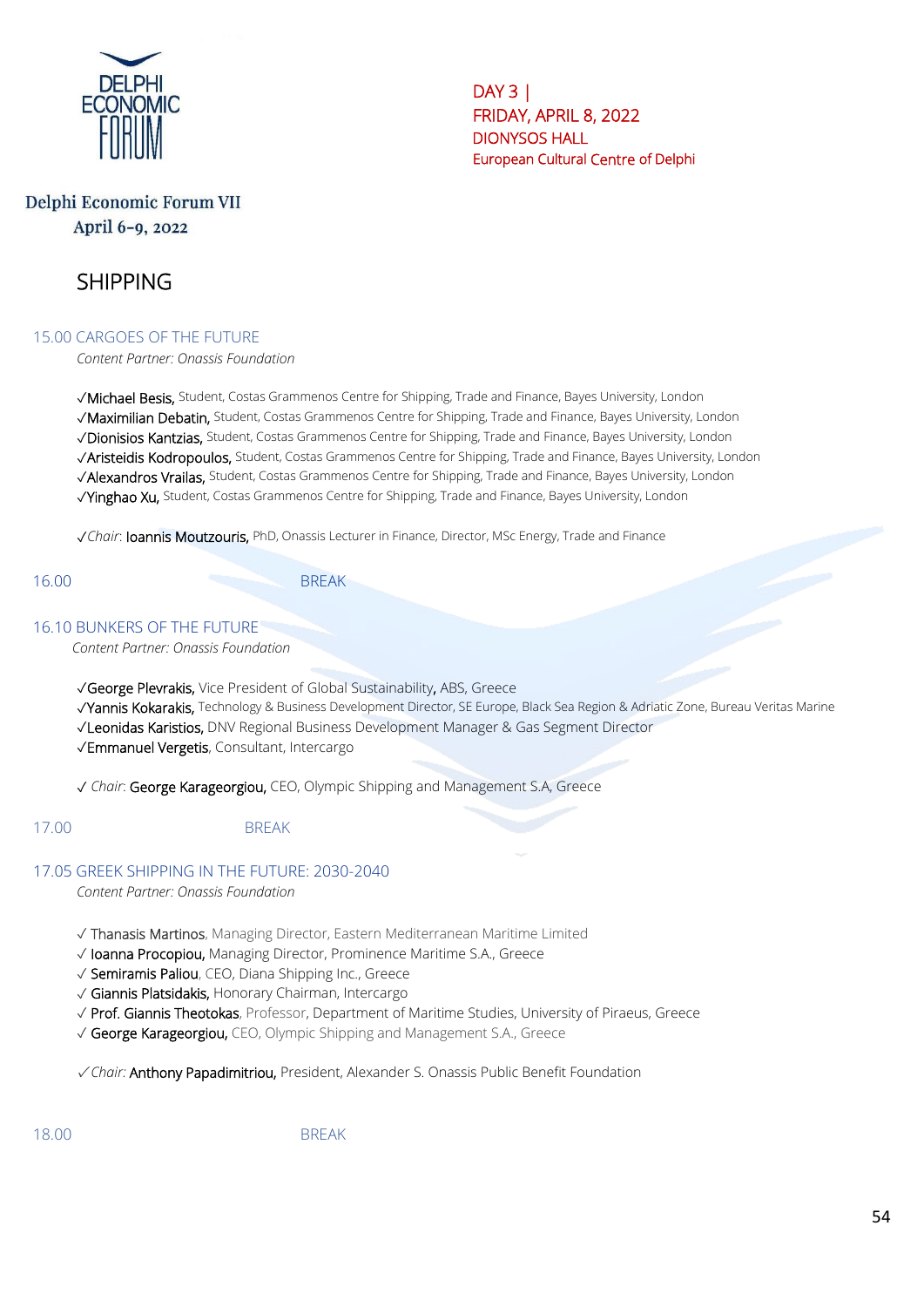DELPHI ECONOMIC FORUM

DAY 3 |
FRIDAY, APRIL 8, 2022
DIONYSOS HALL
European Cultural Centre of Delphi

Delphi Economic Forum VII
April 6-9, 2022

# SHIPPING

## 15.00 CARGOES OF THE FUTURE

*Content Partner: Onassis Foundation*

✓Michael Besis, Student, Costas Grammenos Centre for Shipping, Trade and Finance, Bayes University, London
✓Maximilian Debatin, Student, Costas Grammenos Centre for Shipping, Trade and Finance, Bayes University, London
✓Dionisios Kantzias, Student, Costas Grammenos Centre for Shipping, Trade and Finance, Bayes University, London
✓Aristeidis Kodropoulos, Student, Costas Grammenos Centre for Shipping, Trade and Finance, Bayes University, London
✓Alexandros Vrailas, Student, Costas Grammenos Centre for Shipping, Trade and Finance, Bayes University, London
✓Yinghao Xu, Student, Costas Grammenos Centre for Shipping, Trade and Finance, Bayes University, London

✓*Chair*: Ioannis Moutzouris, PhD, Onassis Lecturer in Finance, Director, MSc Energy, Trade and Finance

16.00 BREAK

## 16.10 BUNKERS OF THE FUTURE

*Content Partner: Onassis Foundation*

✓George Plevrakis, Vice President of Global Sustainability, ABS, Greece
✓Yannis Kokarakis, Technology & Business Development Director, SE Europe, Black Sea Region & Adriatic Zone, Bureau Veritas Marine
✓Leonidas Karistios, DNV Regional Business Development Manager & Gas Segment Director
✓Emmanuel Vergetis, Consultant, Intercargo

✓ *Chair*: George Karageorgiou, CEO, Olympic Shipping and Management S.A, Greece

17.00 BREAK

## 17.05 GREEK SHIPPING IN THE FUTURE: 2030-2040

*Content Partner: Onassis Foundation*

✓ Thanasis Martinos, Managing Director, Eastern Mediterranean Maritime Limited
✓ Ioanna Procopiou, Managing Director, Prominence Maritime S.A., Greece
✓ Semiramis Paliou, CEO, Diana Shipping Inc., Greece
✓ Giannis Platsidakis, Honorary Chairman, Intercargo
✓ Prof. Giannis Theotokas, Professor, Department of Maritime Studies, University of Piraeus, Greece
✓ George Karageorgiou, CEO, Olympic Shipping and Management S.A., Greece

✓*Chair:* Anthony Papadimitriou, President, Alexander S. Onassis Public Benefit Foundation

18.00 BREAK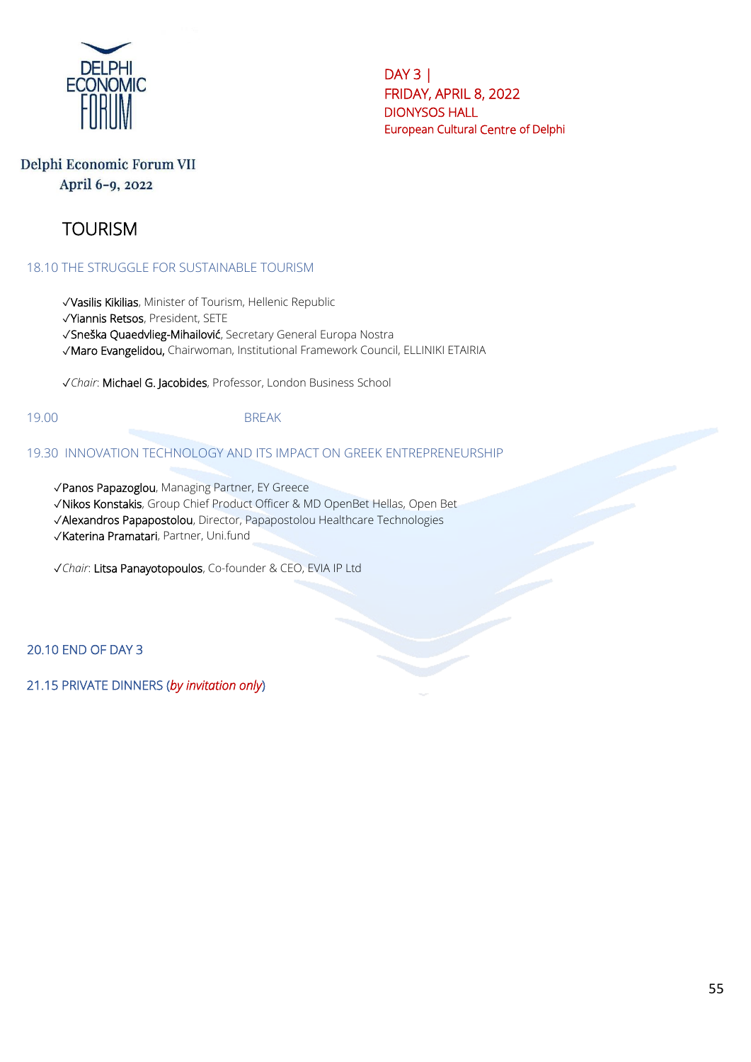DELPHI ECONOMIC FORUM

DAY 3 |
FRIDAY, APRIL 8, 2022
DIONYSOS HALL
European Cultural Centre of Delphi

Delphi Economic Forum VII
April 6-9, 2022

# TOURISM

## 18.10 THE STRUGGLE FOR SUSTAINABLE TOURISM

✓Vasilis Kikilias, Minister of Tourism, Hellenic Republic
✓Yiannis Retsos, President, SETE
✓Sneška Quaedvlieg-Mihailović, Secretary General Europa Nostra
✓Maro Evangelidou, Chairwoman, Institutional Framework Council, ELLINIKI ETAIRIA

✓*Chair*: Michael G. Jacobides, Professor, London Business School

19.00 BREAK

## 19.30 INNOVATION TECHNOLOGY AND ITS IMPACT ON GREEK ENTREPRENEURSHIP

✓Panos Papazoglou, Managing Partner, EY Greece
✓Nikos Konstakis, Group Chief Product Officer & MD OpenBet Hellas, Open Bet
✓Alexandros Papapostolou, Director, Papapostolou Healthcare Technologies
✓Katerina Pramatari, Partner, Uni.fund

✓*Chair*: Litsa Panayotopoulos, Co-founder & CEO, EVIA IP Ltd

20.10 END OF DAY 3

21.15 PRIVATE DINNERS (*by invitation only*)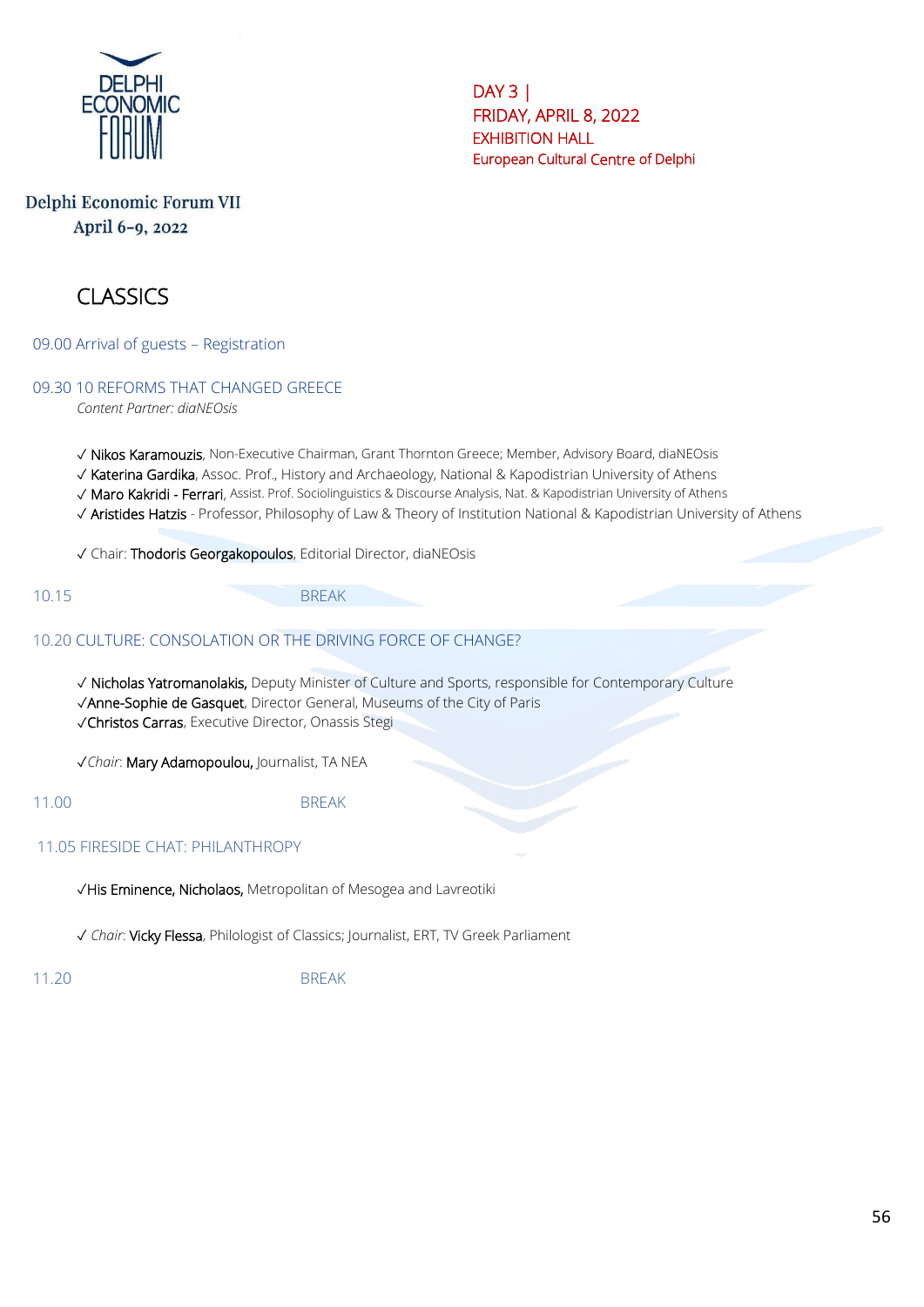DELPHI ECONOMIC FORUM

Delphi Economic Forum VII
April 6-9, 2022

DAY 3 |
FRIDAY, APRIL 8, 2022
EXHIBITION HALL
European Cultural Centre of Delphi

# CLASSICS

09.00 Arrival of guests – Registration

## 09.30 10 REFORMS THAT CHANGED GREECE

*Content Partner: diaNEOsis*

✓ Nikos Karamouzis, Non-Executive Chairman, Grant Thornton Greece; Member, Advisory Board, diaNEOsis
✓ Katerina Gardika, Assoc. Prof., History and Archaeology, National & Kapodistrian University of Athens
✓ Maro Kakridi - Ferrari, Assist. Prof. Sociolinguistics & Discourse Analysis, Nat. & Kapodistrian University of Athens
✓ Aristides Hatzis - Professor, Philosophy of Law & Theory of Institution National & Kapodistrian University of Athens

✓ Chair: Thodoris Georgakopoulos, Editorial Director, diaNEOsis

10.15 BREAK

## 10.20 CULTURE: CONSOLATION OR THE DRIVING FORCE OF CHANGE?

✓ Nicholas Yatromanolakis, Deputy Minister of Culture and Sports, responsible for Contemporary Culture
✓Anne-Sophie de Gasquet, Director General, Museums of the City of Paris
✓Christos Carras, Executive Director, Onassis Stegi

✓*Chair*: Mary Adamopoulou, Journalist, TA NEA

11.00 BREAK

## 11.05 FIRESIDE CHAT: PHILANTHROPY

✓His Eminence, Nicholaos, Metropolitan of Mesogea and Lavreotiki

✓ *Chair*: Vicky Flessa, Philologist of Classics; Journalist, ERT, TV Greek Parliament

11.20 BREAK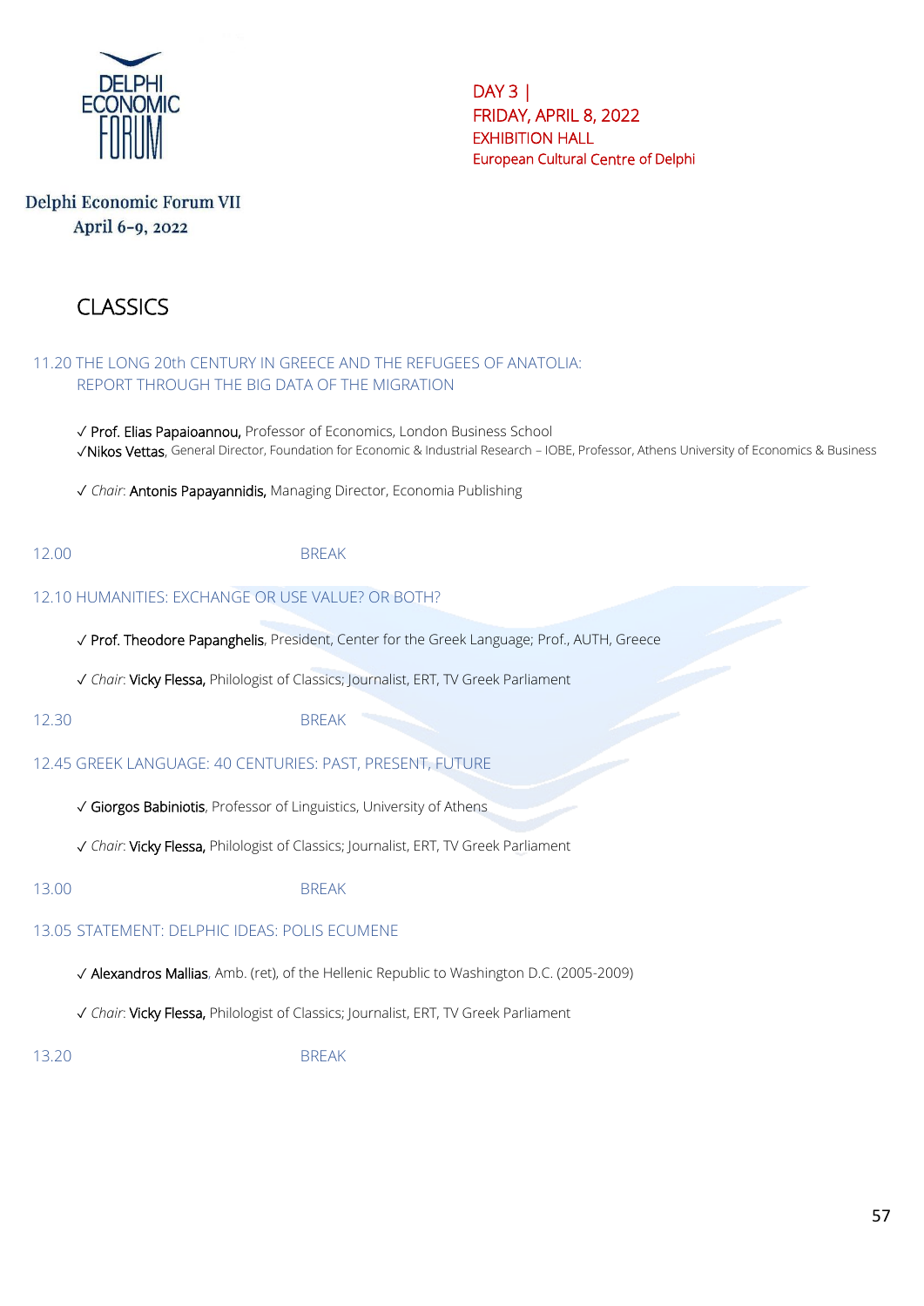**Delphi Economic Forum VII**
**April 6-9, 2022**

DAY 3 |
FRIDAY, APRIL 8, 2022
EXHIBITION HALL
European Cultural Centre of Delphi

# CLASSICS

## 11.20 THE LONG 20th CENTURY IN GREECE AND THE REFUGEES OF ANATOLIA: REPORT THROUGH THE BIG DATA OF THE MIGRATION

✓ Prof. Elias Papaioannou, Professor of Economics, London Business School
✓Nikos Vettas, General Director, Foundation for Economic & Industrial Research – IOBE, Professor, Athens University of Economics & Business

✓ *Chair*: Antonis Papayannidis, Managing Director, Economia Publishing

12.00 BREAK

## 12.10 HUMANITIES: EXCHANGE OR USE VALUE? OR BOTH?

✓ Prof. Theodore Papanghelis, President, Center for the Greek Language; Prof., AUTH, Greece

✓ *Chair*: Vicky Flessa, Philologist of Classics; Journalist, ERT, TV Greek Parliament

12.30 BREAK

## 12.45 GREEK LANGUAGE: 40 CENTURIES: PAST, PRESENT, FUTURE

✓ Giorgos Babiniotis, Professor of Linguistics, University of Athens

✓ *Chair*: Vicky Flessa, Philologist of Classics; Journalist, ERT, TV Greek Parliament

13.00 BREAK

## 13.05 STATEMENT: DELPHIC IDEAS: POLIS ECUMENE

✓ Alexandros Mallias, Amb. (ret), of the Hellenic Republic to Washington D.C. (2005-2009)

✓ *Chair*: Vicky Flessa, Philologist of Classics; Journalist, ERT, TV Greek Parliament

13.20 BREAK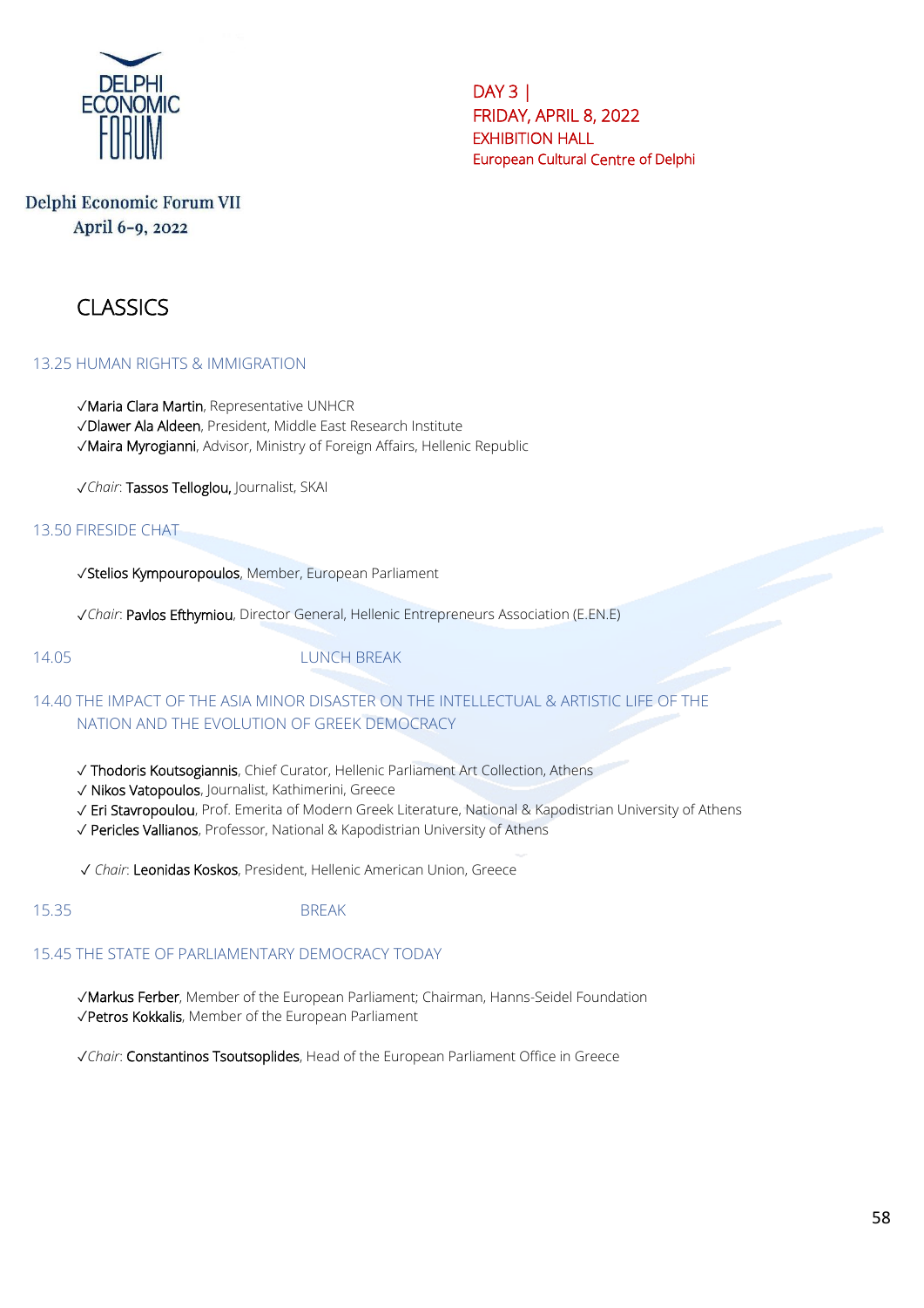DAY 3 |
FRIDAY, APRIL 8, 2022
EXHIBITION HALL
European Cultural Centre of Delphi

Delphi Economic Forum VII
April 6-9, 2022

# CLASSICS

## 13.25 HUMAN RIGHTS & IMMIGRATION

✓**Maria Clara Martin**, Representative UNHCR
✓**Dlawer Ala Aldeen**, President, Middle East Research Institute
✓**Maira Myrogianni**, Advisor, Ministry of Foreign Affairs, Hellenic Republic

✓*Chair*: **Tassos Telloglou,** Journalist, SKAI

## 13.50 FIRESIDE CHAT

✓**Stelios Kympouropoulos**, Member, European Parliament

✓*Chair*: **Pavlos Efthymiou**, Director General, Hellenic Entrepreneurs Association (E.EN.E)

## 14.05 LUNCH BREAK

## 14.40 THE IMPACT OF THE ASIA MINOR DISASTER ON THE INTELLECTUAL & ARTISTIC LIFE OF THE NATION AND THE EVOLUTION OF GREEK DEMOCRACY

✓ **Thodoris Koutsogiannis**, Chief Curator, Hellenic Parliament Art Collection, Athens
✓ **Nikos Vatopoulos**, Journalist, Kathimerini, Greece
✓ **Eri Stavropoulou**, Prof. Emerita of Modern Greek Literature, National & Kapodistrian University of Athens
✓ **Pericles Vallianos**, Professor, National & Kapodistrian University of Athens

✓ *Chair*: **Leonidas Koskos**, President, Hellenic American Union, Greece

## 15.35 BREAK

## 15.45 THE STATE OF PARLIAMENTARY DEMOCRACY TODAY

✓**Markus Ferber**, Member of the European Parliament; Chairman, Hanns-Seidel Foundation
✓**Petros Kokkalis**, Member of the European Parliament

✓*Chair*: **Constantinos Tsoutsoplides**, Head of the European Parliament Office in Greece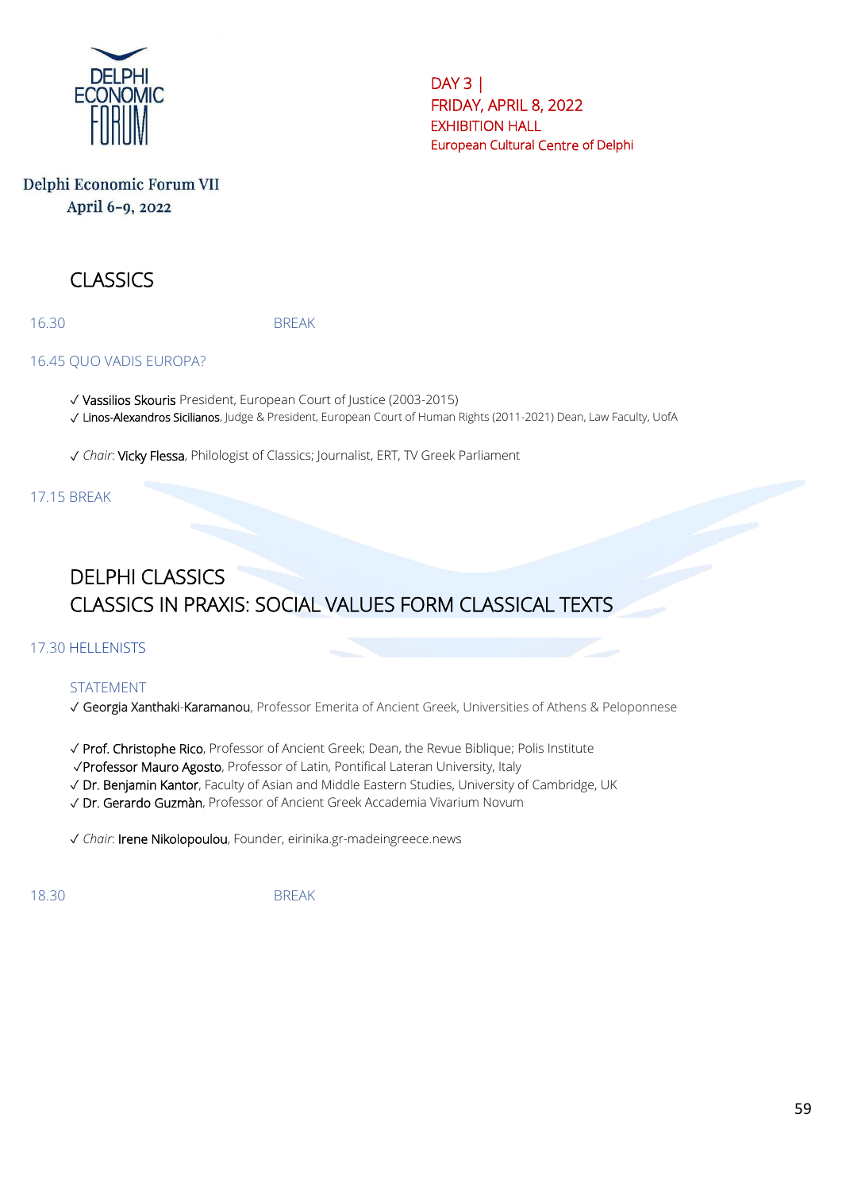DELPHI ECONOMIC FORUM

Delphi Economic Forum VII
April 6-9, 2022

DAY 3 |
FRIDAY, APRIL 8, 2022
EXHIBITION HALL
European Cultural Centre of Delphi

## CLASSICS

16.30 BREAK

16.45 QUO VADIS EUROPA?

✓ Vassilios Skouris President, European Court of Justice (2003-2015)
✓ Linos-Alexandros Sicilianos, Judge & President, European Court of Human Rights (2011-2021) Dean, Law Faculty, UofA

✓ *Chair*: Vicky Flessa, Philologist of Classics; Journalist, ERT, TV Greek Parliament

17.15 BREAK

## DELPHI CLASSICS
## CLASSICS IN PRAXIS: SOCIAL VALUES FORM CLASSICAL TEXTS

17.30 HELLENISTS

STATEMENT
✓ Georgia Xanthaki-Karamanou, Professor Emerita of Ancient Greek, Universities of Athens & Peloponnese

✓ Prof. Christophe Rico, Professor of Ancient Greek; Dean, the Revue Biblique; Polis Institute
✓Professor Mauro Agosto, Professor of Latin, Pontifical Lateran University, Italy
✓ Dr. Benjamin Kantor, Faculty of Asian and Middle Eastern Studies, University of Cambridge, UK
✓ Dr. Gerardo Guzmàn, Professor of Ancient Greek Accademia Vivarium Novum

✓ *Chair*: Irene Nikolopoulou, Founder, eirinika.gr-madeingreece.news

18.30 BREAK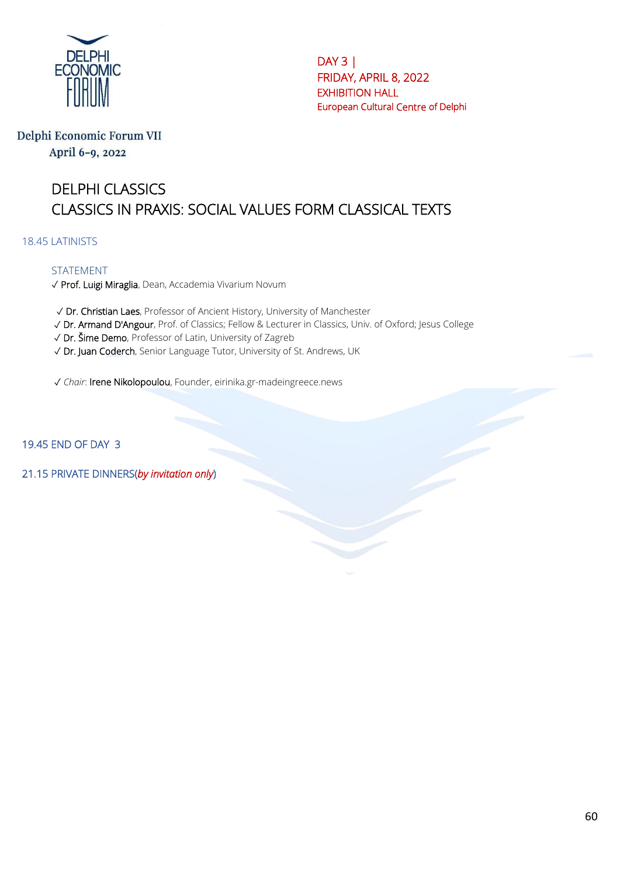Delphi Economic Forum VII
April 6-9, 2022

DAY 3 |
FRIDAY, APRIL 8, 2022
EXHIBITION HALL
European Cultural Centre of Delphi

# DELPHI CLASSICS
# CLASSICS IN PRAXIS: SOCIAL VALUES FORM CLASSICAL TEXTS

## 18.45 LATINISTS

STATEMENT

✓ Prof. Luigi Miraglia, Dean, Accademia Vivarium Novum

✓ Dr. Christian Laes, Professor of Ancient History, University of Manchester
✓ Dr. Armand D'Angour, Prof. of Classics; Fellow & Lecturer in Classics, Univ. of Oxford; Jesus College
✓ Dr. Šime Demo, Professor of Latin, University of Zagreb
✓ Dr. Juan Coderch, Senior Language Tutor, University of St. Andrews, UK

✓ *Chair*: Irene Nikolopoulou, Founder, eirinika.gr-madeingreece.news

## 19.45 END OF DAY 3

## 21.15 PRIVATE DINNERS(*by invitation only*)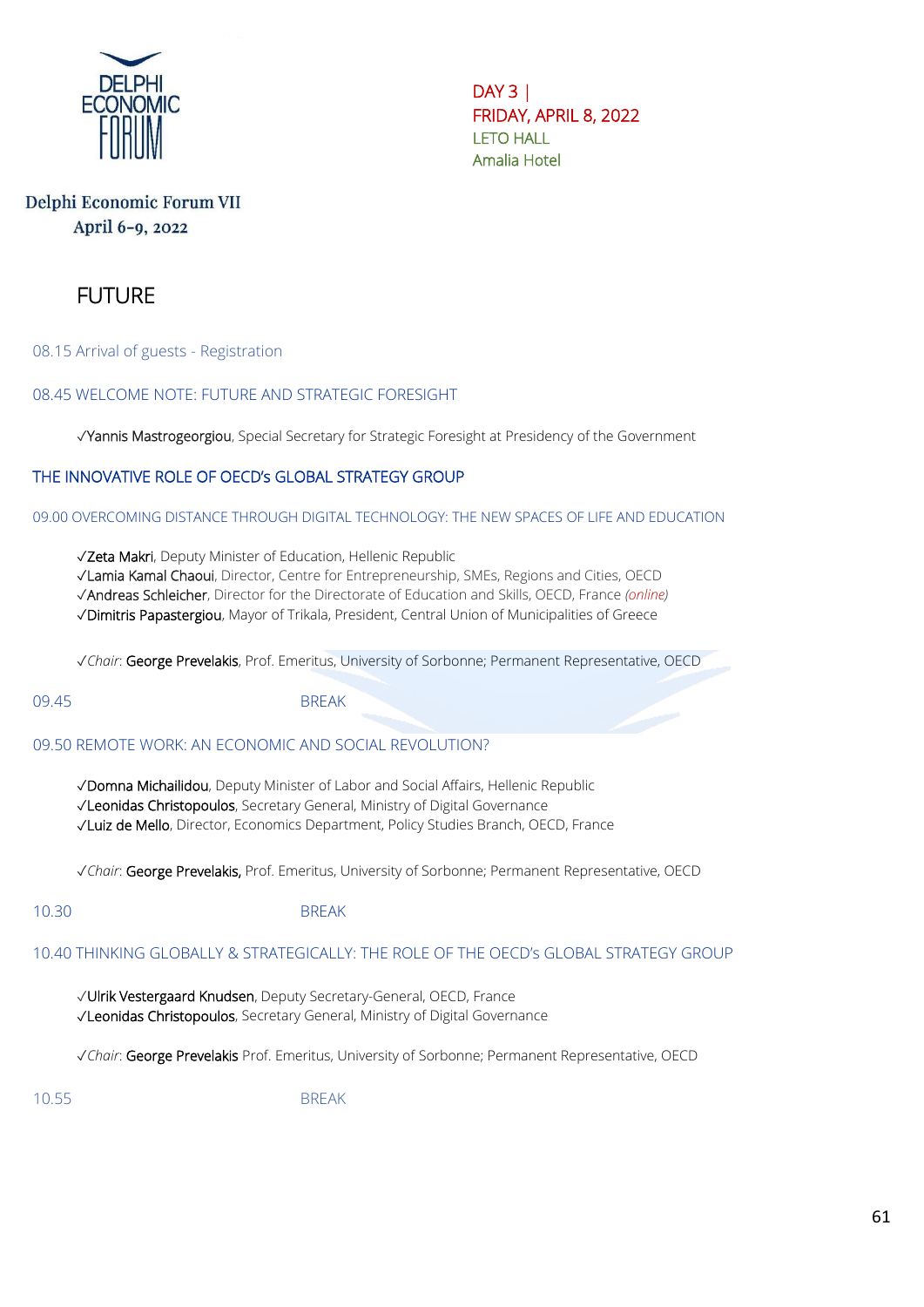DELPHI ECONOMIC FORUM

**DAY 3 | FRIDAY, APRIL 8, 2022**
LETO HALL
Amalia Hotel

**Delphi Economic Forum VII**
**April 6-9, 2022**

# FUTURE

08.15 Arrival of guests - Registration

## 08.45 WELCOME NOTE: FUTURE AND STRATEGIC FORESIGHT

✓**Yannis Mastrogeorgiou**, Special Secretary for Strategic Foresight at Presidency of the Government

## THE INNOVATIVE ROLE OF OECD's GLOBAL STRATEGY GROUP

### 09.00 OVERCOMING DISTANCE THROUGH DIGITAL TECHNOLOGY: THE NEW SPACES OF LIFE AND EDUCATION

✓**Zeta Makri**, Deputy Minister of Education, Hellenic Republic
✓**Lamia Kamal Chaoui**, Director, Centre for Entrepreneurship, SMEs, Regions and Cities, OECD
✓**Andreas Schleicher**, Director for the Directorate of Education and Skills, OECD, France *(online)*
✓**Dimitris Papastergiou**, Mayor of Trikala, President, Central Union of Municipalities of Greece

✓*Chair*: **George Prevelakis**, Prof. Emeritus, University of Sorbonne; Permanent Representative, OECD

09.45 BREAK

### 09.50 REMOTE WORK: AN ECONOMIC AND SOCIAL REVOLUTION?

✓**Domna Michailidou**, Deputy Minister of Labor and Social Affairs, Hellenic Republic
✓**Leonidas Christopoulos**, Secretary General, Ministry of Digital Governance
✓**Luiz de Mello**, Director, Economics Department, Policy Studies Branch, OECD, France

✓*Chair*: **George Prevelakis,** Prof. Emeritus, University of Sorbonne; Permanent Representative, OECD

10.30 BREAK

### 10.40 THINKING GLOBALLY & STRATEGICALLY: THE ROLE OF THE OECD's GLOBAL STRATEGY GROUP

✓**Ulrik Vestergaard Knudsen**, Deputy Secretary-General, OECD, France
✓**Leonidas Christopoulos**, Secretary General, Ministry of Digital Governance

✓*Chair*: **George Prevelakis** Prof. Emeritus, University of Sorbonne; Permanent Representative, OECD

10.55 BREAK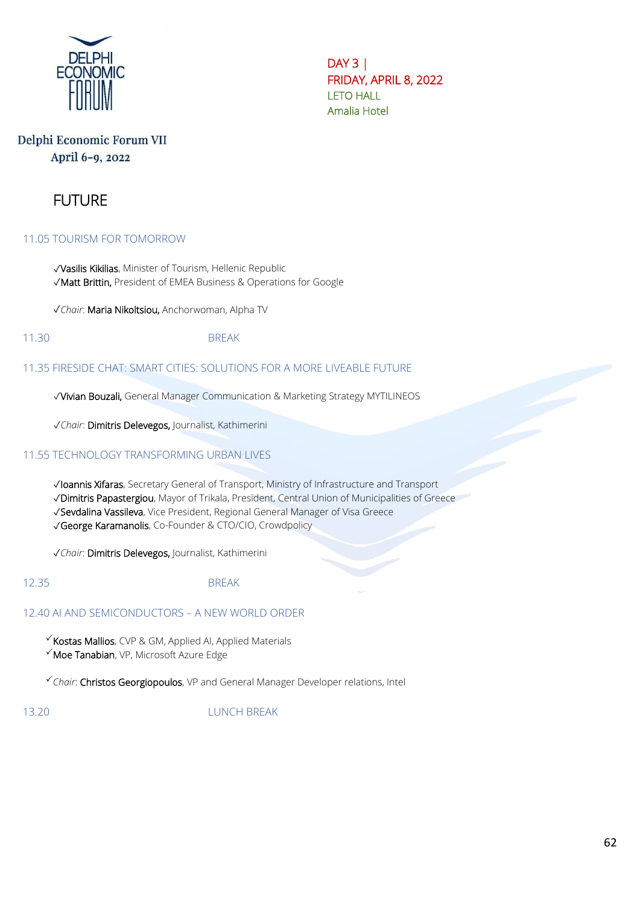DELPHI ECONOMIC FORUM

Delphi Economic Forum VII
April 6-9, 2022

DAY 3 |
FRIDAY, APRIL 8, 2022
LETO HALL
Amalia Hotel

# FUTURE

## 11.05 TOURISM FOR TOMORROW

✓**Vasilis Kikilias**, Minister of Tourism, Hellenic Republic
✓**Matt Brittin,** President of EMEA Business & Operations for Google

✓*Chair*: **Maria Nikoltsiou,** Anchorwoman, Alpha TV

11.30 BREAK

## 11.35 FIRESIDE CHAT: SMART CITIES: SOLUTIONS FOR A MORE LIVEABLE FUTURE

✓**Vivian Bouzali,** General Manager Communication & Marketing Strategy MYTILINEOS

✓*Chair*: **Dimitris Delevegos,** Journalist, Kathimerini

## 11.55 TECHNOLOGY TRANSFORMING URBAN LIVES

✓**Ioannis Xifaras**, Secretary General of Transport, Ministry of Infrastructure and Transport
✓**Dimitris Papastergiou**, Mayor of Trikala, President, Central Union of Municipalities of Greece
✓**Sevdalina Vassileva**, Vice President, Regional General Manager of Visa Greece
✓**George Karamanolis**, Co-Founder & CTO/CIO, Crowdpolicy

✓*Chair*: **Dimitris Delevegos,** Journalist, Kathimerini

12.35 BREAK

## 12.40 AI AND SEMICONDUCTORS – A NEW WORLD ORDER

✓**Kostas Mallios**, CVP & GM, Applied AI, Applied Materials
✓**Moe Tanabian**, VP, Microsoft Azure Edge

✓*Chair*: **Christos Georgiopoulos**, VP and General Manager Developer relations, Intel

13.20 LUNCH BREAK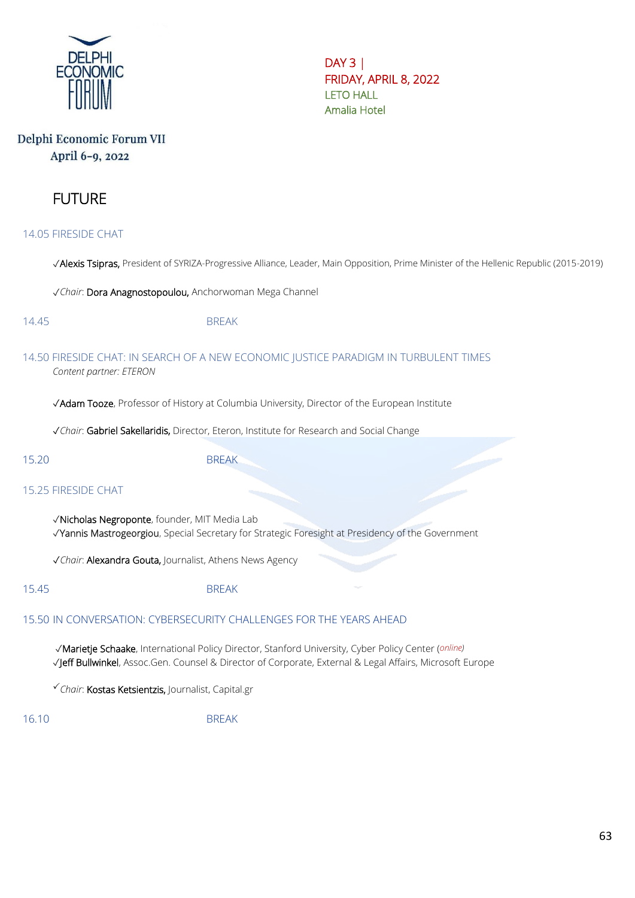DELPHI ECONOMIC FORUM

Delphi Economic Forum VII
April 6-9, 2022

DAY 3 |
FRIDAY, APRIL 8, 2022
LETO HALL
Amalia Hotel

# FUTURE

## 14.05 FIRESIDE CHAT

✓**Alexis Tsipras,** President of SYRIZA-Progressive Alliance, Leader, Main Opposition, Prime Minister of the Hellenic Republic (2015-2019)

✓*Chair*: **Dora Anagnostopoulou,** Anchorwoman Mega Channel

14.45 BREAK

## 14.50 FIRESIDE CHAT: IN SEARCH OF A NEW ECONOMIC JUSTICE PARADIGM IN TURBULENT TIMES

*Content partner: ETERON*

✓**Adam Tooze**, Professor of History at Columbia University, Director of the European Institute

✓*Chair*: **Gabriel Sakellaridis,** Director, Eteron, Institute for Research and Social Change

15.20 BREAK

## 15.25 FIRESIDE CHAT

✓**Nicholas Negroponte**, founder, MIT Media Lab
✓**Yannis Mastrogeorgiou**, Special Secretary for Strategic Foresight at Presidency of the Government

✓*Chair*: **Alexandra Gouta,** Journalist, Athens News Agency

15.45 BREAK

## 15.50 IN CONVERSATION: CYBERSECURITY CHALLENGES FOR THE YEARS AHEAD

✓**Marietje Schaake**, International Policy Director, Stanford University, Cyber Policy Center (*online)*
✓**Jeff Bullwinkel**, Assoc.Gen. Counsel & Director of Corporate, External & Legal Affairs, Microsoft Europe

✓*Chair*: **Kostas Ketsientzis,** Journalist, Capital.gr

16.10 BREAK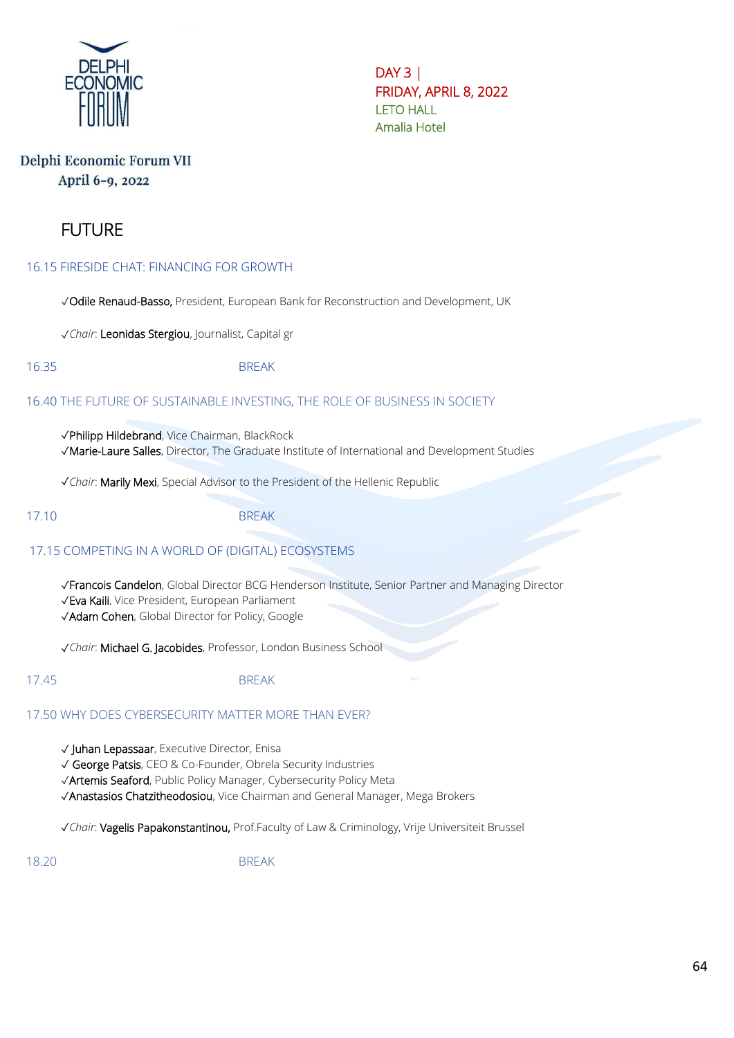DELPHI ECONOMIC FORUM

DAY 3 |
FRIDAY, APRIL 8, 2022
LETO HALL
Amalia Hotel

Delphi Economic Forum VII
April 6-9, 2022

# FUTURE

## 16.15 FIRESIDE CHAT: FINANCING FOR GROWTH

✓Odile Renaud-Basso, President, European Bank for Reconstruction and Development, UK

✓*Chair*: Leonidas Stergiou, Journalist, Capital gr

16.35 BREAK

## 16.40 THE FUTURE OF SUSTAINABLE INVESTING, THE ROLE OF BUSINESS IN SOCIETY

✓Philipp Hildebrand, Vice Chairman, BlackRock
✓Marie-Laure Salles, Director, The Graduate Institute of International and Development Studies

✓*Chair*: Marily Mexi, Special Advisor to the President of the Hellenic Republic

17.10 BREAK

## 17.15 COMPETING IN A WORLD OF (DIGITAL) ECOSYSTEMS

✓Francois Candelon, Global Director BCG Henderson Institute, Senior Partner and Managing Director
✓Eva Kaili, Vice President, European Parliament
✓Adam Cohen, Global Director for Policy, Google

✓*Chair*: Michael G. Jacobides, Professor, London Business School

17.45 BREAK

## 17.50 WHY DOES CYBERSECURITY MATTER MORE THAN EVER?

✓ Juhan Lepassaar, Executive Director, Enisa
✓ George Patsis, CEO & Co-Founder, Obrela Security Industries
✓Artemis Seaford, Public Policy Manager, Cybersecurity Policy Meta
✓Anastasios Chatzitheodosiou, Vice Chairman and General Manager, Mega Brokers

✓*Chair*: Vagelis Papakonstantinou, Prof.Faculty of Law & Criminology, Vrije Universiteit Brussel

18.20 BREAK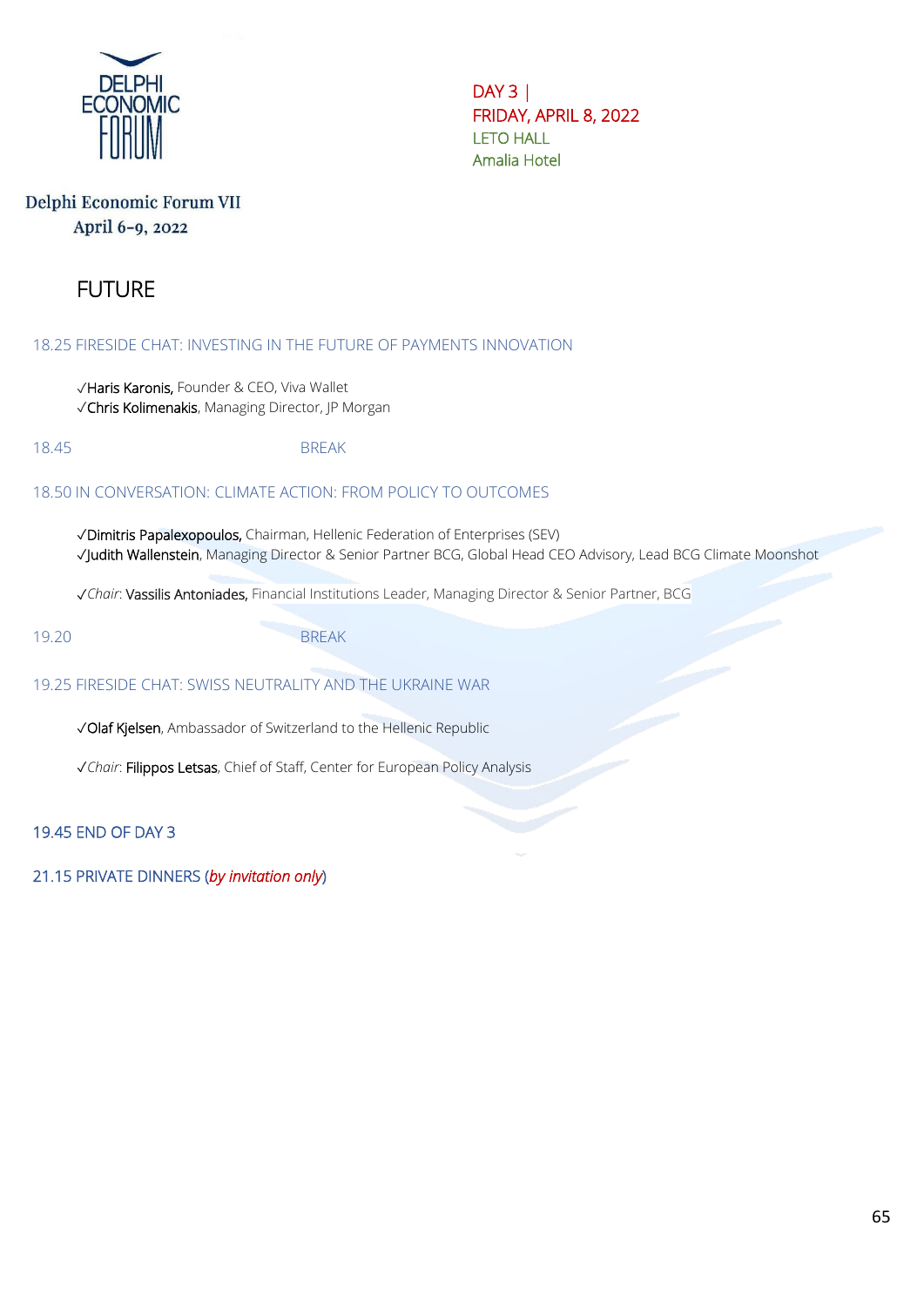DELPHI ECONOMIC FORUM

Delphi Economic Forum VII
April 6-9, 2022

DAY 3 |
FRIDAY, APRIL 8, 2022
LETO HALL
Amalia Hotel

# FUTURE

### 18.25 FIRESIDE CHAT: INVESTING IN THE FUTURE OF PAYMENTS INNOVATION

✓Haris Karonis, Founder & CEO, Viva Wallet
✓Chris Kolimenakis, Managing Director, JP Morgan

18.45 BREAK

### 18.50 IN CONVERSATION: CLIMATE ACTION: FROM POLICY TO OUTCOMES

✓Dimitris Papalexopoulos, Chairman, Hellenic Federation of Enterprises (SEV)
✓Judith Wallenstein, Managing Director & Senior Partner BCG, Global Head CEO Advisory, Lead BCG Climate Moonshot

✓*Chair*: Vassilis Antoniades, Financial Institutions Leader, Managing Director & Senior Partner, BCG

19.20 BREAK

### 19.25 FIRESIDE CHAT: SWISS NEUTRALITY AND THE UKRAINE WAR

✓Olaf Kjelsen, Ambassador of Switzerland to the Hellenic Republic

✓*Chair*: Filippos Letsas, Chief of Staff, Center for European Policy Analysis

### 19.45 END OF DAY 3

### 21.15 PRIVATE DINNERS (*by invitation only*)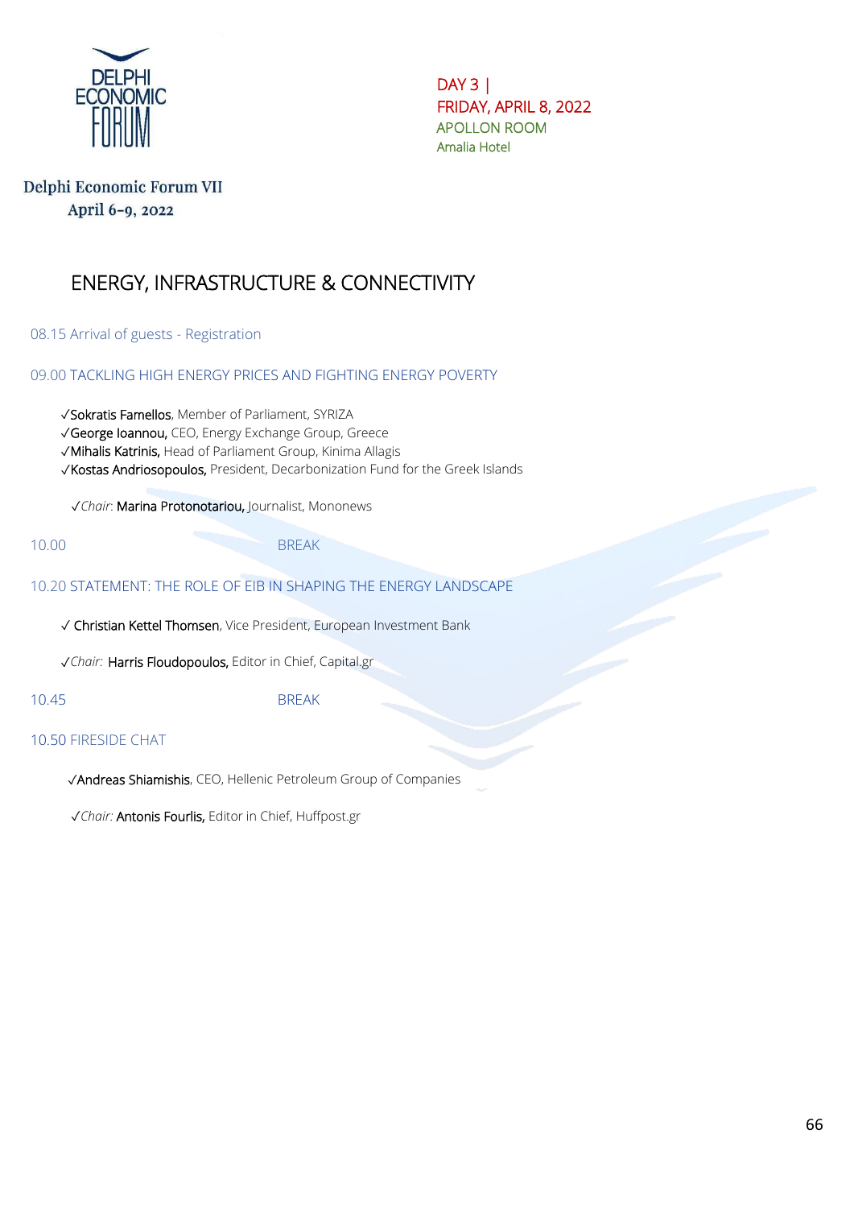DELPHI ECONOMIC FORUM

DAY 3 |
FRIDAY, APRIL 8, 2022
APOLLON ROOM
Amalia Hotel

Delphi Economic Forum VII
April 6-9, 2022

# ENERGY, INFRASTRUCTURE & CONNECTIVITY

08.15 Arrival of guests - Registration

09.00 TACKLING HIGH ENERGY PRICES AND FIGHTING ENERGY POVERTY

✓**Sokratis Famellos**, Member of Parliament, SYRIZA
✓**George Ioannou,** CEO, Energy Exchange Group, Greece
✓**Mihalis Katrinis,** Head of Parliament Group, Kinima Allagis
✓**Kostas Andriosopoulos,** President, Decarbonization Fund for the Greek Islands

✓*Chair*: **Marina Protonotariou,** Journalist, Mononews

10.00 BREAK

10.20 STATEMENT: THE ROLE OF EIB IN SHAPING THE ENERGY LANDSCAPE

✓ **Christian Kettel Thomsen**, Vice President, European Investment Bank

✓*Chair:* **Harris Floudopoulos,** Editor in Chief, Capital.gr

10.45 BREAK

10.50 FIRESIDE CHAT

✓**Andreas Shiamishis**, CEO, Hellenic Petroleum Group of Companies

✓*Chair:* **Antonis Fourlis,** Editor in Chief, Huffpost.gr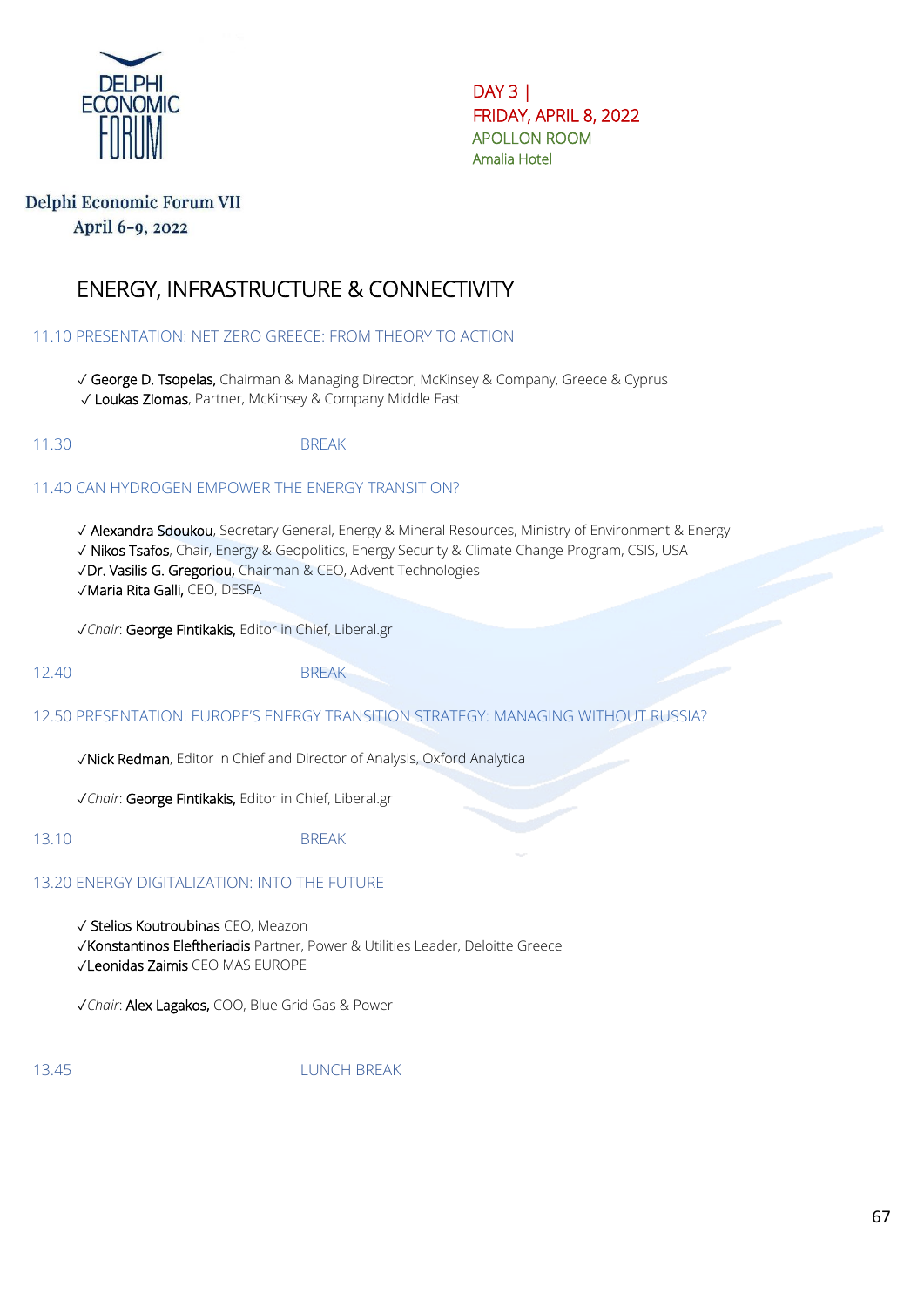DELPHI ECONOMIC FORUM

DAY 3 |
FRIDAY, APRIL 8, 2022
APOLLON ROOM
Amalia Hotel

Delphi Economic Forum VII
April 6-9, 2022

# ENERGY, INFRASTRUCTURE & CONNECTIVITY

11.10 PRESENTATION: NET ZERO GREECE: FROM THEORY TO ACTION

✓ **George D. Tsopelas,** Chairman & Managing Director, McKinsey & Company, Greece & Cyprus
✓ **Loukas Ziomas**, Partner, McKinsey & Company Middle East

11.30 BREAK

11.40 CAN HYDROGEN EMPOWER THE ENERGY TRANSITION?

✓ **Alexandra Sdoukou**, Secretary General, Energy & Mineral Resources, Ministry of Environment & Energy
✓ **Nikos Tsafos**, Chair, Energy & Geopolitics, Energy Security & Climate Change Program, CSIS, USA
✓**Dr. Vasilis G. Gregoriou,** Chairman & CEO, Advent Technologies
✓**Maria Rita Galli,** CEO, DESFA

✓*Chair*: **George Fintikakis,** Editor in Chief, Liberal.gr

12.40 BREAK

12.50 PRESENTATION: EUROPE'S ENERGY TRANSITION STRATEGY: MANAGING WITHOUT RUSSIA?

✓**Nick Redman**, Editor in Chief and Director of Analysis, Oxford Analytica

✓*Chair*: **George Fintikakis,** Editor in Chief, Liberal.gr

13.10 BREAK

13.20 ENERGY DIGITALIZATION: INTO THE FUTURE

✓ **Stelios Koutroubinas** CEO, Meazon
✓**Konstantinos Eleftheriadis** Partner, Power & Utilities Leader, Deloitte Greece
✓**Leonidas Zaimis** CEO MAS EUROPE

✓*Chair*: **Alex Lagakos,** COO, Blue Grid Gas & Power

13.45 LUNCH BREAK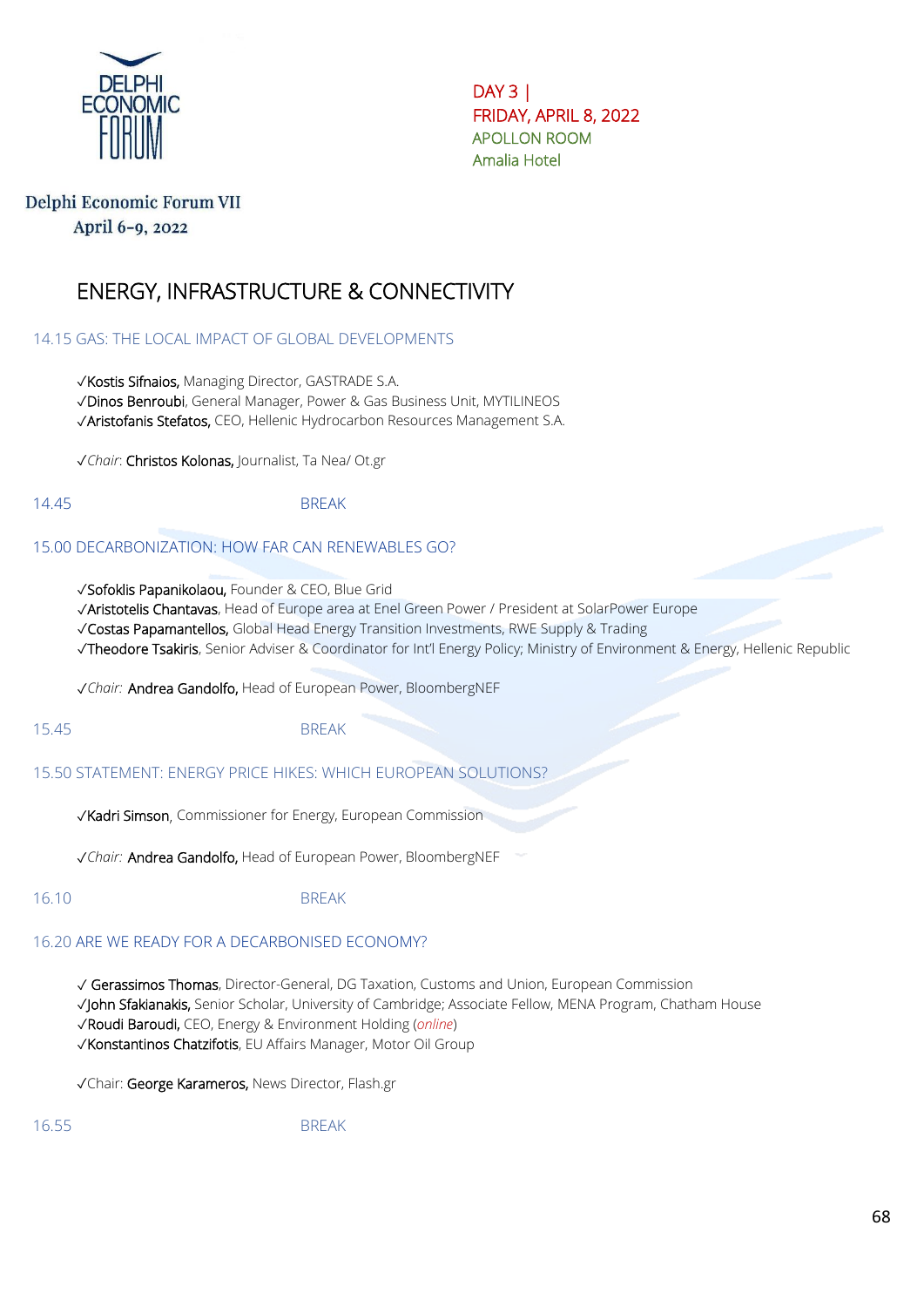DELPHI ECONOMIC FORUM

DAY 3 |
FRIDAY, APRIL 8, 2022
APOLLON ROOM
Amalia Hotel

Delphi Economic Forum VII
April 6-9, 2022

# ENERGY, INFRASTRUCTURE & CONNECTIVITY

## 14.15 GAS: THE LOCAL IMPACT OF GLOBAL DEVELOPMENTS

✓Kostis Sifnaios, Managing Director, GASTRADE S.A.
✓Dinos Benroubi, General Manager, Power & Gas Business Unit, MYTILINEOS
✓Aristofanis Stefatos, CEO, Hellenic Hydrocarbon Resources Management S.A.

✓*Chair*: Christos Kolonas, Journalist, Ta Nea/ Ot.gr

14.45 BREAK

## 15.00 DECARBONIZATION: HOW FAR CAN RENEWABLES GO?

✓Sofoklis Papanikolaou, Founder & CEO, Blue Grid
✓Aristotelis Chantavas, Head of Europe area at Enel Green Power / President at SolarPower Europe
✓Costas Papamantellos, Global Head Energy Transition Investments, RWE Supply & Trading
✓Theodore Tsakiris, Senior Adviser & Coordinator for Int'l Energy Policy; Ministry of Environment & Energy, Hellenic Republic

✓*Chair:* Andrea Gandolfo, Head of European Power, BloombergNEF

15.45 BREAK

## 15.50 STATEMENT: ENERGY PRICE HIKES: WHICH EUROPEAN SOLUTIONS?

✓Kadri Simson, Commissioner for Energy, European Commission

✓*Chair:* Andrea Gandolfo, Head of European Power, BloombergNEF

16.10 BREAK

## 16.20 ARE WE READY FOR A DECARBONISED ECONOMY?

✓ Gerassimos Thomas, Director-General, DG Taxation, Customs and Union, European Commission
✓John Sfakianakis, Senior Scholar, University of Cambridge; Associate Fellow, MENA Program, Chatham House
✓Roudi Baroudi, CEO, Energy & Environment Holding (*online*)
✓Konstantinos Chatzifotis, EU Affairs Manager, Motor Oil Group

✓Chair: George Karameros, News Director, Flash.gr

16.55 BREAK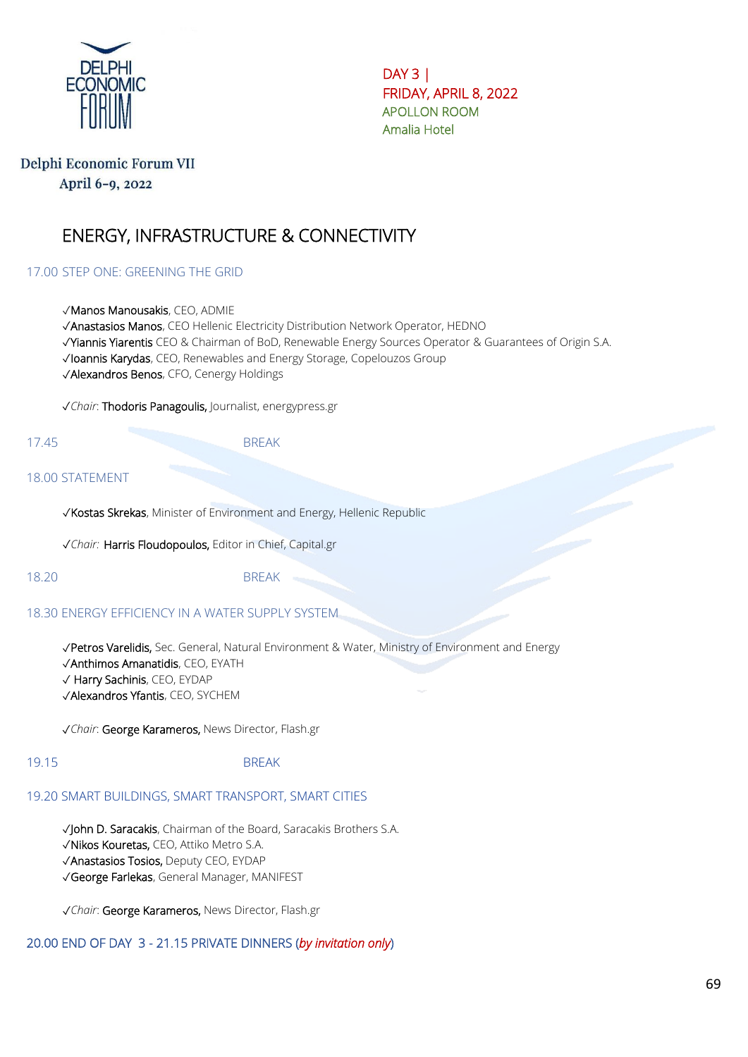DAY 3 |
FRIDAY, APRIL 8, 2022
APOLLON ROOM
Amalia Hotel

Delphi Economic Forum VII
April 6-9, 2022

# ENERGY, INFRASTRUCTURE & CONNECTIVITY

## 17.00 STEP ONE: GREENING THE GRID

✓Manos Manousakis, CEO, ADMIE
✓Anastasios Manos, CEO Hellenic Electricity Distribution Network Operator, HEDNO
✓Yiannis Yiarentis CEO & Chairman of BoD, Renewable Energy Sources Operator & Guarantees of Origin S.A.
✓Ioannis Karydas, CEO, Renewables and Energy Storage, Copelouzos Group
✓Alexandros Benos, CFO, Cenergy Holdings

✓*Chair*: Thodoris Panagoulis, Journalist, energypress.gr

17.45 BREAK

## 18.00 STATEMENT

✓Kostas Skrekas, Minister of Environment and Energy, Hellenic Republic

✓*Chair*: Harris Floudopoulos, Editor in Chief, Capital.gr

18.20 BREAK

## 18.30 ENERGY EFFICIENCY IN A WATER SUPPLY SYSTEM

✓Petros Varelidis, Sec. General, Natural Environment & Water, Ministry of Environment and Energy
✓Anthimos Amanatidis, CEO, EYATH
✓ Harry Sachinis, CEO, EYDAP
✓Alexandros Yfantis, CEO, SYCHEM

✓*Chair*: George Karameros, News Director, Flash.gr

19.15 BREAK

## 19.20 SMART BUILDINGS, SMART TRANSPORT, SMART CITIES

✓John D. Saracakis, Chairman of the Board, Saracakis Brothers S.A.
✓Nikos Kouretas, CEO, Attiko Metro S.A.
✓Anastasios Tosios, Deputy CEO, EYDAP
✓George Farlekas, General Manager, MANIFEST

✓*Chair*: George Karameros, News Director, Flash.gr

20.00 END OF DAY 3 - 21.15 PRIVATE DINNERS (*by invitation only*)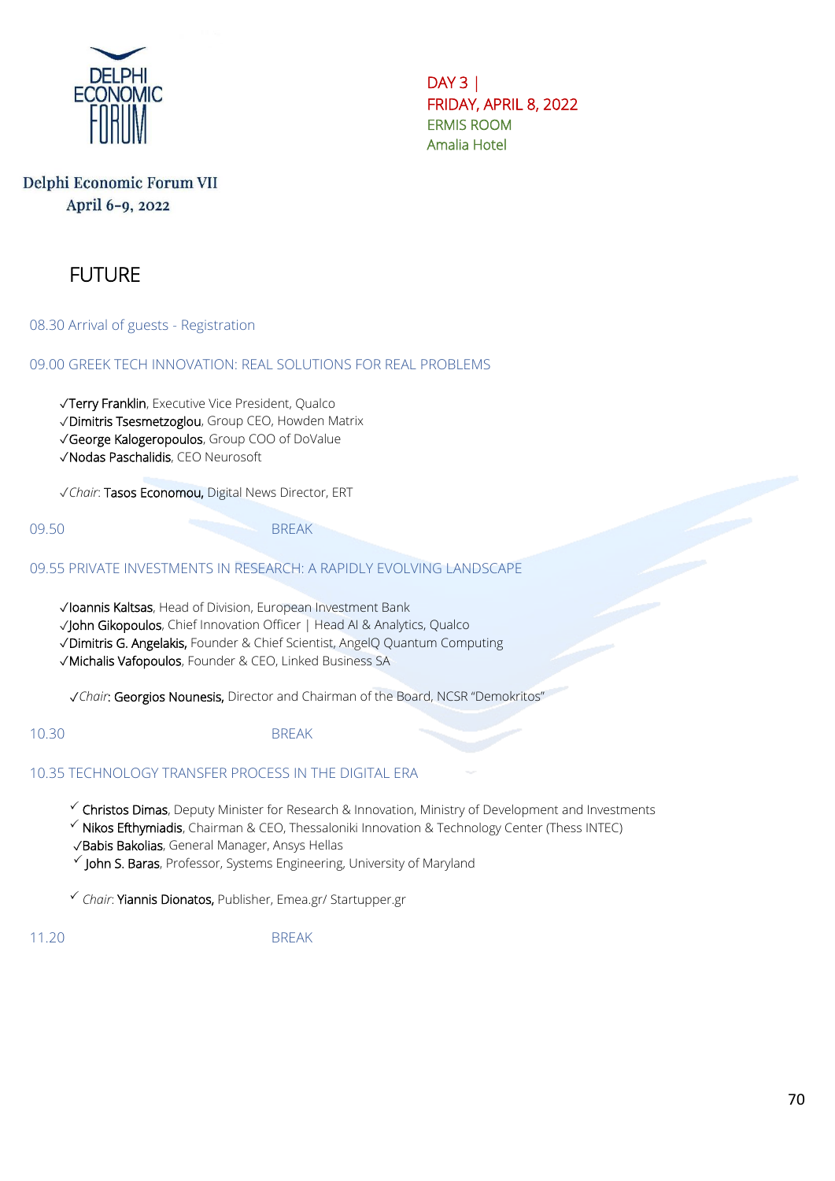DELPHI ECONOMIC FORUM

**Delphi Economic Forum VII**
**April 6-9, 2022**

DAY 3 |
FRIDAY, APRIL 8, 2022
ERMIS ROOM
Amalia Hotel

# FUTURE

08.30 Arrival of guests - Registration

## 09.00 GREEK TECH INNOVATION: REAL SOLUTIONS FOR REAL PROBLEMS

✓Terry Franklin, Executive Vice President, Qualco
✓Dimitris Tsesmetzoglou, Group CEO, Howden Matrix
✓George Kalogeropoulos, Group COO of DoValue
✓Nodas Paschalidis, CEO Neurosoft

✓*Chair*: Tasos Economou, Digital News Director, ERT

09.50 BREAK

## 09.55 PRIVATE INVESTMENTS IN RESEARCH: A RAPIDLY EVOLVING LANDSCAPE

✓Ioannis Kaltsas, Head of Division, European Investment Bank
✓John Gikopoulos, Chief Innovation Officer | Head AI & Analytics, Qualco
✓Dimitris G. Angelakis, Founder & Chief Scientist, AngelQ Quantum Computing
✓Michalis Vafopoulos, Founder & CEO, Linked Business SA

✓*Chair*: Georgios Nounesis, Director and Chairman of the Board, NCSR "Demokritos"

10.30 BREAK

## 10.35 TECHNOLOGY TRANSFER PROCESS IN THE DIGITAL ERA

✓ Christos Dimas, Deputy Minister for Research & Innovation, Ministry of Development and Investments
✓ Nikos Efthymiadis, Chairman & CEO, Thessaloniki Innovation & Technology Center (Thess INTEC)
✓Babis Bakolias, General Manager, Ansys Hellas
✓ John S. Baras, Professor, Systems Engineering, University of Maryland

✓ *Chair*: Yiannis Dionatos, Publisher, Emea.gr/ Startupper.gr

11.20 BREAK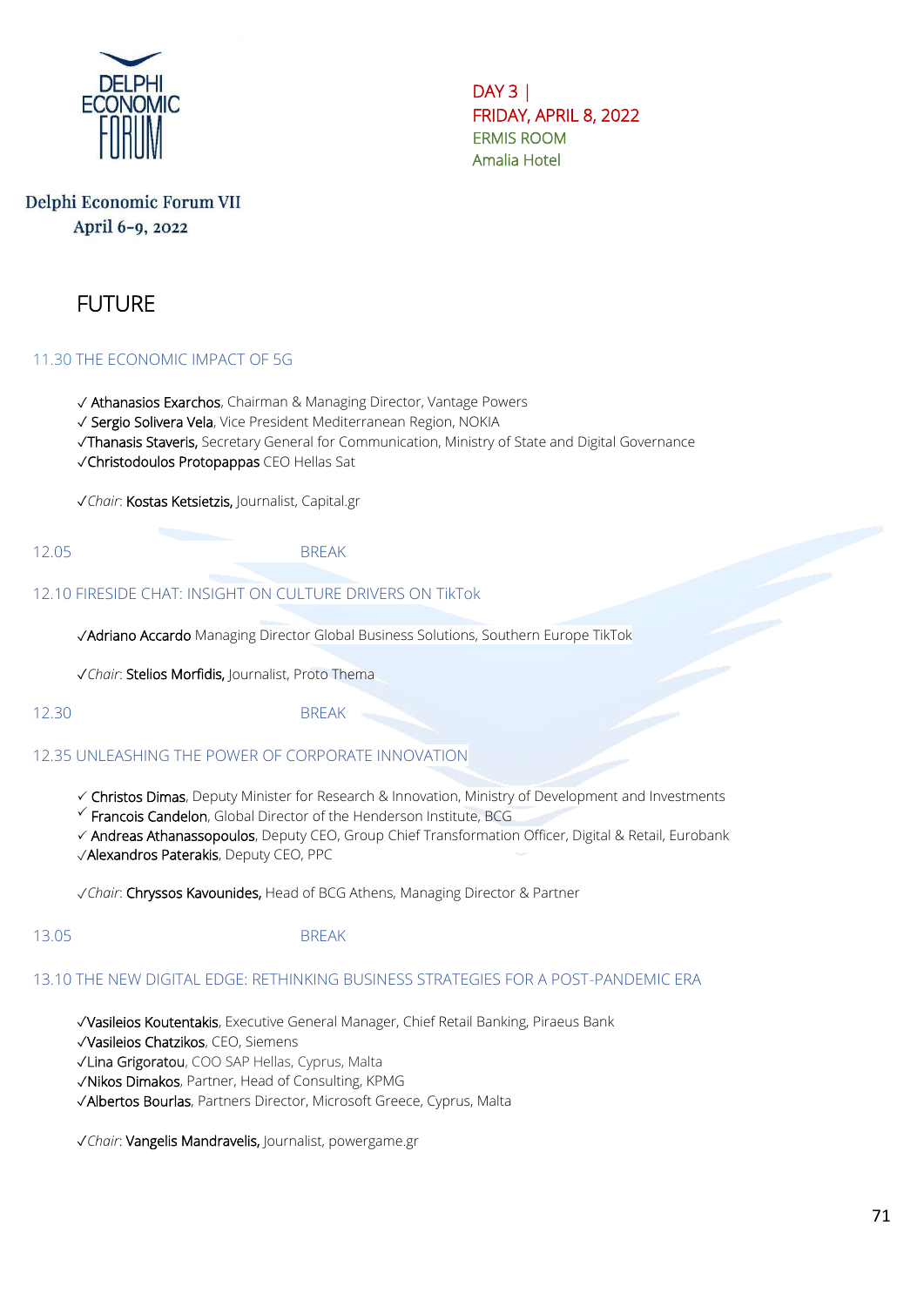DAY 3 |
FRIDAY, APRIL 8, 2022
ERMIS ROOM
Amalia Hotel

Delphi Economic Forum VII
April 6-9, 2022

# FUTURE

## 11.30 THE ECONOMIC IMPACT OF 5G

✓ **Athanasios Exarchos**, Chairman & Managing Director, Vantage Powers
✓ **Sergio Solivera Vela**, Vice President Mediterranean Region, NOKIA
✓**Thanasis Staveris,** Secretary General for Communication, Ministry of State and Digital Governance
✓**Christodoulos Protopappas** CEO Hellas Sat

✓*Chair*: **Kostas Ketsietzis,** Journalist, Capital.gr

12.05 BREAK

## 12.10 FIRESIDE CHAT: INSIGHT ON CULTURE DRIVERS ON TikTok

✓**Adriano Accardo** Managing Director Global Business Solutions, Southern Europe TikTok

✓*Chair*: **Stelios Morfidis,** Journalist, Proto Thema

12.30 BREAK

## 12.35 UNLEASHING THE POWER OF CORPORATE INNOVATION

✓ **Christos Dimas**, Deputy Minister for Research & Innovation, Ministry of Development and Investments
✓ **Francois Candelon**, Global Director of the Henderson Institute, BCG
✓ **Andreas Athanassopoulos**, Deputy CEO, Group Chief Transformation Officer, Digital & Retail, Eurobank
✓**Alexandros Paterakis**, Deputy CEO, PPC

✓*Chair*: **Chryssos Kavounides,** Head of BCG Athens, Managing Director & Partner

13.05 BREAK

## 13.10 THE NEW DIGITAL EDGE: RETHINKING BUSINESS STRATEGIES FOR A POST-PANDEMIC ERA

✓**Vasileios Koutentakis**, Executive General Manager, Chief Retail Banking, Piraeus Bank
✓**Vasileios Chatzikos**, CEO, Siemens
✓**Lina Grigoratou**, COO SAP Hellas, Cyprus, Malta
✓**Nikos Dimakos**, Partner, Head of Consulting, KPMG
✓**Albertos Bourlas**, Partners Director, Microsoft Greece, Cyprus, Malta

✓*Chair*: **Vangelis Mandravelis,** Journalist, powergame.gr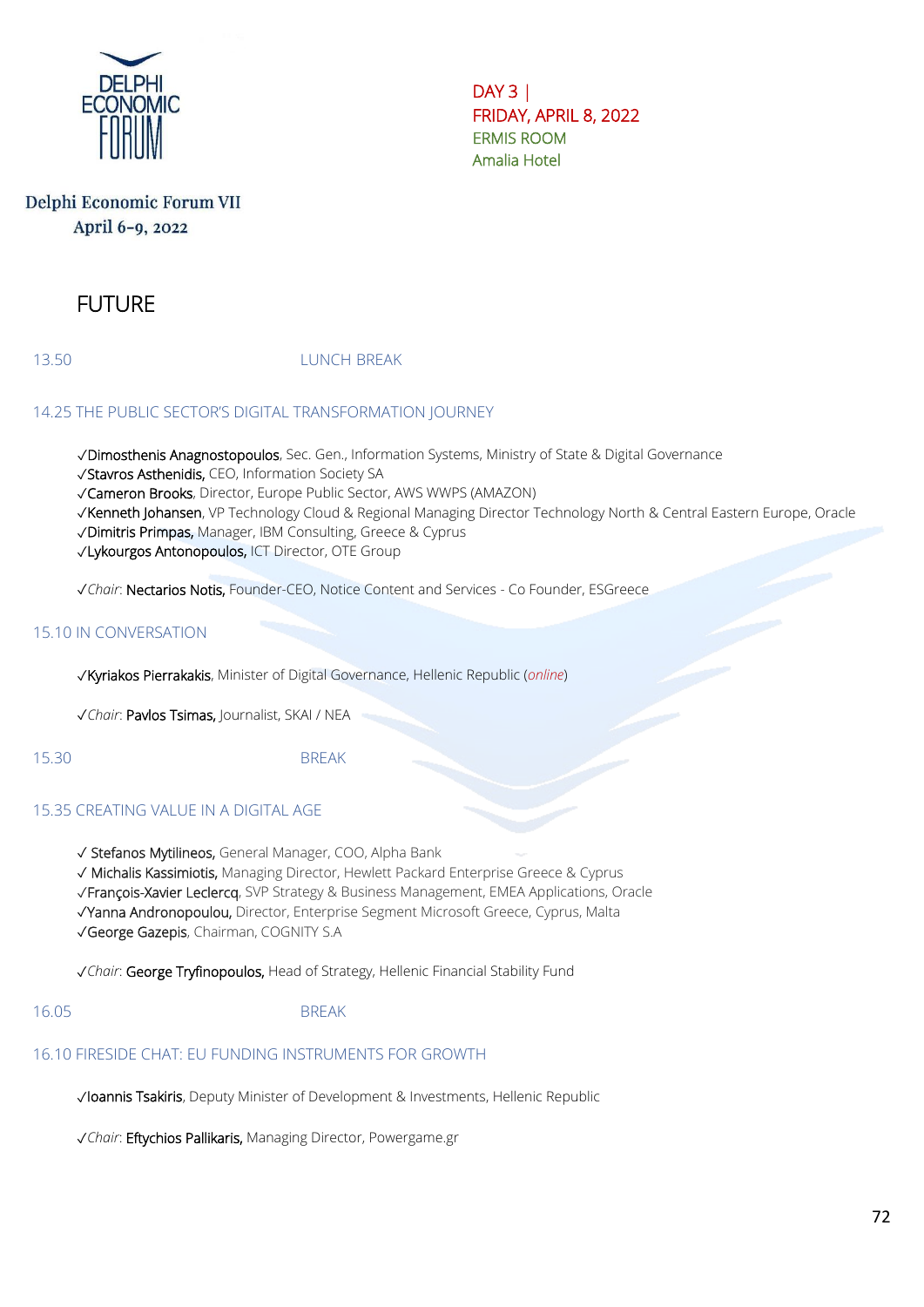DELPHI ECONOMIC FORUM

Delphi Economic Forum VII
April 6-9, 2022

DAY 3 |
FRIDAY, APRIL 8, 2022
ERMIS ROOM
Amalia Hotel

# FUTURE

13.50 LUNCH BREAK

## 14.25 THE PUBLIC SECTOR'S DIGITAL TRANSFORMATION JOURNEY

✓Dimosthenis Anagnostopoulos, Sec. Gen., Information Systems, Ministry of State & Digital Governance
✓Stavros Asthenidis, CEO, Information Society SA
✓Cameron Brooks, Director, Europe Public Sector, AWS WWPS (AMAZON)
✓Kenneth Johansen, VP Technology Cloud & Regional Managing Director Technology North & Central Eastern Europe, Oracle
✓Dimitris Primpas, Manager, IBM Consulting, Greece & Cyprus
✓Lykourgos Antonopoulos, ICT Director, OTE Group

✓*Chair*: Nectarios Notis, Founder-CEO, Notice Content and Services - Co Founder, ESGreece

## 15.10 IN CONVERSATION

✓Kyriakos Pierrakakis, Minister of Digital Governance, Hellenic Republic (*online*)

✓*Chair*: Pavlos Tsimas, Journalist, SKAI / NEA

15.30 BREAK

## 15.35 CREATING VALUE IN A DIGITAL AGE

✓ Stefanos Mytilineos, General Manager, COO, Alpha Bank
✓ Michalis Kassimiotis, Managing Director, Hewlett Packard Enterprise Greece & Cyprus
✓François-Xavier Leclercq, SVP Strategy & Business Management, EMEA Applications, Oracle
✓Yanna Andronopoulou, Director, Enterprise Segment Microsoft Greece, Cyprus, Malta
✓George Gazepis, Chairman, COGNITY S.A

✓*Chair*: George Tryfinopoulos, Head of Strategy, Hellenic Financial Stability Fund

16.05 BREAK

## 16.10 FIRESIDE CHAT: EU FUNDING INSTRUMENTS FOR GROWTH

✓Ioannis Tsakiris, Deputy Minister of Development & Investments, Hellenic Republic

✓*Chair*: Eftychios Pallikaris, Managing Director, Powergame.gr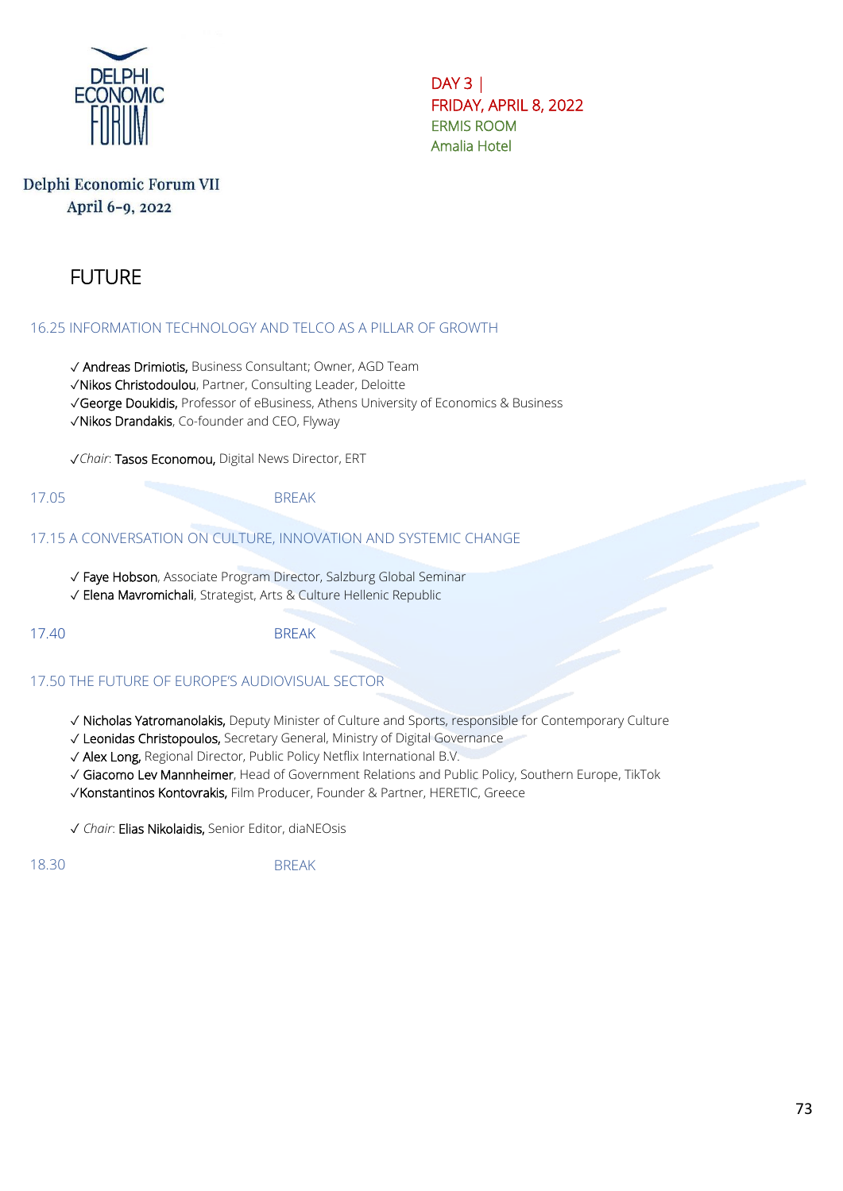Delphi Economic Forum VII
April 6-9, 2022

DAY 3 |
FRIDAY, APRIL 8, 2022
ERMIS ROOM
Amalia Hotel

# FUTURE

## 16.25 INFORMATION TECHNOLOGY AND TELCO AS A PILLAR OF GROWTH

✓ Andreas Drimiotis, Business Consultant; Owner, AGD Team
✓Nikos Christodoulou, Partner, Consulting Leader, Deloitte
✓George Doukidis, Professor of eBusiness, Athens University of Economics & Business
✓Nikos Drandakis, Co-founder and CEO, Flyway

✓*Chair*: Tasos Economou, Digital News Director, ERT

17.05 BREAK

## 17.15 A CONVERSATION ON CULTURE, INNOVATION AND SYSTEMIC CHANGE

✓ Faye Hobson, Associate Program Director, Salzburg Global Seminar
✓ Elena Mavromichali, Strategist, Arts & Culture Hellenic Republic

17.40 BREAK

## 17.50 THE FUTURE OF EUROPE'S AUDIOVISUAL SECTOR

✓ Nicholas Yatromanolakis, Deputy Minister of Culture and Sports, responsible for Contemporary Culture
✓ Leonidas Christopoulos, Secretary General, Ministry of Digital Governance
✓ Alex Long, Regional Director, Public Policy Netflix International B.V.
✓ Giacomo Lev Mannheimer, Head of Government Relations and Public Policy, Southern Europe, TikTok
✓Konstantinos Kontovrakis, Film Producer, Founder & Partner, HERETIC, Greece

✓ *Chair*: Elias Nikolaidis, Senior Editor, diaNEOsis

18.30 BREAK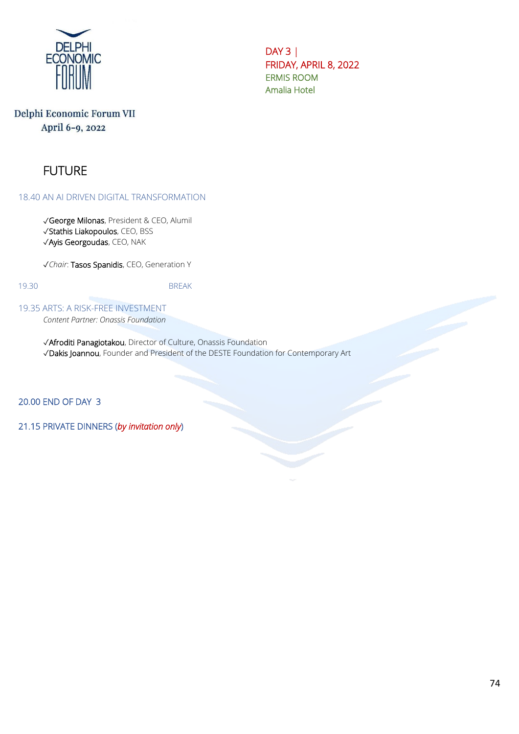Delphi Economic Forum VII
April 6-9, 2022

DAY 3 |
FRIDAY, APRIL 8, 2022
ERMIS ROOM
Amalia Hotel

# FUTURE

18.40 AN AI DRIVEN DIGITAL TRANSFORMATION

✓George Milonas, President & CEO, Alumil
✓Stathis Liakopoulos, CEO, BSS
✓Ayis Georgoudas, CEO, NAK

✓*Chair*: Tasos Spanidis, CEO, Generation Y

19.30 BREAK

19.35 ARTS: A RISK-FREE INVESTMENT
*Content Partner: Onassis Foundation*

✓Afroditi Panagiotakou, Director of Culture, Onassis Foundation
✓Dakis Joannou, Founder and President of the DESTE Foundation for Contemporary Art

20.00 END OF DAY 3

21.15 PRIVATE DINNERS (*by invitation only*)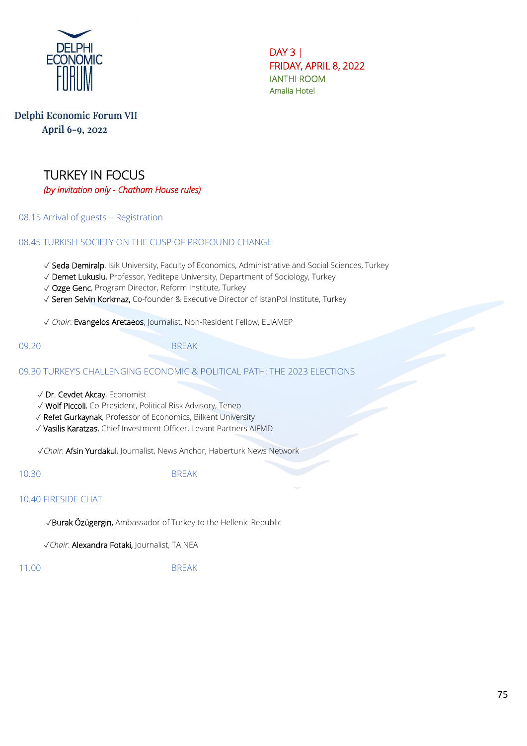Delphi Economic Forum VII
April 6-9, 2022

DAY 3 |
FRIDAY, APRIL 8, 2022
IANTHI ROOM
Amalia Hotel

# TURKEY IN FOCUS

*(by invitation only - Chatham House rules)*

08.15 Arrival of guests – Registration

## 08.45 TURKISH SOCIETY ON THE CUSP OF PROFOUND CHANGE

✓ Seda Demiralp, Isik University, Faculty of Economics, Administrative and Social Sciences, Turkey
✓ Demet Lukuslu, Professor, Yeditepe University, Department of Sociology, Turkey
✓ Ozge Genc, Program Director, Reform Institute, Turkey
✓ Seren Selvin Korkmaz, Co-founder & Executive Director of IstanPol Institute, Turkey

✓ *Chair*: Evangelos Aretaeos, Journalist, Non-Resident Fellow, ELIAMEP

09.20 BREAK

## 09.30 TURKEY'S CHALLENGING ECONOMIC & POLITICAL PATH: THE 2023 ELECTIONS

✓ Dr. Cevdet Akcay, Economist
✓ Wolf Piccoli, Co-President, Political Risk Advisory, Teneo
✓ Refet Gurkaynak, Professor of Economics, Bilkent University
✓ Vasilis Karatzas, Chief Investment Officer, Levant Partners AIFMD

✓ *Chair*: Afsin Yurdakul, Journalist, News Anchor, Haberturk News Network

10.30 BREAK

## 10.40 FIRESIDE CHAT

✓ **Burak Özügergin,** Ambassador of Turkey to the Hellenic Republic

✓ *Chair*: **Alexandra Fotaki,** Journalist, TA NEA

11.00 BREAK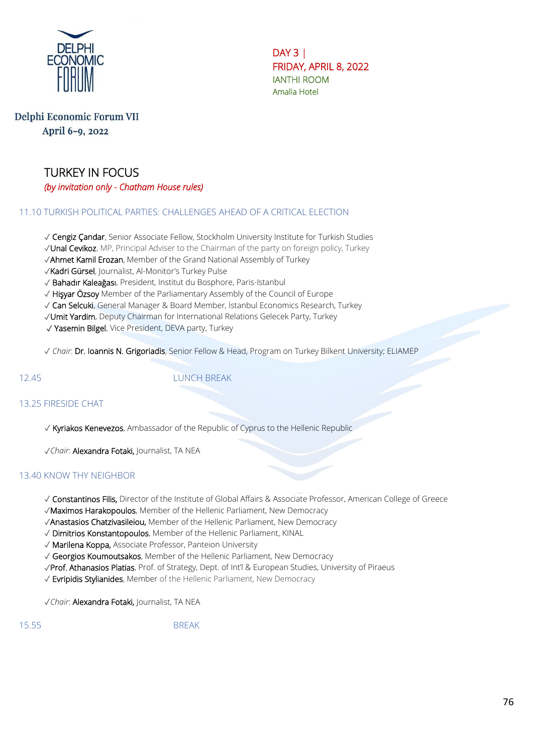DELPHI ECONOMIC FORUM

DAY 3 |
FRIDAY, APRIL 8, 2022
IANTHI ROOM
Amalia Hotel

Delphi Economic Forum VII
April 6-9, 2022

# TURKEY IN FOCUS

*(by invitation only - Chatham House rules)*

## 11.10 TURKISH POLITICAL PARTIES: CHALLENGES AHEAD OF A CRITICAL ELECTION

✓ Cengiz Çandar, Senior Associate Fellow, Stockholm University Institute for Turkish Studies
✓Unal Cevikoz, MP, Principal Adviser to the Chairman of the party on foreign policy, Turkey
✓Ahmet Kamil Erozan, Member of the Grand National Assembly of Turkey
✓Kadri Gürsel, Journalist, Al-Monitor's Turkey Pulse
✓ Bahadır Kaleağası, President, Institut du Bosphore, Paris-Istanbul
✓ Hişyar Özsoy Member of the Parliamentary Assembly of the Council of Europe
✓ Can Selcuki, General Manager & Board Member, İstanbul Economics Research, Turkey
✓Umit Yardim, Deputy Chairman for International Relations Gelecek Party, Turkey
✓ Yasemin Bilgel, Vice President, DEVA party, Turkey

✓ *Chair*: Dr. Ioannis N. Grigoriadis, Senior Fellow & Head, Program on Turkey Bilkent University; ELIAMEP

12.45 LUNCH BREAK

## 13.25 FIRESIDE CHAT

✓ Kyriakos Kenevezos, Ambassador of the Republic of Cyprus to the Hellenic Republic

✓*Chair*: Alexandra Fotaki, Journalist, TA NEA

## 13.40 KNOW THY NEIGHBOR

✓ Constantinos Filis, Director of the Institute of Global Affairs & Associate Professor, American College of Greece
✓Maximos Harakopoulos, Member of the Hellenic Parliament, New Democracy
✓Anastasios Chatzivasileiou, Member of the Hellenic Parliament, New Democracy
✓ Dimitrios Konstantopoulos, Member of the Hellenic Parliament, KINAL
✓ Marilena Koppa, Associate Professor, Panteion University
✓ Georgios Koumoutsakos, Member of the Hellenic Parliament, New Democracy
✓Prof. Athanasios Platias, Prof. of Strategy, Dept. of Int'l & European Studies, University of Piraeus
✓ Evripidis Stylianides, Member of the Hellenic Parliament, New Democracy

✓*Chair*: Alexandra Fotaki, Journalist, TA NEA

15.55 BREAK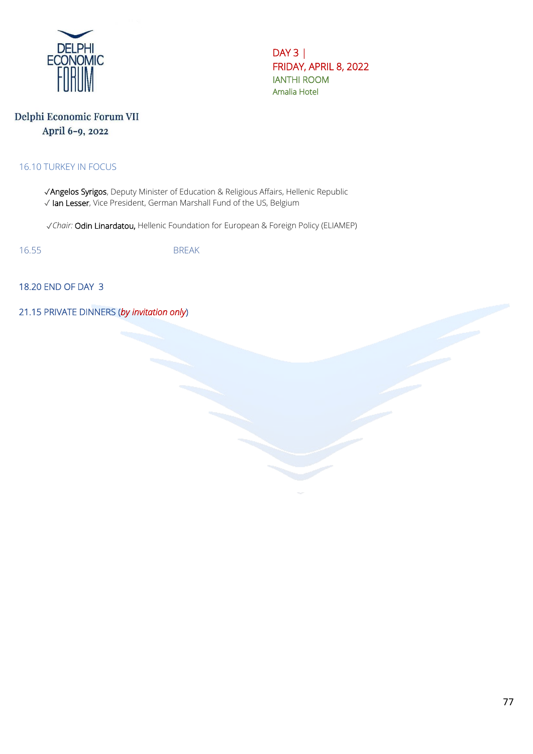DELPHI ECONOMIC FORUM

**Delphi Economic Forum VII**
**April 6-9, 2022**

DAY 3 |
FRIDAY, APRIL 8, 2022
IANTHI ROOM
Amalia Hotel

## 16.10 TURKEY IN FOCUS

✓Angelos Syrigos, Deputy Minister of Education & Religious Affairs, Hellenic Republic
✓ Ian Lesser, Vice President, German Marshall Fund of the US, Belgium

✓*Chair:* Odin Linardatou, Hellenic Foundation for European & Foreign Policy (ELIAMEP)

16.55 BREAK

18.20 END OF DAY 3

21.15 PRIVATE DINNERS (*by invitation only*)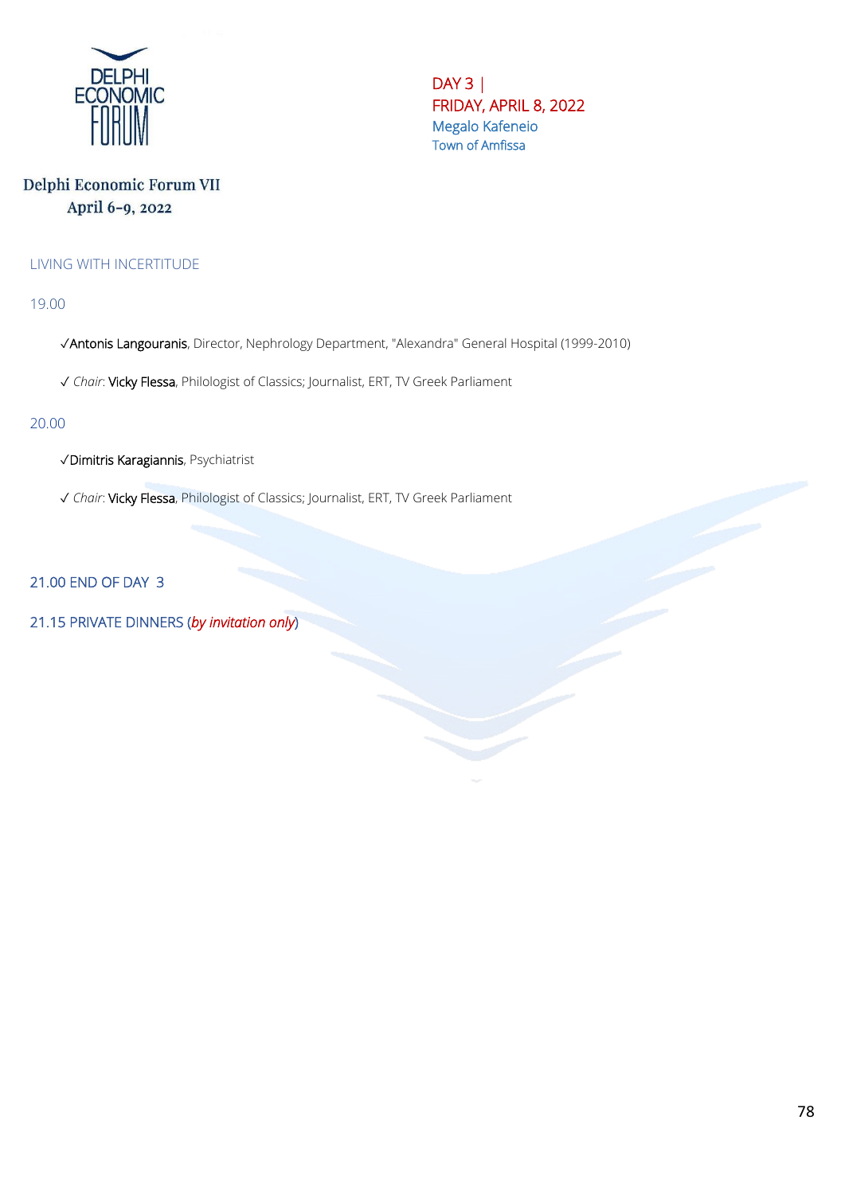Delphi Economic Forum VII
April 6-9, 2022

DAY 3 |
FRIDAY, APRIL 8, 2022
Megalo Kafeneio
Town of Amfissa

## LIVING WITH INCERTITUDE

19.00

- ✓Antonis Langouranis, Director, Nephrology Department, "Alexandra" General Hospital (1999-2010)
- ✓ *Chair*: Vicky Flessa, Philologist of Classics; Journalist, ERT, TV Greek Parliament

20.00

- ✓Dimitris Karagiannis, Psychiatrist
- ✓ *Chair*: Vicky Flessa, Philologist of Classics; Journalist, ERT, TV Greek Parliament

21.00 END OF DAY 3

21.15 PRIVATE DINNERS (*by invitation only*)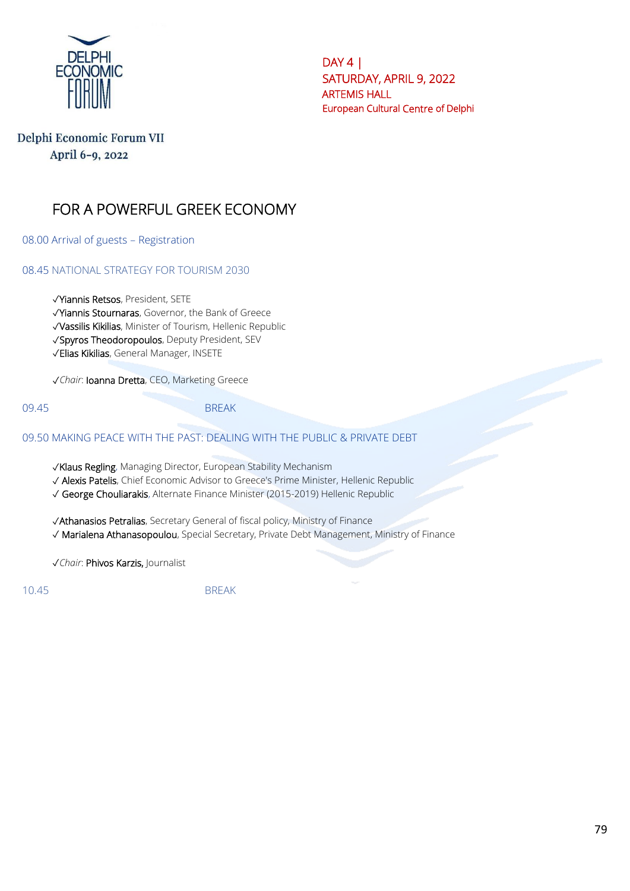DELPHI ECONOMIC FORUM

Delphi Economic Forum VII
April 6-9, 2022

DAY 4 |
SATURDAY, APRIL 9, 2022
ARTEMIS HALL
European Cultural Centre of Delphi

# FOR A POWERFUL GREEK ECONOMY

08.00 Arrival of guests – Registration

## 08.45 NATIONAL STRATEGY FOR TOURISM 2030

✓Yiannis Retsos, President, SETE
✓Yiannis Stournaras, Governor, the Bank of Greece
✓Vassilis Kikilias, Minister of Tourism, Hellenic Republic
✓Spyros Theodoropoulos, Deputy President, SEV
✓Elias Kikilias, General Manager, INSETE

✓*Chair*: Ioanna Dretta, CEO, Marketing Greece

09.45 BREAK

## 09.50 MAKING PEACE WITH THE PAST: DEALING WITH THE PUBLIC & PRIVATE DEBT

✓Klaus Regling, Managing Director, European Stability Mechanism
✓ Alexis Patelis, Chief Economic Advisor to Greece's Prime Minister, Hellenic Republic
✓ George Chouliarakis, Alternate Finance Minister (2015-2019) Hellenic Republic

✓Athanasios Petralias, Secretary General of fiscal policy, Ministry of Finance
✓ Marialena Athanasopoulou, Special Secretary, Private Debt Management, Ministry of Finance

✓*Chair*: Phivos Karzis, Journalist

10.45 BREAK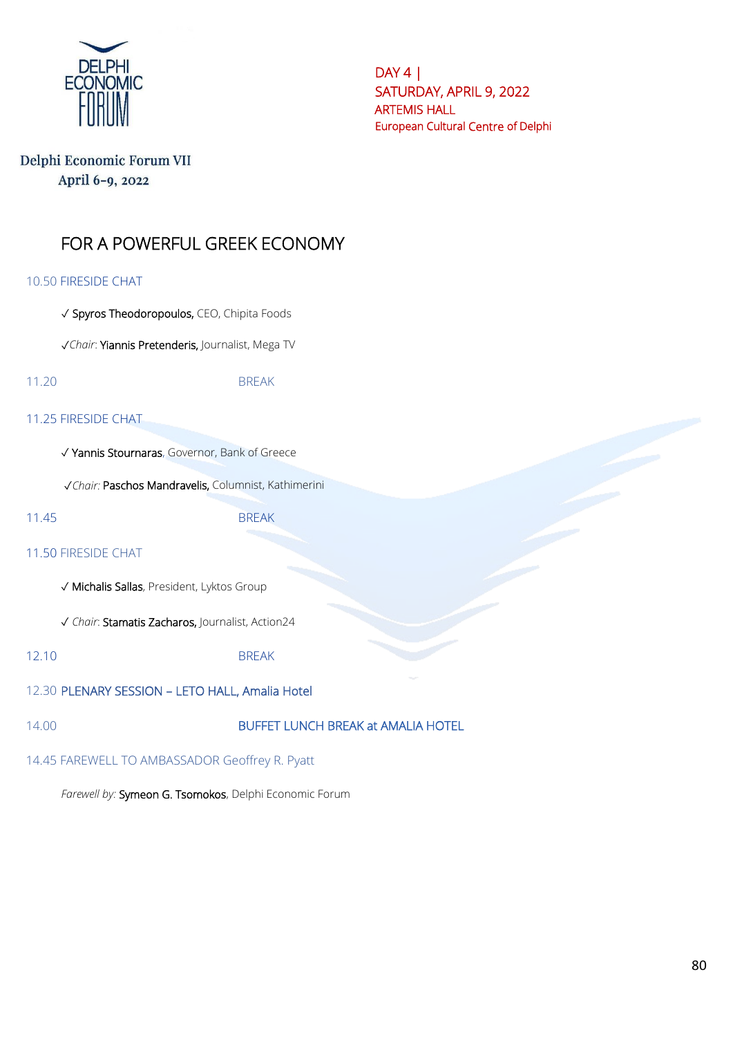DELPHI ECONOMIC FORUM

Delphi Economic Forum VII
April 6-9, 2022

DAY 4 |
SATURDAY, APRIL 9, 2022
ARTEMIS HALL
European Cultural Centre of Delphi

## FOR A POWERFUL GREEK ECONOMY

10.50 FIRESIDE CHAT

✓ Spyros Theodoropoulos, CEO, Chipita Foods

✓*Chair*: Yiannis Pretenderis, Journalist, Mega TV

11.20 BREAK

11.25 FIRESIDE CHAT

✓ Yannis Stournaras, Governor, Bank of Greece

✓*Chair:* Paschos Mandravelis, Columnist, Kathimerini

11.45 BREAK

11.50 FIRESIDE CHAT

✓ Michalis Sallas, President, Lyktos Group

✓ *Chair*: Stamatis Zacharos, Journalist, Action24

12.10 BREAK

12.30 PLENARY SESSION – LETO HALL, Amalia Hotel

14.00 BUFFET LUNCH BREAK at AMALIA HOTEL

14.45 FAREWELL TO AMBASSADOR Geoffrey R. Pyatt

*Farewell by:* Symeon G. Tsomokos, Delphi Economic Forum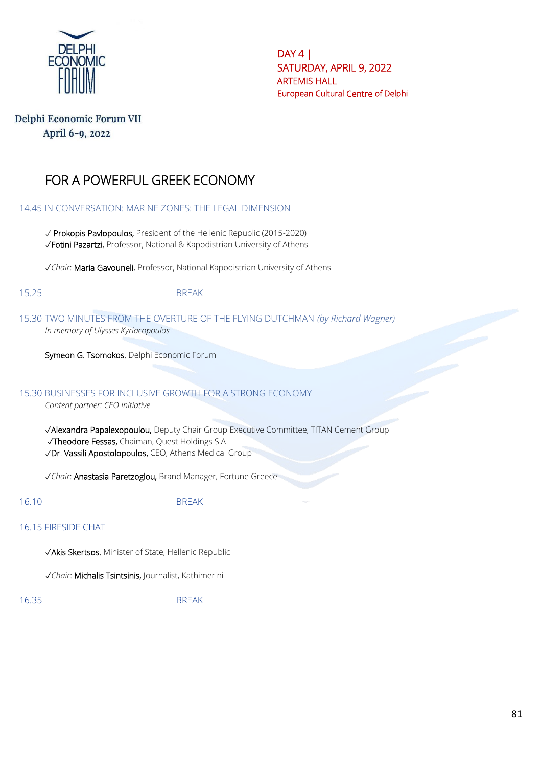DAY 4 |
SATURDAY, APRIL 9, 2022
ARTEMIS HALL
European Cultural Centre of Delphi

Delphi Economic Forum VII
April 6-9, 2022

# FOR A POWERFUL GREEK ECONOMY

## 14.45 IN CONVERSATION: MARINE ZONES: THE LEGAL DIMENSION

✓ Prokopis Pavlopoulos, President of the Hellenic Republic (2015-2020)
✓Fotini Pazartzi, Professor, National & Kapodistrian University of Athens

✓*Chair*: Maria Gavouneli, Professor, National Kapodistrian University of Athens

15.25 BREAK

## 15.30 TWO MINUTES FROM THE OVERTURE OF THE FLYING DUTCHMAN *(by Richard Wagner)*

*In memory of Ulysses Kyriacopoulos*

Symeon G. Tsomokos, Delphi Economic Forum

## 15.30 BUSINESSES FOR INCLUSIVE GROWTH FOR A STRONG ECONOMY

*Content partner: CEO Initiative*

✓Alexandra Papalexopoulou, Deputy Chair Group Executive Committee, TITAN Cement Group
✓Theodore Fessas, Chaiman, Quest Holdings S.A
✓Dr. Vassili Apostolopoulos, CEO, Athens Medical Group

✓*Chair*: Anastasia Paretzoglou, Brand Manager, Fortune Greece

16.10 BREAK

## 16.15 FIRESIDE CHAT

✓Akis Skertsos, Minister of State, Hellenic Republic

✓*Chair*: Michalis Tsintsinis, Journalist, Kathimerini

16.35 BREAK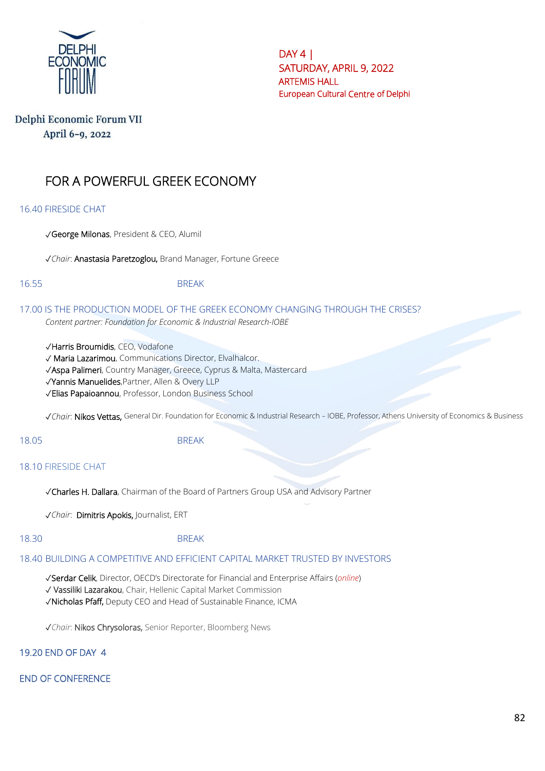Delphi Economic Forum VII
April 6-9, 2022

DAY 4 |
SATURDAY, APRIL 9, 2022
ARTEMIS HALL
European Cultural Centre of Delphi

# FOR A POWERFUL GREEK ECONOMY

## 16.40 FIRESIDE CHAT

✓George Milonas, President & CEO, Alumil

✓*Chair*: Anastasia Paretzoglou, Brand Manager, Fortune Greece

16.55 BREAK

## 17.00 IS THE PRODUCTION MODEL OF THE GREEK ECONOMY CHANGING THROUGH THE CRISES?

*Content partner: Foundation for Economic & Industrial Research-IOBE*

✓Harris Broumidis, CEO, Vodafone
✓ Maria Lazarimou, Communications Director, Elvalhalcor.
✓Aspa Palimeri, Country Manager, Greece, Cyprus & Malta, Mastercard
✓Yannis Manuelides,Partner, Allen & Overy LLP
✓Elias Papaioannou, Professor, London Business School

✓*Chair*: Nikos Vettas, General Dir. Foundation for Economic & Industrial Research – IOBE, Professor, Athens University of Economics & Business

18.05 BREAK

## 18.10 FIRESIDE CHAT

✓Charles H. Dallara, Chairman of the Board of Partners Group USA and Advisory Partner

✓*Chair*: Dimitris Apokis, Journalist, ERT

18.30 BREAK

## 18.40 BUILDING A COMPETITIVE AND EFFICIENT CAPITAL MARKET TRUSTED BY INVESTORS

✓Serdar Celik, Director, OECD's Directorate for Financial and Enterprise Affairs (*online*)
✓ Vassiliki Lazarakou, Chair, Hellenic Capital Market Commission
✓Nicholas Pfaff, Deputy CEO and Head of Sustainable Finance, ICMA

✓*Chair*: Nikos Chrysoloras, Senior Reporter, Bloomberg News

19.20 END OF DAY 4

END OF CONFERENCE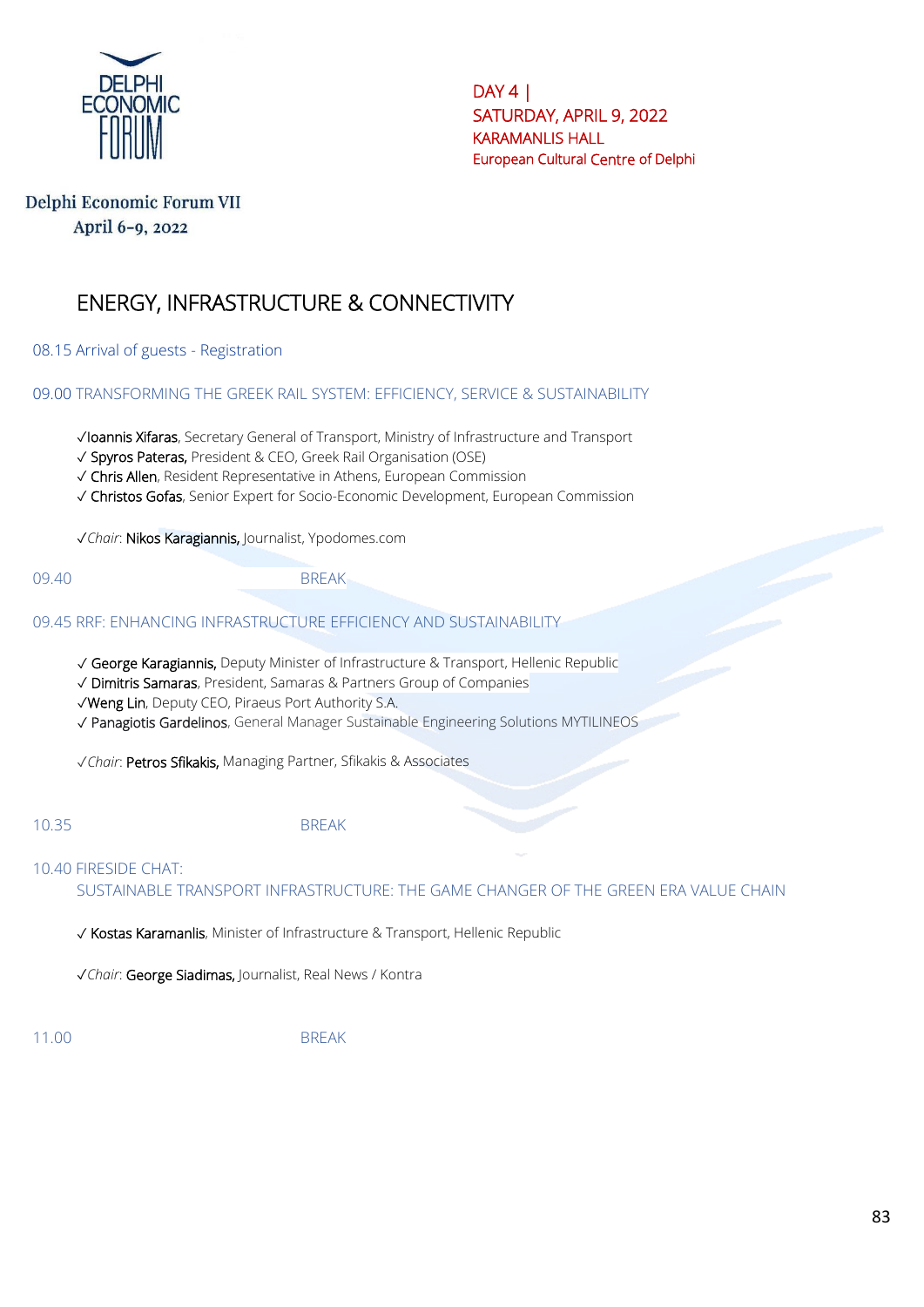DAY 4 |
SATURDAY, APRIL 9, 2022
KARAMANLIS HALL
European Cultural Centre of Delphi

Delphi Economic Forum VII
April 6-9, 2022

# ENERGY, INFRASTRUCTURE & CONNECTIVITY

08.15 Arrival of guests - Registration

09.00 TRANSFORMING THE GREEK RAIL SYSTEM: EFFICIENCY, SERVICE & SUSTAINABILITY

✓Ioannis Xifaras, Secretary General of Transport, Ministry of Infrastructure and Transport
✓ Spyros Pateras, President & CEO, Greek Rail Organisation (OSE)
✓ Chris Allen, Resident Representative in Athens, European Commission
✓ Christos Gofas, Senior Expert for Socio-Economic Development, European Commission

✓*Chair*: Nikos Karagiannis, Journalist, Ypodomes.com

09.40 BREAK

09.45 RRF: ENHANCING INFRASTRUCTURE EFFICIENCY AND SUSTAINABILITY

✓ George Karagiannis, Deputy Minister of Infrastructure & Transport, Hellenic Republic
✓ Dimitris Samaras, President, Samaras & Partners Group of Companies
✓Weng Lin, Deputy CEO, Piraeus Port Authority S.A.
✓ Panagiotis Gardelinos, General Manager Sustainable Engineering Solutions MYTILINEOS

✓*Chair*: Petros Sfikakis, Managing Partner, Sfikakis & Associates

10.35 BREAK

10.40 FIRESIDE CHAT:
SUSTAINABLE TRANSPORT INFRASTRUCTURE: THE GAME CHANGER OF THE GREEN ERA VALUE CHAIN

✓ Kostas Karamanlis, Minister of Infrastructure & Transport, Hellenic Republic

✓*Chair*: George Siadimas, Journalist, Real News / Kontra

11.00 BREAK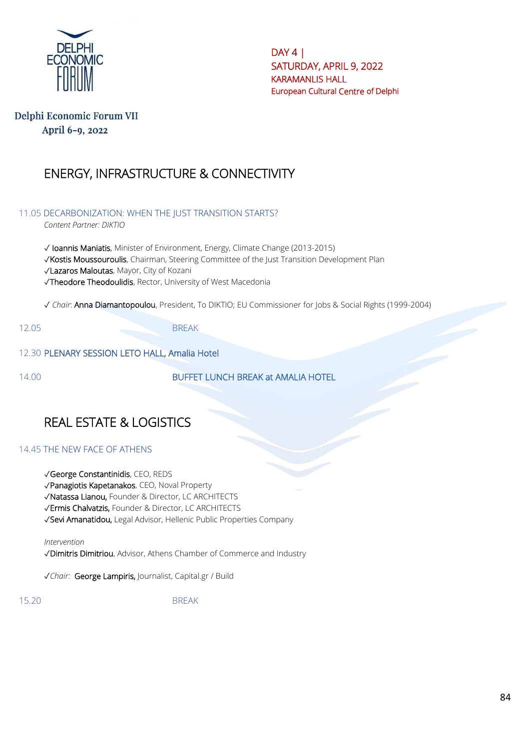DAY 4 |
SATURDAY, APRIL 9, 2022
KARAMANLIS HALL
European Cultural Centre of Delphi

Delphi Economic Forum VII
April 6-9, 2022

## ENERGY, INFRASTRUCTURE & CONNECTIVITY

### 11.05 DECARBONIZATION: WHEN THE JUST TRANSITION STARTS?

*Content Partner: DIKTIO*

✓ Ioannis Maniatis, Minister of Environment, Energy, Climate Change (2013-2015)
✓Kostis Moussouroulis, Chairman, Steering Committee of the Just Transition Development Plan
✓Lazaros Maloutas, Mayor, City of Kozani
✓Theodore Theodoulidis, Rector, University of West Macedonia

✓ *Chair*: Anna Diamantopoulou, President, To DIKTIO; EU Commissioner for Jobs & Social Rights (1999-2004)

12.05 BREAK

12.30 PLENARY SESSION LETO HALL, Amalia Hotel

14.00 BUFFET LUNCH BREAK at AMALIA HOTEL

## REAL ESTATE & LOGISTICS

### 14.45 THE NEW FACE OF ATHENS

✓George Constantinidis, CEO, REDS
✓Panagiotis Kapetanakos, CEO, Noval Property
✓Natassa Lianou, Founder & Director, LC ARCHITECTS
✓Ermis Chalvatzis, Founder & Director, LC ARCHITECTS
✓Sevi Amanatidou, Legal Advisor, Hellenic Public Properties Company

*Intervention*
✓Dimitris Dimitriou, Advisor, Athens Chamber of Commerce and Industry

✓*Chair*: George Lampiris, Journalist, Capital.gr / Build

15.20 BREAK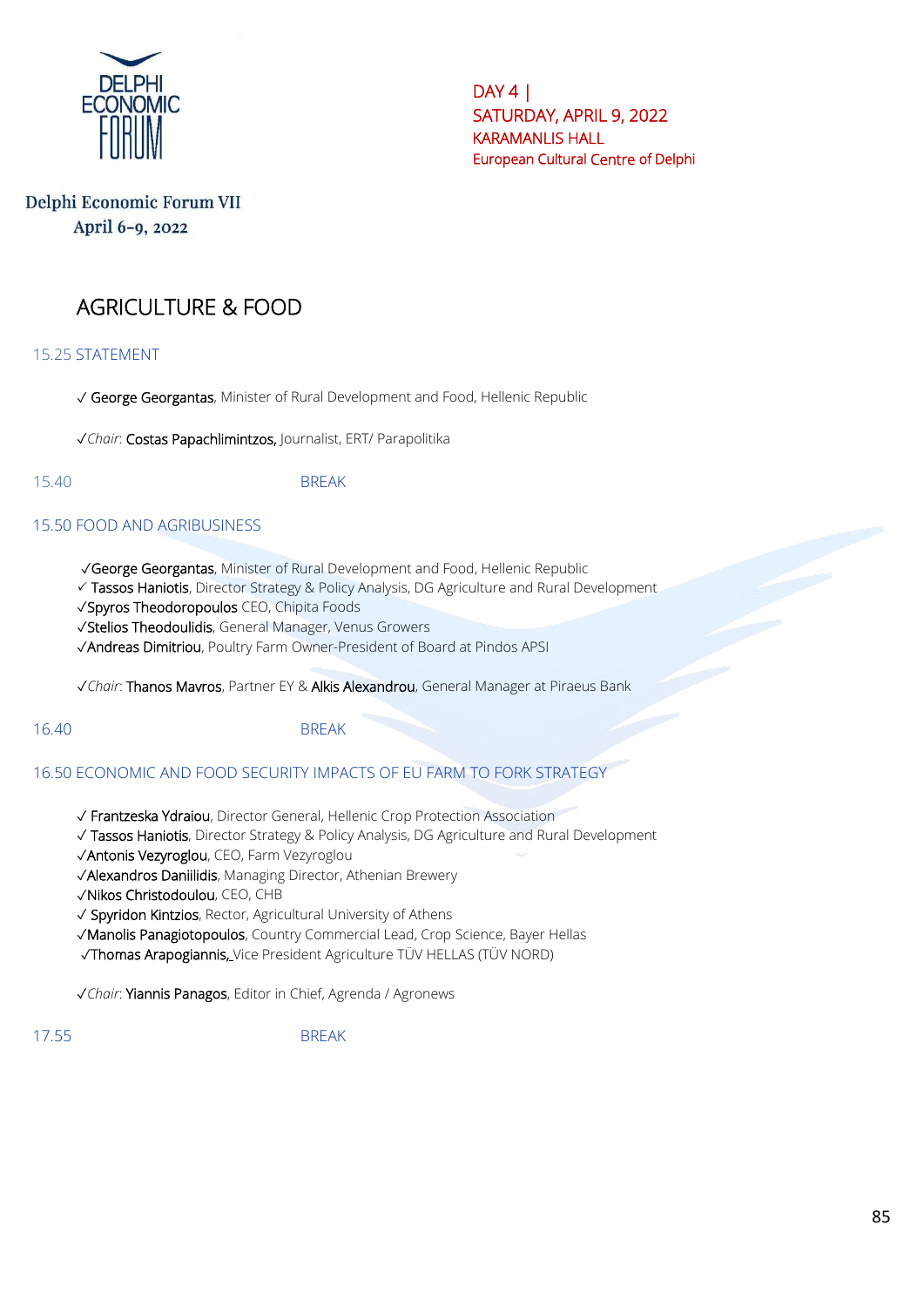DELPHI ECONOMIC FORUM

Delphi Economic Forum VII
April 6-9, 2022

DAY 4 |
SATURDAY, APRIL 9, 2022
KARAMANLIS HALL
European Cultural Centre of Delphi

# AGRICULTURE & FOOD

## 15.25 STATEMENT

✓ George Georgantas, Minister of Rural Development and Food, Hellenic Republic

✓*Chair*: Costas Papachlimintzos, Journalist, ERT/ Parapolitika

15.40 BREAK

## 15.50 FOOD AND AGRIBUSINESS

✓George Georgantas, Minister of Rural Development and Food, Hellenic Republic
✓ Tassos Haniotis, Director Strategy & Policy Analysis, DG Agriculture and Rural Development
✓Spyros Theodoropoulos CEO, Chipita Foods
✓Stelios Theodoulidis, General Manager, Venus Growers
✓Andreas Dimitriou, Poultry Farm Owner-President of Board at Pindos APSI

✓*Chair*: Thanos Mavros, Partner EY & Alkis Alexandrou, General Manager at Piraeus Bank

16.40 BREAK

## 16.50 ECONOMIC AND FOOD SECURITY IMPACTS OF EU FARM TO FORK STRATEGY

✓ Frantzeska Ydraiou, Director General, Hellenic Crop Protection Association
✓ Tassos Haniotis, Director Strategy & Policy Analysis, DG Agriculture and Rural Development
✓Antonis Vezyroglou, CEO, Farm Vezyroglou
✓Alexandros Daniilidis, Managing Director, Athenian Brewery
✓Nikos Christodoulou, CEO, CHB
✓ Spyridon Kintzios, Rector, Agricultural University of Athens
✓Manolis Panagiotopoulos, Country Commercial Lead, Crop Science, Bayer Hellas
✓Thomas Arapogiannis, Vice President Agriculture TÜV HELLAS (TÜV NORD)

✓*Chair*: Yiannis Panagos, Editor in Chief, Agrenda / Agronews

17.55 BREAK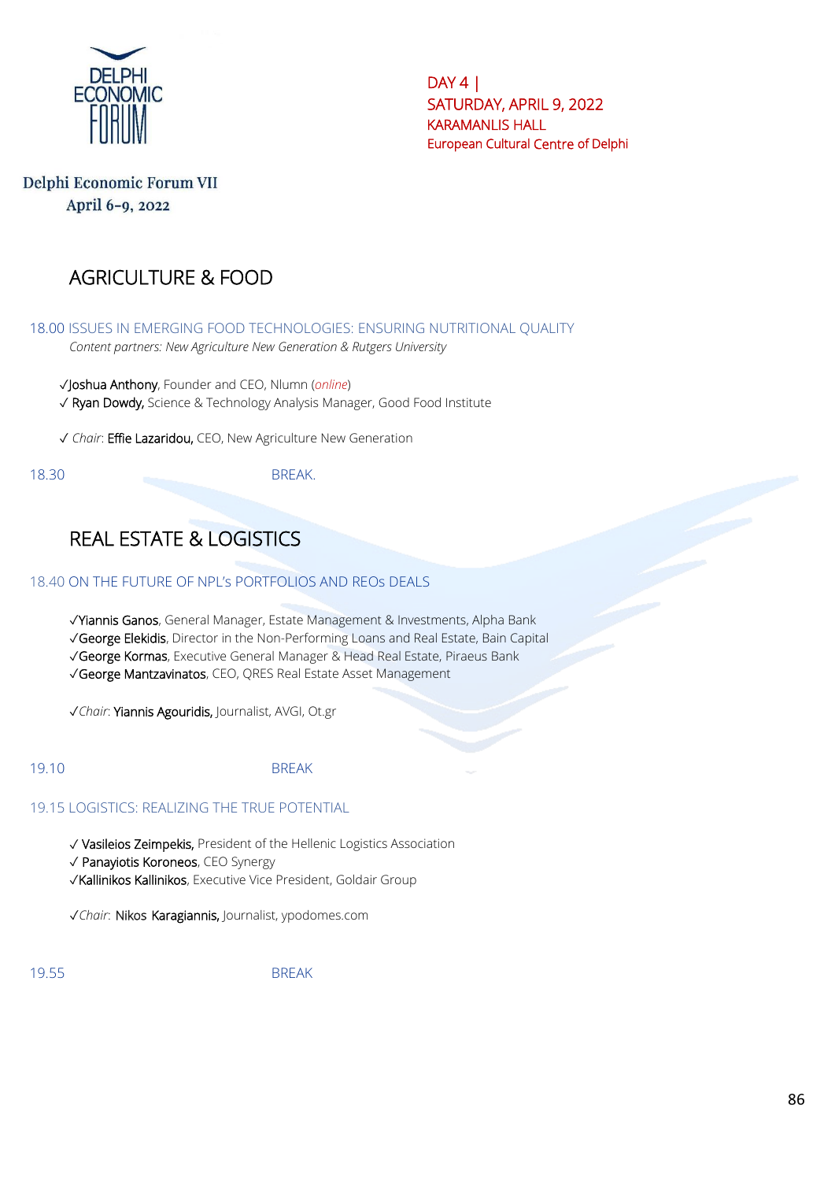Delphi Economic Forum VII
April 6-9, 2022

DAY 4 |
SATURDAY, APRIL 9, 2022
KARAMANLIS HALL
European Cultural Centre of Delphi

# AGRICULTURE & FOOD

## 18.00 ISSUES IN EMERGING FOOD TECHNOLOGIES: ENSURING NUTRITIONAL QUALITY

*Content partners: New Agriculture New Generation & Rutgers University*

✓Joshua Anthony, Founder and CEO, Nlumn (*online*)
✓ Ryan Dowdy, Science & Technology Analysis Manager, Good Food Institute

✓ *Chair*: Effie Lazaridou, CEO, New Agriculture New Generation

18.30 BREAK.

# REAL ESTATE & LOGISTICS

## 18.40 ON THE FUTURE OF NPL's PORTFOLIOS AND REOs DEALS

✓Yiannis Ganos, General Manager, Estate Management & Investments, Alpha Bank
✓George Elekidis, Director in the Non-Performing Loans and Real Estate, Bain Capital
✓George Kormas, Executive General Manager & Head Real Estate, Piraeus Bank
✓George Mantzavinatos, CEO, QRES Real Estate Asset Management

✓*Chair*: Yiannis Agouridis, Journalist, AVGI, Ot.gr

19.10 BREAK

## 19.15 LOGISTICS: REALIZING THE TRUE POTENTIAL

✓ Vasileios Zeimpekis, President of the Hellenic Logistics Association
✓ Panayiotis Koroneos, CEO Synergy
✓Kallinikos Kallinikos, Executive Vice President, Goldair Group

✓*Chair*: Nikos Karagiannis, Journalist, ypodomes.com

19.55 BREAK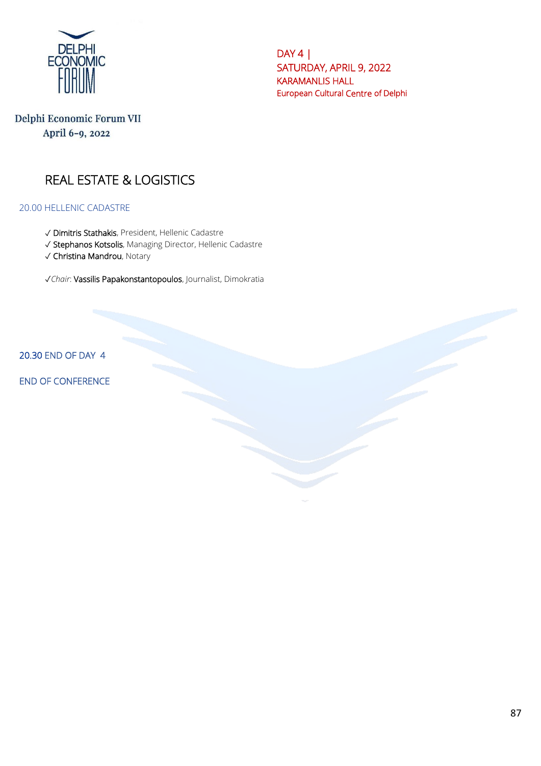DELPHI ECONOMIC FORUM

Delphi Economic Forum VII
April 6-9, 2022

DAY 4 |
SATURDAY, APRIL 9, 2022
KARAMANLIS HALL
European Cultural Centre of Delphi

## REAL ESTATE & LOGISTICS

### 20.00 HELLENIC CADASTRE

✓ Dimitris Stathakis, President, Hellenic Cadastre
✓ Stephanos Kotsolis, Managing Director, Hellenic Cadastre
✓ Christina Mandrou, Notary

✓*Chair*: Vassilis Papakonstantopoulos, Journalist, Dimokratia

20.30 END OF DAY 4

END OF CONFERENCE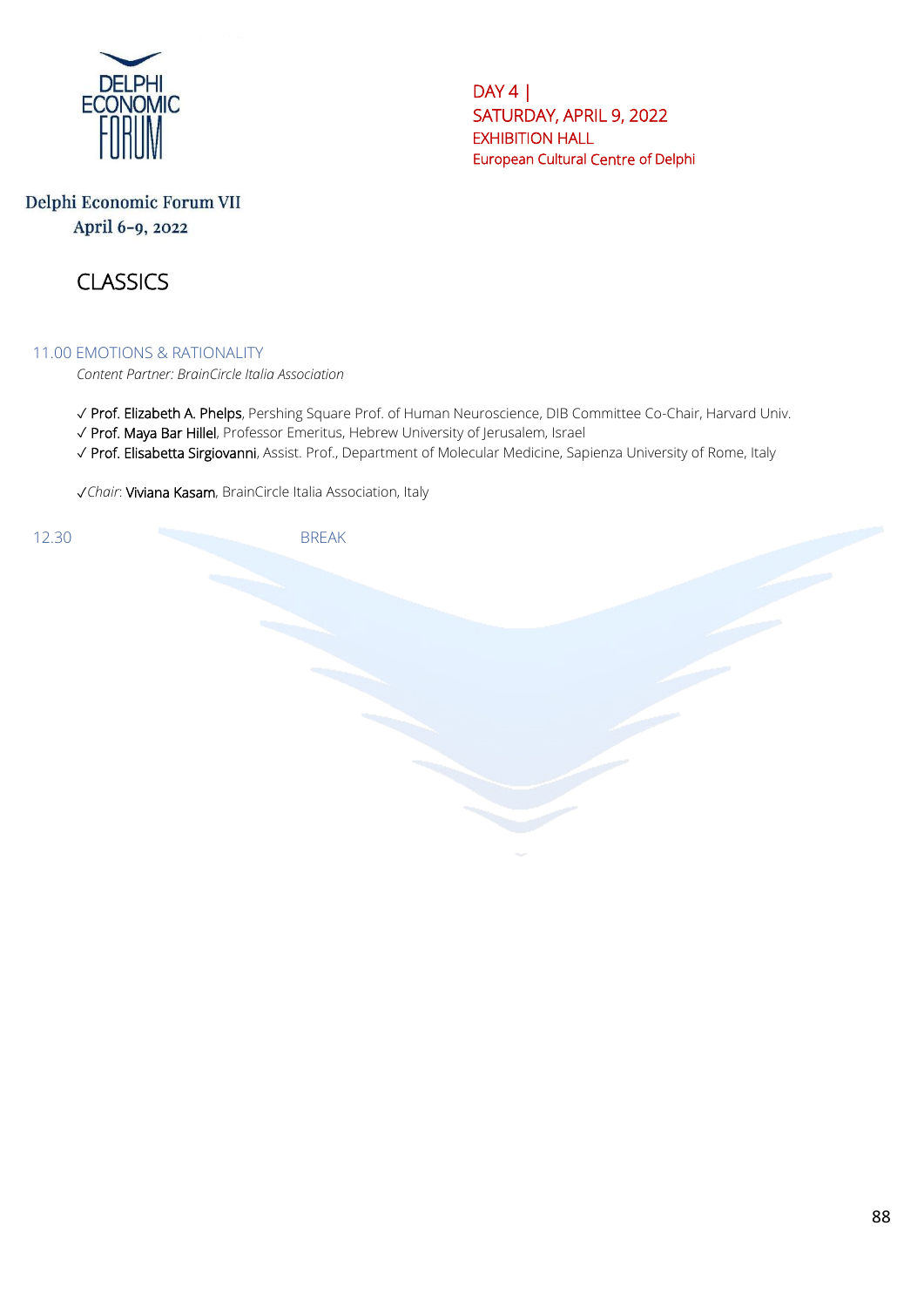DAY 4 |
SATURDAY, APRIL 9, 2022
EXHIBITION HALL
European Cultural Centre of Delphi

Delphi Economic Forum VII
April 6-9, 2022

# CLASSICS

## 11.00 EMOTIONS & RATIONALITY

*Content Partner: BrainCircle Italia Association*

✓ Prof. Elizabeth A. Phelps, Pershing Square Prof. of Human Neuroscience, DIB Committee Co-Chair, Harvard Univ.
✓ Prof. Maya Bar Hillel, Professor Emeritus, Hebrew University of Jerusalem, Israel
✓ Prof. Elisabetta Sirgiovanni, Assist. Prof., Department of Molecular Medicine, Sapienza University of Rome, Italy

✓*Chair*: Viviana Kasam, BrainCircle Italia Association, Italy

12.30 BREAK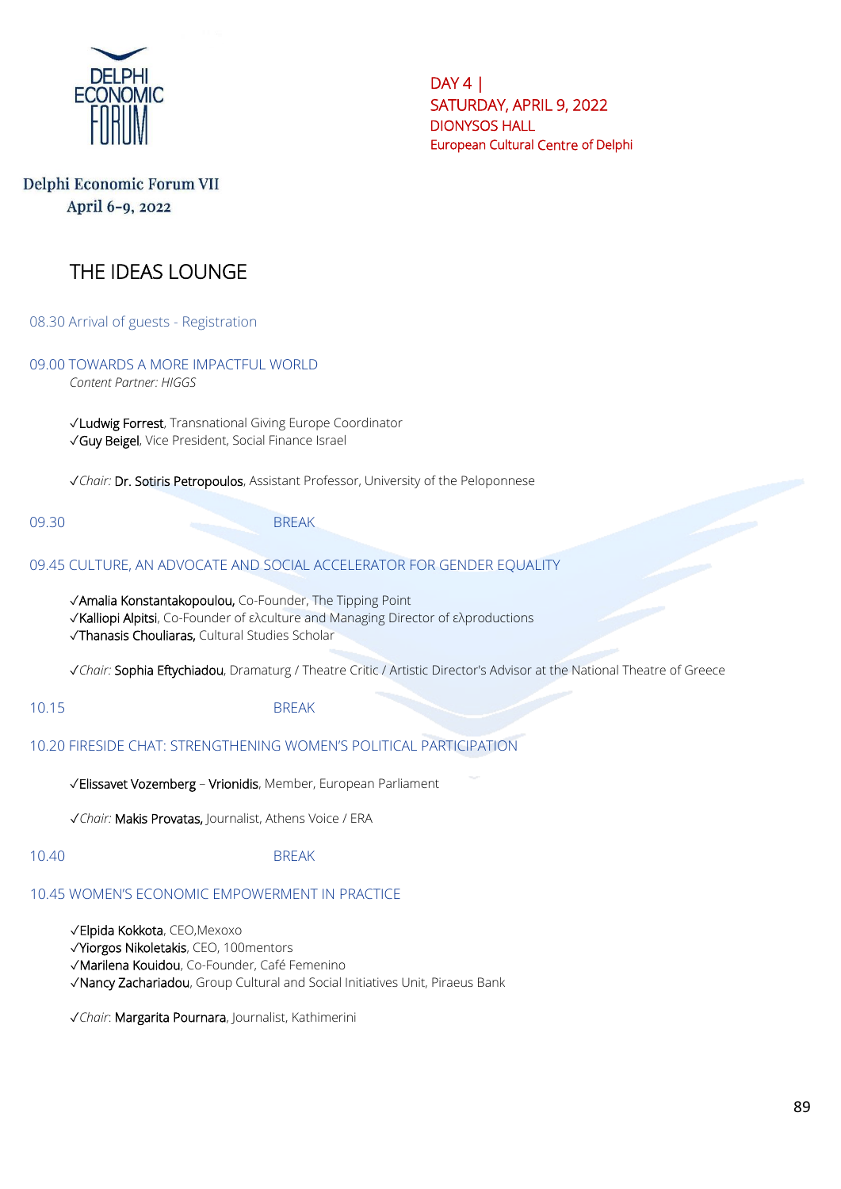Delphi Economic Forum VII
April 6-9, 2022

DAY 4 |
SATURDAY, APRIL 9, 2022
DIONYSOS HALL
European Cultural Centre of Delphi

# THE IDEAS LOUNGE

08.30 Arrival of guests - Registration

## 09.00 TOWARDS A MORE IMPACTFUL WORLD

*Content Partner: HIGGS*

✓Ludwig Forrest, Transnational Giving Europe Coordinator
✓Guy Beigel, Vice President, Social Finance Israel

✓*Chair:* Dr. Sotiris Petropoulos, Assistant Professor, University of the Peloponnese

09.30 BREAK

## 09.45 CULTURE, AN ADVOCATE AND SOCIAL ACCELERATOR FOR GENDER EQUALITY

✓Amalia Konstantakopoulou, Co-Founder, The Tipping Point
✓Kalliopi Alpitsi, Co-Founder of ελculture and Managing Director of ελproductions
✓Thanasis Chouliaras, Cultural Studies Scholar

✓*Chair:* Sophia Eftychiadou, Dramaturg / Theatre Critic / Artistic Director's Advisor at the National Theatre of Greece

10.15 BREAK

## 10.20 FIRESIDE CHAT: STRENGTHENING WOMEN'S POLITICAL PARTICIPATION

✓Elissavet Vozemberg – Vrionidis, Member, European Parliament

✓*Chair:* Makis Provatas, Journalist, Athens Voice / ERA

10.40 BREAK

## 10.45 WOMEN'S ECONOMIC EMPOWERMENT IN PRACTICE

✓Elpida Kokkota, CEO,Mexoxo
✓Yiorgos Nikoletakis, CEO, 100mentors
✓Marilena Kouidou, Co-Founder, Café Femenino
✓Nancy Zachariadou, Group Cultural and Social Initiatives Unit, Piraeus Bank

✓*Chair*: Margarita Pournara, Journalist, Kathimerini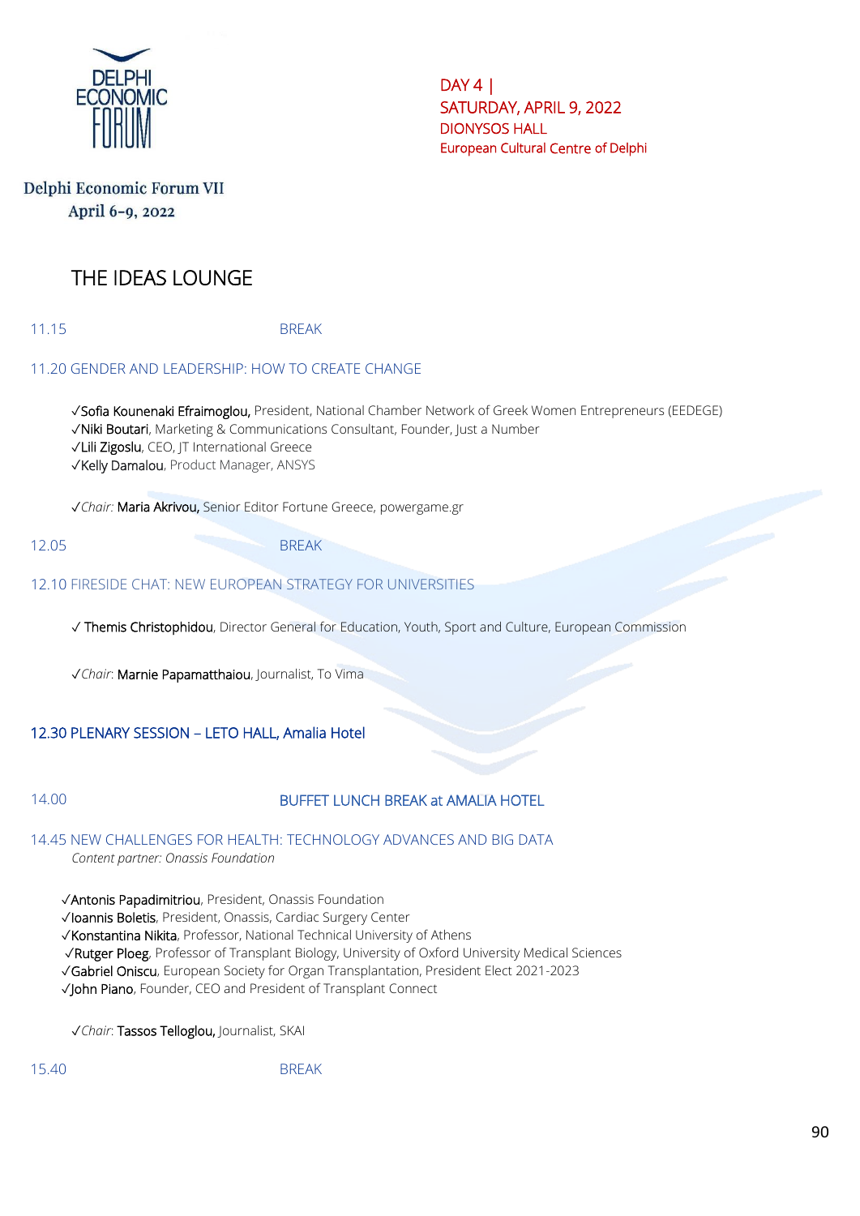Delphi Economic Forum VII
April 6-9, 2022

DAY 4 |
SATURDAY, APRIL 9, 2022
DIONYSOS HALL
European Cultural Centre of Delphi

# THE IDEAS LOUNGE

11.15 BREAK

## 11.20 GENDER AND LEADERSHIP: HOW TO CREATE CHANGE

✓Sofia Kounenaki Efraimoglou, President, National Chamber Network of Greek Women Entrepreneurs (EEDEGE)
✓Niki Boutari, Marketing & Communications Consultant, Founder, Just a Number
✓Lili Zigoslu, CEO, JT International Greece
✓Kelly Damalou, Product Manager, ANSYS

✓*Chair:* Maria Akrivou, Senior Editor Fortune Greece, powergame.gr

12.05 BREAK

## 12.10 FIRESIDE CHAT: NEW EUROPEAN STRATEGY FOR UNIVERSITIES

✓ Themis Christophidou, Director General for Education, Youth, Sport and Culture, European Commission

✓*Chair*: Marnie Papamatthaiou, Journalist, To Vima

## 12.30 PLENARY SESSION – LETO HALL, Amalia Hotel

14.00 BUFFET LUNCH BREAK at AMALIA HOTEL

## 14.45 NEW CHALLENGES FOR HEALTH: TECHNOLOGY ADVANCES AND BIG DATA

*Content partner: Onassis Foundation*

✓Antonis Papadimitriou, President, Onassis Foundation
✓Ioannis Boletis, President, Onassis, Cardiac Surgery Center
✓Konstantina Nikita, Professor, National Technical University of Athens
✓Rutger Ploeg, Professor of Transplant Biology, University of Oxford University Medical Sciences
✓Gabriel Oniscu, European Society for Organ Transplantation, President Elect 2021-2023
✓John Piano, Founder, CEO and President of Transplant Connect

✓*Chair*: Tassos Telloglou, Journalist, SKAI

15.40 BREAK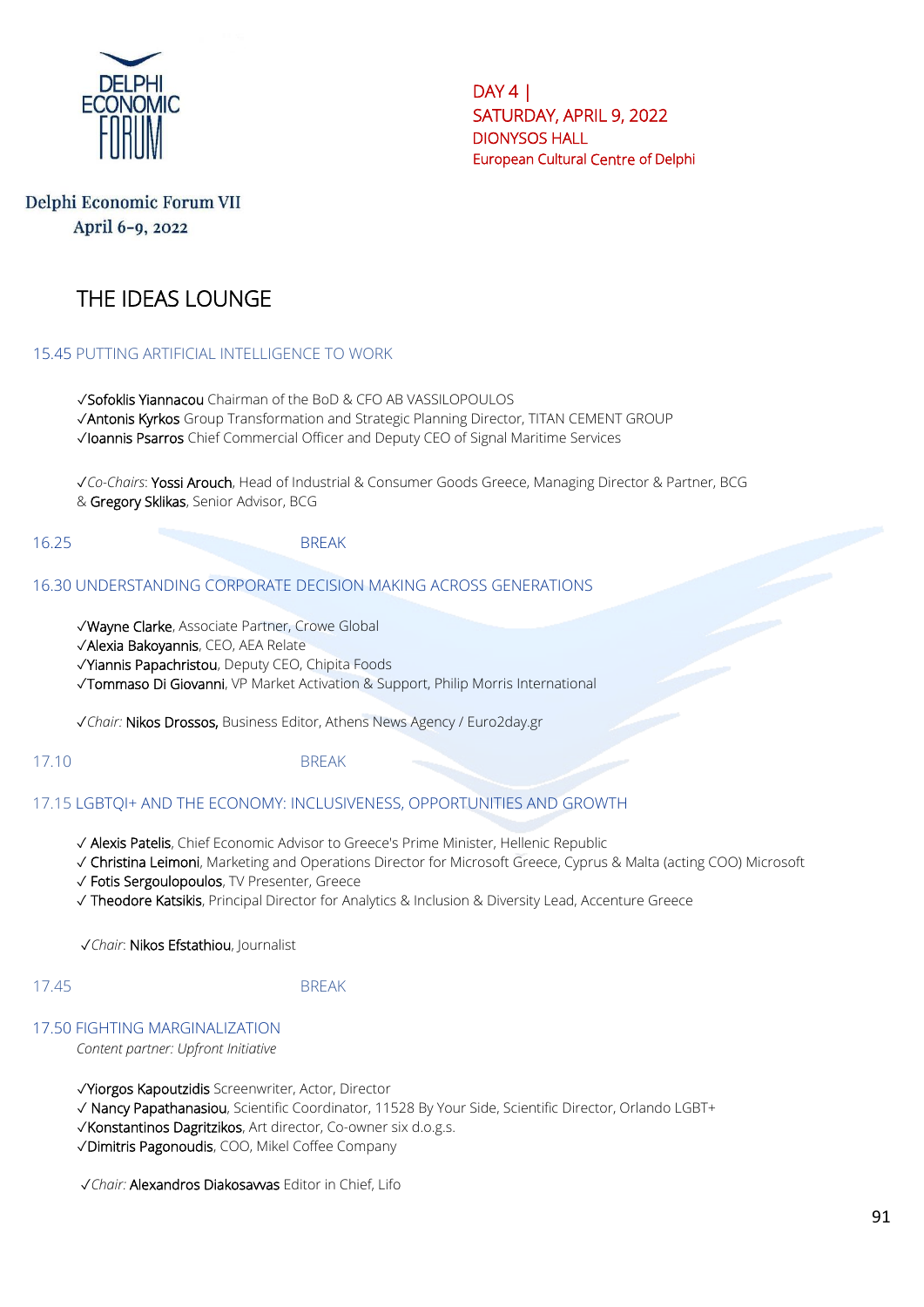DELPHI ECONOMIC FORUM

DAY 4 |
SATURDAY, APRIL 9, 2022
DIONYSOS HALL
European Cultural Centre of Delphi

Delphi Economic Forum VII
April 6-9, 2022

# THE IDEAS LOUNGE

## 15.45 PUTTING ARTIFICIAL INTELLIGENCE TO WORK

√Sofoklis Yiannacou Chairman of the BoD & CFO AB VASSILOPOULOS
√Antonis Kyrkos Group Transformation and Strategic Planning Director, TITAN CEMENT GROUP
√Ioannis Psarros Chief Commercial Officer and Deputy CEO of Signal Maritime Services

√*Co-Chairs*: Yossi Arouch, Head of Industrial & Consumer Goods Greece, Managing Director & Partner, BCG & Gregory Sklikas, Senior Advisor, BCG

16.25 BREAK

## 16.30 UNDERSTANDING CORPORATE DECISION MAKING ACROSS GENERATIONS

√Wayne Clarke, Associate Partner, Crowe Global
√Alexia Bakoyannis, CEO, AEA Relate
√Yiannis Papachristou, Deputy CEO, Chipita Foods
√Tommaso Di Giovanni, VP Market Activation & Support, Philip Morris International

√*Chair:* Nikos Drossos, Business Editor, Athens News Agency / Euro2day.gr

17.10 BREAK

## 17.15 LGBTQI+ AND THE ECONOMY: INCLUSIVENESS, OPPORTUNITIES AND GROWTH

√ Alexis Patelis, Chief Economic Advisor to Greece's Prime Minister, Hellenic Republic
√ Christina Leimoni, Marketing and Operations Director for Microsoft Greece, Cyprus & Malta (acting COO) Microsoft
√ Fotis Sergoulopoulos, TV Presenter, Greece
√ Theodore Katsikis, Principal Director for Analytics & Inclusion & Diversity Lead, Accenture Greece

√*Chair*: Nikos Efstathiou, Journalist

17.45 BREAK

## 17.50 FIGHTING MARGINALIZATION

*Content partner: Upfront Initiative*

√Yiorgos Kapoutzidis Screenwriter, Actor, Director
√ Nancy Papathanasiou, Scientific Coordinator, 11528 By Your Side, Scientific Director, Orlando LGBT+
√Konstantinos Dagritzikos, Art director, Co-owner six d.o.g.s.
√Dimitris Pagonoudis, COO, Mikel Coffee Company

√*Chair:* Alexandros Diakosavvas Editor in Chief, Lifo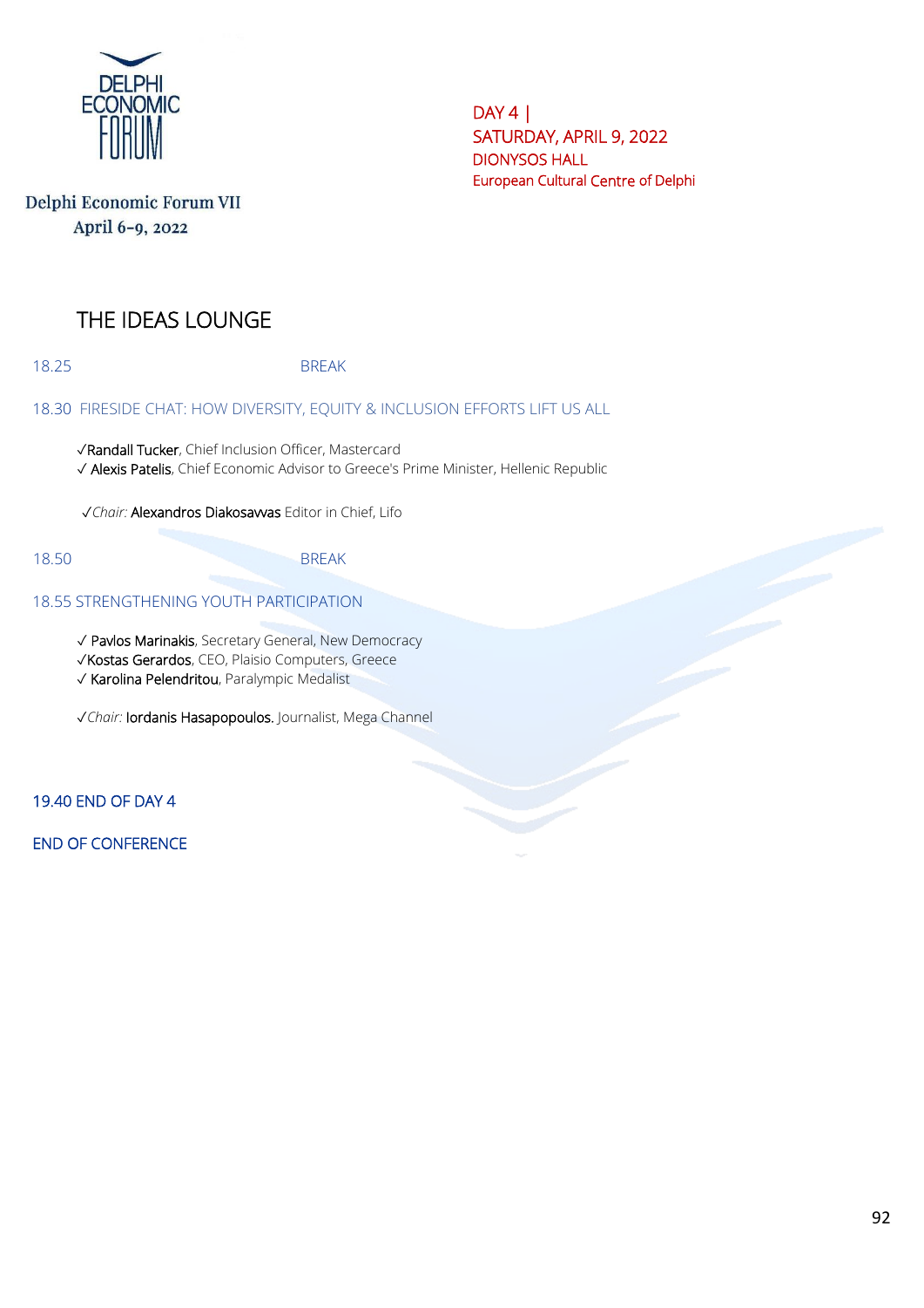Delphi Economic Forum VII
April 6-9, 2022

DAY 4 |
SATURDAY, APRIL 9, 2022
DIONYSOS HALL
European Cultural Centre of Delphi

## THE IDEAS LOUNGE

18.25 BREAK

18.30 FIRESIDE CHAT: HOW DIVERSITY, EQUITY & INCLUSION EFFORTS LIFT US ALL

✓Randall Tucker, Chief Inclusion Officer, Mastercard
✓ Alexis Patelis, Chief Economic Advisor to Greece's Prime Minister, Hellenic Republic

✓*Chair:* Alexandros Diakosavvas Editor in Chief, Lifo

18.50 BREAK

18.55 STRENGTHENING YOUTH PARTICIPATION

✓ Pavlos Marinakis, Secretary General, New Democracy
✓Kostas Gerardos, CEO, Plaisio Computers, Greece
✓ Karolina Pelendritou, Paralympic Medalist

✓*Chair:* Iordanis Hasapopoulos. Journalist, Mega Channel

19.40 END OF DAY 4

END OF CONFERENCE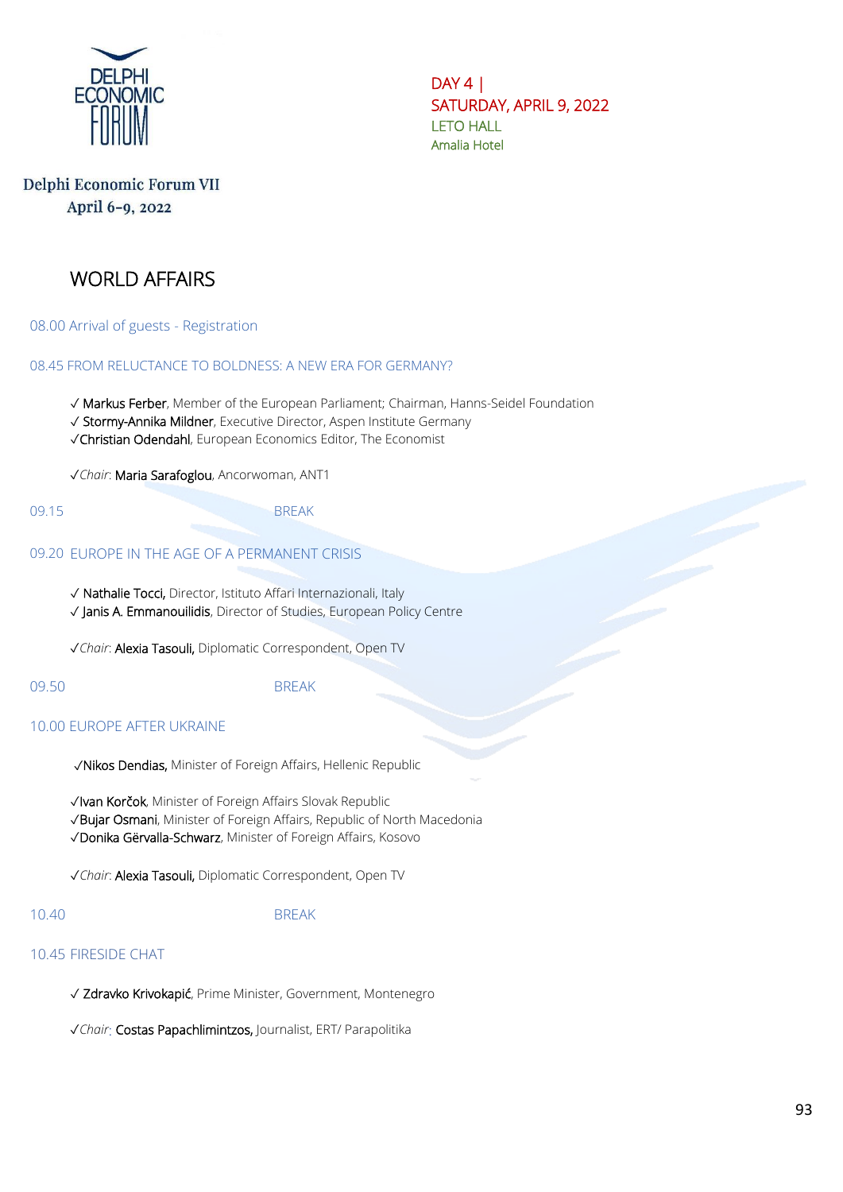DELPHI ECONOMIC FORUM

DAY 4 |
SATURDAY, APRIL 9, 2022
LETO HALL
Amalia Hotel

**Delphi Economic Forum VII**
**April 6-9, 2022**

# WORLD AFFAIRS

08.00 Arrival of guests - Registration

08.45 FROM RELUCTANCE TO BOLDNESS: A NEW ERA FOR GERMANY?

✓ Markus Ferber, Member of the European Parliament; Chairman, Hanns-Seidel Foundation
✓ Stormy-Annika Mildner, Executive Director, Aspen Institute Germany
✓Christian Odendahl, European Economics Editor, The Economist

✓*Chair*: Maria Sarafoglou, Ancorwoman, ANT1

09.15 BREAK

09.20 EUROPE IN THE AGE OF A PERMANENT CRISIS

✓ Nathalie Tocci, Director, Istituto Affari Internazionali, Italy
✓ Janis A. Emmanouilidis, Director of Studies, European Policy Centre

✓*Chair*: Alexia Tasouli, Diplomatic Correspondent, Open TV

09.50 BREAK

10.00 EUROPE AFTER UKRAINE

✓Nikos Dendias, Minister of Foreign Affairs, Hellenic Republic

✓Ivan Korčok, Minister of Foreign Affairs Slovak Republic
✓Bujar Osmani, Minister of Foreign Affairs, Republic of North Macedonia
✓Donika Gërvalla-Schwarz, Minister of Foreign Affairs, Kosovo

✓*Chair*: Alexia Tasouli, Diplomatic Correspondent, Open TV

10.40 BREAK

10.45 FIRESIDE CHAT

✓ Zdravko Krivokapić, Prime Minister, Government, Montenegro

✓*Chair*: Costas Papachlimintzos, Journalist, ERT/ Parapolitika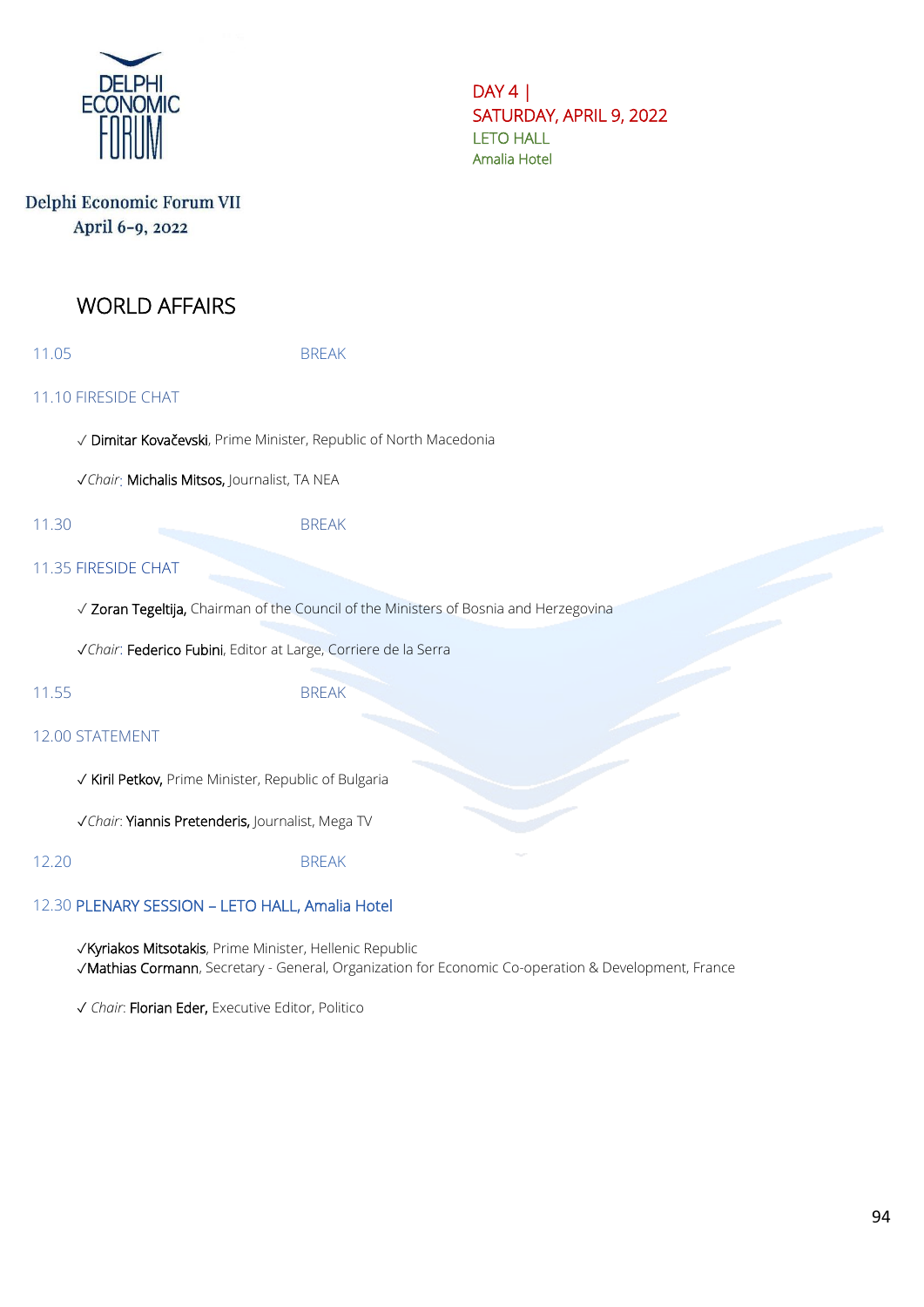DELPHI ECONOMIC FORUM

Delphi Economic Forum VII
April 6-9, 2022

DAY 4 |
SATURDAY, APRIL 9, 2022
LETO HALL
Amalia Hotel

# WORLD AFFAIRS

11.05 BREAK

11.10 FIRESIDE CHAT

✓ Dimitar Kovačevski, Prime Minister, Republic of North Macedonia

✓*Chair*: Michalis Mitsos, Journalist, TA NEA

11.30 BREAK

11.35 FIRESIDE CHAT

✓ Zoran Tegeltija, Chairman of the Council of the Ministers of Bosnia and Herzegovina

✓*Chair*: Federico Fubini, Editor at Large, Corriere de la Serra

11.55 BREAK

12.00 STATEMENT

✓ Kiril Petkov, Prime Minister, Republic of Bulgaria

✓*Chair*: Yiannis Pretenderis, Journalist, Mega TV

12.20 BREAK

12.30 PLENARY SESSION – LETO HALL, Amalia Hotel

✓Kyriakos Mitsotakis, Prime Minister, Hellenic Republic
✓Mathias Cormann, Secretary - General, Organization for Economic Co-operation & Development, France

✓ *Chair*: Florian Eder, Executive Editor, Politico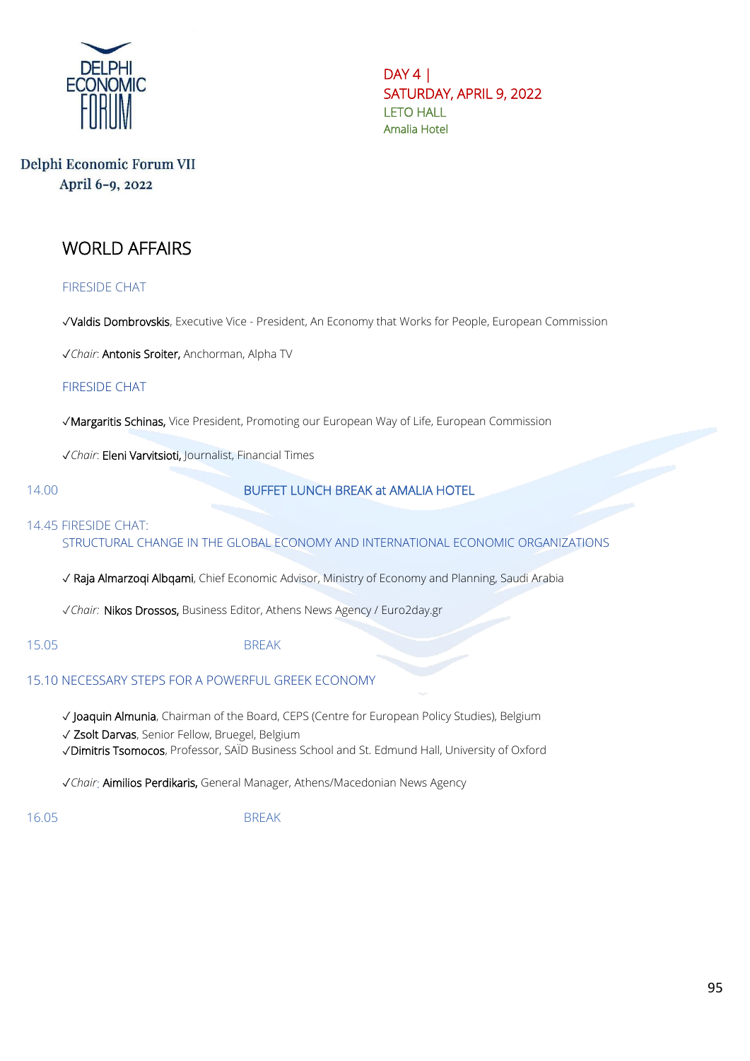DELPHI ECONOMIC FORUM

Delphi Economic Forum VII
April 6-9, 2022

DAY 4 |
SATURDAY, APRIL 9, 2022
LETO HALL
Amalia Hotel

# WORLD AFFAIRS

FIRESIDE CHAT

✓Valdis Dombrovskis, Executive Vice - President, An Economy that Works for People, European Commission

✓*Chair*: Antonis Sroiter, Anchorman, Alpha TV

FIRESIDE CHAT

✓Margaritis Schinas, Vice President, Promoting our European Way of Life, European Commission

✓*Chair*: Eleni Varvitsioti, Journalist, Financial Times

14.00 BUFFET LUNCH BREAK at AMALIA HOTEL

14.45 FIRESIDE CHAT:
STRUCTURAL CHANGE IN THE GLOBAL ECONOMY AND INTERNATIONAL ECONOMIC ORGANIZATIONS

✓ Raja Almarzoqi Albqami, Chief Economic Advisor, Ministry of Economy and Planning, Saudi Arabia

✓*Chair:* Nikos Drossos, Business Editor, Athens News Agency / Euro2day.gr

15.05 BREAK

15.10 NECESSARY STEPS FOR A POWERFUL GREEK ECONOMY

✓ Joaquin Almunia, Chairman of the Board, CEPS (Centre for European Policy Studies), Belgium
✓ Zsolt Darvas, Senior Fellow, Bruegel, Belgium
✓Dimitris Tsomocos, Professor, SAÏD Business School and St. Edmund Hall, University of Oxford

✓*Chair*: Aimilios Perdikaris, General Manager, Athens/Macedonian News Agency

16.05 BREAK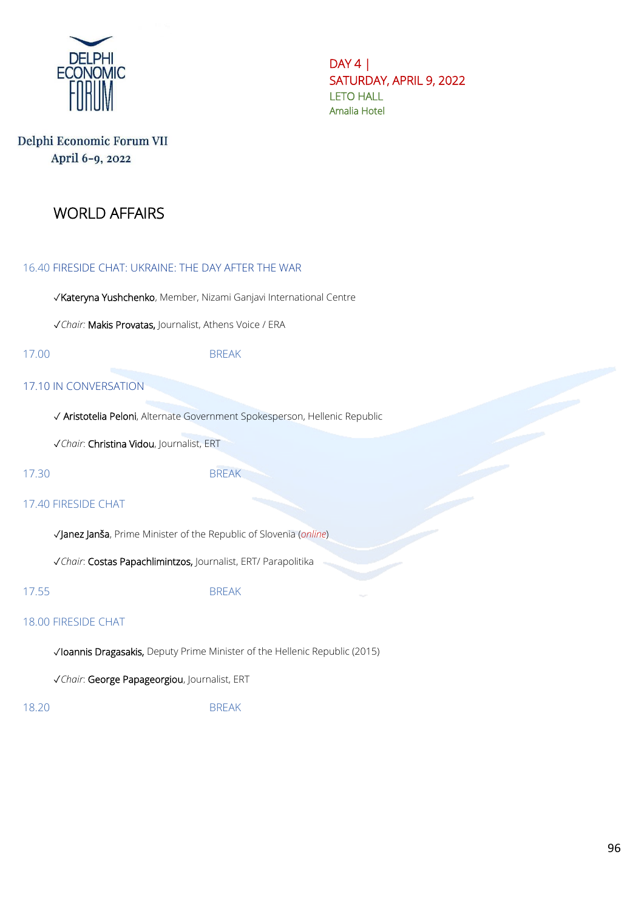DELPHI ECONOMIC FORUM

Delphi Economic Forum VII
April 6-9, 2022

DAY 4 |
SATURDAY, APRIL 9, 2022
LETO HALL
Amalia Hotel

# WORLD AFFAIRS

16.40 FIRESIDE CHAT: UKRAINE: THE DAY AFTER THE WAR

✓Kateryna Yushchenko, Member, Nizami Ganjavi International Centre

✓*Chair:* Makis Provatas, Journalist, Athens Voice / ERA

17.00 BREAK

17.10 IN CONVERSATION

✓ Aristotelia Peloni, Alternate Government Spokesperson, Hellenic Republic

✓*Chair*: Christina Vidou, Journalist, ERT

17.30 BREAK

17.40 FIRESIDE CHAT

✓Janez Janša, Prime Minister of the Republic of Slovenia (*online*)

✓*Chair*: Costas Papachlimintzos, Journalist, ERT/ Parapolitika

17.55 BREAK

18.00 FIRESIDE CHAT

✓Ioannis Dragasakis, Deputy Prime Minister of the Hellenic Republic (2015)

✓*Chair*: George Papageorgiou, Journalist, ERT

18.20 BREAK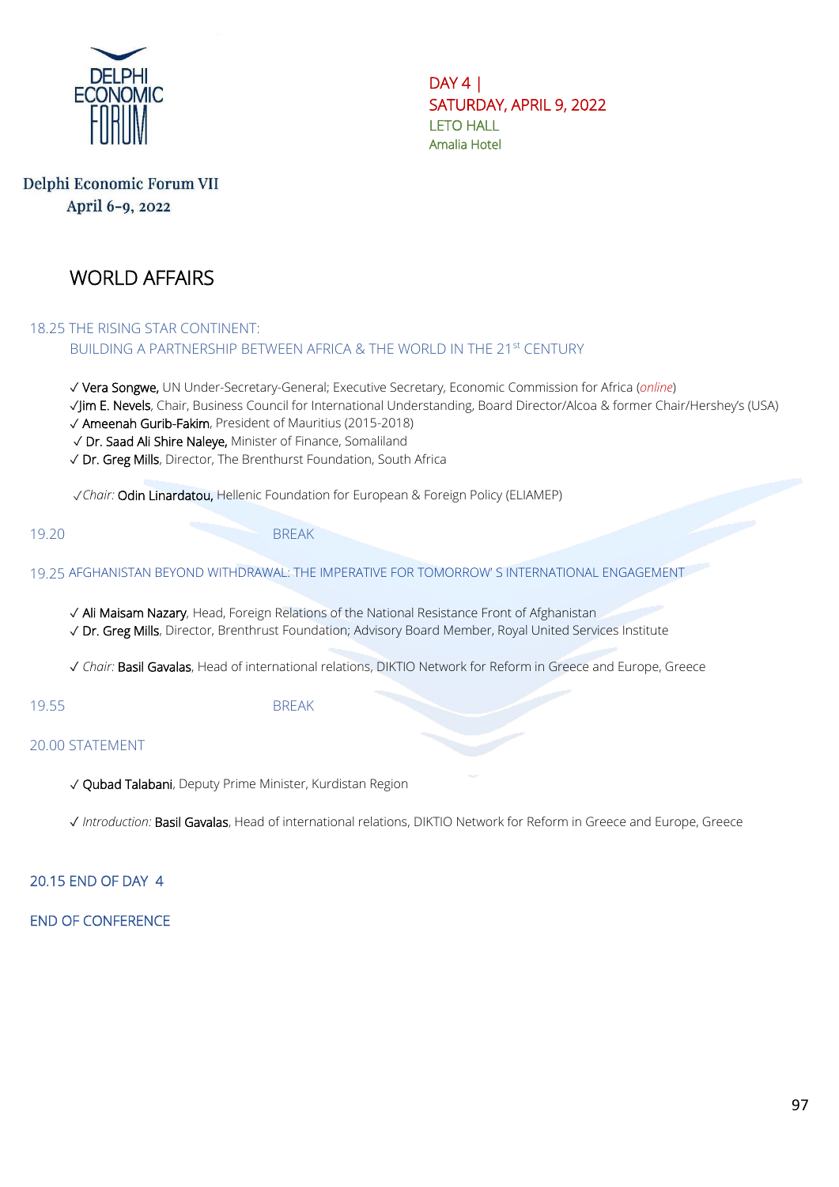DELPHI ECONOMIC FORUM

Delphi Economic Forum VII
April 6-9, 2022

DAY 4 |
SATURDAY, APRIL 9, 2022
LETO HALL
Amalia Hotel

# WORLD AFFAIRS

18.25 THE RISING STAR CONTINENT:
BUILDING A PARTNERSHIP BETWEEN AFRICA & THE WORLD IN THE 21st CENTURY

✓ Vera Songwe, UN Under-Secretary-General; Executive Secretary, Economic Commission for Africa (*online*)
✓Jim E. Nevels, Chair, Business Council for International Understanding, Board Director/Alcoa & former Chair/Hershey's (USA)
✓ Ameenah Gurib-Fakim, President of Mauritius (2015-2018)
✓ Dr. Saad Ali Shire Naleye, Minister of Finance, Somaliland
✓ Dr. Greg Mills, Director, The Brenthurst Foundation, South Africa

✓*Chair:* Odin Linardatou, Hellenic Foundation for European & Foreign Policy (ELIAMEP)

19.20 BREAK

19.25 AFGHANISTAN BEYOND WITHDRAWAL: THE IMPERATIVE FOR TOMORROW' S INTERNATIONAL ENGAGEMENT

✓ Ali Maisam Nazary, Head, Foreign Relations of the National Resistance Front of Afghanistan
✓ Dr. Greg Mills, Director, Brenthrust Foundation; Advisory Board Member, Royal United Services Institute

✓ *Chair:* Basil Gavalas, Head of international relations, DIKTIO Network for Reform in Greece and Europe, Greece

19.55 BREAK

20.00 STATEMENT

✓ Qubad Talabani, Deputy Prime Minister, Kurdistan Region

✓ *Introduction:* Basil Gavalas, Head of international relations, DIKTIO Network for Reform in Greece and Europe, Greece

20.15 END OF DAY 4

END OF CONFERENCE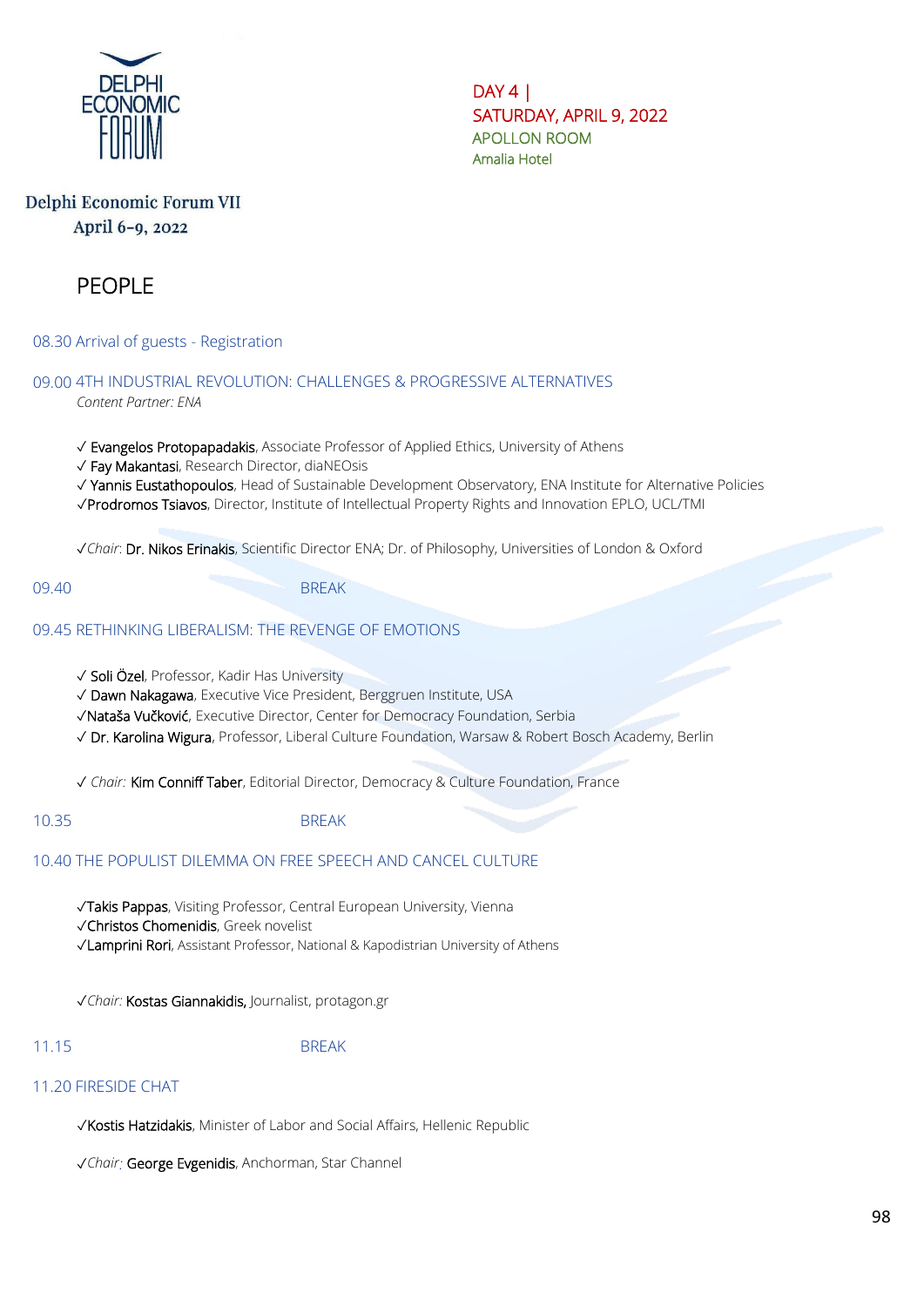DELPHI ECONOMIC FORUM

Delphi Economic Forum VII
April 6-9, 2022

DAY 4 |
SATURDAY, APRIL 9, 2022
APOLLON ROOM
Amalia Hotel

# PEOPLE

08.30 Arrival of guests - Registration

## 09.00 4TH INDUSTRIAL REVOLUTION: CHALLENGES & PROGRESSIVE ALTERNATIVES

*Content Partner: ENA*

✓ Evangelos Protopapadakis, Associate Professor of Applied Ethics, University of Athens
✓ Fay Makantasi, Research Director, diaNEOsis
✓ Yannis Eustathopoulos, Head of Sustainable Development Observatory, ENA Institute for Alternative Policies
✓Prodromos Tsiavos, Director, Institute of Intellectual Property Rights and Innovation EPLO, UCL/TMI

✓*Chair*: Dr. Nikos Erinakis, Scientific Director ENA; Dr. of Philosophy, Universities of London & Oxford

09.40 BREAK

## 09.45 RETHINKING LIBERALISM: THE REVENGE OF EMOTIONS

✓ Soli Özel, Professor, Kadir Has University
✓ Dawn Nakagawa, Executive Vice President, Berggruen Institute, USA
✓Nataša Vučković, Executive Director, Center for Democracy Foundation, Serbia
✓ Dr. Karolina Wigura, Professor, Liberal Culture Foundation, Warsaw & Robert Bosch Academy, Berlin

✓ *Chair:* Kim Conniff Taber, Editorial Director, Democracy & Culture Foundation, France

10.35 BREAK

## 10.40 THE POPULIST DILEMMA ON FREE SPEECH AND CANCEL CULTURE

✓Takis Pappas, Visiting Professor, Central European University, Vienna
✓Christos Chomenidis, Greek novelist
✓Lamprini Rori, Assistant Professor, National & Kapodistrian University of Athens

✓*Chair:* Kostas Giannakidis, Journalist, protagon.gr

11.15 BREAK

## 11.20 FIRESIDE CHAT

✓Kostis Hatzidakis, Minister of Labor and Social Affairs, Hellenic Republic

✓*Chair:* George Evgenidis, Anchorman, Star Channel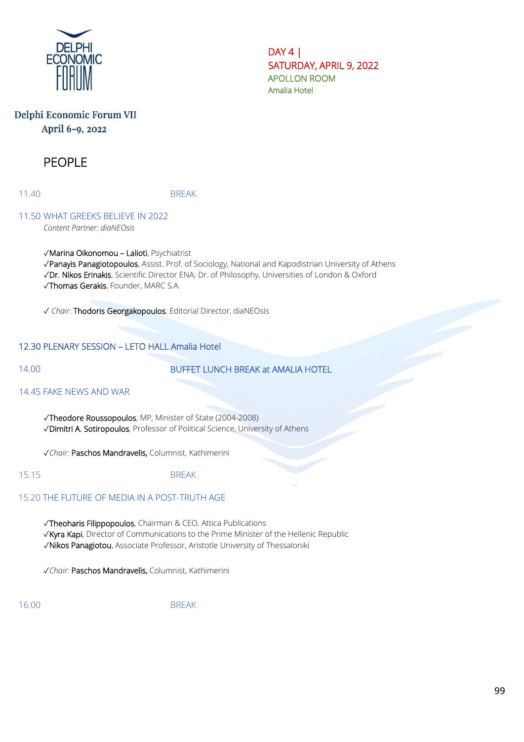DELPHI ECONOMIC FORUM

Delphi Economic Forum VII
April 6-9, 2022

DAY 4 |
SATURDAY, APRIL 9, 2022
APOLLON ROOM
Amalia Hotel

# PEOPLE

11.40 BREAK

**11.50 WHAT GREEKS BELIEVE IN 2022**
*Content Partner: diaNEOsis*

✓Marina Oikonomou – Lalioti, Psychiatrist
✓Panayis Panagiotopoulos, Assist. Prof. of Sociology, National and Kapodistrian University of Athens
✓Dr. Nikos Erinakis, Scientific Director ENA; Dr. of Philosophy, Universities of London & Oxford
✓Thomas Gerakis, Founder, MARC S.A.

✓ *Chair*: Thodoris Georgakopoulos, Editorial Director, diaNEOsis

**12.30 PLENARY SESSION – LETO HALL Amalia Hotel**

14.00 BUFFET LUNCH BREAK at AMALIA HOTEL

**14.45 FAKE NEWS AND WAR**

✓Theodore Roussopoulos, MP, Minister of State (2004-2008)
✓Dimitri A. Sotiropoulos, Professor of Political Science, University of Athens

✓*Chair:* Paschos Mandravelis, Columnist, Kathimerini

15.15 BREAK

**15.20 THE FUTURE OF MEDIA IN A POST-TRUTH AGE**

✓Theoharis Filippopoulos, Chairman & CEO, Attica Publications
✓Kyra Kapi, Director of Communications to the Prime Minister of the Hellenic Republic
✓Nikos Panagiotou, Associate Professor, Aristotle University of Thessaloniki

✓*Chair:* Paschos Mandravelis, Columnist, Kathimerini

16.00 BREAK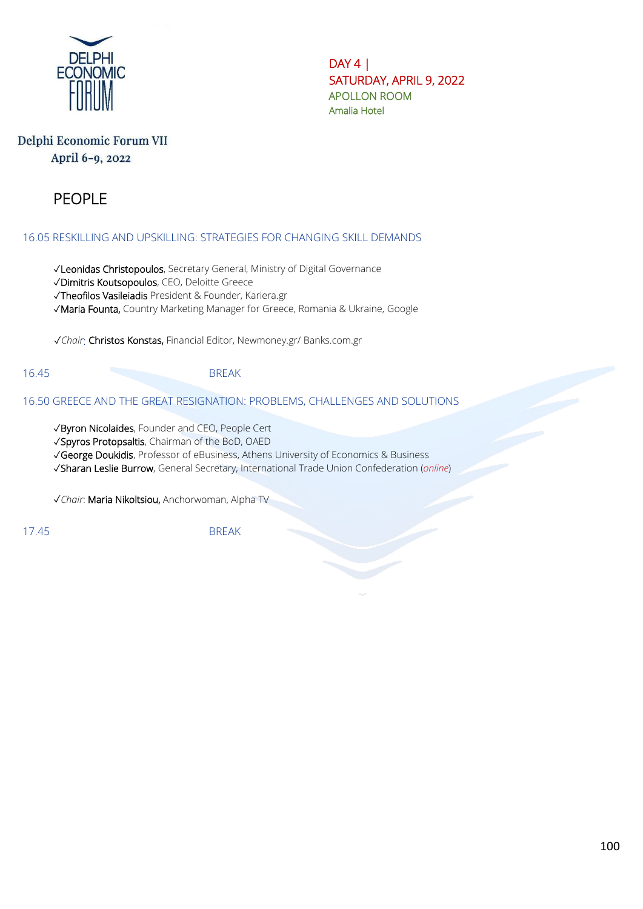DAY 4 |
SATURDAY, APRIL 9, 2022
APOLLON ROOM
Amalia Hotel

Delphi Economic Forum VII
April 6-9, 2022

# PEOPLE

## 16.05 RESKILLING AND UPSKILLING: STRATEGIES FOR CHANGING SKILL DEMANDS

✓Leonidas Christopoulos, Secretary General, Ministry of Digital Governance
✓Dimitris Koutsopoulos, CEO, Deloitte Greece
✓Theofilos Vasileiadis President & Founder, Kariera.gr
✓Maria Founta, Country Marketing Manager for Greece, Romania & Ukraine, Google

✓*Chair*: Christos Konstas, Financial Editor, Newmoney.gr/ Banks.com.gr

16.45 BREAK

## 16.50 GREECE AND THE GREAT RESIGNATION: PROBLEMS, CHALLENGES AND SOLUTIONS

✓Byron Nicolaides, Founder and CEO, People Cert
✓Spyros Protopsaltis, Chairman of the BoD, OAED
✓George Doukidis, Professor of eBusiness, Athens University of Economics & Business
✓Sharan Leslie Burrow, General Secretary, International Trade Union Confederation (*online*)

✓*Chair*: Maria Nikoltsiou, Anchorwoman, Alpha TV

17.45 BREAK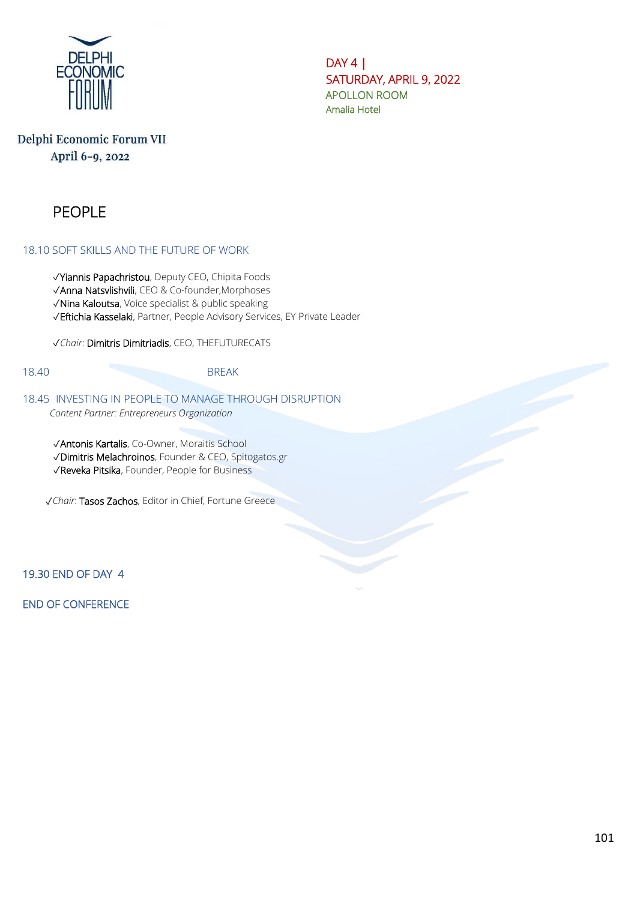DELPHI ECONOMIC FORUM

Delphi Economic Forum VII
April 6-9, 2022

DAY 4 |
SATURDAY, APRIL 9, 2022
APOLLON ROOM
Amalia Hotel

# PEOPLE

## 18.10 SOFT SKILLS AND THE FUTURE OF WORK

- ✓Yiannis Papachristou, Deputy CEO, Chipita Foods
- ✓Anna Natsvlishvili, CEO & Co-founder,Morphoses
- ✓Nina Kaloutsa, Voice specialist & public speaking
- ✓Eftichia Kasselaki, Partner, People Advisory Services, EY Private Leader

✓*Chair*: Dimitris Dimitriadis, CEO, THEFUTURECATS

18.40 BREAK

## 18.45 INVESTING IN PEOPLE TO MANAGE THROUGH DISRUPTION

*Content Partner: Entrepreneurs Organization*

- ✓Antonis Kartalis, Co-Owner, Moraitis School
- ✓Dimitris Melachroinos, Founder & CEO, Spitogatos.gr
- ✓Reveka Pitsika, Founder, People for Business

✓*Chair*: Tasos Zachos, Editor in Chief, Fortune Greece

19.30 END OF DAY 4

END OF CONFERENCE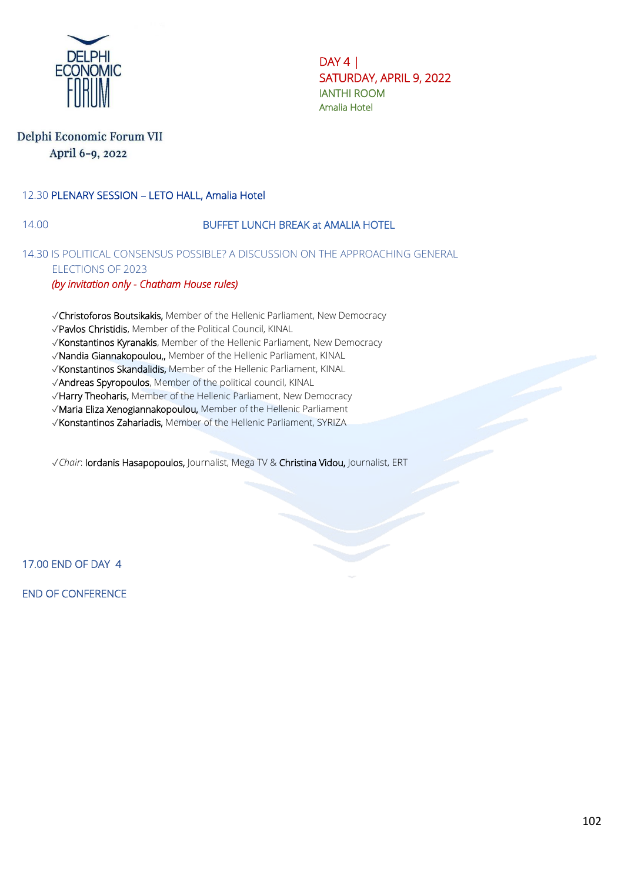DELPHI ECONOMIC FORUM

**Delphi Economic Forum VII**
**April 6–9, 2022**

DAY 4 |
SATURDAY, APRIL 9, 2022
IANTHI ROOM
Amalia Hotel

12.30 PLENARY SESSION – LETO HALL, Amalia Hotel

14.00 BUFFET LUNCH BREAK at AMALIA HOTEL

14.30 IS POLITICAL CONSENSUS POSSIBLE? A DISCUSSION ON THE APPROACHING GENERAL ELECTIONS OF 2023
*(by invitation only - Chatham House rules)*

- √Christoforos Boutsikakis, Member of the Hellenic Parliament, New Democracy
- √Pavlos Christidis, Member of the Political Council, KINAL
- √Konstantinos Kyranakis, Member of the Hellenic Parliament, New Democracy
- √Nandia Giannakopoulou,, Member of the Hellenic Parliament, KINAL
- √Konstantinos Skandalidis, Member of the Hellenic Parliament, KINAL
- √Andreas Spyropoulos, Member of the political council, KINAL
- √Harry Theoharis, Member of the Hellenic Parliament, New Democracy
- √Maria Eliza Xenogiannakopoulou, Member of the Hellenic Parliament
- √Konstantinos Zahariadis, Member of the Hellenic Parliament, SYRIZA

√*Chair*: Iordanis Hasapopoulos, Journalist, Mega TV & Christina Vidou, Journalist, ERT

17.00 END OF DAY 4

END OF CONFERENCE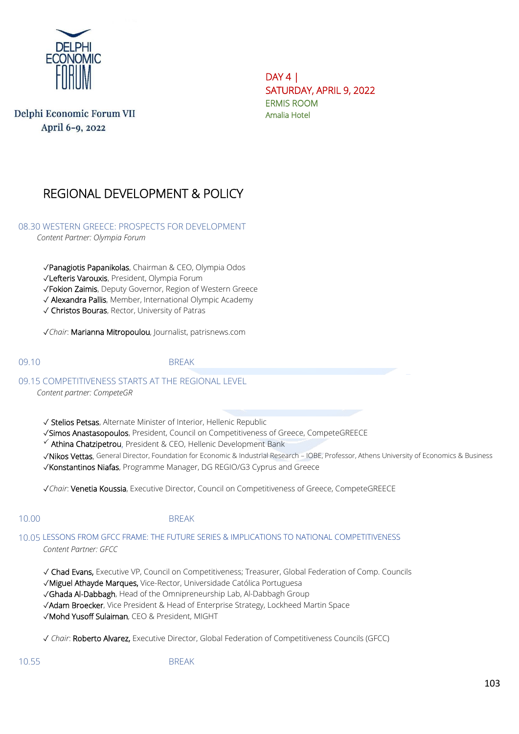Delphi Economic Forum VII
April 6-9, 2022

DAY 4 |
SATURDAY, APRIL 9, 2022
ERMIS ROOM
Amalia Hotel

# REGIONAL DEVELOPMENT & POLICY

### 08.30 WESTERN GREECE: PROSPECTS FOR DEVELOPMENT

*Content Partner: Olympia Forum*

✓Panagiotis Papanikolas, Chairman & CEO, Olympia Odos
✓Lefteris Varouxis, President, Olympia Forum
✓Fokion Zaimis, Deputy Governor, Region of Western Greece
✓ Alexandra Pallis, Member, International Olympic Academy
✓ Christos Bouras, Rector, University of Patras

✓*Chair*: Marianna Mitropoulou, Journalist, patrisnews.com

09.10 BREAK

### 09.15 COMPETITIVENESS STARTS AT THE REGIONAL LEVEL

*Content partner: CompeteGR*

✓ Stelios Petsas, Alternate Minister of Interior, Hellenic Republic
✓Simos Anastasopoulos, President, Council on Competitiveness of Greece, CompeteGREECE
✓ Athina Chatzipetrou, President & CEO, Hellenic Development Bank
✓Nikos Vettas, General Director, Foundation for Economic & Industrial Research – IOBE, Professor, Athens University of Economics & Business
✓Konstantinos Niafas, Programme Manager, DG REGIO/G3 Cyprus and Greece

✓*Chair*: Venetia Koussia, Executive Director, Council on Competitiveness of Greece, CompeteGREECE

10.00 BREAK

### 10.05 LESSONS FROM GFCC FRAME: THE FUTURE SERIES & IMPLICATIONS TO NATIONAL COMPETITIVENESS

*Content Partner: GFCC*

✓ Chad Evans, Executive VP, Council on Competitiveness; Treasurer, Global Federation of Comp. Councils
✓Miguel Athayde Marques, Vice-Rector, Universidade Católica Portuguesa
✓Ghada Al-Dabbagh, Head of the Omnipreneurship Lab, Al-Dabbagh Group
✓Adam Broecker, Vice President & Head of Enterprise Strategy, Lockheed Martin Space
✓Mohd Yusoff Sulaiman, CEO & President, MIGHT

✓ *Chair*: Roberto Alvarez, Executive Director, Global Federation of Competitiveness Councils (GFCC)

10.55 BREAK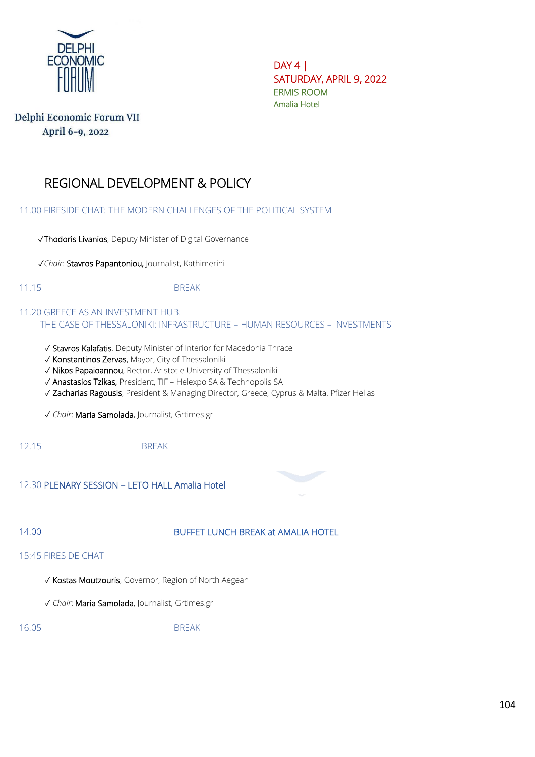Delphi Economic Forum VII
April 6-9, 2022

DAY 4 |
SATURDAY, APRIL 9, 2022
ERMIS ROOM
Amalia Hotel

# REGIONAL DEVELOPMENT & POLICY

11.00 FIRESIDE CHAT: THE MODERN CHALLENGES OF THE POLITICAL SYSTEM

✓Thodoris Livanios, Deputy Minister of Digital Governance

✓*Chair*: Stavros Papantoniou, Journalist, Kathimerini

11.15 BREAK

11.20 GREECE AS AN INVESTMENT HUB:
THE CASE OF THESSALONIKI: INFRASTRUCTURE – HUMAN RESOURCES – INVESTMENTS

✓ Stavros Kalafatis, Deputy Minister of Interior for Macedonia Thrace
✓ Konstantinos Zervas, Mayor, City of Thessaloniki
✓ Nikos Papaioannou, Rector, Aristotle University of Thessaloniki
✓ Anastasios Tzikas, President, TIF – Helexpo SA & Technopolis SA
✓ Zacharias Ragousis, President & Managing Director, Greece, Cyprus & Malta, Pfizer Hellas

✓ *Chair*: Maria Samolada, Journalist, Grtimes.gr

12.15 BREAK

12.30 PLENARY SESSION – LETO HALL Amalia Hotel

14.00 BUFFET LUNCH BREAK at AMALIA HOTEL

15:45 FIRESIDE CHAT

✓ Kostas Moutzouris, Governor, Region of North Aegean

✓ *Chair*: Maria Samolada, Journalist, Grtimes.gr

16.05 BREAK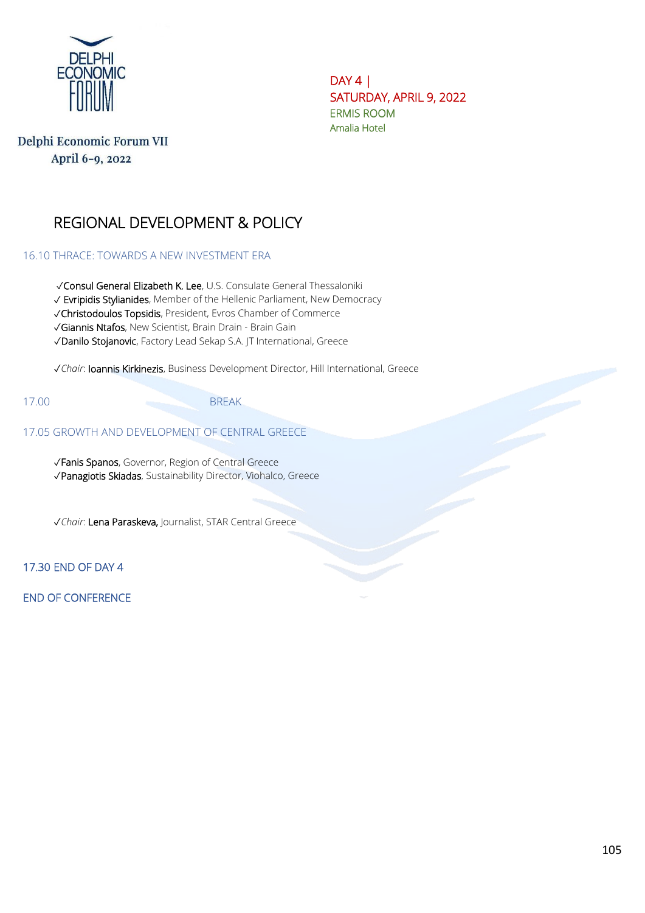DELPHI ECONOMIC FORUM

Delphi Economic Forum VII
April 6-9, 2022

DAY 4 |
SATURDAY, APRIL 9, 2022
ERMIS ROOM
Amalia Hotel

# REGIONAL DEVELOPMENT & POLICY

## 16.10 THRACE: TOWARDS A NEW INVESTMENT ERA

✓Consul General Elizabeth K. Lee, U.S. Consulate General Thessaloniki
✓ Evripidis Stylianides, Member of the Hellenic Parliament, New Democracy
✓Christodoulos Topsidis, President, Evros Chamber of Commerce
✓Giannis Ntafos, New Scientist, Brain Drain - Brain Gain
✓Danilo Stojanovic, Factory Lead Sekap S.A. JT International, Greece

✓*Chair*: Ioannis Kirkinezis, Business Development Director, Hill International, Greece

17.00 BREAK

## 17.05 GROWTH AND DEVELOPMENT OF CENTRAL GREECE

✓Fanis Spanos, Governor, Region of Central Greece
✓Panagiotis Skiadas, Sustainability Director, Viohalco, Greece

✓*Chair*: Lena Paraskeva, Journalist, STAR Central Greece

17.30 END OF DAY 4

END OF CONFERENCE